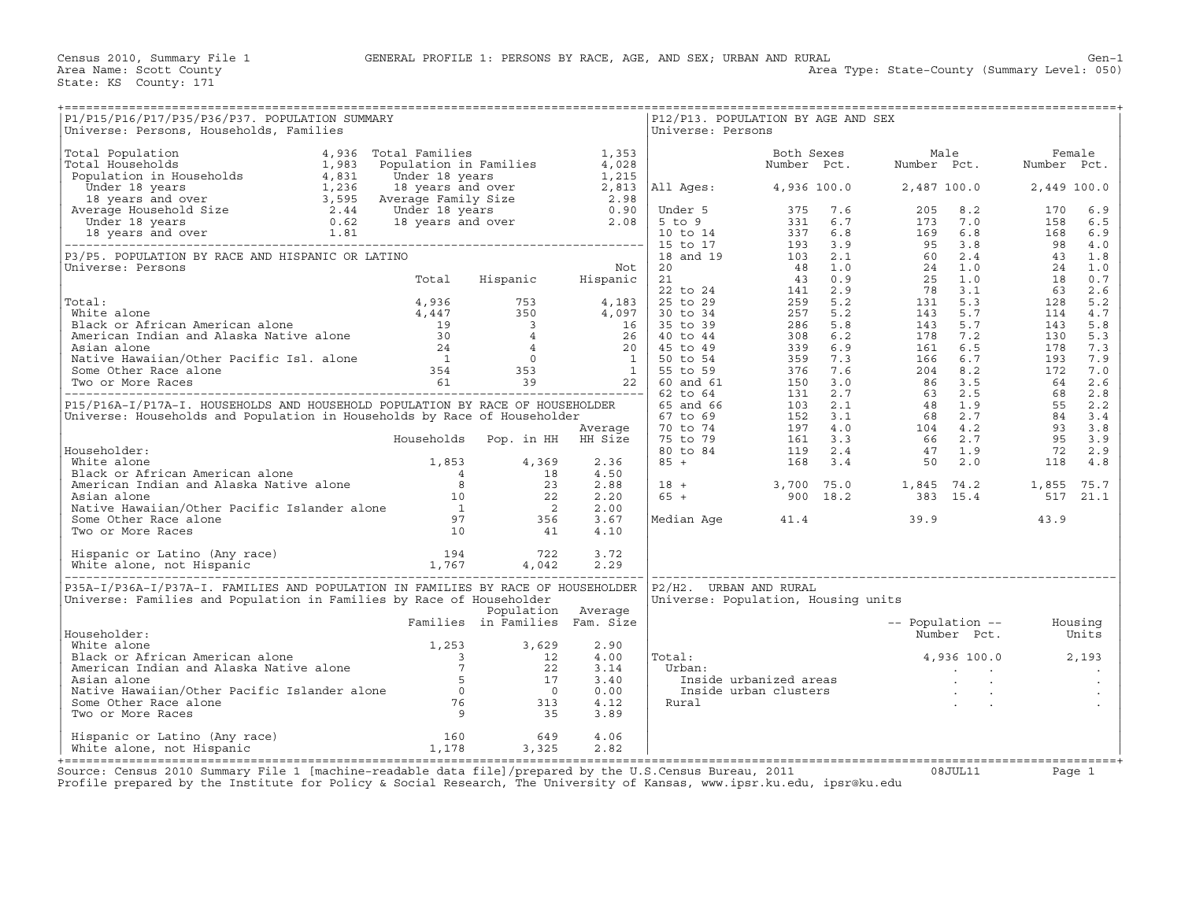Census 2010, Summary File 1 — GENERAL PROFILE 1: PERSONS BY RACE, AGE, AND SEX; URBAN AND RURAL — Gen-1

Area Name: Scott County — Area Type: State-County (Summary Level: 050)

State: KS County: 171

## P1/P15/P16/P17/P35/P36/P37. POPULATION SUMMARY

Universe: Persons, Households, Families

| | | | |
|---|---|---|---|
| Total Population | 4,936 | Total Families | 1,353 |
| Total Households | 1,983 | Population in Families | 4,028 |
| Population in Households | 4,831 | Under 18 years | 1,215 |
| Under 18 years | 1,236 | 18 years and over | 2,813 |
| 18 years and over | 3,595 | Average Family Size | 2.98 |
| Average Household Size | 2.44 | Under 18 years | 0.90 |
| Under 18 years | 0.62 | 18 years and over | 2.08 |
| 18 years and over | 1.81 | | |

## P3/P5. POPULATION BY RACE AND HISPANIC OR LATINO

Universe: Persons

| | Total | Hispanic | Not Hispanic |
|---|---|---|---|
| Total: | 4,936 | 753 | 4,183 |
| White alone | 4,447 | 350 | 4,097 |
| Black or African American alone | 19 | 3 | 16 |
| American Indian and Alaska Native alone | 30 | 4 | 26 |
| Asian alone | 24 | 4 | 20 |
| Native Hawaiian/Other Pacific Isl. alone | 1 | 0 | 1 |
| Some Other Race alone | 354 | 353 | 1 |
| Two or More Races | 61 | 39 | 22 |

## P15/P16A-I/P17A-I. HOUSEHOLDS AND HOUSEHOLD POPULATION BY RACE OF HOUSEHOLDER

Universe: Households and Population in Households by Race of Householder

| Householder: | Households | Pop. in HH | Average HH Size |
|---|---|---|---|
| White alone | 1,853 | 4,369 | 2.36 |
| Black or African American alone | 4 | 18 | 4.50 |
| American Indian and Alaska Native alone | 8 | 23 | 2.88 |
| Asian alone | 10 | 22 | 2.20 |
| Native Hawaiian/Other Pacific Islander alone | 1 | 2 | 2.00 |
| Some Other Race alone | 97 | 356 | 3.67 |
| Two or More Races | 10 | 41 | 4.10 |
| Hispanic or Latino (Any race) | 194 | 722 | 3.72 |
| White alone, not Hispanic | 1,767 | 4,042 | 2.29 |

## P35A-I/P36A-I/P37A-I. FAMILIES AND POPULATION IN FAMILIES BY RACE OF HOUSEHOLDER

Universe: Families and Population in Families by Race of Householder

| Householder: | Families | Population in Families | Average Fam. Size |
|---|---|---|---|
| White alone | 1,253 | 3,629 | 2.90 |
| Black or African American alone | 3 | 12 | 4.00 |
| American Indian and Alaska Native alone | 7 | 22 | 3.14 |
| Asian alone | 5 | 17 | 3.40 |
| Native Hawaiian/Other Pacific Islander alone | 0 | 0 | 0.00 |
| Some Other Race alone | 76 | 313 | 4.12 |
| Two or More Races | 9 | 35 | 3.89 |
| Hispanic or Latino (Any race) | 160 | 649 | 4.06 |
| White alone, not Hispanic | 1,178 | 3,325 | 2.82 |

## P12/P13. POPULATION BY AGE AND SEX

Universe: Persons

| | Both Sexes Number | Both Sexes Pct. | Male Number | Male Pct. | Female Number | Female Pct. |
|---|---|---|---|---|---|---|
| All Ages: | 4,936 | 100.0 | 2,487 | 100.0 | 2,449 | 100.0 |
| Under 5 | 375 | 7.6 | 205 | 8.2 | 170 | 6.9 |
| 5 to 9 | 331 | 6.7 | 173 | 7.0 | 158 | 6.5 |
| 10 to 14 | 337 | 6.8 | 169 | 6.8 | 168 | 6.9 |
| 15 to 17 | 193 | 3.9 | 95 | 3.8 | 98 | 4.0 |
| 18 and 19 | 103 | 2.1 | 60 | 2.4 | 43 | 1.8 |
| 20 | 48 | 1.0 | 24 | 1.0 | 24 | 1.0 |
| 21 | 43 | 0.9 | 25 | 1.0 | 18 | 0.7 |
| 22 to 24 | 141 | 2.9 | 78 | 3.1 | 63 | 2.6 |
| 25 to 29 | 259 | 5.2 | 131 | 5.3 | 128 | 5.2 |
| 30 to 34 | 257 | 5.2 | 143 | 5.7 | 114 | 4.7 |
| 35 to 39 | 286 | 5.8 | 143 | 5.7 | 143 | 5.8 |
| 40 to 44 | 308 | 6.2 | 178 | 7.2 | 130 | 5.3 |
| 45 to 49 | 339 | 6.9 | 161 | 6.5 | 178 | 7.3 |
| 50 to 54 | 359 | 7.3 | 166 | 6.7 | 193 | 7.9 |
| 55 to 59 | 376 | 7.6 | 204 | 8.2 | 172 | 7.0 |
| 60 and 61 | 150 | 3.0 | 86 | 3.5 | 64 | 2.6 |
| 62 to 64 | 131 | 2.7 | 63 | 2.5 | 68 | 2.8 |
| 65 and 66 | 103 | 2.1 | 48 | 1.9 | 55 | 2.2 |
| 67 to 69 | 152 | 3.1 | 68 | 2.7 | 84 | 3.4 |
| 70 to 74 | 197 | 4.0 | 104 | 4.2 | 93 | 3.8 |
| 75 to 79 | 161 | 3.3 | 66 | 2.7 | 95 | 3.9 |
| 80 to 84 | 119 | 2.4 | 47 | 1.9 | 72 | 2.9 |
| 85 + | 168 | 3.4 | 50 | 2.0 | 118 | 4.8 |
| 18 + | 3,700 | 75.0 | 1,845 | 74.2 | 1,855 | 75.7 |
| 65 + | 900 | 18.2 | 383 | 15.4 | 517 | 21.1 |
| Median Age | 41.4 | | 39.9 | | 43.9 | |

## P2/H2. URBAN AND RURAL

Universe: Population, Housing units

| | Population Number | Population Pct. | Housing Units |
|---|---|---|---|
| Total: | 4,936 | 100.0 | 2,193 |
| Urban: | . | . | . |
| Inside urbanized areas | . | . | . |
| Inside urban clusters | . | . | . |
| Rural | . | . | . |

Source: Census 2010 Summary File 1 [machine-readable data file]/prepared by the U.S.Census Bureau, 2011 — 08JUL11

Profile prepared by the Institute for Policy & Social Research, The University of Kansas, www.ipsr.ku.edu, ipsr@ku.edu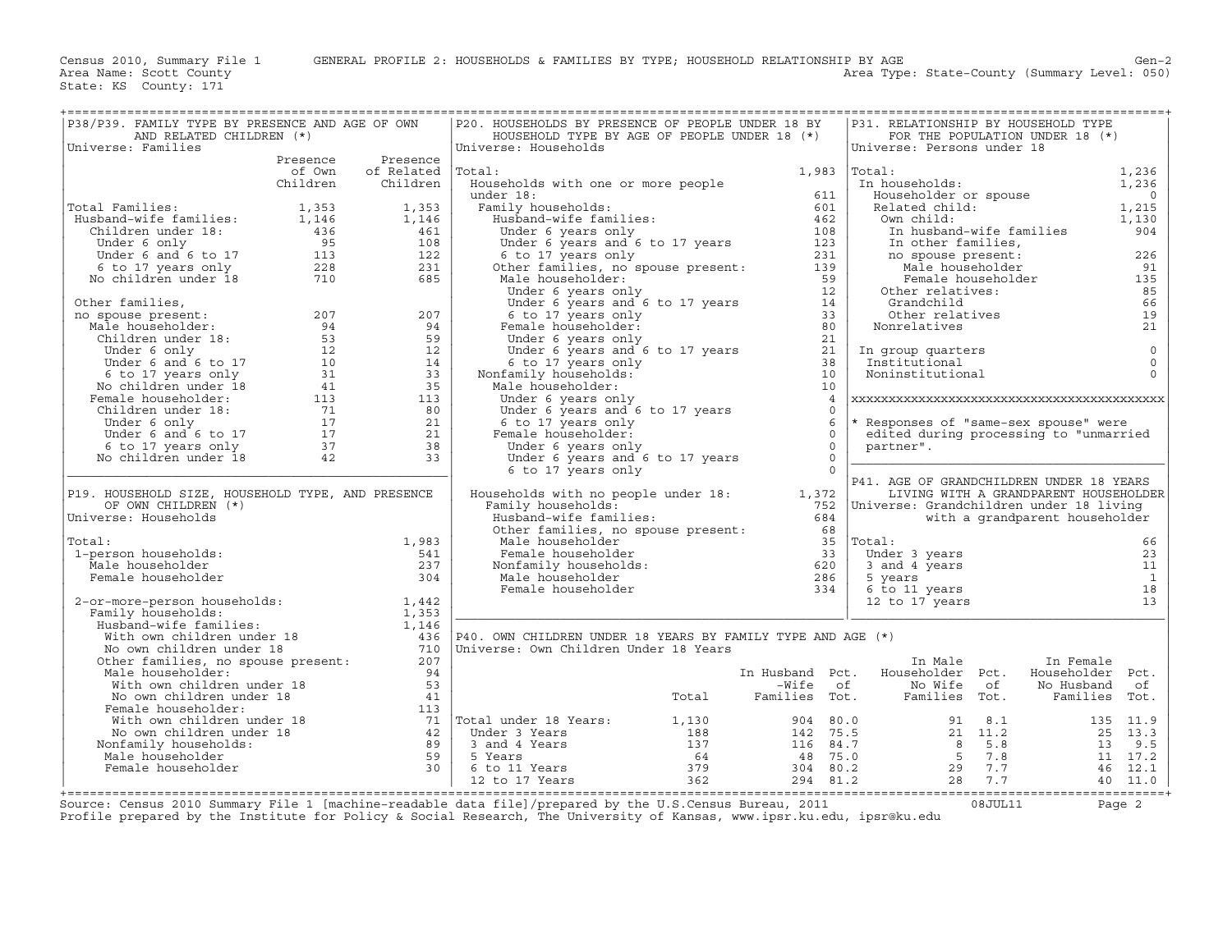Census 2010, Summary File 1 GENERAL PROFILE 2: HOUSEHOLDS & FAMILIES BY TYPE; HOUSEHOLD RELATIONSHIP BY AGE Gen-2
Area Name: Scott County Area Type: State-County (Summary Level: 050)
State: KS County: 171

## P38/P39. FAMILY TYPE BY PRESENCE AND AGE OF OWN AND RELATED CHILDREN (*)

Universe: Families

| | Presence of Own Children | Presence of Related Children |
|---|---|---|
| Total Families: | 1,353 | 1,353 |
| Husband-wife families: | 1,146 | 1,146 |
| Children under 18: | 436 | 461 |
| Under 6 only | 95 | 108 |
| Under 6 and 6 to 17 | 113 | 122 |
| 6 to 17 years only | 228 | 231 |
| No children under 18 | 710 | 685 |
| Other families, no spouse present: | 207 | 207 |
| Male householder: | 94 | 94 |
| Children under 18: | 53 | 59 |
| Under 6 only | 12 | 12 |
| Under 6 and 6 to 17 | 10 | 14 |
| 6 to 17 years only | 31 | 33 |
| No children under 18 | 41 | 35 |
| Female householder: | 113 | 113 |
| Children under 18: | 71 | 80 |
| Under 6 only | 17 | 21 |
| Under 6 and 6 to 17 | 17 | 21 |
| 6 to 17 years only | 37 | 38 |
| No children under 18 | 42 | 33 |

## P19. HOUSEHOLD SIZE, HOUSEHOLD TYPE, AND PRESENCE OF OWN CHILDREN (*)

Universe: Households

| | |
|---|---|
| Total: | 1,983 |
| 1-person households: | 541 |
| Male householder | 237 |
| Female householder | 304 |
| 2-or-more-person households: | 1,442 |
| Family households: | 1,353 |
| Husband-wife families: | 1,146 |
| With own children under 18 | 436 |
| No own children under 18 | 710 |
| Other families, no spouse present: | 207 |
| Male householder: | 94 |
| With own children under 18 | 53 |
| No own children under 18 | 41 |
| Female householder: | 113 |
| With own children under 18 | 71 |
| No own children under 18 | 42 |
| Nonfamily households: | 89 |
| Male householder | 59 |
| Female householder | 30 |

## P20. HOUSEHOLDS BY PRESENCE OF PEOPLE UNDER 18 BY HOUSEHOLD TYPE BY AGE OF PEOPLE UNDER 18 (*)

Universe: Households

| | |
|---|---|
| Total: | 1,983 |
| Households with one or more people under 18: | 611 |
| Family households: | 601 |
| Husband-wife families: | 462 |
| Under 6 years only | 108 |
| Under 6 years and 6 to 17 years | 123 |
| 6 to 17 years only | 231 |
| Other families, no spouse present: | 139 |
| Male householder: | 59 |
| Under 6 years only | 12 |
| Under 6 years and 6 to 17 years | 14 |
| 6 to 17 years only | 33 |
| Female householder: | 80 |
| Under 6 years only | 21 |
| Under 6 years and 6 to 17 years | 21 |
| 6 to 17 years only | 38 |
| Nonfamily households: | 10 |
| Male householder: | 10 |
| Under 6 years only | 4 |
| Under 6 years and 6 to 17 years | 0 |
| 6 to 17 years only | 6 |
| Female householder: | 0 |
| Under 6 years only | 0 |
| Under 6 years and 6 to 17 years | 0 |
| 6 to 17 years only | 0 |
| Households with no people under 18: | 1,372 |
| Family households: | 752 |
| Husband-wife families: | 684 |
| Other families, no spouse present: | 68 |
| Male householder | 35 |
| Female householder | 33 |
| Nonfamily households: | 620 |
| Male householder | 286 |
| Female householder | 334 |

## P31. RELATIONSHIP BY HOUSEHOLD TYPE FOR THE POPULATION UNDER 18 (*)

Universe: Persons under 18

| | |
|---|---|
| Total: | 1,236 |
| In households: | 1,236 |
| Householder or spouse | 0 |
| Related child: | 1,215 |
| Own child: | 1,130 |
| In husband-wife families | 904 |
| In other families, no spouse present: | 226 |
| Male householder | 91 |
| Female householder | 135 |
| Other relatives: | 85 |
| Grandchild | 66 |
| Other relatives | 19 |
| Nonrelatives | 21 |
| In group quarters | 0 |
| Institutional | 0 |
| Noninstitutional | 0 |

* Responses of "same-sex spouse" were edited during processing to "unmarried partner".

## P41. AGE OF GRANDCHILDREN UNDER 18 YEARS LIVING WITH A GRANDPARENT HOUSEHOLDER

Universe: Grandchildren under 18 living with a grandparent householder

| | |
|---|---|
| Total: | 66 |
| Under 3 years | 23 |
| 3 and 4 years | 11 |
| 5 years | 1 |
| 6 to 11 years | 18 |
| 12 to 17 years | 13 |

## P40. OWN CHILDREN UNDER 18 YEARS BY FAMILY TYPE AND AGE (*)

Universe: Own Children Under 18 Years

| | Total | In Husband-Wife Families | Pct. of Tot. | In Male Householder No Wife Families | Pct. of Tot. | In Female Householder No Husband Families | Pct. of Tot. |
|---|---|---|---|---|---|---|---|
| Total under 18 Years: | 1,130 | 904 | 80.0 | 91 | 8.1 | 135 | 11.9 |
| Under 3 Years | 188 | 142 | 75.5 | 21 | 11.2 | 25 | 13.3 |
| 3 and 4 Years | 137 | 116 | 84.7 | 8 | 5.8 | 13 | 9.5 |
| 5 Years | 64 | 48 | 75.0 | 5 | 7.8 | 11 | 17.2 |
| 6 to 11 Years | 379 | 304 | 80.2 | 29 | 7.7 | 46 | 12.1 |
| 12 to 17 Years | 362 | 294 | 81.2 | 28 | 7.7 | 40 | 11.0 |

Source: Census 2010 Summary File 1 [machine-readable data file]/prepared by the U.S.Census Bureau, 2011 08JUL11
Profile prepared by the Institute for Policy & Social Research, The University of Kansas, www.ipsr.ku.edu, ipsr@ku.edu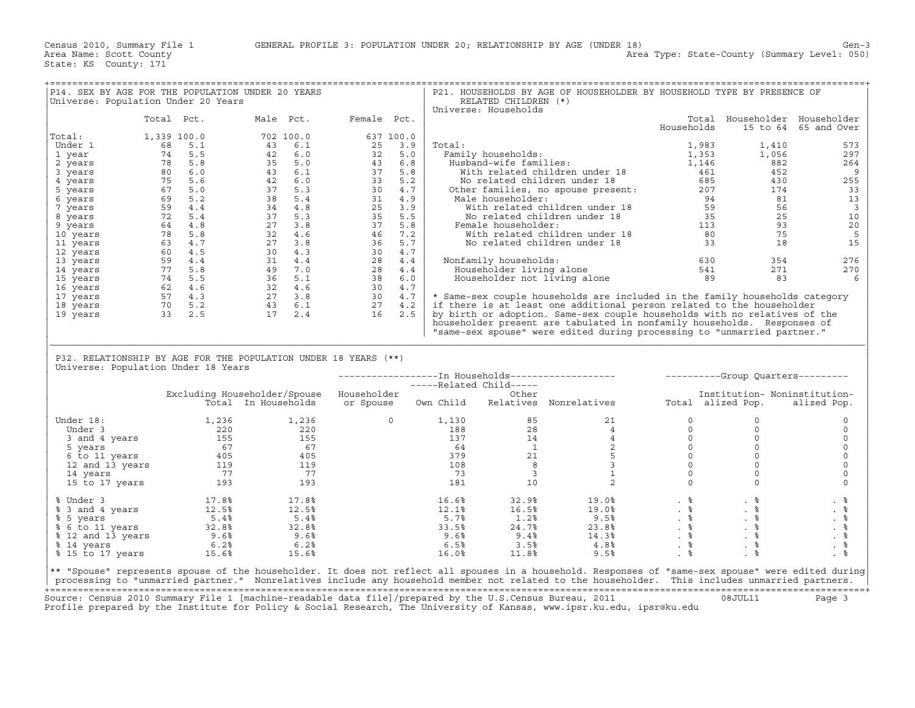Census 2010, Summary File 1 GENERAL PROFILE 3: POPULATION UNDER 20; RELATIONSHIP BY AGE (UNDER 18) Gen-3
Area Name: Scott County Area Type: State-County (Summary Level: 050)
State: KS County: 171

## P14. SEX BY AGE FOR THE POPULATION UNDER 20 YEARS
Universe: Population Under 20 Years

| | Total | Pct. | Male | Pct. | Female | Pct. |
|---|---|---|---|---|---|---|
| Total: | 1,339 | 100.0 | 702 | 100.0 | 637 | 100.0 |
| Under 1 | 68 | 5.1 | 43 | 6.1 | 25 | 3.9 |
| 1 year | 74 | 5.5 | 42 | 6.0 | 32 | 5.0 |
| 2 years | 78 | 5.8 | 35 | 5.0 | 43 | 6.8 |
| 3 years | 80 | 6.0 | 43 | 6.1 | 37 | 5.8 |
| 4 years | 75 | 5.6 | 42 | 6.0 | 33 | 5.2 |
| 5 years | 67 | 5.0 | 37 | 5.3 | 30 | 4.7 |
| 6 years | 69 | 5.2 | 38 | 5.4 | 31 | 4.9 |
| 7 years | 59 | 4.4 | 34 | 4.8 | 25 | 3.9 |
| 8 years | 72 | 5.4 | 37 | 5.3 | 35 | 5.5 |
| 9 years | 64 | 4.8 | 27 | 3.8 | 37 | 5.8 |
| 10 years | 78 | 5.8 | 32 | 4.6 | 46 | 7.2 |
| 11 years | 63 | 4.7 | 27 | 3.8 | 36 | 5.7 |
| 12 years | 60 | 4.5 | 30 | 4.3 | 30 | 4.7 |
| 13 years | 59 | 4.4 | 31 | 4.4 | 28 | 4.4 |
| 14 years | 77 | 5.8 | 49 | 7.0 | 28 | 4.4 |
| 15 years | 74 | 5.5 | 36 | 5.1 | 38 | 6.0 |
| 16 years | 62 | 4.6 | 32 | 4.6 | 30 | 4.7 |
| 17 years | 57 | 4.3 | 27 | 3.8 | 30 | 4.7 |
| 18 years | 70 | 5.2 | 43 | 6.1 | 27 | 4.2 |
| 19 years | 33 | 2.5 | 17 | 2.4 | 16 | 2.5 |

## P21. HOUSEHOLDS BY AGE OF HOUSEHOLDER BY HOUSEHOLD TYPE BY PRESENCE OF RELATED CHILDREN (*)
Universe: Households

| | Total Households | Householder 15 to 64 | Householder 65 and Over |
|---|---|---|---|
| Total: | 1,983 | 1,410 | 573 |
| Family households: | 1,353 | 1,056 | 297 |
| Husband-wife families: | 1,146 | 882 | 264 |
| With related children under 18 | 461 | 452 | 9 |
| No related children under 18 | 685 | 430 | 255 |
| Other families, no spouse present: | 207 | 174 | 33 |
| Male householder: | 94 | 81 | 13 |
| With related children under 18 | 59 | 56 | 3 |
| No related children under 18 | 35 | 25 | 10 |
| Female householder: | 113 | 93 | 20 |
| With related children under 18 | 80 | 75 | 5 |
| No related children under 18 | 33 | 18 | 15 |
| Nonfamily households: | 630 | 354 | 276 |
| Householder living alone | 541 | 271 | 270 |
| Householder not living alone | 89 | 83 | 6 |

* Same-sex couple households are included in the family households category if there is at least one additional person related to the householder by birth or adoption. Same-sex couple households with no relatives of the householder present are tabulated in nonfamily households. Responses of "same-sex spouse" were edited during processing to "unmarried partner."

## P32. RELATIONSHIP BY AGE FOR THE POPULATION UNDER 18 YEARS (**)
Universe: Population Under 18 Years

| | Excluding Householder/Spouse Total | In Households | Householder or Spouse | Related Child: Own Child | Related Child: Other Relatives | Nonrelatives | Group Quarters: Total | Institutionalized Pop. | Noninstitutionalized Pop. |
|---|---|---|---|---|---|---|---|---|---|
| Under 18: | 1,236 | 1,236 | 0 | 1,130 | 85 | 21 | 0 | 0 | 0 |
| Under 3 | 220 | 220 | | 188 | 28 | 4 | 0 | 0 | 0 |
| 3 and 4 years | 155 | 155 | | 137 | 14 | 4 | 0 | 0 | 0 |
| 5 years | 67 | 67 | | 64 | 1 | 2 | 0 | 0 | 0 |
| 6 to 11 years | 405 | 405 | | 379 | 21 | 5 | 0 | 0 | 0 |
| 12 and 13 years | 119 | 119 | | 108 | 8 | 3 | 0 | 0 | 0 |
| 14 years | 77 | 77 | | 73 | 3 | 1 | 0 | 0 | 0 |
| 15 to 17 years | 193 | 193 | | 181 | 10 | 2 | 0 | 0 | 0 |
| % Under 3 | 17.8% | 17.8% | | 16.6% | 32.9% | 19.0% | . % | . % | . % |
| % 3 and 4 years | 12.5% | 12.5% | | 12.1% | 16.5% | 19.0% | . % | . % | . % |
| % 5 years | 5.4% | 5.4% | | 5.7% | 1.2% | 9.5% | . % | . % | . % |
| % 6 to 11 years | 32.8% | 32.8% | | 33.5% | 24.7% | 23.8% | . % | . % | . % |
| % 12 and 13 years | 9.6% | 9.6% | | 9.6% | 9.4% | 14.3% | . % | . % | . % |
| % 14 years | 6.2% | 6.2% | | 6.5% | 3.5% | 4.8% | . % | . % | . % |
| % 15 to 17 years | 15.6% | 15.6% | | 16.0% | 11.8% | 9.5% | . % | . % | . % |

** "Spouse" represents spouse of the householder. It does not reflect all spouses in a household. Responses of "same-sex spouse" were edited during processing to "unmarried partner." Nonrelatives include any household member not related to the householder. This includes unmarried partners.

Source: Census 2010 Summary File 1 [machine-readable data file]/prepared by the U.S.Census Bureau, 2011 08JUL11
Profile prepared by the Institute for Policy & Social Research, The University of Kansas, www.ipsr.ku.edu, ipsr@ku.edu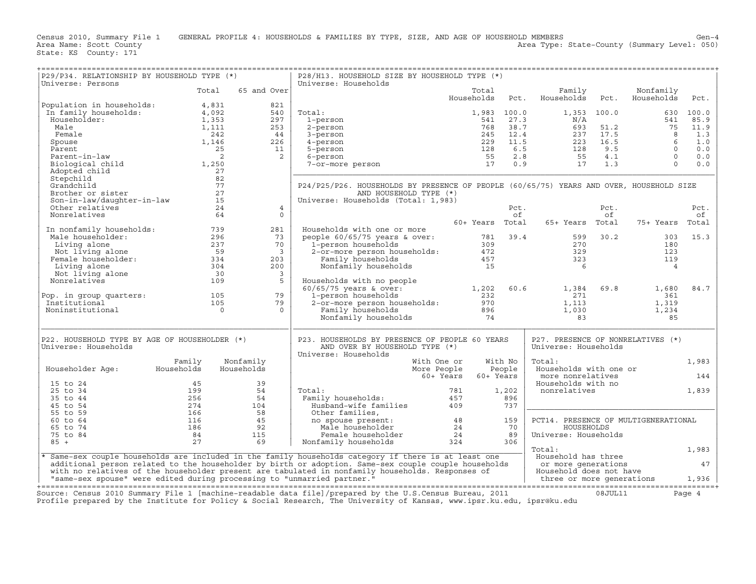Census 2010, Summary File 1 GENERAL PROFILE 4: HOUSEHOLDS & FAMILIES BY TYPE, SIZE, AND AGE OF HOUSEHOLD MEMBERS Gen-4
Area Name: Scott County Area Type: State-County (Summary Level: 050)
State: KS County: 171

## P29/P34. RELATIONSHIP BY HOUSEHOLD TYPE (*)

Universe: Persons

| | Total | 65 and Over |
|---|---|---|
| Population in households: | 4,831 | 821 |
| In family households: | 4,092 | 540 |
| Householder: | 1,353 | 297 |
| Male | 1,111 | 253 |
| Female | 242 | 44 |
| Spouse | 1,146 | 226 |
| Parent | 25 | 11 |
| Parent-in-law | 2 | 2 |
| Biological child | 1,250 | |
| Adopted child | 27 | |
| Stepchild | 82 | |
| Grandchild | 77 | |
| Brother or sister | 27 | |
| Son-in-law/daughter-in-law | 15 | |
| Other relatives | 24 | 4 |
| Nonrelatives | 64 | 0 |
| In nonfamily households: | 739 | 281 |
| Male householder: | 296 | 73 |
| Living alone | 237 | 70 |
| Not living alone | 59 | 3 |
| Female householder: | 334 | 203 |
| Living alone | 304 | 200 |
| Not living alone | 30 | 3 |
| Nonrelatives | 109 | 5 |
| Pop. in group quarters: | 105 | 79 |
| Institutional | 105 | 79 |
| Noninstitutional | 0 | 0 |

## P28/H13. HOUSEHOLD SIZE BY HOUSEHOLD TYPE (*)

Universe: Households

| | Total Households | Pct. | Family Households | Pct. | Nonfamily Households | Pct. |
|---|---|---|---|---|---|---|
| Total: | 1,983 | 100.0 | 1,353 | 100.0 | 630 | 100.0 |
| 1-person | 541 | 27.3 | N/A | | 541 | 85.9 |
| 2-person | 768 | 38.7 | 693 | 51.2 | 75 | 11.9 |
| 3-person | 245 | 12.4 | 237 | 17.5 | 8 | 1.3 |
| 4-person | 229 | 11.5 | 223 | 16.5 | 6 | 1.0 |
| 5-person | 128 | 6.5 | 128 | 9.5 | 0 | 0.0 |
| 6-person | 55 | 2.8 | 55 | 4.1 | 0 | 0.0 |
| 7-or-more person | 17 | 0.9 | 17 | 1.3 | 0 | 0.0 |

## P24/P25/P26. HOUSEHOLDS BY PRESENCE OF PEOPLE (60/65/75) YEARS AND OVER, HOUSEHOLD SIZE AND HOUSEHOLD TYPE (*)

Universe: Households (Total: 1,983)

| | 60+ Years | Pct. of Total | 65+ Years | Pct. of Total | 75+ Years | Pct. of Total |
|---|---|---|---|---|---|---|
| Households with one or more people 60/65/75 years & over: | 781 | 39.4 | 599 | 30.2 | 303 | 15.3 |
| 1-person households | 309 | | 270 | | 180 | |
| 2-or-more person households: | 472 | | 329 | | 123 | |
| Family households | 457 | | 323 | | 119 | |
| Nonfamily households | 15 | | 6 | | 4 | |
| Households with no people 60/65/75 years & over: | 1,202 | 60.6 | 1,384 | 69.8 | 1,680 | 84.7 |
| 1-person households | 232 | | 271 | | 361 | |
| 2-or-more person households: | 970 | | 1,113 | | 1,319 | |
| Family households | 896 | | 1,030 | | 1,234 | |
| Nonfamily households | 74 | | 83 | | 85 | |

## P22. HOUSEHOLD TYPE BY AGE OF HOUSEHOLDER (*)

Universe: Households

| Householder Age: | Family Households | Nonfamily Households |
|---|---|---|
| 15 to 24 | 45 | 39 |
| 25 to 34 | 199 | 54 |
| 35 to 44 | 256 | 54 |
| 45 to 54 | 274 | 104 |
| 55 to 59 | 166 | 58 |
| 60 to 64 | 116 | 45 |
| 65 to 74 | 186 | 92 |
| 75 to 84 | 84 | 115 |
| 85 + | 27 | 69 |

## P23. HOUSEHOLDS BY PRESENCE OF PEOPLE 60 YEARS AND OVER BY HOUSEHOLD TYPE (*)

Universe: Households

| | With One or More People 60+ Years | With No People 60+ Years |
|---|---|---|
| Total: | 781 | 1,202 |
| Family households: | 457 | 896 |
| Husband-wife families | 409 | 737 |
| Other families, no spouse present: | 48 | 159 |
| Male householder | 24 | 70 |
| Female householder | 24 | 89 |
| Nonfamily households | 324 | 306 |

## P27. PRESENCE OF NONRELATIVES (*)

Universe: Households

| | |
|---|---|
| Total: | 1,983 |
| Households with one or more nonrelatives | 144 |
| Households with no nonrelatives | 1,839 |

## PCT14. PRESENCE OF MULTIGENERATIONAL HOUSEHOLDS

Universe: Households

| | |
|---|---|
| Total: | 1,983 |
| Household has three or more generations | 47 |
| Household does not have three or more generations | 1,936 |

\* Same-sex couple households are included in the family households category if there is at least one additional person related to the householder by birth or adoption. Same-sex couple couple households with no relatives of the householder present are tabulated in nonfamily households. Responses of "same-sex spouse" were edited during processing to "unmarried partner."

Source: Census 2010 Summary File 1 [machine-readable data file]/prepared by the U.S.Census Bureau, 2011 08JUL11
Profile prepared by the Institute for Policy & Social Research, The University of Kansas, www.ipsr.ku.edu, ipsr@ku.edu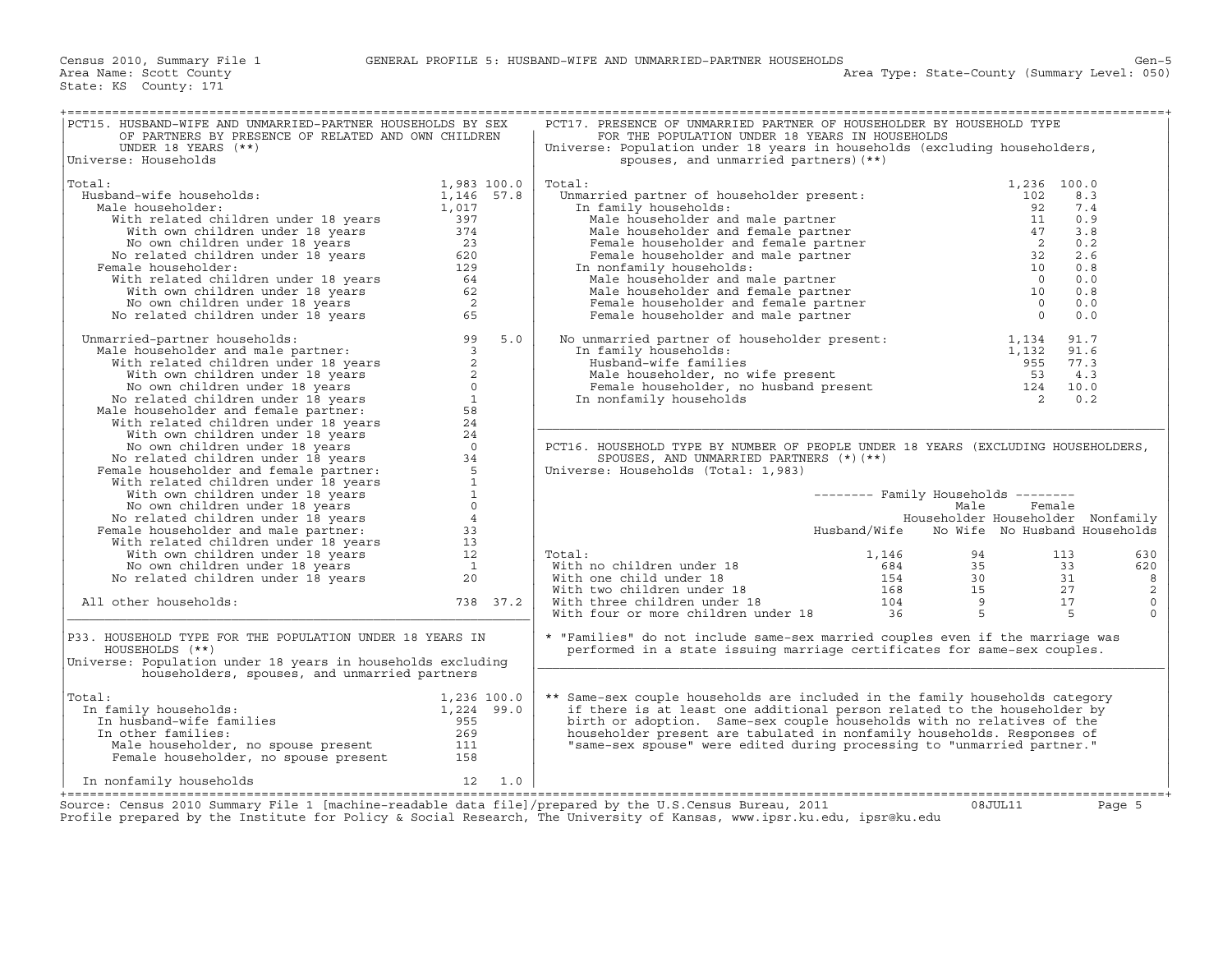Census 2010, Summary File 1 GENERAL PROFILE 5: HUSBAND-WIFE AND UNMARRIED-PARTNER HOUSEHOLDS
Area Name: Scott County — Area Type: State-County (Summary Level: 050)
State: KS County: 171

## PCT15. HUSBAND-WIFE AND UNMARRIED-PARTNER HOUSEHOLDS BY SEX OF PARTNERS BY PRESENCE OF RELATED AND OWN CHILDREN UNDER 18 YEARS (**)

Universe: Households

| | Number | Percent |
|---|---|---|
| Total: | 1,983 | 100.0 |
| Husband-wife households: | 1,146 | 57.8 |
| Male householder: | 1,017 | |
| With related children under 18 years | 397 | |
| With own children under 18 years | 374 | |
| No own children under 18 years | 23 | |
| No related children under 18 years | 620 | |
| Female householder: | 129 | |
| With related children under 18 years | 64 | |
| With own children under 18 years | 62 | |
| No own children under 18 years | 2 | |
| No related children under 18 years | 65 | |
| Unmarried-partner households: | 99 | 5.0 |
| Male householder and male partner: | 3 | |
| With related children under 18 years | 2 | |
| With own children under 18 years | 2 | |
| No own children under 18 years | 0 | |
| No related children under 18 years | 1 | |
| Male householder and female partner: | 58 | |
| With related children under 18 years | 24 | |
| With own children under 18 years | 24 | |
| No own children under 18 years | 0 | |
| No related children under 18 years | 34 | |
| Female householder and female partner: | 5 | |
| With related children under 18 years | 1 | |
| With own children under 18 years | 1 | |
| No own children under 18 years | 0 | |
| No related children under 18 years | 4 | |
| Female householder and male partner: | 33 | |
| With related children under 18 years | 13 | |
| With own children under 18 years | 12 | |
| No own children under 18 years | 1 | |
| No related children under 18 years | 20 | |
| All other households: | 738 | 37.2 |

## P33. HOUSEHOLD TYPE FOR THE POPULATION UNDER 18 YEARS IN HOUSEHOLDS (**)

Universe: Population under 18 years in households excluding householders, spouses, and unmarried partners

| | Number | Percent |
|---|---|---|
| Total: | 1,236 | 100.0 |
| In family households: | 1,224 | 99.0 |
| In husband-wife families | 955 | |
| In other families: | 269 | |
| Male householder, no spouse present | 111 | |
| Female householder, no spouse present | 158 | |
| In nonfamily households | 12 | 1.0 |

## PCT17. PRESENCE OF UNMARRIED PARTNER OF HOUSEHOLDER BY HOUSEHOLD TYPE FOR THE POPULATION UNDER 18 YEARS IN HOUSEHOLDS

Universe: Population under 18 years in households (excluding householders, spouses, and unmarried partners)(**)

| | Number | Percent |
|---|---|---|
| Total: | 1,236 | 100.0 |
| Unmarried partner of householder present: | 102 | 8.3 |
| In family households: | 92 | 7.4 |
| Male householder and male partner | 11 | 0.9 |
| Male householder and female partner | 47 | 3.8 |
| Female householder and female partner | 2 | 0.2 |
| Female householder and male partner | 32 | 2.6 |
| In nonfamily households: | 10 | 0.8 |
| Male householder and male partner | 0 | 0.0 |
| Male householder and female partner | 10 | 0.8 |
| Female householder and female partner | 0 | 0.0 |
| Female householder and male partner | 0 | 0.0 |
| No unmarried partner of householder present: | 1,134 | 91.7 |
| In family households: | 1,132 | 91.6 |
| Husband-wife families | 955 | 77.3 |
| Male householder, no wife present | 53 | 4.3 |
| Female householder, no husband present | 124 | 10.0 |
| In nonfamily households | 2 | 0.2 |

## PCT16. HOUSEHOLD TYPE BY NUMBER OF PEOPLE UNDER 18 YEARS (EXCLUDING HOUSEHOLDERS, SPOUSES, AND UNMARRIED PARTNERS (*)(**)

Universe: Households (Total: 1,983)

| | Family Households | | | |
|---|---|---|---|---|
| | Husband/Wife | Male Householder No Wife | Female Householder No Husband | Nonfamily Households |
| Total: | 1,146 | 94 | 113 | 630 |
| With no children under 18 | 684 | 35 | 33 | 620 |
| With one child under 18 | 154 | 30 | 31 | 8 |
| With two children under 18 | 168 | 15 | 27 | 2 |
| With three children under 18 | 104 | 9 | 17 | 0 |
| With four or more children under 18 | 36 | 5 | 5 | 0 |

* "Families" do not include same-sex married couples even if the marriage was performed in a state issuing marriage certificates for same-sex couples.

** Same-sex couple households are included in the family households category if there is at least one additional person related to the householder by birth or adoption. Same-sex couple households with no relatives of the householder present are tabulated in nonfamily households. Responses of "same-sex spouse" were edited during processing to "unmarried partner."

Source: Census 2010 Summary File 1 [machine-readable data file]/prepared by the U.S.Census Bureau, 2011 08JUL11
Profile prepared by the Institute for Policy & Social Research, The University of Kansas, www.ipsr.ku.edu, ipsr@ku.edu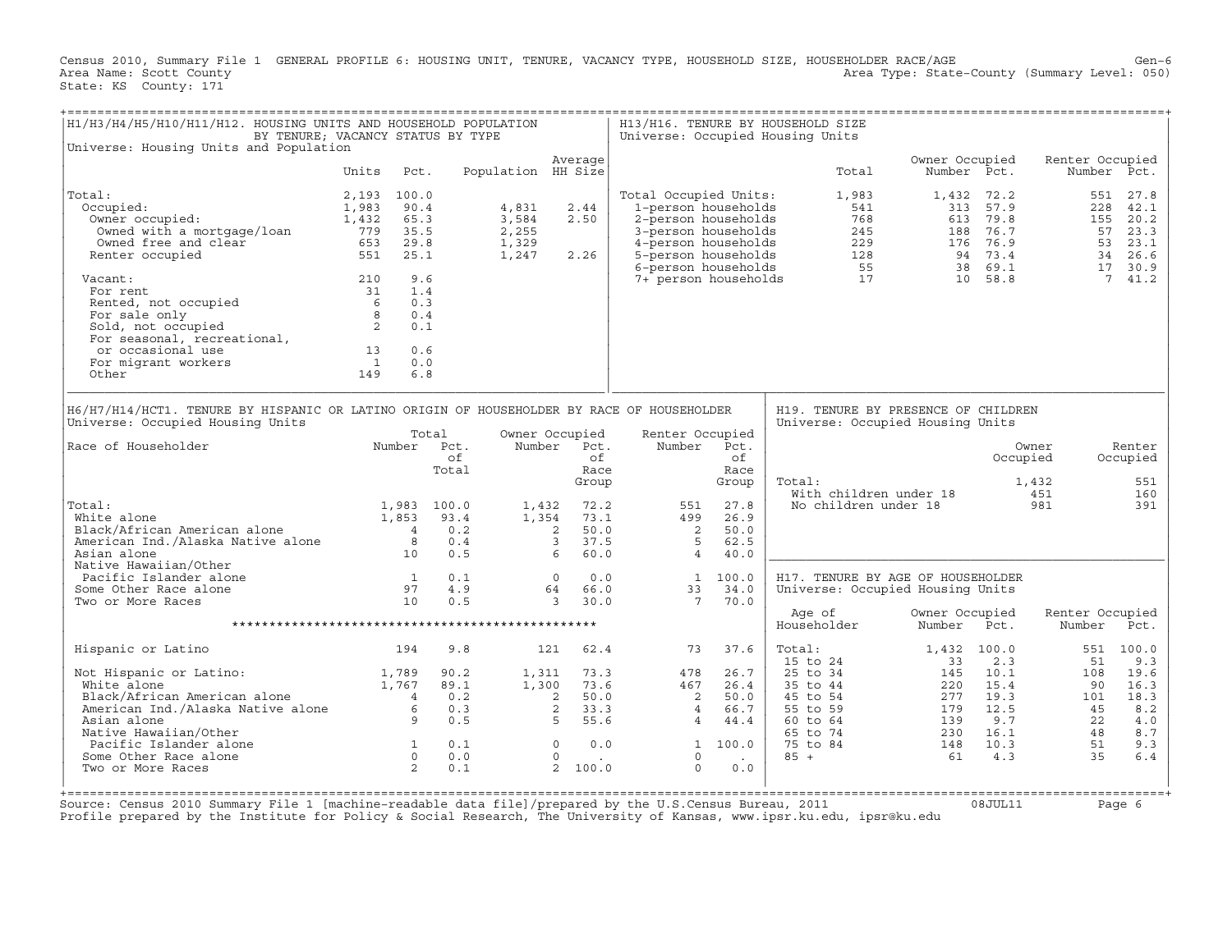Census 2010, Summary File 1 GENERAL PROFILE 6: HOUSING UNIT, TENURE, VACANCY TYPE, HOUSEHOLD SIZE, HOUSEHOLDER RACE/AGE
Area Name: Scott County
State: KS County: 171
Area Type: State-County (Summary Level: 050)

## H1/H3/H4/H5/H10/H11/H12. HOUSING UNITS AND HOUSEHOLD POPULATION BY TENURE; VACANCY STATUS BY TYPE

Universe: Housing Units and Population

| | Units | Pct. | Population | Average HH Size |
|---|---|---|---|---|
| Total: | 2,193 | 100.0 | | |
| Occupied: | 1,983 | 90.4 | 4,831 | 2.44 |
| Owner occupied: | 1,432 | 65.3 | 3,584 | 2.50 |
| Owned with a mortgage/loan | 779 | 35.5 | 2,255 | |
| Owned free and clear | 653 | 29.8 | 1,329 | |
| Renter occupied | 551 | 25.1 | 1,247 | 2.26 |
| Vacant: | 210 | 9.6 | | |
| For rent | 31 | 1.4 | | |
| Rented, not occupied | 6 | 0.3 | | |
| For sale only | 8 | 0.4 | | |
| Sold, not occupied | 2 | 0.1 | | |
| For seasonal, recreational, or occasional use | 13 | 0.6 | | |
| For migrant workers | 1 | 0.0 | | |
| Other | 149 | 6.8 | | |

## H13/H16. TENURE BY HOUSEHOLD SIZE

Universe: Occupied Housing Units

| | Total | Owner Occupied Number | Owner Occupied Pct. | Renter Occupied Number | Renter Occupied Pct. |
|---|---|---|---|---|---|
| Total Occupied Units: | 1,983 | 1,432 | 72.2 | 551 | 27.8 |
| 1-person households | 541 | 313 | 57.9 | 228 | 42.1 |
| 2-person households | 768 | 613 | 79.8 | 155 | 20.2 |
| 3-person households | 245 | 188 | 76.7 | 57 | 23.3 |
| 4-person households | 229 | 176 | 76.9 | 53 | 23.1 |
| 5-person households | 128 | 94 | 73.4 | 34 | 26.6 |
| 6-person households | 55 | 38 | 69.1 | 17 | 30.9 |
| 7+ person households | 17 | 10 | 58.8 | 7 | 41.2 |

## H6/H7/H14/HCT1. TENURE BY HISPANIC OR LATINO ORIGIN OF HOUSEHOLDER BY RACE OF HOUSEHOLDER

Universe: Occupied Housing Units

| Race of Householder | Total Number | Total Pct. of Total | Owner Occupied Number | Owner Occupied Pct. of Race Group | Renter Occupied Number | Renter Occupied Pct. of Race Group |
|---|---|---|---|---|---|---|
| Total: | 1,983 | 100.0 | 1,432 | 72.2 | 551 | 27.8 |
| White alone | 1,853 | 93.4 | 1,354 | 73.1 | 499 | 26.9 |
| Black/African American alone | 4 | 0.2 | 2 | 50.0 | 2 | 50.0 |
| American Ind./Alaska Native alone | 8 | 0.4 | 3 | 37.5 | 5 | 62.5 |
| Asian alone | 10 | 0.5 | 6 | 60.0 | 4 | 40.0 |
| Native Hawaiian/Other Pacific Islander alone | 1 | 0.1 | 0 | 0.0 | 1 | 100.0 |
| Some Other Race alone | 97 | 4.9 | 64 | 66.0 | 33 | 34.0 |
| Two or More Races | 10 | 0.5 | 3 | 30.0 | 7 | 70.0 |
| Hispanic or Latino | 194 | 9.8 | 121 | 62.4 | 73 | 37.6 |
| Not Hispanic or Latino: | 1,789 | 90.2 | 1,311 | 73.3 | 478 | 26.7 |
| White alone | 1,767 | 89.1 | 1,300 | 73.6 | 467 | 26.4 |
| Black/African American alone | 4 | 0.2 | 2 | 50.0 | 2 | 50.0 |
| American Ind./Alaska Native alone | 6 | 0.3 | 2 | 33.3 | 4 | 66.7 |
| Asian alone | 9 | 0.5 | 5 | 55.6 | 4 | 44.4 |
| Native Hawaiian/Other Pacific Islander alone | 1 | 0.1 | 0 | 0.0 | 1 | 100.0 |
| Some Other Race alone | 0 | 0.0 | 0 | . | 0 | . |
| Two or More Races | 2 | 0.1 | 2 | 100.0 | 0 | 0.0 |

## H19. TENURE BY PRESENCE OF CHILDREN

Universe: Occupied Housing Units

| | Owner Occupied | Renter Occupied |
|---|---|---|
| Total: | 1,432 | 551 |
| With children under 18 | 451 | 160 |
| No children under 18 | 981 | 391 |

## H17. TENURE BY AGE OF HOUSEHOLDER

Universe: Occupied Housing Units

| Age of Householder | Owner Occupied Number | Owner Occupied Pct. | Renter Occupied Number | Renter Occupied Pct. |
|---|---|---|---|---|
| Total: | 1,432 | 100.0 | 551 | 100.0 |
| 15 to 24 | 33 | 2.3 | 51 | 9.3 |
| 25 to 34 | 145 | 10.1 | 108 | 19.6 |
| 35 to 44 | 220 | 15.4 | 90 | 16.3 |
| 45 to 54 | 277 | 19.3 | 101 | 18.3 |
| 55 to 59 | 179 | 12.5 | 45 | 8.2 |
| 60 to 64 | 139 | 9.7 | 22 | 4.0 |
| 65 to 74 | 230 | 16.1 | 48 | 8.7 |
| 75 to 84 | 148 | 10.3 | 51 | 9.3 |
| 85 + | 61 | 4.3 | 35 | 6.4 |

Source: Census 2010 Summary File 1 [machine-readable data file]/prepared by the U.S.Census Bureau, 2011 08JUL11
Profile prepared by the Institute for Policy & Social Research, The University of Kansas, www.ipsr.ku.edu, ipsr@ku.edu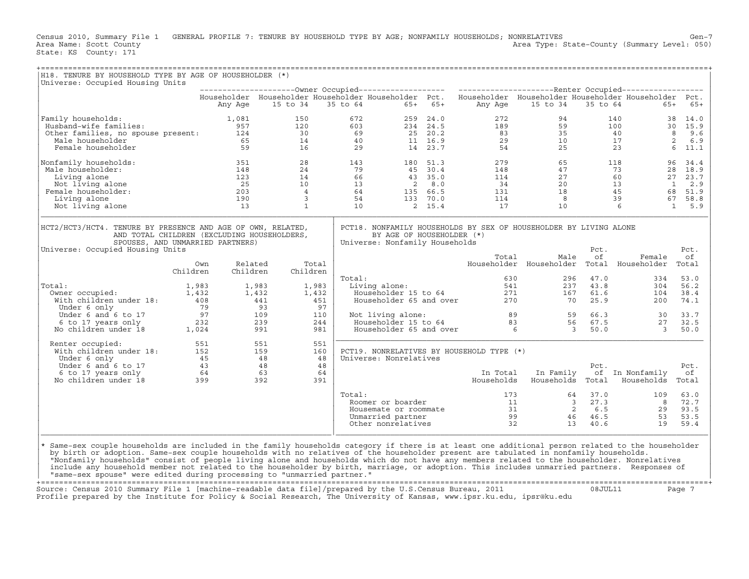Census 2010, Summary File 1 GENERAL PROFILE 7: TENURE BY HOUSEHOLD TYPE BY AGE; NONFAMILY HOUSEHOLDS; NONRELATIVES Gen-7
Area Name: Scott County Area Type: State-County (Summary Level: 050)
State: KS County: 171

## H18. TENURE BY HOUSEHOLD TYPE BY AGE OF HOUSEHOLDER (*)

Universe: Occupied Housing Units

| | Owner Occupied | | | | | Renter Occupied | | | | |
|---|---|---|---|---|---|---|---|---|---|---|
| | Householder Any Age | Householder 15 to 34 | Householder 35 to 64 | Householder 65+ | Pct. 65+ | Householder Any Age | Householder 15 to 34 | Householder 35 to 64 | Householder 65+ | Pct. 65+ |
| Family households: | 1,081 | 150 | 672 | 259 | 24.0 | 272 | 94 | 140 | 38 | 14.0 |
| Husband-wife families: | 957 | 120 | 603 | 234 | 24.5 | 189 | 59 | 100 | 30 | 15.9 |
| Other families, no spouse present: | 124 | 30 | 69 | 25 | 20.2 | 83 | 35 | 40 | 8 | 9.6 |
| Male householder | 65 | 14 | 40 | 11 | 16.9 | 29 | 10 | 17 | 2 | 6.9 |
| Female householder | 59 | 16 | 29 | 14 | 23.7 | 54 | 25 | 23 | 6 | 11.1 |
| Nonfamily households: | 351 | 28 | 143 | 180 | 51.3 | 279 | 65 | 118 | 96 | 34.4 |
| Male householder: | 148 | 24 | 79 | 45 | 30.4 | 148 | 47 | 73 | 28 | 18.9 |
| Living alone | 123 | 14 | 66 | 43 | 35.0 | 114 | 27 | 60 | 27 | 23.7 |
| Not living alone | 25 | 10 | 13 | 2 | 8.0 | 34 | 20 | 13 | 1 | 2.9 |
| Female householder: | 203 | 4 | 64 | 135 | 66.5 | 131 | 18 | 45 | 68 | 51.9 |
| Living alone | 190 | 3 | 54 | 133 | 70.0 | 114 | 8 | 39 | 67 | 58.8 |
| Not living alone | 13 | 1 | 10 | 2 | 15.4 | 17 | 10 | 6 | 1 | 5.9 |

## HCT2/HCT3/HCT4. TENURE BY PRESENCE AND AGE OF OWN, RELATED, AND TOTAL CHILDREN (EXCLUDING HOUSEHOLDERS, SPOUSES, AND UNMARRIED PARTNERS)

Universe: Occupied Housing Units

| | Own Children | Related Children | Total Children |
|---|---|---|---|
| Total: | 1,983 | 1,983 | 1,983 |
| Owner occupied: | 1,432 | 1,432 | 1,432 |
| With children under 18: | 408 | 441 | 451 |
| Under 6 only | 79 | 93 | 97 |
| Under 6 and 6 to 17 | 97 | 109 | 110 |
| 6 to 17 years only | 232 | 239 | 244 |
| No children under 18 | 1,024 | 991 | 981 |
| Renter occupied: | 551 | 551 | 551 |
| With children under 18: | 152 | 159 | 160 |
| Under 6 only | 45 | 48 | 48 |
| Under 6 and 6 to 17 | 43 | 48 | 48 |
| 6 to 17 years only | 64 | 63 | 64 |
| No children under 18 | 399 | 392 | 391 |

## PCT18. NONFAMILY HOUSEHOLDS BY SEX OF HOUSEHOLDER BY LIVING ALONE BY AGE OF HOUSEHOLDER (*)

Universe: Nonfamily Households

| | Total Householder | Male Householder | Pct. of Total | Female Householder | Pct. of Total |
|---|---|---|---|---|---|
| Total: | 630 | 296 | 47.0 | 334 | 53.0 |
| Living alone: | 541 | 237 | 43.8 | 304 | 56.2 |
| Householder 15 to 64 | 271 | 167 | 61.6 | 104 | 38.4 |
| Householder 65 and over | 270 | 70 | 25.9 | 200 | 74.1 |
| Not living alone: | 89 | 59 | 66.3 | 30 | 33.7 |
| Householder 15 to 64 | 83 | 56 | 67.5 | 27 | 32.5 |
| Householder 65 and over | 6 | 3 | 50.0 | 3 | 50.0 |

## PCT19. NONRELATIVES BY HOUSEHOLD TYPE (*)

Universe: Nonrelatives

| | In Total Households | In Family Households | Pct. of Total | In Nonfamily Households | Pct. of Total |
|---|---|---|---|---|---|
| Total: | 173 | 64 | 37.0 | 109 | 63.0 |
| Roomer or boarder | 11 | 3 | 27.3 | 8 | 72.7 |
| Housemate or roommate | 31 | 2 | 6.5 | 29 | 93.5 |
| Unmarried partner | 99 | 46 | 46.5 | 53 | 53.5 |
| Other nonrelatives | 32 | 13 | 40.6 | 19 | 59.4 |

* Same-sex couple households are included in the family households category if there is at least one additional person related to the householder by birth or adoption. Same-sex couple households with no relatives of the householder present are tabulated in nonfamily households. "Nonfamily households" consist of people living alone and households which do not have any members related to the householder. Nonrelatives include any household member not related to the householder by birth, marriage, or adoption. This includes unmarried partners. Responses of "same-sex spouse" were edited during processing to "unmarried partner."

Source: Census 2010 Summary File 1 [machine-readable data file]/prepared by the U.S.Census Bureau, 2011 08JUL11
Profile prepared by the Institute for Policy & Social Research, The University of Kansas, www.ipsr.ku.edu, ipsr@ku.edu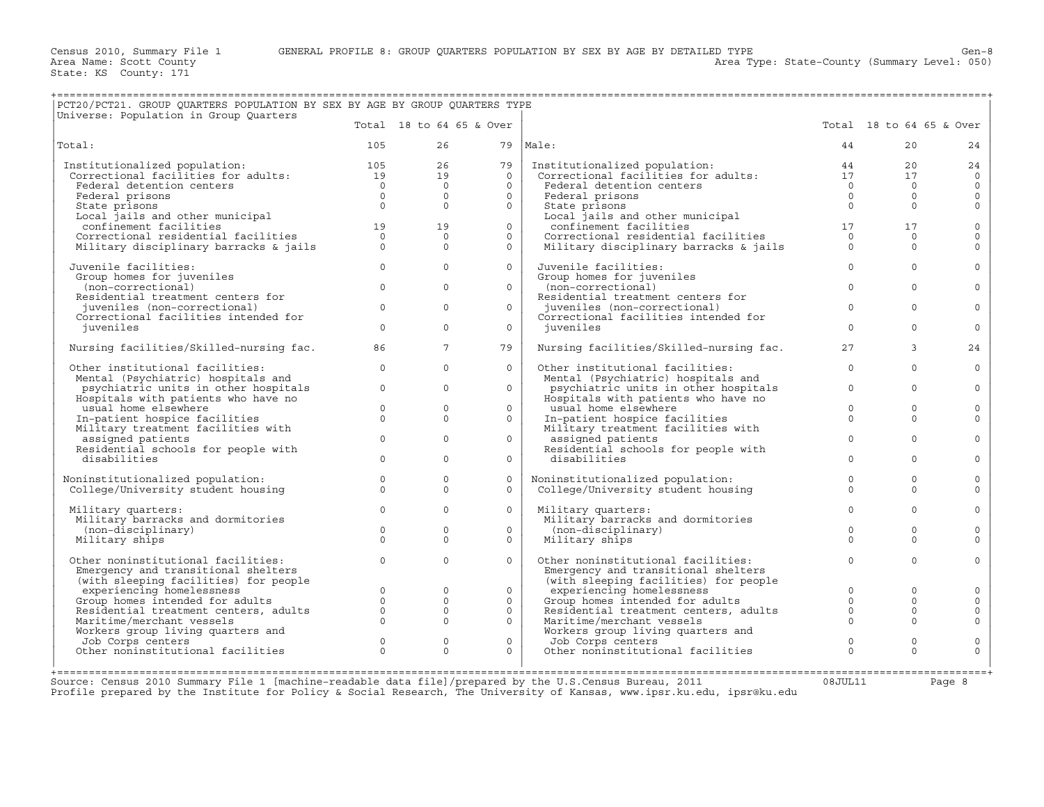Census 2010, Summary File 1 GENERAL PROFILE 8: GROUP QUARTERS POPULATION BY SEX BY AGE BY DETAILED TYPE
Area Name: Scott County Area Type: State-County (Summary Level: 050)
State: KS County: 171

## PCT20/PCT21. GROUP QUARTERS POPULATION BY SEX BY AGE BY GROUP QUARTERS TYPE

Universe: Population in Group Quarters

| | Total | 18 to 64 | 65 & Over | | Total | 18 to 64 | 65 & Over |
|---|---|---|---|---|---|---|---|
| Total: | 105 | 26 | 79 | Male: | 44 | 20 | 24 |
| Institutionalized population: | 105 | 26 | 79 | Institutionalized population: | 44 | 20 | 24 |
| Correctional facilities for adults: | 19 | 19 | 0 | Correctional facilities for adults: | 17 | 17 | 0 |
| Federal detention centers | 0 | 0 | 0 | Federal detention centers | 0 | 0 | 0 |
| Federal prisons | 0 | 0 | 0 | Federal prisons | 0 | 0 | 0 |
| State prisons | 0 | 0 | 0 | State prisons | 0 | 0 | 0 |
| Local jails and other municipal confinement facilities | 19 | 19 | 0 | Local jails and other municipal confinement facilities | 17 | 17 | 0 |
| Correctional residential facilities | 0 | 0 | 0 | Correctional residential facilities | 0 | 0 | 0 |
| Military disciplinary barracks & jails | 0 | 0 | 0 | Military disciplinary barracks & jails | 0 | 0 | 0 |
| Juvenile facilities: | 0 | 0 | 0 | Juvenile facilities: | 0 | 0 | 0 |
| Group homes for juveniles (non-correctional) | 0 | 0 | 0 | Group homes for juveniles (non-correctional) | 0 | 0 | 0 |
| Residential treatment centers for juveniles (non-correctional) | 0 | 0 | 0 | Residential treatment centers for juveniles (non-correctional) | 0 | 0 | 0 |
| Correctional facilities intended for juveniles | 0 | 0 | 0 | Correctional facilities intended for juveniles | 0 | 0 | 0 |
| Nursing facilities/Skilled-nursing fac. | 86 | 7 | 79 | Nursing facilities/Skilled-nursing fac. | 27 | 3 | 24 |
| Other institutional facilities: | 0 | 0 | 0 | Other institutional facilities: | 0 | 0 | 0 |
| Mental (Psychiatric) hospitals and psychiatric units in other hospitals | 0 | 0 | 0 | Mental (Psychiatric) hospitals and psychiatric units in other hospitals | 0 | 0 | 0 |
| Hospitals with patients who have no usual home elsewhere | 0 | 0 | 0 | Hospitals with patients who have no usual home elsewhere | 0 | 0 | 0 |
| In-patient hospice facilities | 0 | 0 | 0 | In-patient hospice facilities | 0 | 0 | 0 |
| Military treatment facilities with assigned patients | 0 | 0 | 0 | Military treatment facilities with assigned patients | 0 | 0 | 0 |
| Residential schools for people with disabilities | 0 | 0 | 0 | Residential schools for people with disabilities | 0 | 0 | 0 |
| Noninstitutionalized population: | 0 | 0 | 0 | Noninstitutionalized population: | 0 | 0 | 0 |
| College/University student housing | 0 | 0 | 0 | College/University student housing | 0 | 0 | 0 |
| Military quarters: | 0 | 0 | 0 | Military quarters: | 0 | 0 | 0 |
| Military barracks and dormitories (non-disciplinary) | 0 | 0 | 0 | Military barracks and dormitories (non-disciplinary) | 0 | 0 | 0 |
| Military ships | 0 | 0 | 0 | Military ships | 0 | 0 | 0 |
| Other noninstitutional facilities: | 0 | 0 | 0 | Other noninstitutional facilities: | 0 | 0 | 0 |
| Emergency and transitional shelters (with sleeping facilities) for people experiencing homelessness | 0 | 0 | 0 | Emergency and transitional shelters (with sleeping facilities) for people experiencing homelessness | 0 | 0 | 0 |
| Group homes intended for adults | 0 | 0 | 0 | Group homes intended for adults | 0 | 0 | 0 |
| Residential treatment centers, adults | 0 | 0 | 0 | Residential treatment centers, adults | 0 | 0 | 0 |
| Maritime/merchant vessels | 0 | 0 | 0 | Maritime/merchant vessels | 0 | 0 | 0 |
| Workers group living quarters and Job Corps centers | 0 | 0 | 0 | Workers group living quarters and Job Corps centers | 0 | 0 | 0 |
| Other noninstitutional facilities | 0 | 0 | 0 | Other noninstitutional facilities | 0 | 0 | 0 |

Source: Census 2010 Summary File 1 [machine-readable data file]/prepared by the U.S.Census Bureau, 2011 08JUL11
Profile prepared by the Institute for Policy & Social Research, The University of Kansas, www.ipsr.ku.edu, ipsr@ku.edu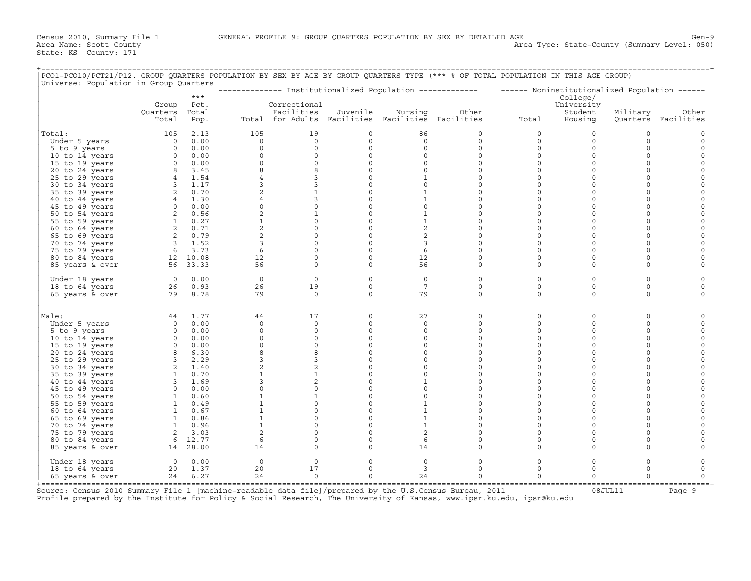Census 2010, Summary File 1 — GENERAL PROFILE 9: GROUP QUARTERS POPULATION BY SEX BY DETAILED AGE — Gen-9

Area Name: Scott County — Area Type: State-County (Summary Level: 050)

State: KS County: 171

PCO1-PCO10/PCT21/P12. GROUP QUARTERS POPULATION BY SEX BY AGE BY GROUP QUARTERS TYPE (*** % OF TOTAL POPULATION IN THIS AGE GROUP)

Universe: Population in Group Quarters

| | Group Quarters Total | *** Pct. Total Pop. | Institutionalized Population: Total | Correctional Facilities for Adults | Juvenile Facilities | Nursing Facilities | Other Facilities | Noninstitutionalized Population: Total | College/ University Student Housing | Military Quarters | Other Facilities |
|---|---|---|---|---|---|---|---|---|---|---|---|
| **Total:** | 105 | 2.13 | 105 | 19 | 0 | 86 | 0 | 0 | 0 | 0 | 0 |
| Under 5 years | 0 | 0.00 | 0 | 0 | 0 | 0 | 0 | 0 | 0 | 0 | 0 |
| 5 to 9 years | 0 | 0.00 | 0 | 0 | 0 | 0 | 0 | 0 | 0 | 0 | 0 |
| 10 to 14 years | 0 | 0.00 | 0 | 0 | 0 | 0 | 0 | 0 | 0 | 0 | 0 |
| 15 to 19 years | 0 | 0.00 | 0 | 0 | 0 | 0 | 0 | 0 | 0 | 0 | 0 |
| 20 to 24 years | 8 | 3.45 | 8 | 8 | 0 | 0 | 0 | 0 | 0 | 0 | 0 |
| 25 to 29 years | 4 | 1.54 | 4 | 3 | 0 | 1 | 0 | 0 | 0 | 0 | 0 |
| 30 to 34 years | 3 | 1.17 | 3 | 3 | 0 | 0 | 0 | 0 | 0 | 0 | 0 |
| 35 to 39 years | 2 | 0.70 | 2 | 1 | 0 | 1 | 0 | 0 | 0 | 0 | 0 |
| 40 to 44 years | 4 | 1.30 | 4 | 3 | 0 | 1 | 0 | 0 | 0 | 0 | 0 |
| 45 to 49 years | 0 | 0.00 | 0 | 0 | 0 | 0 | 0 | 0 | 0 | 0 | 0 |
| 50 to 54 years | 2 | 0.56 | 2 | 1 | 0 | 1 | 0 | 0 | 0 | 0 | 0 |
| 55 to 59 years | 1 | 0.27 | 1 | 0 | 0 | 1 | 0 | 0 | 0 | 0 | 0 |
| 60 to 64 years | 2 | 0.71 | 2 | 0 | 0 | 2 | 0 | 0 | 0 | 0 | 0 |
| 65 to 69 years | 2 | 0.79 | 2 | 0 | 0 | 2 | 0 | 0 | 0 | 0 | 0 |
| 70 to 74 years | 3 | 1.52 | 3 | 0 | 0 | 3 | 0 | 0 | 0 | 0 | 0 |
| 75 to 79 years | 6 | 3.73 | 6 | 0 | 0 | 6 | 0 | 0 | 0 | 0 | 0 |
| 80 to 84 years | 12 | 10.08 | 12 | 0 | 0 | 12 | 0 | 0 | 0 | 0 | 0 |
| 85 years & over | 56 | 33.33 | 56 | 0 | 0 | 56 | 0 | 0 | 0 | 0 | 0 |
| Under 18 years | 0 | 0.00 | 0 | 0 | 0 | 0 | 0 | 0 | 0 | 0 | 0 |
| 18 to 64 years | 26 | 0.93 | 26 | 19 | 0 | 7 | 0 | 0 | 0 | 0 | 0 |
| 65 years & over | 79 | 8.78 | 79 | 0 | 0 | 79 | 0 | 0 | 0 | 0 | 0 |
| **Male:** | 44 | 1.77 | 44 | 17 | 0 | 27 | 0 | 0 | 0 | 0 | 0 |
| Under 5 years | 0 | 0.00 | 0 | 0 | 0 | 0 | 0 | 0 | 0 | 0 | 0 |
| 5 to 9 years | 0 | 0.00 | 0 | 0 | 0 | 0 | 0 | 0 | 0 | 0 | 0 |
| 10 to 14 years | 0 | 0.00 | 0 | 0 | 0 | 0 | 0 | 0 | 0 | 0 | 0 |
| 15 to 19 years | 0 | 0.00 | 0 | 0 | 0 | 0 | 0 | 0 | 0 | 0 | 0 |
| 20 to 24 years | 8 | 6.30 | 8 | 8 | 0 | 0 | 0 | 0 | 0 | 0 | 0 |
| 25 to 29 years | 3 | 2.29 | 3 | 3 | 0 | 0 | 0 | 0 | 0 | 0 | 0 |
| 30 to 34 years | 2 | 1.40 | 2 | 2 | 0 | 0 | 0 | 0 | 0 | 0 | 0 |
| 35 to 39 years | 1 | 0.70 | 1 | 1 | 0 | 0 | 0 | 0 | 0 | 0 | 0 |
| 40 to 44 years | 3 | 1.69 | 3 | 2 | 0 | 1 | 0 | 0 | 0 | 0 | 0 |
| 45 to 49 years | 0 | 0.00 | 0 | 0 | 0 | 0 | 0 | 0 | 0 | 0 | 0 |
| 50 to 54 years | 1 | 0.60 | 1 | 1 | 0 | 0 | 0 | 0 | 0 | 0 | 0 |
| 55 to 59 years | 1 | 0.49 | 1 | 0 | 0 | 1 | 0 | 0 | 0 | 0 | 0 |
| 60 to 64 years | 1 | 0.67 | 1 | 0 | 0 | 1 | 0 | 0 | 0 | 0 | 0 |
| 65 to 69 years | 1 | 0.86 | 1 | 0 | 0 | 1 | 0 | 0 | 0 | 0 | 0 |
| 70 to 74 years | 1 | 0.96 | 1 | 0 | 0 | 1 | 0 | 0 | 0 | 0 | 0 |
| 75 to 79 years | 2 | 3.03 | 2 | 0 | 0 | 2 | 0 | 0 | 0 | 0 | 0 |
| 80 to 84 years | 6 | 12.77 | 6 | 0 | 0 | 6 | 0 | 0 | 0 | 0 | 0 |
| 85 years & over | 14 | 28.00 | 14 | 0 | 0 | 14 | 0 | 0 | 0 | 0 | 0 |
| Under 18 years | 0 | 0.00 | 0 | 0 | 0 | 0 | 0 | 0 | 0 | 0 | 0 |
| 18 to 64 years | 20 | 1.37 | 20 | 17 | 0 | 3 | 0 | 0 | 0 | 0 | 0 |
| 65 years & over | 24 | 6.27 | 24 | 0 | 0 | 24 | 0 | 0 | 0 | 0 | 0 |

Source: Census 2010 Summary File 1 [machine-readable data file]/prepared by the U.S.Census Bureau, 2011 — 08JUL11

Profile prepared by the Institute for Policy & Social Research, The University of Kansas, www.ipsr.ku.edu, ipsr@ku.edu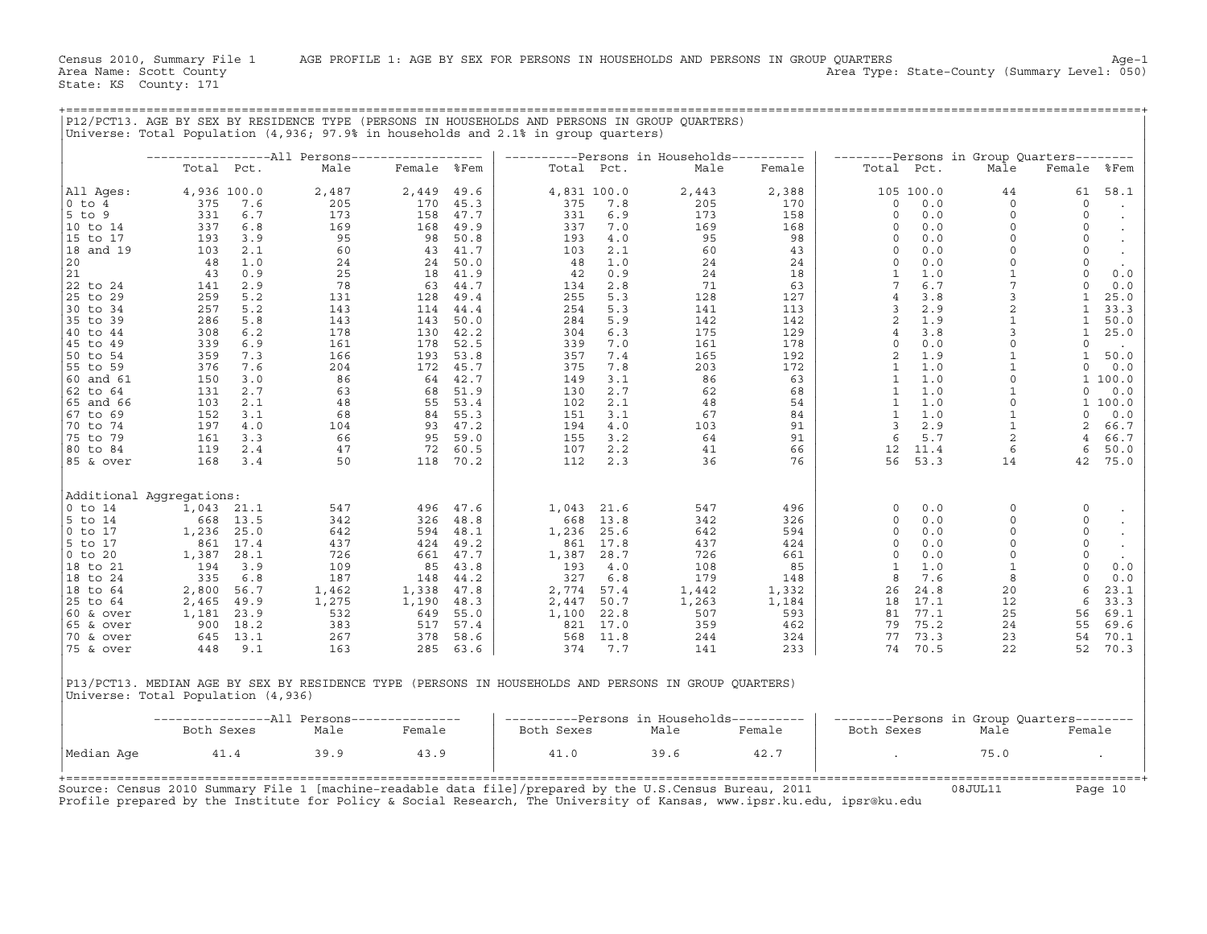Census 2010, Summary File 1 AGE PROFILE 1: AGE BY SEX FOR PERSONS IN HOUSEHOLDS AND PERSONS IN GROUP QUARTERS Age-1
Area Name: Scott County Area Type: State-County (Summary Level: 050)
State: KS County: 171

## P12/PCT13. AGE BY SEX BY RESIDENCE TYPE (PERSONS IN HOUSEHOLDS AND PERSONS IN GROUP QUARTERS)

Universe: Total Population (4,936; 97.9% in households and 2.1% in group quarters)

| | All Persons | | | | | Persons in Households | | | | Persons in Group Quarters | | | | |
|---|---|---|---|---|---|---|---|---|---|---|---|---|---|---|
| | Total | Pct. | Male | Female | %Fem | Total | Pct. | Male | Female | Total | Pct. | Male | Female | %Fem |
| All Ages: | 4,936 | 100.0 | 2,487 | 2,449 | 49.6 | 4,831 | 100.0 | 2,443 | 2,388 | 105 | 100.0 | 44 | 61 | 58.1 |
| 0 to 4 | 375 | 7.6 | 205 | 170 | 45.3 | 375 | 7.8 | 205 | 170 | 0 | 0.0 | 0 | 0 | . |
| 5 to 9 | 331 | 6.7 | 173 | 158 | 47.7 | 331 | 6.9 | 173 | 158 | 0 | 0.0 | 0 | 0 | . |
| 10 to 14 | 337 | 6.8 | 169 | 168 | 49.9 | 337 | 7.0 | 169 | 168 | 0 | 0.0 | 0 | 0 | . |
| 15 to 17 | 193 | 3.9 | 95 | 98 | 50.8 | 193 | 4.0 | 95 | 98 | 0 | 0.0 | 0 | 0 | . |
| 18 and 19 | 103 | 2.1 | 60 | 43 | 41.7 | 103 | 2.1 | 60 | 43 | 0 | 0.0 | 0 | 0 | . |
| 20 | 48 | 1.0 | 24 | 24 | 50.0 | 48 | 1.0 | 24 | 24 | 0 | 0.0 | 0 | 0 | . |
| 21 | 43 | 0.9 | 25 | 18 | 41.9 | 42 | 0.9 | 24 | 18 | 1 | 1.0 | 1 | 0 | 0.0 |
| 22 to 24 | 141 | 2.9 | 78 | 63 | 44.7 | 134 | 2.8 | 71 | 63 | 7 | 6.7 | 7 | 0 | 0.0 |
| 25 to 29 | 259 | 5.2 | 131 | 128 | 49.4 | 255 | 5.3 | 128 | 127 | 4 | 3.8 | 3 | 1 | 25.0 |
| 30 to 34 | 257 | 5.2 | 143 | 114 | 44.4 | 254 | 5.3 | 141 | 113 | 3 | 2.9 | 2 | 1 | 33.3 |
| 35 to 39 | 286 | 5.8 | 143 | 143 | 50.0 | 284 | 5.9 | 142 | 142 | 2 | 1.9 | 1 | 1 | 50.0 |
| 40 to 44 | 308 | 6.2 | 178 | 130 | 42.2 | 304 | 6.3 | 175 | 129 | 4 | 3.8 | 3 | 1 | 25.0 |
| 45 to 49 | 339 | 6.9 | 161 | 178 | 52.5 | 339 | 7.0 | 161 | 178 | 0 | 0.0 | 0 | 0 | . |
| 50 to 54 | 359 | 7.3 | 166 | 193 | 53.8 | 357 | 7.4 | 165 | 192 | 2 | 1.9 | 1 | 1 | 50.0 |
| 55 to 59 | 376 | 7.6 | 204 | 172 | 45.7 | 375 | 7.8 | 203 | 172 | 1 | 1.0 | 1 | 0 | 0.0 |
| 60 and 61 | 150 | 3.0 | 86 | 64 | 42.7 | 149 | 3.1 | 86 | 63 | 1 | 1.0 | 0 | 1 | 100.0 |
| 62 to 64 | 131 | 2.7 | 63 | 68 | 51.9 | 130 | 2.7 | 62 | 68 | 1 | 1.0 | 1 | 0 | 0.0 |
| 65 and 66 | 103 | 2.1 | 48 | 55 | 53.4 | 102 | 2.1 | 48 | 54 | 1 | 1.0 | 0 | 1 | 100.0 |
| 67 to 69 | 152 | 3.1 | 68 | 84 | 55.3 | 151 | 3.1 | 67 | 84 | 1 | 1.0 | 1 | 0 | 0.0 |
| 70 to 74 | 197 | 4.0 | 104 | 93 | 47.2 | 194 | 4.0 | 103 | 91 | 3 | 2.9 | 1 | 2 | 66.7 |
| 75 to 79 | 161 | 3.3 | 66 | 95 | 59.0 | 155 | 3.2 | 64 | 91 | 6 | 5.7 | 2 | 4 | 66.7 |
| 80 to 84 | 119 | 2.4 | 47 | 72 | 60.5 | 107 | 2.2 | 41 | 66 | 12 | 11.4 | 6 | 6 | 50.0 |
| 85 & over | 168 | 3.4 | 50 | 118 | 70.2 | 112 | 2.3 | 36 | 76 | 56 | 53.3 | 14 | 42 | 75.0 |
| **Additional Aggregations:** | | | | | | | | | | | | | | |
| 0 to 14 | 1,043 | 21.1 | 547 | 496 | 47.6 | 1,043 | 21.6 | 547 | 496 | 0 | 0.0 | 0 | 0 | . |
| 5 to 14 | 668 | 13.5 | 342 | 326 | 48.8 | 668 | 13.8 | 342 | 326 | 0 | 0.0 | 0 | 0 | . |
| 0 to 17 | 1,236 | 25.0 | 642 | 594 | 48.1 | 1,236 | 25.6 | 642 | 594 | 0 | 0.0 | 0 | 0 | . |
| 5 to 17 | 861 | 17.4 | 437 | 424 | 49.2 | 861 | 17.8 | 437 | 424 | 0 | 0.0 | 0 | 0 | . |
| 0 to 20 | 1,387 | 28.1 | 726 | 661 | 47.7 | 1,387 | 28.7 | 726 | 661 | 0 | 0.0 | 0 | 0 | . |
| 18 to 21 | 194 | 3.9 | 109 | 85 | 43.8 | 193 | 4.0 | 108 | 85 | 1 | 1.0 | 1 | 0 | 0.0 |
| 18 to 24 | 335 | 6.8 | 187 | 148 | 44.2 | 327 | 6.8 | 179 | 148 | 8 | 7.6 | 8 | 0 | 0.0 |
| 18 to 64 | 2,800 | 56.7 | 1,462 | 1,338 | 47.8 | 2,774 | 57.4 | 1,442 | 1,332 | 26 | 24.8 | 20 | 6 | 23.1 |
| 25 to 64 | 2,465 | 49.9 | 1,275 | 1,190 | 48.3 | 2,447 | 50.7 | 1,263 | 1,184 | 18 | 17.1 | 12 | 6 | 33.3 |
| 60 & over | 1,181 | 23.9 | 532 | 649 | 55.0 | 1,100 | 22.8 | 507 | 593 | 81 | 77.1 | 25 | 56 | 69.1 |
| 65 & over | 900 | 18.2 | 383 | 517 | 57.4 | 821 | 17.0 | 359 | 462 | 79 | 75.2 | 24 | 55 | 69.6 |
| 70 & over | 645 | 13.1 | 267 | 378 | 58.6 | 568 | 11.8 | 244 | 324 | 77 | 73.3 | 23 | 54 | 70.1 |
| 75 & over | 448 | 9.1 | 163 | 285 | 63.6 | 374 | 7.7 | 141 | 233 | 74 | 70.5 | 22 | 52 | 70.3 |

## P13/PCT13. MEDIAN AGE BY SEX BY RESIDENCE TYPE (PERSONS IN HOUSEHOLDS AND PERSONS IN GROUP QUARTERS)

Universe: Total Population (4,936)

| | All Persons | | | Persons in Households | | | Persons in Group Quarters | | |
|---|---|---|---|---|---|---|---|---|---|
| | Both Sexes | Male | Female | Both Sexes | Male | Female | Both Sexes | Male | Female |
| Median Age | 41.4 | 39.9 | 43.9 | 41.0 | 39.6 | 42.7 | . | 75.0 | . |

Source: Census 2010 Summary File 1 [machine-readable data file]/prepared by the U.S.Census Bureau, 2011 08JUL11
Profile prepared by the Institute for Policy & Social Research, The University of Kansas, www.ipsr.ku.edu, ipsr@ku.edu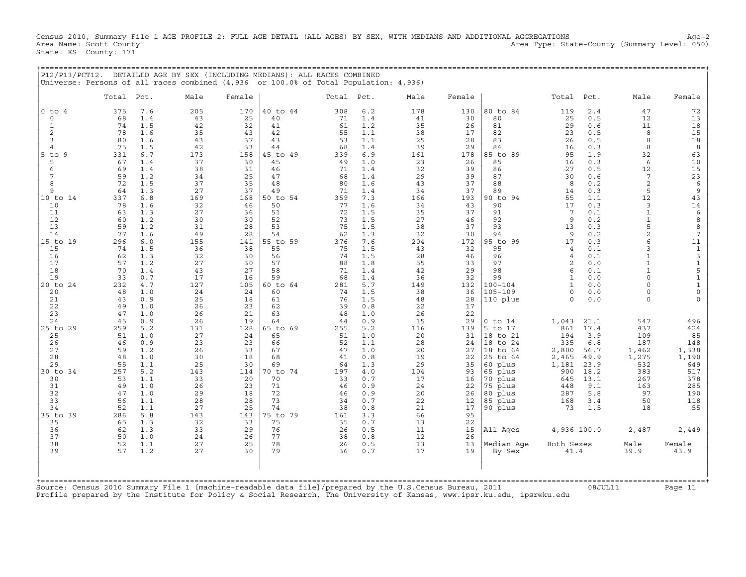Census 2010, Summary File 1 AGE PROFILE 2: FULL AGE DETAIL (ALL AGES) BY SEX, WITH MEDIANS AND ADDITIONAL AGGREGATIONS

Area Name: Scott County
State: KS County: 171

Area Type: State-County (Summary Level: 050)

P12/P13/PCT12. DETAILED AGE BY SEX (INCLUDING MEDIANS): ALL RACES COMBINED
Universe: Persons of all races combined (4,936 or 100.0% of Total Population: 4,936)

| | Total | Pct. | Male | Female | | Total | Pct. | Male | Female | | Total | Pct. | Male | Female |
|---|---|---|---|---|---|---|---|---|---|---|---|---|---|---|
| 0 to 4 | 375 | 7.6 | 205 | 170 | 40 to 44 | 308 | 6.2 | 178 | 130 | 80 to 84 | 119 | 2.4 | 47 | 72 |
| 0 | 68 | 1.4 | 43 | 25 | 40 | 71 | 1.4 | 41 | 30 | 80 | 25 | 0.5 | 12 | 13 |
| 1 | 74 | 1.5 | 42 | 32 | 41 | 61 | 1.2 | 35 | 26 | 81 | 29 | 0.6 | 11 | 18 |
| 2 | 78 | 1.6 | 35 | 43 | 42 | 55 | 1.1 | 38 | 17 | 82 | 23 | 0.5 | 8 | 15 |
| 3 | 80 | 1.6 | 43 | 37 | 43 | 53 | 1.1 | 25 | 28 | 83 | 26 | 0.5 | 8 | 18 |
| 4 | 75 | 1.5 | 42 | 33 | 44 | 68 | 1.4 | 39 | 29 | 84 | 16 | 0.3 | 8 | 8 |
| 5 to 9 | 331 | 6.7 | 173 | 158 | 45 to 49 | 339 | 6.9 | 161 | 178 | 85 to 89 | 95 | 1.9 | 32 | 63 |
| 5 | 67 | 1.4 | 37 | 30 | 45 | 49 | 1.0 | 23 | 26 | 85 | 16 | 0.3 | 6 | 10 |
| 6 | 69 | 1.4 | 38 | 31 | 46 | 71 | 1.4 | 32 | 39 | 86 | 27 | 0.5 | 12 | 15 |
| 7 | 59 | 1.2 | 34 | 25 | 47 | 68 | 1.4 | 29 | 39 | 87 | 30 | 0.6 | 7 | 23 |
| 8 | 72 | 1.5 | 37 | 35 | 48 | 80 | 1.6 | 43 | 37 | 88 | 8 | 0.2 | 2 | 6 |
| 9 | 64 | 1.3 | 27 | 37 | 49 | 71 | 1.4 | 34 | 37 | 89 | 14 | 0.3 | 5 | 9 |
| 10 to 14 | 337 | 6.8 | 169 | 168 | 50 to 54 | 359 | 7.3 | 166 | 193 | 90 to 94 | 55 | 1.1 | 12 | 43 |
| 10 | 78 | 1.6 | 32 | 46 | 50 | 77 | 1.6 | 34 | 43 | 90 | 17 | 0.3 | 3 | 14 |
| 11 | 63 | 1.3 | 27 | 36 | 51 | 72 | 1.5 | 35 | 37 | 91 | 7 | 0.1 | 1 | 6 |
| 12 | 60 | 1.2 | 30 | 30 | 52 | 73 | 1.5 | 27 | 46 | 92 | 9 | 0.2 | 1 | 8 |
| 13 | 59 | 1.2 | 31 | 28 | 53 | 75 | 1.5 | 38 | 37 | 93 | 13 | 0.3 | 5 | 8 |
| 14 | 77 | 1.6 | 49 | 28 | 54 | 62 | 1.3 | 32 | 30 | 94 | 9 | 0.2 | 2 | 7 |
| 15 to 19 | 296 | 6.0 | 155 | 141 | 55 to 59 | 376 | 7.6 | 204 | 172 | 95 to 99 | 17 | 0.3 | 6 | 11 |
| 15 | 74 | 1.5 | 36 | 38 | 55 | 75 | 1.5 | 43 | 32 | 95 | 4 | 0.1 | 3 | 1 |
| 16 | 62 | 1.3 | 32 | 30 | 56 | 74 | 1.5 | 28 | 46 | 96 | 4 | 0.1 | 1 | 3 |
| 17 | 57 | 1.2 | 27 | 30 | 57 | 88 | 1.8 | 55 | 33 | 97 | 2 | 0.0 | 1 | 1 |
| 18 | 70 | 1.4 | 43 | 27 | 58 | 71 | 1.4 | 42 | 29 | 98 | 6 | 0.1 | 1 | 5 |
| 19 | 33 | 0.7 | 17 | 16 | 59 | 68 | 1.4 | 36 | 32 | 99 | 1 | 0.0 | 0 | 1 |
| 20 to 24 | 232 | 4.7 | 127 | 105 | 60 to 64 | 281 | 5.7 | 149 | 132 | 100-104 | 1 | 0.0 | 0 | 1 |
| 20 | 48 | 1.0 | 24 | 24 | 60 | 74 | 1.5 | 38 | 36 | 105-109 | 0 | 0.0 | 0 | 0 |
| 21 | 43 | 0.9 | 25 | 18 | 61 | 76 | 1.5 | 48 | 28 | 110 plus | 0 | 0.0 | 0 | 0 |
| 22 | 49 | 1.0 | 26 | 23 | 62 | 39 | 0.8 | 22 | 17 | | | | | |
| 23 | 47 | 1.0 | 26 | 21 | 63 | 48 | 1.0 | 26 | 22 | | | | | |
| 24 | 45 | 0.9 | 26 | 19 | 64 | 44 | 0.9 | 15 | 29 | 0 to 14 | 1,043 | 21.1 | 547 | 496 |
| 25 to 29 | 259 | 5.2 | 131 | 128 | 65 to 69 | 255 | 5.2 | 116 | 139 | 5 to 17 | 861 | 17.4 | 437 | 424 |
| 25 | 51 | 1.0 | 27 | 24 | 65 | 51 | 1.0 | 20 | 31 | 18 to 21 | 194 | 3.9 | 109 | 85 |
| 26 | 46 | 0.9 | 23 | 23 | 66 | 52 | 1.1 | 28 | 24 | 18 to 24 | 335 | 6.8 | 187 | 148 |
| 27 | 59 | 1.2 | 26 | 33 | 67 | 47 | 1.0 | 20 | 27 | 18 to 64 | 2,800 | 56.7 | 1,462 | 1,338 |
| 28 | 48 | 1.0 | 30 | 18 | 68 | 41 | 0.8 | 19 | 22 | 25 to 64 | 2,465 | 49.9 | 1,275 | 1,190 |
| 29 | 55 | 1.1 | 25 | 30 | 69 | 64 | 1.3 | 29 | 35 | 60 plus | 1,181 | 23.9 | 532 | 649 |
| 30 to 34 | 257 | 5.2 | 143 | 114 | 70 to 74 | 197 | 4.0 | 104 | 93 | 65 plus | 900 | 18.2 | 383 | 517 |
| 30 | 53 | 1.1 | 33 | 20 | 70 | 33 | 0.7 | 17 | 16 | 70 plus | 645 | 13.1 | 267 | 378 |
| 31 | 49 | 1.0 | 26 | 23 | 71 | 46 | 0.9 | 24 | 22 | 75 plus | 448 | 9.1 | 163 | 285 |
| 32 | 47 | 1.0 | 29 | 18 | 72 | 46 | 0.9 | 20 | 26 | 80 plus | 287 | 5.8 | 97 | 190 |
| 33 | 56 | 1.1 | 28 | 28 | 73 | 34 | 0.7 | 22 | 12 | 85 plus | 168 | 3.4 | 50 | 118 |
| 34 | 52 | 1.1 | 27 | 25 | 74 | 38 | 0.8 | 21 | 17 | 90 plus | 73 | 1.5 | 18 | 55 |
| 35 to 39 | 286 | 5.8 | 143 | 143 | 75 to 79 | 161 | 3.3 | 66 | 95 | | | | | |
| 35 | 65 | 1.3 | 32 | 33 | 75 | 35 | 0.7 | 13 | 22 | | | | | |
| 36 | 62 | 1.3 | 33 | 29 | 76 | 26 | 0.5 | 11 | 15 | All Ages | 4,936 | 100.0 | 2,487 | 2,449 |
| 37 | 50 | 1.0 | 24 | 26 | 77 | 38 | 0.8 | 12 | 26 | | | | | |
| 38 | 52 | 1.1 | 27 | 25 | 78 | 26 | 0.5 | 13 | 13 | Median Age | Both Sexes | | Male | Female |
| 39 | 57 | 1.2 | 27 | 30 | 79 | 36 | 0.7 | 17 | 19 | By Sex | 41.4 | | 39.9 | 43.9 |

Source: Census 2010 Summary File 1 [machine-readable data file]/prepared by the U.S.Census Bureau, 2011 08JUL11
Profile prepared by the Institute for Policy & Social Research, The University of Kansas, www.ipsr.ku.edu, ipsr@ku.edu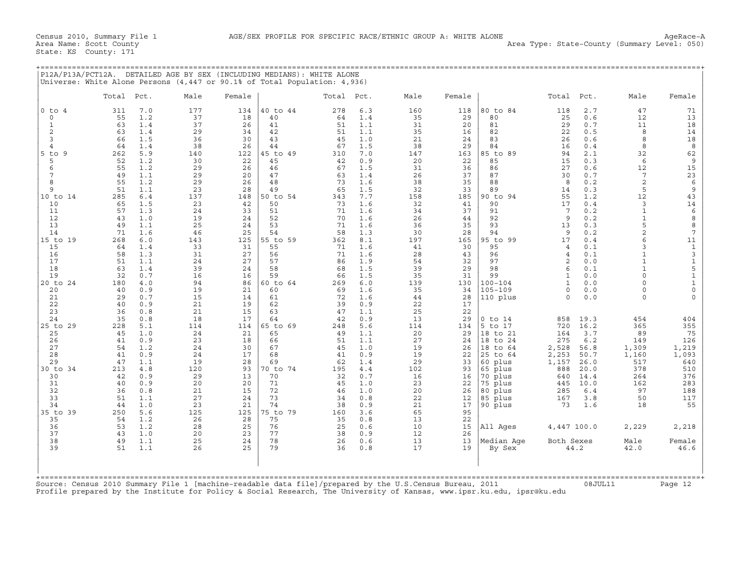Census 2010, Summary File 1    AGE/SEX PROFILE FOR SPECIFIC RACE/ETHNIC GROUP A: WHITE ALONE    AgeRace-A
Area Name: Scott County    Area Type: State-County (Summary Level: 050)
State: KS County: 171

## P12A/P13A/PCT12A. DETAILED AGE BY SEX (INCLUDING MEDIANS): WHITE ALONE

Universe: White Alone Persons (4,447 or 90.1% of Total Population: 4,936)

| | Total | Pct. | Male | Female | | Total | Pct. | Male | Female | | Total | Pct. | Male | Female |
|---|---|---|---|---|---|---|---|---|---|---|---|---|---|---|
| 0 to 4 | 311 | 7.0 | 177 | 134 | 40 to 44 | 278 | 6.3 | 160 | 118 | 80 to 84 | 118 | 2.7 | 47 | 71 |
| 0 | 55 | 1.2 | 37 | 18 | 40 | 64 | 1.4 | 35 | 29 | 80 | 25 | 0.6 | 12 | 13 |
| 1 | 63 | 1.4 | 37 | 26 | 41 | 51 | 1.1 | 31 | 20 | 81 | 29 | 0.7 | 11 | 18 |
| 2 | 63 | 1.4 | 29 | 34 | 42 | 51 | 1.1 | 35 | 16 | 82 | 22 | 0.5 | 8 | 14 |
| 3 | 66 | 1.5 | 36 | 30 | 43 | 45 | 1.0 | 21 | 24 | 83 | 26 | 0.6 | 8 | 18 |
| 4 | 64 | 1.4 | 38 | 26 | 44 | 67 | 1.5 | 38 | 29 | 84 | 16 | 0.4 | 8 | 8 |
| 5 to 9 | 262 | 5.9 | 140 | 122 | 45 to 49 | 310 | 7.0 | 147 | 163 | 85 to 89 | 94 | 2.1 | 32 | 62 |
| 5 | 52 | 1.2 | 30 | 22 | 45 | 42 | 0.9 | 20 | 22 | 85 | 15 | 0.3 | 6 | 9 |
| 6 | 55 | 1.2 | 29 | 26 | 46 | 67 | 1.5 | 31 | 36 | 86 | 27 | 0.6 | 12 | 15 |
| 7 | 49 | 1.1 | 29 | 20 | 47 | 63 | 1.4 | 26 | 37 | 87 | 30 | 0.7 | 7 | 23 |
| 8 | 55 | 1.2 | 29 | 26 | 48 | 73 | 1.6 | 38 | 35 | 88 | 8 | 0.2 | 2 | 6 |
| 9 | 51 | 1.1 | 23 | 28 | 49 | 65 | 1.5 | 32 | 33 | 89 | 14 | 0.3 | 5 | 9 |
| 10 to 14 | 285 | 6.4 | 137 | 148 | 50 to 54 | 343 | 7.7 | 158 | 185 | 90 to 94 | 55 | 1.2 | 12 | 43 |
| 10 | 65 | 1.5 | 23 | 42 | 50 | 73 | 1.6 | 32 | 41 | 90 | 17 | 0.4 | 3 | 14 |
| 11 | 57 | 1.3 | 24 | 33 | 51 | 71 | 1.6 | 34 | 37 | 91 | 7 | 0.2 | 1 | 6 |
| 12 | 43 | 1.0 | 19 | 24 | 52 | 70 | 1.6 | 26 | 44 | 92 | 9 | 0.2 | 1 | 8 |
| 13 | 49 | 1.1 | 25 | 24 | 53 | 71 | 1.6 | 36 | 35 | 93 | 13 | 0.3 | 5 | 8 |
| 14 | 71 | 1.6 | 46 | 25 | 54 | 58 | 1.3 | 30 | 28 | 94 | 9 | 0.2 | 2 | 7 |
| 15 to 19 | 268 | 6.0 | 143 | 125 | 55 to 59 | 362 | 8.1 | 197 | 165 | 95 to 99 | 17 | 0.4 | 6 | 11 |
| 15 | 64 | 1.4 | 33 | 31 | 55 | 71 | 1.6 | 41 | 30 | 95 | 4 | 0.1 | 3 | 1 |
| 16 | 58 | 1.3 | 31 | 27 | 56 | 71 | 1.6 | 28 | 43 | 96 | 4 | 0.1 | 1 | 3 |
| 17 | 51 | 1.1 | 24 | 27 | 57 | 86 | 1.9 | 54 | 32 | 97 | 2 | 0.0 | 1 | 1 |
| 18 | 63 | 1.4 | 39 | 24 | 58 | 68 | 1.5 | 39 | 29 | 98 | 6 | 0.1 | 1 | 5 |
| 19 | 32 | 0.7 | 16 | 16 | 59 | 66 | 1.5 | 35 | 31 | 99 | 1 | 0.0 | 0 | 1 |
| 20 to 24 | 180 | 4.0 | 94 | 86 | 60 to 64 | 269 | 6.0 | 139 | 130 | 100-104 | 1 | 0.0 | 0 | 1 |
| 20 | 40 | 0.9 | 19 | 21 | 60 | 69 | 1.6 | 35 | 34 | 105-109 | 0 | 0.0 | 0 | 0 |
| 21 | 29 | 0.7 | 15 | 14 | 61 | 72 | 1.6 | 44 | 28 | 110 plus | 0 | 0.0 | 0 | 0 |
| 22 | 40 | 0.9 | 21 | 19 | 62 | 39 | 0.9 | 22 | 17 | | | | | |
| 23 | 36 | 0.8 | 21 | 15 | 63 | 47 | 1.1 | 25 | 22 | | | | | |
| 24 | 35 | 0.8 | 18 | 17 | 64 | 42 | 0.9 | 13 | 29 | 0 to 14 | 858 | 19.3 | 454 | 404 |
| 25 to 29 | 228 | 5.1 | 114 | 114 | 65 to 69 | 248 | 5.6 | 114 | 134 | 5 to 17 | 720 | 16.2 | 365 | 355 |
| 25 | 45 | 1.0 | 24 | 21 | 65 | 49 | 1.1 | 20 | 29 | 18 to 21 | 164 | 3.7 | 89 | 75 |
| 26 | 41 | 0.9 | 23 | 18 | 66 | 51 | 1.1 | 27 | 24 | 18 to 24 | 275 | 6.2 | 149 | 126 |
| 27 | 54 | 1.2 | 24 | 30 | 67 | 45 | 1.0 | 19 | 26 | 18 to 64 | 2,528 | 56.8 | 1,309 | 1,219 |
| 28 | 41 | 0.9 | 24 | 17 | 68 | 41 | 0.9 | 19 | 22 | 25 to 64 | 2,253 | 50.7 | 1,160 | 1,093 |
| 29 | 47 | 1.1 | 19 | 28 | 69 | 62 | 1.4 | 29 | 33 | 60 plus | 1,157 | 26.0 | 517 | 640 |
| 30 to 34 | 213 | 4.8 | 120 | 93 | 70 to 74 | 195 | 4.4 | 102 | 93 | 65 plus | 888 | 20.0 | 378 | 510 |
| 30 | 42 | 0.9 | 29 | 13 | 70 | 32 | 0.7 | 16 | 16 | 70 plus | 640 | 14.4 | 264 | 376 |
| 31 | 40 | 0.9 | 20 | 20 | 71 | 45 | 1.0 | 23 | 22 | 75 plus | 445 | 10.0 | 162 | 283 |
| 32 | 36 | 0.8 | 21 | 15 | 72 | 46 | 1.0 | 20 | 26 | 80 plus | 285 | 6.4 | 97 | 188 |
| 33 | 51 | 1.1 | 27 | 24 | 73 | 34 | 0.8 | 22 | 12 | 85 plus | 167 | 3.8 | 50 | 117 |
| 34 | 44 | 1.0 | 23 | 21 | 74 | 38 | 0.9 | 21 | 17 | 90 plus | 73 | 1.6 | 18 | 55 |
| 35 to 39 | 250 | 5.6 | 125 | 125 | 75 to 79 | 160 | 3.6 | 65 | 95 | | | | | |
| 35 | 54 | 1.2 | 26 | 28 | 75 | 35 | 0.8 | 13 | 22 | | | | | |
| 36 | 53 | 1.2 | 28 | 25 | 76 | 25 | 0.6 | 10 | 15 | All Ages | 4,447 | 100.0 | 2,229 | 2,218 |
| 37 | 43 | 1.0 | 20 | 23 | 77 | 38 | 0.9 | 12 | 26 | | | | | |
| 38 | 49 | 1.1 | 25 | 24 | 78 | 26 | 0.6 | 13 | 13 | Median Age | Both Sexes | | Male | Female |
| 39 | 51 | 1.1 | 26 | 25 | 79 | 36 | 0.8 | 17 | 19 | By Sex | 44.2 | | 42.0 | 46.6 |

Source: Census 2010 Summary File 1 [machine-readable data file]/prepared by the U.S.Census Bureau, 2011    08JUL11
Profile prepared by the Institute for Policy & Social Research, The University of Kansas, www.ipsr.ku.edu, ipsr@ku.edu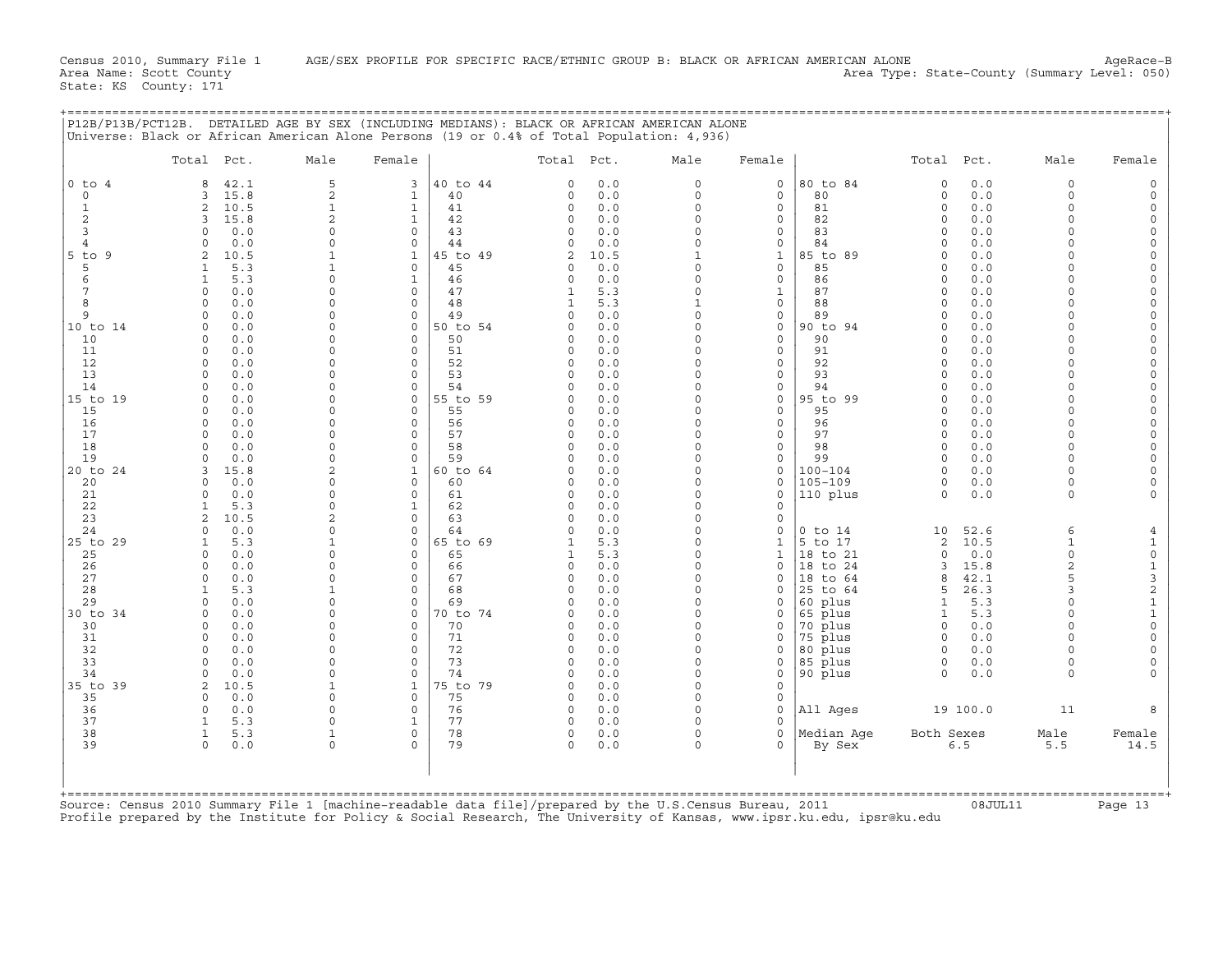Census 2010, Summary File 1 AGE/SEX PROFILE FOR SPECIFIC RACE/ETHNIC GROUP B: BLACK OR AFRICAN AMERICAN ALONE AgeRace-B
Area Name: Scott County Area Type: State-County (Summary Level: 050)
State: KS County: 171

## P12B/P13B/PCT12B. DETAILED AGE BY SEX (INCLUDING MEDIANS): BLACK OR AFRICAN AMERICAN ALONE

Universe: Black or African American Alone Persons (19 or 0.4% of Total Population: 4,936)

| | Total | Pct. | Male | Female | | Total | Pct. | Male | Female | | Total | Pct. | Male | Female |
|---|---|---|---|---|---|---|---|---|---|---|---|---|---|---|
| 0 to 4 | 8 | 42.1 | 5 | 3 | 40 to 44 | 0 | 0.0 | 0 | 0 | 80 to 84 | 0 | 0.0 | 0 | 0 |
| 0 | 3 | 15.8 | 2 | 1 | 40 | 0 | 0.0 | 0 | 0 | 80 | 0 | 0.0 | 0 | 0 |
| 1 | 2 | 10.5 | 1 | 1 | 41 | 0 | 0.0 | 0 | 0 | 81 | 0 | 0.0 | 0 | 0 |
| 2 | 3 | 15.8 | 2 | 1 | 42 | 0 | 0.0 | 0 | 0 | 82 | 0 | 0.0 | 0 | 0 |
| 3 | 0 | 0.0 | 0 | 0 | 43 | 0 | 0.0 | 0 | 0 | 83 | 0 | 0.0 | 0 | 0 |
| 4 | 0 | 0.0 | 0 | 0 | 44 | 0 | 0.0 | 0 | 0 | 84 | 0 | 0.0 | 0 | 0 |
| 5 to 9 | 2 | 10.5 | 1 | 1 | 45 to 49 | 2 | 10.5 | 1 | 1 | 85 to 89 | 0 | 0.0 | 0 | 0 |
| 5 | 1 | 5.3 | 1 | 0 | 45 | 0 | 0.0 | 0 | 0 | 85 | 0 | 0.0 | 0 | 0 |
| 6 | 1 | 5.3 | 0 | 1 | 46 | 0 | 0.0 | 0 | 0 | 86 | 0 | 0.0 | 0 | 0 |
| 7 | 0 | 0.0 | 0 | 0 | 47 | 1 | 5.3 | 0 | 1 | 87 | 0 | 0.0 | 0 | 0 |
| 8 | 0 | 0.0 | 0 | 0 | 48 | 1 | 5.3 | 1 | 0 | 88 | 0 | 0.0 | 0 | 0 |
| 9 | 0 | 0.0 | 0 | 0 | 49 | 0 | 0.0 | 0 | 0 | 89 | 0 | 0.0 | 0 | 0 |
| 10 to 14 | 0 | 0.0 | 0 | 0 | 50 to 54 | 0 | 0.0 | 0 | 0 | 90 to 94 | 0 | 0.0 | 0 | 0 |
| 10 | 0 | 0.0 | 0 | 0 | 50 | 0 | 0.0 | 0 | 0 | 90 | 0 | 0.0 | 0 | 0 |
| 11 | 0 | 0.0 | 0 | 0 | 51 | 0 | 0.0 | 0 | 0 | 91 | 0 | 0.0 | 0 | 0 |
| 12 | 0 | 0.0 | 0 | 0 | 52 | 0 | 0.0 | 0 | 0 | 92 | 0 | 0.0 | 0 | 0 |
| 13 | 0 | 0.0 | 0 | 0 | 53 | 0 | 0.0 | 0 | 0 | 93 | 0 | 0.0 | 0 | 0 |
| 14 | 0 | 0.0 | 0 | 0 | 54 | 0 | 0.0 | 0 | 0 | 94 | 0 | 0.0 | 0 | 0 |
| 15 to 19 | 0 | 0.0 | 0 | 0 | 55 to 59 | 0 | 0.0 | 0 | 0 | 95 to 99 | 0 | 0.0 | 0 | 0 |
| 15 | 0 | 0.0 | 0 | 0 | 55 | 0 | 0.0 | 0 | 0 | 95 | 0 | 0.0 | 0 | 0 |
| 16 | 0 | 0.0 | 0 | 0 | 56 | 0 | 0.0 | 0 | 0 | 96 | 0 | 0.0 | 0 | 0 |
| 17 | 0 | 0.0 | 0 | 0 | 57 | 0 | 0.0 | 0 | 0 | 97 | 0 | 0.0 | 0 | 0 |
| 18 | 0 | 0.0 | 0 | 0 | 58 | 0 | 0.0 | 0 | 0 | 98 | 0 | 0.0 | 0 | 0 |
| 19 | 0 | 0.0 | 0 | 0 | 59 | 0 | 0.0 | 0 | 0 | 99 | 0 | 0.0 | 0 | 0 |
| 20 to 24 | 3 | 15.8 | 2 | 1 | 60 to 64 | 0 | 0.0 | 0 | 0 | 100-104 | 0 | 0.0 | 0 | 0 |
| 20 | 0 | 0.0 | 0 | 0 | 60 | 0 | 0.0 | 0 | 0 | 105-109 | 0 | 0.0 | 0 | 0 |
| 21 | 0 | 0.0 | 0 | 0 | 61 | 0 | 0.0 | 0 | 0 | 110 plus | 0 | 0.0 | 0 | 0 |
| 22 | 1 | 5.3 | 0 | 1 | 62 | 0 | 0.0 | 0 | 0 | | | | | |
| 23 | 2 | 10.5 | 2 | 0 | 63 | 0 | 0.0 | 0 | 0 | | | | | |
| 24 | 0 | 0.0 | 0 | 0 | 64 | 0 | 0.0 | 0 | 0 | 0 to 14 | 10 | 52.6 | 6 | 4 |
| 25 to 29 | 1 | 5.3 | 1 | 0 | 65 to 69 | 1 | 5.3 | 0 | 1 | 5 to 17 | 2 | 10.5 | 1 | 1 |
| 25 | 0 | 0.0 | 0 | 0 | 65 | 1 | 5.3 | 0 | 1 | 18 to 21 | 0 | 0.0 | 0 | 0 |
| 26 | 0 | 0.0 | 0 | 0 | 66 | 0 | 0.0 | 0 | 0 | 18 to 24 | 3 | 15.8 | 2 | 1 |
| 27 | 0 | 0.0 | 0 | 0 | 67 | 0 | 0.0 | 0 | 0 | 18 to 64 | 8 | 42.1 | 5 | 3 |
| 28 | 1 | 5.3 | 1 | 0 | 68 | 0 | 0.0 | 0 | 0 | 25 to 64 | 5 | 26.3 | 3 | 2 |
| 29 | 0 | 0.0 | 0 | 0 | 69 | 0 | 0.0 | 0 | 0 | 60 plus | 1 | 5.3 | 0 | 1 |
| 30 to 34 | 0 | 0.0 | 0 | 0 | 70 to 74 | 0 | 0.0 | 0 | 0 | 65 plus | 1 | 5.3 | 0 | 1 |
| 30 | 0 | 0.0 | 0 | 0 | 70 | 0 | 0.0 | 0 | 0 | 70 plus | 0 | 0.0 | 0 | 0 |
| 31 | 0 | 0.0 | 0 | 0 | 71 | 0 | 0.0 | 0 | 0 | 75 plus | 0 | 0.0 | 0 | 0 |
| 32 | 0 | 0.0 | 0 | 0 | 72 | 0 | 0.0 | 0 | 0 | 80 plus | 0 | 0.0 | 0 | 0 |
| 33 | 0 | 0.0 | 0 | 0 | 73 | 0 | 0.0 | 0 | 0 | 85 plus | 0 | 0.0 | 0 | 0 |
| 34 | 0 | 0.0 | 0 | 0 | 74 | 0 | 0.0 | 0 | 0 | 90 plus | 0 | 0.0 | 0 | 0 |
| 35 to 39 | 2 | 10.5 | 1 | 1 | 75 to 79 | 0 | 0.0 | 0 | 0 | | | | | |
| 35 | 0 | 0.0 | 0 | 0 | 75 | 0 | 0.0 | 0 | 0 | | | | | |
| 36 | 0 | 0.0 | 0 | 0 | 76 | 0 | 0.0 | 0 | 0 | All Ages | 19 | 100.0 | 11 | 8 |
| 37 | 1 | 5.3 | 0 | 1 | 77 | 0 | 0.0 | 0 | 0 | | | | | |
| 38 | 1 | 5.3 | 1 | 0 | 78 | 0 | 0.0 | 0 | 0 | Median Age | Both Sexes | | Male | Female |
| 39 | 0 | 0.0 | 0 | 0 | 79 | 0 | 0.0 | 0 | 0 | By Sex | 6.5 | | 5.5 | 14.5 |

Source: Census 2010 Summary File 1 [machine-readable data file]/prepared by the U.S.Census Bureau, 2011 08JUL11
Profile prepared by the Institute for Policy & Social Research, The University of Kansas, www.ipsr.ku.edu, ipsr@ku.edu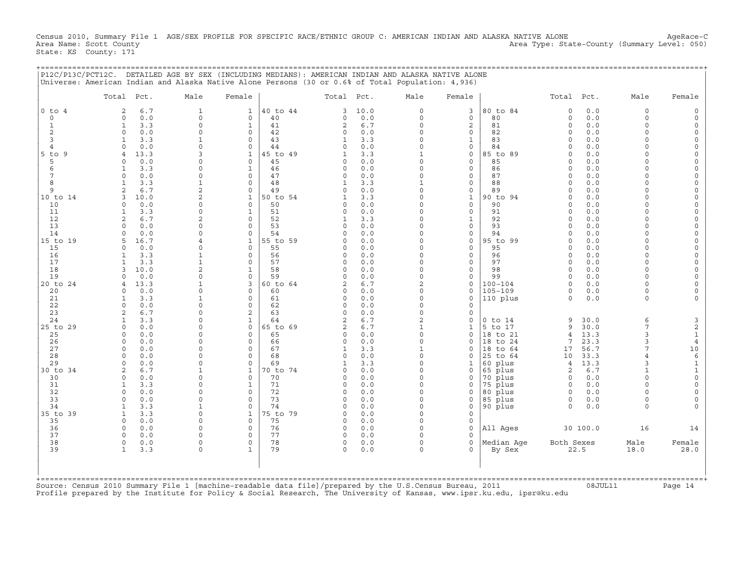Census 2010, Summary File 1 AGE/SEX PROFILE FOR SPECIFIC RACE/ETHNIC GROUP C: AMERICAN INDIAN AND ALASKA NATIVE ALONE AgeRace-C
Area Name: Scott County Area Type: State-County (Summary Level: 050)
State: KS County: 171

## P12C/P13C/PCT12C. DETAILED AGE BY SEX (INCLUDING MEDIANS): AMERICAN INDIAN AND ALASKA NATIVE ALONE

Universe: American Indian and Alaska Native Alone Persons (30 or 0.6% of Total Population: 4,936)

| | Total | Pct. | Male | Female | | Total | Pct. | Male | Female | | Total | Pct. | Male | Female |
|---|---|---|---|---|---|---|---|---|---|---|---|---|---|---|
| 0 to 4 | 2 | 6.7 | 1 | 1 | 40 to 44 | 3 | 10.0 | 0 | 3 | 80 to 84 | 0 | 0.0 | 0 | 0 |
| 0 | 0 | 0.0 | 0 | 0 | 40 | 0 | 0.0 | 0 | 0 | 80 | 0 | 0.0 | 0 | 0 |
| 1 | 1 | 3.3 | 0 | 1 | 41 | 2 | 6.7 | 0 | 2 | 81 | 0 | 0.0 | 0 | 0 |
| 2 | 0 | 0.0 | 0 | 0 | 42 | 0 | 0.0 | 0 | 0 | 82 | 0 | 0.0 | 0 | 0 |
| 3 | 1 | 3.3 | 1 | 0 | 43 | 1 | 3.3 | 0 | 1 | 83 | 0 | 0.0 | 0 | 0 |
| 4 | 0 | 0.0 | 0 | 0 | 44 | 0 | 0.0 | 0 | 0 | 84 | 0 | 0.0 | 0 | 0 |
| 5 to 9 | 4 | 13.3 | 3 | 1 | 45 to 49 | 1 | 3.3 | 1 | 0 | 85 to 89 | 0 | 0.0 | 0 | 0 |
| 5 | 0 | 0.0 | 0 | 0 | 45 | 0 | 0.0 | 0 | 0 | 85 | 0 | 0.0 | 0 | 0 |
| 6 | 1 | 3.3 | 0 | 1 | 46 | 0 | 0.0 | 0 | 0 | 86 | 0 | 0.0 | 0 | 0 |
| 7 | 0 | 0.0 | 0 | 0 | 47 | 0 | 0.0 | 0 | 0 | 87 | 0 | 0.0 | 0 | 0 |
| 8 | 1 | 3.3 | 1 | 0 | 48 | 1 | 3.3 | 1 | 0 | 88 | 0 | 0.0 | 0 | 0 |
| 9 | 2 | 6.7 | 2 | 0 | 49 | 0 | 0.0 | 0 | 0 | 89 | 0 | 0.0 | 0 | 0 |
| 10 to 14 | 3 | 10.0 | 2 | 1 | 50 to 54 | 1 | 3.3 | 0 | 1 | 90 to 94 | 0 | 0.0 | 0 | 0 |
| 10 | 0 | 0.0 | 0 | 0 | 50 | 0 | 0.0 | 0 | 0 | 90 | 0 | 0.0 | 0 | 0 |
| 11 | 1 | 3.3 | 0 | 1 | 51 | 0 | 0.0 | 0 | 0 | 91 | 0 | 0.0 | 0 | 0 |
| 12 | 2 | 6.7 | 2 | 0 | 52 | 1 | 3.3 | 0 | 1 | 92 | 0 | 0.0 | 0 | 0 |
| 13 | 0 | 0.0 | 0 | 0 | 53 | 0 | 0.0 | 0 | 0 | 93 | 0 | 0.0 | 0 | 0 |
| 14 | 0 | 0.0 | 0 | 0 | 54 | 0 | 0.0 | 0 | 0 | 94 | 0 | 0.0 | 0 | 0 |
| 15 to 19 | 5 | 16.7 | 4 | 1 | 55 to 59 | 0 | 0.0 | 0 | 0 | 95 to 99 | 0 | 0.0 | 0 | 0 |
| 15 | 0 | 0.0 | 0 | 0 | 55 | 0 | 0.0 | 0 | 0 | 95 | 0 | 0.0 | 0 | 0 |
| 16 | 1 | 3.3 | 1 | 0 | 56 | 0 | 0.0 | 0 | 0 | 96 | 0 | 0.0 | 0 | 0 |
| 17 | 1 | 3.3 | 1 | 0 | 57 | 0 | 0.0 | 0 | 0 | 97 | 0 | 0.0 | 0 | 0 |
| 18 | 3 | 10.0 | 2 | 1 | 58 | 0 | 0.0 | 0 | 0 | 98 | 0 | 0.0 | 0 | 0 |
| 19 | 0 | 0.0 | 0 | 0 | 59 | 0 | 0.0 | 0 | 0 | 99 | 0 | 0.0 | 0 | 0 |
| 20 to 24 | 4 | 13.3 | 1 | 3 | 60 to 64 | 2 | 6.7 | 2 | 0 | 100-104 | 0 | 0.0 | 0 | 0 |
| 20 | 0 | 0.0 | 0 | 0 | 60 | 0 | 0.0 | 0 | 0 | 105-109 | 0 | 0.0 | 0 | 0 |
| 21 | 1 | 3.3 | 1 | 0 | 61 | 0 | 0.0 | 0 | 0 | 110 plus | 0 | 0.0 | 0 | 0 |
| 22 | 0 | 0.0 | 0 | 0 | 62 | 0 | 0.0 | 0 | 0 | | | | | |
| 23 | 2 | 6.7 | 0 | 2 | 63 | 0 | 0.0 | 0 | 0 | | | | | |
| 24 | 1 | 3.3 | 0 | 1 | 64 | 2 | 6.7 | 2 | 0 | 0 to 14 | 9 | 30.0 | 6 | 3 |
| 25 to 29 | 0 | 0.0 | 0 | 0 | 65 to 69 | 2 | 6.7 | 1 | 1 | 5 to 17 | 9 | 30.0 | 7 | 2 |
| 25 | 0 | 0.0 | 0 | 0 | 65 | 0 | 0.0 | 0 | 0 | 18 to 21 | 4 | 13.3 | 3 | 1 |
| 26 | 0 | 0.0 | 0 | 0 | 66 | 0 | 0.0 | 0 | 0 | 18 to 24 | 7 | 23.3 | 3 | 4 |
| 27 | 0 | 0.0 | 0 | 0 | 67 | 1 | 3.3 | 1 | 0 | 18 to 64 | 17 | 56.7 | 7 | 10 |
| 28 | 0 | 0.0 | 0 | 0 | 68 | 0 | 0.0 | 0 | 0 | 25 to 64 | 10 | 33.3 | 4 | 6 |
| 29 | 0 | 0.0 | 0 | 0 | 69 | 1 | 3.3 | 0 | 1 | 60 plus | 4 | 13.3 | 3 | 1 |
| 30 to 34 | 2 | 6.7 | 1 | 1 | 70 to 74 | 0 | 0.0 | 0 | 0 | 65 plus | 2 | 6.7 | 1 | 1 |
| 30 | 0 | 0.0 | 0 | 0 | 70 | 0 | 0.0 | 0 | 0 | 70 plus | 0 | 0.0 | 0 | 0 |
| 31 | 1 | 3.3 | 0 | 1 | 71 | 0 | 0.0 | 0 | 0 | 75 plus | 0 | 0.0 | 0 | 0 |
| 32 | 0 | 0.0 | 0 | 0 | 72 | 0 | 0.0 | 0 | 0 | 80 plus | 0 | 0.0 | 0 | 0 |
| 33 | 0 | 0.0 | 0 | 0 | 73 | 0 | 0.0 | 0 | 0 | 85 plus | 0 | 0.0 | 0 | 0 |
| 34 | 1 | 3.3 | 1 | 0 | 74 | 0 | 0.0 | 0 | 0 | 90 plus | 0 | 0.0 | 0 | 0 |
| 35 to 39 | 1 | 3.3 | 0 | 1 | 75 to 79 | 0 | 0.0 | 0 | 0 | | | | | |
| 35 | 0 | 0.0 | 0 | 0 | 75 | 0 | 0.0 | 0 | 0 | | | | | |
| 36 | 0 | 0.0 | 0 | 0 | 76 | 0 | 0.0 | 0 | 0 | All Ages | 30 | 100.0 | 16 | 14 |
| 37 | 0 | 0.0 | 0 | 0 | 77 | 0 | 0.0 | 0 | 0 | | | | | |
| 38 | 0 | 0.0 | 0 | 0 | 78 | 0 | 0.0 | 0 | 0 | Median Age | Both Sexes | | Male | Female |
| 39 | 1 | 3.3 | 0 | 1 | 79 | 0 | 0.0 | 0 | 0 | By Sex | 22.5 | | 18.0 | 28.0 |

Source: Census 2010 Summary File 1 [machine-readable data file]/prepared by the U.S.Census Bureau, 2011 08JUL11
Profile prepared by the Institute for Policy & Social Research, The University of Kansas, www.ipsr.ku.edu, ipsr@ku.edu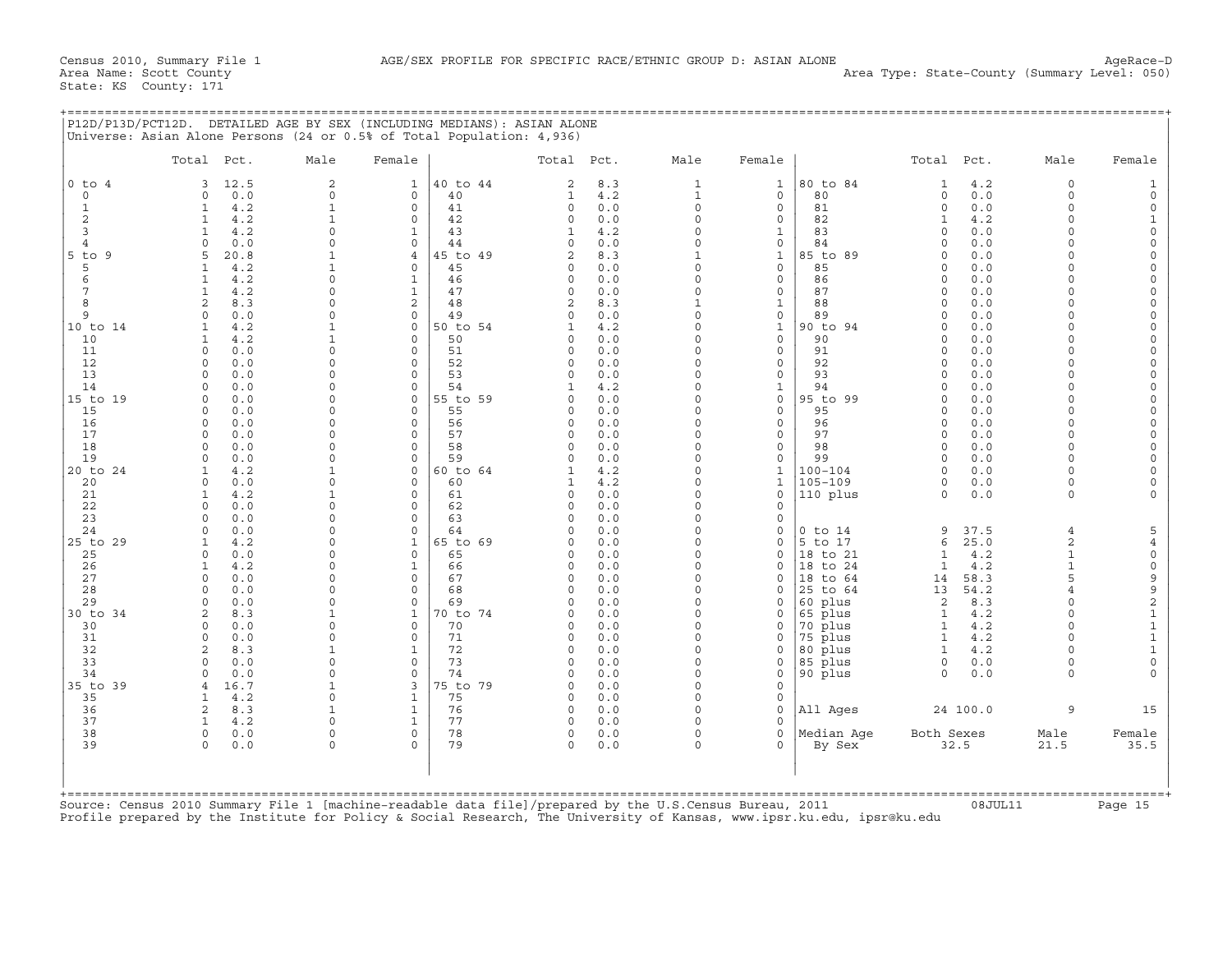Census 2010, Summary File 1    AGE/SEX PROFILE FOR SPECIFIC RACE/ETHNIC GROUP D: ASIAN ALONE    AgeRace-D
Area Name: Scott County    Area Type: State-County (Summary Level: 050)
State: KS County: 171

## P12D/P13D/PCT12D. DETAILED AGE BY SEX (INCLUDING MEDIANS): ASIAN ALONE

Universe: Asian Alone Persons (24 or 0.5% of Total Population: 4,936)

| | Total | Pct. | Male | Female | | Total | Pct. | Male | Female | | Total | Pct. | Male | Female |
|---|---|---|---|---|---|---|---|---|---|---|---|---|---|---|
| 0 to 4 | 3 | 12.5 | 2 | 1 | 40 to 44 | 2 | 8.3 | 1 | 1 | 80 to 84 | 1 | 4.2 | 0 | 1 |
| 0 | 0 | 0.0 | 0 | 0 | 40 | 1 | 4.2 | 1 | 0 | 80 | 0 | 0.0 | 0 | 0 |
| 1 | 1 | 4.2 | 1 | 0 | 41 | 0 | 0.0 | 0 | 0 | 81 | 0 | 0.0 | 0 | 0 |
| 2 | 1 | 4.2 | 1 | 0 | 42 | 0 | 0.0 | 0 | 0 | 82 | 1 | 4.2 | 0 | 1 |
| 3 | 1 | 4.2 | 0 | 1 | 43 | 1 | 4.2 | 0 | 1 | 83 | 0 | 0.0 | 0 | 0 |
| 4 | 0 | 0.0 | 0 | 0 | 44 | 0 | 0.0 | 0 | 0 | 84 | 0 | 0.0 | 0 | 0 |
| 5 to 9 | 5 | 20.8 | 1 | 4 | 45 to 49 | 2 | 8.3 | 1 | 1 | 85 to 89 | 0 | 0.0 | 0 | 0 |
| 5 | 1 | 4.2 | 1 | 0 | 45 | 0 | 0.0 | 0 | 0 | 85 | 0 | 0.0 | 0 | 0 |
| 6 | 1 | 4.2 | 0 | 1 | 46 | 0 | 0.0 | 0 | 0 | 86 | 0 | 0.0 | 0 | 0 |
| 7 | 1 | 4.2 | 0 | 1 | 47 | 0 | 0.0 | 0 | 0 | 87 | 0 | 0.0 | 0 | 0 |
| 8 | 2 | 8.3 | 0 | 2 | 48 | 2 | 8.3 | 1 | 1 | 88 | 0 | 0.0 | 0 | 0 |
| 9 | 0 | 0.0 | 0 | 0 | 49 | 0 | 0.0 | 0 | 0 | 89 | 0 | 0.0 | 0 | 0 |
| 10 to 14 | 1 | 4.2 | 1 | 0 | 50 to 54 | 1 | 4.2 | 0 | 1 | 90 to 94 | 0 | 0.0 | 0 | 0 |
| 10 | 1 | 4.2 | 1 | 0 | 50 | 0 | 0.0 | 0 | 0 | 90 | 0 | 0.0 | 0 | 0 |
| 11 | 0 | 0.0 | 0 | 0 | 51 | 0 | 0.0 | 0 | 0 | 91 | 0 | 0.0 | 0 | 0 |
| 12 | 0 | 0.0 | 0 | 0 | 52 | 0 | 0.0 | 0 | 0 | 92 | 0 | 0.0 | 0 | 0 |
| 13 | 0 | 0.0 | 0 | 0 | 53 | 0 | 0.0 | 0 | 0 | 93 | 0 | 0.0 | 0 | 0 |
| 14 | 0 | 0.0 | 0 | 0 | 54 | 1 | 4.2 | 0 | 1 | 94 | 0 | 0.0 | 0 | 0 |
| 15 to 19 | 0 | 0.0 | 0 | 0 | 55 to 59 | 0 | 0.0 | 0 | 0 | 95 to 99 | 0 | 0.0 | 0 | 0 |
| 15 | 0 | 0.0 | 0 | 0 | 55 | 0 | 0.0 | 0 | 0 | 95 | 0 | 0.0 | 0 | 0 |
| 16 | 0 | 0.0 | 0 | 0 | 56 | 0 | 0.0 | 0 | 0 | 96 | 0 | 0.0 | 0 | 0 |
| 17 | 0 | 0.0 | 0 | 0 | 57 | 0 | 0.0 | 0 | 0 | 97 | 0 | 0.0 | 0 | 0 |
| 18 | 0 | 0.0 | 0 | 0 | 58 | 0 | 0.0 | 0 | 0 | 98 | 0 | 0.0 | 0 | 0 |
| 19 | 0 | 0.0 | 0 | 0 | 59 | 0 | 0.0 | 0 | 0 | 99 | 0 | 0.0 | 0 | 0 |
| 20 to 24 | 1 | 4.2 | 1 | 0 | 60 to 64 | 1 | 4.2 | 0 | 1 | 100-104 | 0 | 0.0 | 0 | 0 |
| 20 | 0 | 0.0 | 0 | 0 | 60 | 1 | 4.2 | 0 | 1 | 105-109 | 0 | 0.0 | 0 | 0 |
| 21 | 1 | 4.2 | 1 | 0 | 61 | 0 | 0.0 | 0 | 0 | 110 plus | 0 | 0.0 | 0 | 0 |
| 22 | 0 | 0.0 | 0 | 0 | 62 | 0 | 0.0 | 0 | 0 | | | | | |
| 23 | 0 | 0.0 | 0 | 0 | 63 | 0 | 0.0 | 0 | 0 | | | | | |
| 24 | 0 | 0.0 | 0 | 0 | 64 | 0 | 0.0 | 0 | 0 | 0 to 14 | 9 | 37.5 | 4 | 5 |
| 25 to 29 | 1 | 4.2 | 0 | 1 | 65 to 69 | 0 | 0.0 | 0 | 0 | 5 to 17 | 6 | 25.0 | 2 | 4 |
| 25 | 0 | 0.0 | 0 | 0 | 65 | 0 | 0.0 | 0 | 0 | 18 to 21 | 1 | 4.2 | 1 | 0 |
| 26 | 1 | 4.2 | 0 | 1 | 66 | 0 | 0.0 | 0 | 0 | 18 to 24 | 1 | 4.2 | 1 | 0 |
| 27 | 0 | 0.0 | 0 | 0 | 67 | 0 | 0.0 | 0 | 0 | 18 to 64 | 14 | 58.3 | 5 | 9 |
| 28 | 0 | 0.0 | 0 | 0 | 68 | 0 | 0.0 | 0 | 0 | 25 to 64 | 13 | 54.2 | 4 | 9 |
| 29 | 0 | 0.0 | 0 | 0 | 69 | 0 | 0.0 | 0 | 0 | 60 plus | 2 | 8.3 | 0 | 2 |
| 30 to 34 | 2 | 8.3 | 1 | 1 | 70 to 74 | 0 | 0.0 | 0 | 0 | 65 plus | 1 | 4.2 | 0 | 1 |
| 30 | 0 | 0.0 | 0 | 0 | 70 | 0 | 0.0 | 0 | 0 | 70 plus | 1 | 4.2 | 0 | 1 |
| 31 | 0 | 0.0 | 0 | 0 | 71 | 0 | 0.0 | 0 | 0 | 75 plus | 1 | 4.2 | 0 | 1 |
| 32 | 2 | 8.3 | 1 | 1 | 72 | 0 | 0.0 | 0 | 0 | 80 plus | 1 | 4.2 | 0 | 1 |
| 33 | 0 | 0.0 | 0 | 0 | 73 | 0 | 0.0 | 0 | 0 | 85 plus | 0 | 0.0 | 0 | 0 |
| 34 | 0 | 0.0 | 0 | 0 | 74 | 0 | 0.0 | 0 | 0 | 90 plus | 0 | 0.0 | 0 | 0 |
| 35 to 39 | 4 | 16.7 | 1 | 3 | 75 to 79 | 0 | 0.0 | 0 | 0 | | | | | |
| 35 | 1 | 4.2 | 0 | 1 | 75 | 0 | 0.0 | 0 | 0 | | | | | |
| 36 | 2 | 8.3 | 1 | 1 | 76 | 0 | 0.0 | 0 | 0 | All Ages | 24 | 100.0 | 9 | 15 |
| 37 | 1 | 4.2 | 0 | 1 | 77 | 0 | 0.0 | 0 | 0 | | | | | |
| 38 | 0 | 0.0 | 0 | 0 | 78 | 0 | 0.0 | 0 | 0 | Median Age | Both Sexes | | Male | Female |
| 39 | 0 | 0.0 | 0 | 0 | 79 | 0 | 0.0 | 0 | 0 | By Sex | 32.5 | | 21.5 | 35.5 |

Source: Census 2010 Summary File 1 [machine-readable data file]/prepared by the U.S.Census Bureau, 2011    08JUL11
Profile prepared by the Institute for Policy & Social Research, The University of Kansas, www.ipsr.ku.edu, ipsr@ku.edu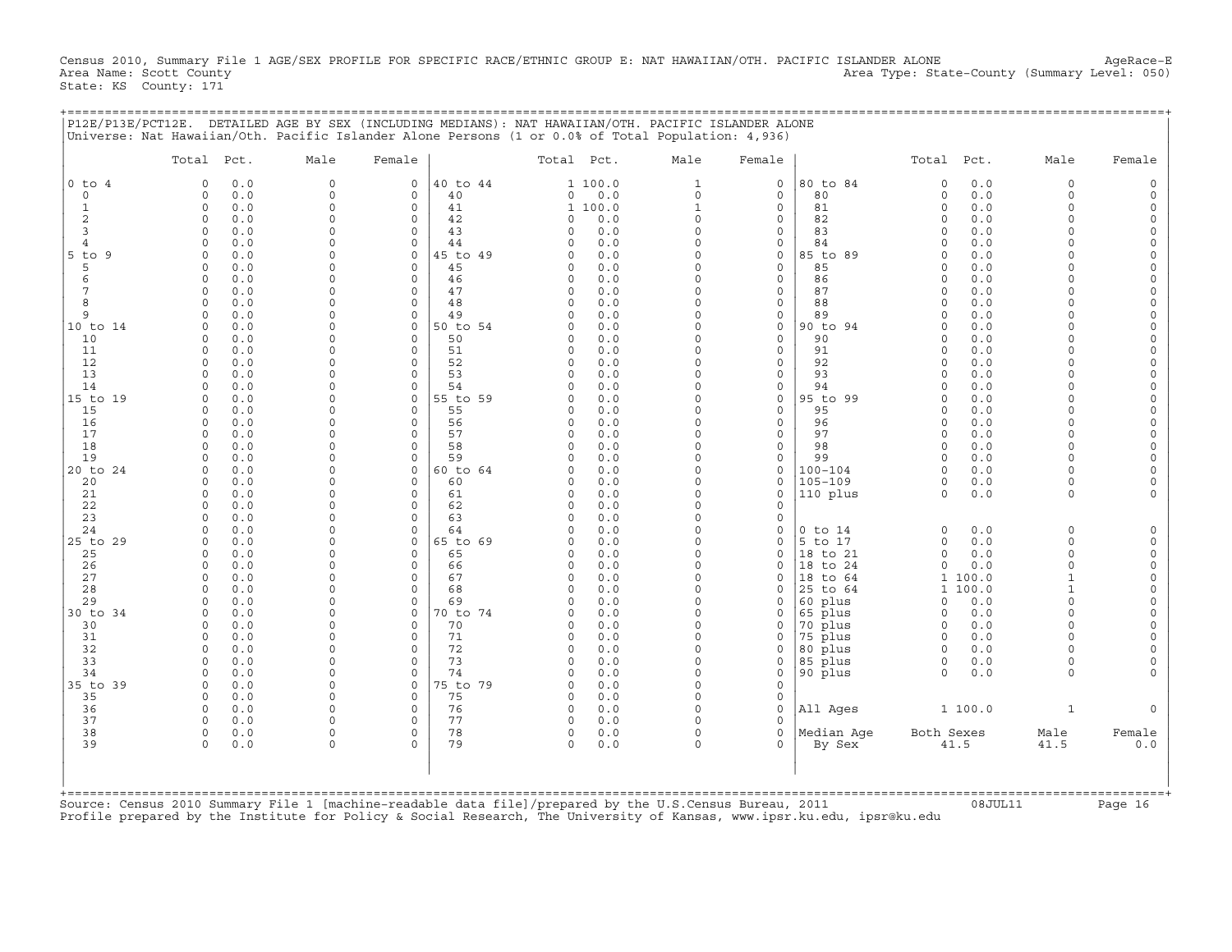Census 2010, Summary File 1 AGE/SEX PROFILE FOR SPECIFIC RACE/ETHNIC GROUP E: NAT HAWAIIAN/OTH. PACIFIC ISLANDER ALONE AgeRace-E
Area Name: Scott County Area Type: State-County (Summary Level: 050)
State: KS County: 171

P12E/P13E/PCT12E. DETAILED AGE BY SEX (INCLUDING MEDIANS): NAT HAWAIIAN/OTH. PACIFIC ISLANDER ALONE
Universe: Nat Hawaiian/Oth. Pacific Islander Alone Persons (1 or 0.0% of Total Population: 4,936)

| | Total | Pct. | Male | Female | | Total | Pct. | Male | Female | | Total | Pct. | Male | Female |
|---|---|---|---|---|---|---|---|---|---|---|---|---|---|---|
| 0 to 4 | 0 | 0.0 | 0 | 0 | 40 to 44 | 1 | 100.0 | 1 | 0 | 80 to 84 | 0 | 0.0 | 0 | 0 |
| 0 | 0 | 0.0 | 0 | 0 | 40 | 0 | 0.0 | 0 | 0 | 80 | 0 | 0.0 | 0 | 0 |
| 1 | 0 | 0.0 | 0 | 0 | 41 | 1 | 100.0 | 1 | 0 | 81 | 0 | 0.0 | 0 | 0 |
| 2 | 0 | 0.0 | 0 | 0 | 42 | 0 | 0.0 | 0 | 0 | 82 | 0 | 0.0 | 0 | 0 |
| 3 | 0 | 0.0 | 0 | 0 | 43 | 0 | 0.0 | 0 | 0 | 83 | 0 | 0.0 | 0 | 0 |
| 4 | 0 | 0.0 | 0 | 0 | 44 | 0 | 0.0 | 0 | 0 | 84 | 0 | 0.0 | 0 | 0 |
| 5 to 9 | 0 | 0.0 | 0 | 0 | 45 to 49 | 0 | 0.0 | 0 | 0 | 85 to 89 | 0 | 0.0 | 0 | 0 |
| 5 | 0 | 0.0 | 0 | 0 | 45 | 0 | 0.0 | 0 | 0 | 85 | 0 | 0.0 | 0 | 0 |
| 6 | 0 | 0.0 | 0 | 0 | 46 | 0 | 0.0 | 0 | 0 | 86 | 0 | 0.0 | 0 | 0 |
| 7 | 0 | 0.0 | 0 | 0 | 47 | 0 | 0.0 | 0 | 0 | 87 | 0 | 0.0 | 0 | 0 |
| 8 | 0 | 0.0 | 0 | 0 | 48 | 0 | 0.0 | 0 | 0 | 88 | 0 | 0.0 | 0 | 0 |
| 9 | 0 | 0.0 | 0 | 0 | 49 | 0 | 0.0 | 0 | 0 | 89 | 0 | 0.0 | 0 | 0 |
| 10 to 14 | 0 | 0.0 | 0 | 0 | 50 to 54 | 0 | 0.0 | 0 | 0 | 90 to 94 | 0 | 0.0 | 0 | 0 |
| 10 | 0 | 0.0 | 0 | 0 | 50 | 0 | 0.0 | 0 | 0 | 90 | 0 | 0.0 | 0 | 0 |
| 11 | 0 | 0.0 | 0 | 0 | 51 | 0 | 0.0 | 0 | 0 | 91 | 0 | 0.0 | 0 | 0 |
| 12 | 0 | 0.0 | 0 | 0 | 52 | 0 | 0.0 | 0 | 0 | 92 | 0 | 0.0 | 0 | 0 |
| 13 | 0 | 0.0 | 0 | 0 | 53 | 0 | 0.0 | 0 | 0 | 93 | 0 | 0.0 | 0 | 0 |
| 14 | 0 | 0.0 | 0 | 0 | 54 | 0 | 0.0 | 0 | 0 | 94 | 0 | 0.0 | 0 | 0 |
| 15 to 19 | 0 | 0.0 | 0 | 0 | 55 to 59 | 0 | 0.0 | 0 | 0 | 95 to 99 | 0 | 0.0 | 0 | 0 |
| 15 | 0 | 0.0 | 0 | 0 | 55 | 0 | 0.0 | 0 | 0 | 95 | 0 | 0.0 | 0 | 0 |
| 16 | 0 | 0.0 | 0 | 0 | 56 | 0 | 0.0 | 0 | 0 | 96 | 0 | 0.0 | 0 | 0 |
| 17 | 0 | 0.0 | 0 | 0 | 57 | 0 | 0.0 | 0 | 0 | 97 | 0 | 0.0 | 0 | 0 |
| 18 | 0 | 0.0 | 0 | 0 | 58 | 0 | 0.0 | 0 | 0 | 98 | 0 | 0.0 | 0 | 0 |
| 19 | 0 | 0.0 | 0 | 0 | 59 | 0 | 0.0 | 0 | 0 | 99 | 0 | 0.0 | 0 | 0 |
| 20 to 24 | 0 | 0.0 | 0 | 0 | 60 to 64 | 0 | 0.0 | 0 | 0 | 100-104 | 0 | 0.0 | 0 | 0 |
| 20 | 0 | 0.0 | 0 | 0 | 60 | 0 | 0.0 | 0 | 0 | 105-109 | 0 | 0.0 | 0 | 0 |
| 21 | 0 | 0.0 | 0 | 0 | 61 | 0 | 0.0 | 0 | 0 | 110 plus | 0 | 0.0 | 0 | 0 |
| 22 | 0 | 0.0 | 0 | 0 | 62 | 0 | 0.0 | 0 | 0 | | | | | |
| 23 | 0 | 0.0 | 0 | 0 | 63 | 0 | 0.0 | 0 | 0 | | | | | |
| 24 | 0 | 0.0 | 0 | 0 | 64 | 0 | 0.0 | 0 | 0 | 0 to 14 | 0 | 0.0 | 0 | 0 |
| 25 to 29 | 0 | 0.0 | 0 | 0 | 65 to 69 | 0 | 0.0 | 0 | 0 | 5 to 17 | 0 | 0.0 | 0 | 0 |
| 25 | 0 | 0.0 | 0 | 0 | 65 | 0 | 0.0 | 0 | 0 | 18 to 21 | 0 | 0.0 | 0 | 0 |
| 26 | 0 | 0.0 | 0 | 0 | 66 | 0 | 0.0 | 0 | 0 | 18 to 24 | 0 | 0.0 | 0 | 0 |
| 27 | 0 | 0.0 | 0 | 0 | 67 | 0 | 0.0 | 0 | 0 | 18 to 64 | 1 | 100.0 | 1 | 0 |
| 28 | 0 | 0.0 | 0 | 0 | 68 | 0 | 0.0 | 0 | 0 | 25 to 64 | 1 | 100.0 | 1 | 0 |
| 29 | 0 | 0.0 | 0 | 0 | 69 | 0 | 0.0 | 0 | 0 | 60 plus | 0 | 0.0 | 0 | 0 |
| 30 to 34 | 0 | 0.0 | 0 | 0 | 70 to 74 | 0 | 0.0 | 0 | 0 | 65 plus | 0 | 0.0 | 0 | 0 |
| 30 | 0 | 0.0 | 0 | 0 | 70 | 0 | 0.0 | 0 | 0 | 70 plus | 0 | 0.0 | 0 | 0 |
| 31 | 0 | 0.0 | 0 | 0 | 71 | 0 | 0.0 | 0 | 0 | 75 plus | 0 | 0.0 | 0 | 0 |
| 32 | 0 | 0.0 | 0 | 0 | 72 | 0 | 0.0 | 0 | 0 | 80 plus | 0 | 0.0 | 0 | 0 |
| 33 | 0 | 0.0 | 0 | 0 | 73 | 0 | 0.0 | 0 | 0 | 85 plus | 0 | 0.0 | 0 | 0 |
| 34 | 0 | 0.0 | 0 | 0 | 74 | 0 | 0.0 | 0 | 0 | 90 plus | 0 | 0.0 | 0 | 0 |
| 35 to 39 | 0 | 0.0 | 0 | 0 | 75 to 79 | 0 | 0.0 | 0 | 0 | | | | | |
| 35 | 0 | 0.0 | 0 | 0 | 75 | 0 | 0.0 | 0 | 0 | | | | | |
| 36 | 0 | 0.0 | 0 | 0 | 76 | 0 | 0.0 | 0 | 0 | All Ages | 1 | 100.0 | 1 | 0 |
| 37 | 0 | 0.0 | 0 | 0 | 77 | 0 | 0.0 | 0 | 0 | | | | | |
| 38 | 0 | 0.0 | 0 | 0 | 78 | 0 | 0.0 | 0 | 0 | Median Age | Both Sexes | | Male | Female |
| 39 | 0 | 0.0 | 0 | 0 | 79 | 0 | 0.0 | 0 | 0 | By Sex | 41.5 | | 41.5 | 0.0 |

Source: Census 2010 Summary File 1 [machine-readable data file]/prepared by the U.S.Census Bureau, 2011 08JUL11
Profile prepared by the Institute for Policy & Social Research, The University of Kansas, www.ipsr.ku.edu, ipsr@ku.edu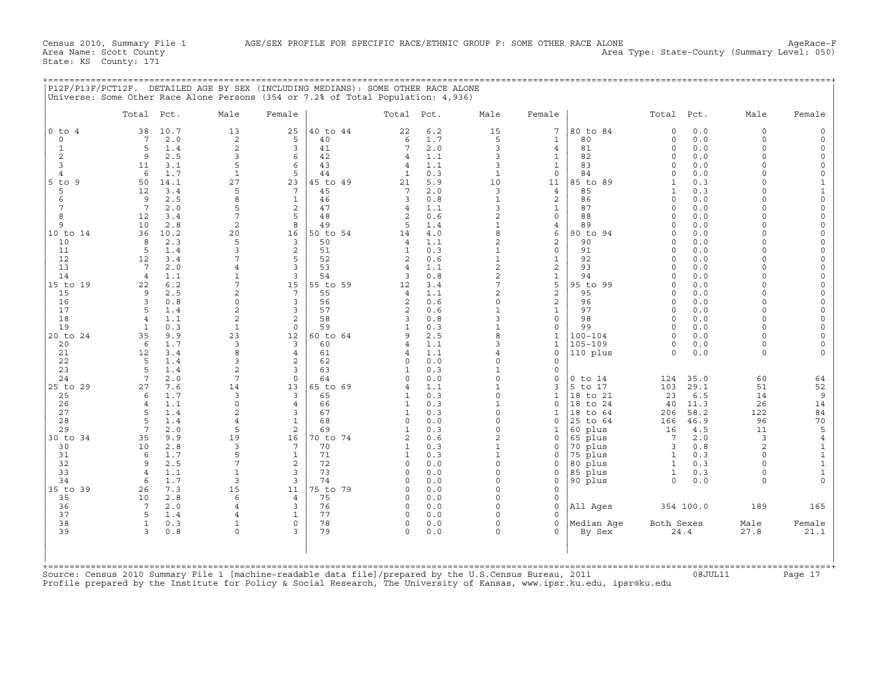Census 2010, Summary File 1 AGE/SEX PROFILE FOR SPECIFIC RACE/ETHNIC GROUP F: SOME OTHER RACE ALONE AgeRace-F
Area Name: Scott County Area Type: State-County (Summary Level: 050)
State: KS County: 171

P12F/P13F/PCT12F. DETAILED AGE BY SEX (INCLUDING MEDIANS): SOME OTHER RACE ALONE
Universe: Some Other Race Alone Persons (354 or 7.2% of Total Population: 4,936)

| | Total | Pct. | Male | Female | | Total | Pct. | Male | Female | | Total | Pct. | Male | Female |
|---|---|---|---|---|---|---|---|---|---|---|---|---|---|---|
| 0 to 4 | 38 | 10.7 | 13 | 25 | 40 to 44 | 22 | 6.2 | 15 | 7 | 80 to 84 | 0 | 0.0 | 0 | 0 |
| 0 | 7 | 2.0 | 2 | 5 | 40 | 6 | 1.7 | 5 | 1 | 80 | 0 | 0.0 | 0 | 0 |
| 1 | 5 | 1.4 | 2 | 3 | 41 | 7 | 2.0 | 3 | 4 | 81 | 0 | 0.0 | 0 | 0 |
| 2 | 9 | 2.5 | 3 | 6 | 42 | 4 | 1.1 | 3 | 1 | 82 | 0 | 0.0 | 0 | 0 |
| 3 | 11 | 3.1 | 5 | 6 | 43 | 4 | 1.1 | 3 | 1 | 83 | 0 | 0.0 | 0 | 0 |
| 4 | 6 | 1.7 | 1 | 5 | 44 | 1 | 0.3 | 1 | 0 | 84 | 0 | 0.0 | 0 | 0 |
| 5 to 9 | 50 | 14.1 | 27 | 23 | 45 to 49 | 21 | 5.9 | 10 | 11 | 85 to 89 | 1 | 0.3 | 0 | 1 |
| 5 | 12 | 3.4 | 5 | 7 | 45 | 7 | 2.0 | 3 | 4 | 85 | 1 | 0.3 | 0 | 1 |
| 6 | 9 | 2.5 | 8 | 1 | 46 | 3 | 0.8 | 1 | 2 | 86 | 0 | 0.0 | 0 | 0 |
| 7 | 7 | 2.0 | 5 | 2 | 47 | 4 | 1.1 | 3 | 1 | 87 | 0 | 0.0 | 0 | 0 |
| 8 | 12 | 3.4 | 7 | 5 | 48 | 2 | 0.6 | 2 | 0 | 88 | 0 | 0.0 | 0 | 0 |
| 9 | 10 | 2.8 | 2 | 8 | 49 | 5 | 1.4 | 1 | 4 | 89 | 0 | 0.0 | 0 | 0 |
| 10 to 14 | 36 | 10.2 | 20 | 16 | 50 to 54 | 14 | 4.0 | 8 | 6 | 90 to 94 | 0 | 0.0 | 0 | 0 |
| 10 | 8 | 2.3 | 5 | 3 | 50 | 4 | 1.1 | 2 | 2 | 90 | 0 | 0.0 | 0 | 0 |
| 11 | 5 | 1.4 | 3 | 2 | 51 | 1 | 0.3 | 1 | 0 | 91 | 0 | 0.0 | 0 | 0 |
| 12 | 12 | 3.4 | 7 | 5 | 52 | 2 | 0.6 | 1 | 1 | 92 | 0 | 0.0 | 0 | 0 |
| 13 | 7 | 2.0 | 4 | 3 | 53 | 4 | 1.1 | 2 | 2 | 93 | 0 | 0.0 | 0 | 0 |
| 14 | 4 | 1.1 | 1 | 3 | 54 | 3 | 0.8 | 2 | 1 | 94 | 0 | 0.0 | 0 | 0 |
| 15 to 19 | 22 | 6.2 | 7 | 15 | 55 to 59 | 12 | 3.4 | 7 | 5 | 95 to 99 | 0 | 0.0 | 0 | 0 |
| 15 | 9 | 2.5 | 2 | 7 | 55 | 4 | 1.1 | 2 | 2 | 95 | 0 | 0.0 | 0 | 0 |
| 16 | 3 | 0.8 | 0 | 3 | 56 | 2 | 0.6 | 0 | 2 | 96 | 0 | 0.0 | 0 | 0 |
| 17 | 5 | 1.4 | 2 | 3 | 57 | 2 | 0.6 | 1 | 1 | 97 | 0 | 0.0 | 0 | 0 |
| 18 | 4 | 1.1 | 2 | 2 | 58 | 3 | 0.8 | 3 | 0 | 98 | 0 | 0.0 | 0 | 0 |
| 19 | 1 | 0.3 | 1 | 0 | 59 | 1 | 0.3 | 1 | 0 | 99 | 0 | 0.0 | 0 | 0 |
| 20 to 24 | 35 | 9.9 | 23 | 12 | 60 to 64 | 9 | 2.5 | 8 | 1 | 100-104 | 0 | 0.0 | 0 | 0 |
| 20 | 6 | 1.7 | 3 | 3 | 60 | 4 | 1.1 | 3 | 1 | 105-109 | 0 | 0.0 | 0 | 0 |
| 21 | 12 | 3.4 | 8 | 4 | 61 | 4 | 1.1 | 4 | 0 | 110 plus | 0 | 0.0 | 0 | 0 |
| 22 | 5 | 1.4 | 3 | 2 | 62 | 0 | 0.0 | 0 | 0 | | | | | |
| 23 | 5 | 1.4 | 2 | 3 | 63 | 1 | 0.3 | 1 | 0 | | | | | |
| 24 | 7 | 2.0 | 7 | 0 | 64 | 0 | 0.0 | 0 | 0 | 0 to 14 | 124 | 35.0 | 60 | 64 |
| 25 to 29 | 27 | 7.6 | 14 | 13 | 65 to 69 | 4 | 1.1 | 1 | 3 | 5 to 17 | 103 | 29.1 | 51 | 52 |
| 25 | 6 | 1.7 | 3 | 3 | 65 | 1 | 0.3 | 0 | 1 | 18 to 21 | 23 | 6.5 | 14 | 9 |
| 26 | 4 | 1.1 | 0 | 4 | 66 | 1 | 0.3 | 1 | 0 | 18 to 24 | 40 | 11.3 | 26 | 14 |
| 27 | 5 | 1.4 | 2 | 3 | 67 | 1 | 0.3 | 0 | 1 | 18 to 64 | 206 | 58.2 | 122 | 84 |
| 28 | 5 | 1.4 | 4 | 1 | 68 | 0 | 0.0 | 0 | 0 | 25 to 64 | 166 | 46.9 | 96 | 70 |
| 29 | 7 | 2.0 | 5 | 2 | 69 | 1 | 0.3 | 0 | 1 | 60 plus | 16 | 4.5 | 11 | 5 |
| 30 to 34 | 35 | 9.9 | 19 | 16 | 70 to 74 | 2 | 0.6 | 2 | 0 | 65 plus | 7 | 2.0 | 3 | 4 |
| 30 | 10 | 2.8 | 3 | 7 | 70 | 1 | 0.3 | 1 | 0 | 70 plus | 3 | 0.8 | 2 | 1 |
| 31 | 6 | 1.7 | 5 | 1 | 71 | 1 | 0.3 | 1 | 0 | 75 plus | 1 | 0.3 | 0 | 1 |
| 32 | 9 | 2.5 | 7 | 2 | 72 | 0 | 0.0 | 0 | 0 | 80 plus | 1 | 0.3 | 0 | 1 |
| 33 | 4 | 1.1 | 1 | 3 | 73 | 0 | 0.0 | 0 | 0 | 85 plus | 1 | 0.3 | 0 | 1 |
| 34 | 6 | 1.7 | 3 | 3 | 74 | 0 | 0.0 | 0 | 0 | 90 plus | 0 | 0.0 | 0 | 0 |
| 35 to 39 | 26 | 7.3 | 15 | 11 | 75 to 79 | 0 | 0.0 | 0 | 0 | | | | | |
| 35 | 10 | 2.8 | 6 | 4 | 75 | 0 | 0.0 | 0 | 0 | | | | | |
| 36 | 7 | 2.0 | 4 | 3 | 76 | 0 | 0.0 | 0 | 0 | All Ages | 354 | 100.0 | 189 | 165 |
| 37 | 5 | 1.4 | 4 | 1 | 77 | 0 | 0.0 | 0 | 0 | | | | | |
| 38 | 1 | 0.3 | 1 | 0 | 78 | 0 | 0.0 | 0 | 0 | Median Age | Both Sexes | | Male | Female |
| 39 | 3 | 0.8 | 0 | 3 | 79 | 0 | 0.0 | 0 | 0 | By Sex | 24.4 | | 27.8 | 21.1 |

Source: Census 2010 Summary File 1 [machine-readable data file]/prepared by the U.S.Census Bureau, 2011 08JUL11
Profile prepared by the Institute for Policy & Social Research, The University of Kansas, www.ipsr.ku.edu, ipsr@ku.edu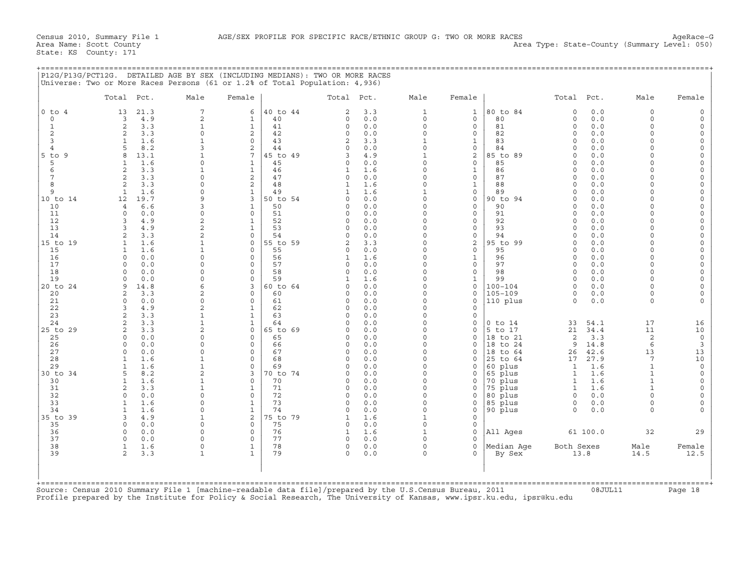Census 2010, Summary File 1 — AGE/SEX PROFILE FOR SPECIFIC RACE/ETHNIC GROUP G: TWO OR MORE RACES — AgeRace-G

Area Name: Scott County — Area Type: State-County (Summary Level: 050)

State: KS County: 171

## P12G/P13G/PCT12G. DETAILED AGE BY SEX (INCLUDING MEDIANS): TWO OR MORE RACES

Universe: Two or More Races Persons (61 or 1.2% of Total Population: 4,936)

| | Total | Pct. | Male | Female | | Total | Pct. | Male | Female | | Total | Pct. | Male | Female |
|---|---|---|---|---|---|---|---|---|---|---|---|---|---|---|
| 0 to 4 | 13 | 21.3 | 7 | 6 | 40 to 44 | 2 | 3.3 | 1 | 1 | 80 to 84 | 0 | 0.0 | 0 | 0 |
| 0 | 3 | 4.9 | 2 | 1 | 40 | 0 | 0.0 | 0 | 0 | 80 | 0 | 0.0 | 0 | 0 |
| 1 | 2 | 3.3 | 1 | 1 | 41 | 0 | 0.0 | 0 | 0 | 81 | 0 | 0.0 | 0 | 0 |
| 2 | 2 | 3.3 | 0 | 2 | 42 | 0 | 0.0 | 0 | 0 | 82 | 0 | 0.0 | 0 | 0 |
| 3 | 1 | 1.6 | 1 | 0 | 43 | 2 | 3.3 | 1 | 1 | 83 | 0 | 0.0 | 0 | 0 |
| 4 | 5 | 8.2 | 3 | 2 | 44 | 0 | 0.0 | 0 | 0 | 84 | 0 | 0.0 | 0 | 0 |
| 5 to 9 | 8 | 13.1 | 1 | 7 | 45 to 49 | 3 | 4.9 | 1 | 2 | 85 to 89 | 0 | 0.0 | 0 | 0 |
| 5 | 1 | 1.6 | 0 | 1 | 45 | 0 | 0.0 | 0 | 0 | 85 | 0 | 0.0 | 0 | 0 |
| 6 | 2 | 3.3 | 1 | 1 | 46 | 1 | 1.6 | 0 | 1 | 86 | 0 | 0.0 | 0 | 0 |
| 7 | 2 | 3.3 | 0 | 2 | 47 | 0 | 0.0 | 0 | 0 | 87 | 0 | 0.0 | 0 | 0 |
| 8 | 2 | 3.3 | 0 | 2 | 48 | 1 | 1.6 | 0 | 1 | 88 | 0 | 0.0 | 0 | 0 |
| 9 | 1 | 1.6 | 0 | 1 | 49 | 1 | 1.6 | 1 | 0 | 89 | 0 | 0.0 | 0 | 0 |
| 10 to 14 | 12 | 19.7 | 9 | 3 | 50 to 54 | 0 | 0.0 | 0 | 0 | 90 to 94 | 0 | 0.0 | 0 | 0 |
| 10 | 4 | 6.6 | 3 | 1 | 50 | 0 | 0.0 | 0 | 0 | 90 | 0 | 0.0 | 0 | 0 |
| 11 | 0 | 0.0 | 0 | 0 | 51 | 0 | 0.0 | 0 | 0 | 91 | 0 | 0.0 | 0 | 0 |
| 12 | 3 | 4.9 | 2 | 1 | 52 | 0 | 0.0 | 0 | 0 | 92 | 0 | 0.0 | 0 | 0 |
| 13 | 3 | 4.9 | 2 | 1 | 53 | 0 | 0.0 | 0 | 0 | 93 | 0 | 0.0 | 0 | 0 |
| 14 | 2 | 3.3 | 2 | 0 | 54 | 0 | 0.0 | 0 | 0 | 94 | 0 | 0.0 | 0 | 0 |
| 15 to 19 | 1 | 1.6 | 1 | 0 | 55 to 59 | 2 | 3.3 | 0 | 2 | 95 to 99 | 0 | 0.0 | 0 | 0 |
| 15 | 1 | 1.6 | 1 | 0 | 55 | 0 | 0.0 | 0 | 0 | 95 | 0 | 0.0 | 0 | 0 |
| 16 | 0 | 0.0 | 0 | 0 | 56 | 1 | 1.6 | 0 | 1 | 96 | 0 | 0.0 | 0 | 0 |
| 17 | 0 | 0.0 | 0 | 0 | 57 | 0 | 0.0 | 0 | 0 | 97 | 0 | 0.0 | 0 | 0 |
| 18 | 0 | 0.0 | 0 | 0 | 58 | 0 | 0.0 | 0 | 0 | 98 | 0 | 0.0 | 0 | 0 |
| 19 | 0 | 0.0 | 0 | 0 | 59 | 1 | 1.6 | 0 | 1 | 99 | 0 | 0.0 | 0 | 0 |
| 20 to 24 | 9 | 14.8 | 6 | 3 | 60 to 64 | 0 | 0.0 | 0 | 0 | 100-104 | 0 | 0.0 | 0 | 0 |
| 20 | 2 | 3.3 | 2 | 0 | 60 | 0 | 0.0 | 0 | 0 | 105-109 | 0 | 0.0 | 0 | 0 |
| 21 | 0 | 0.0 | 0 | 0 | 61 | 0 | 0.0 | 0 | 0 | 110 plus | 0 | 0.0 | 0 | 0 |
| 22 | 3 | 4.9 | 2 | 1 | 62 | 0 | 0.0 | 0 | 0 | | | | | |
| 23 | 2 | 3.3 | 1 | 1 | 63 | 0 | 0.0 | 0 | 0 | | | | | |
| 24 | 2 | 3.3 | 1 | 1 | 64 | 0 | 0.0 | 0 | 0 | 0 to 14 | 33 | 54.1 | 17 | 16 |
| 25 to 29 | 2 | 3.3 | 2 | 0 | 65 to 69 | 0 | 0.0 | 0 | 0 | 5 to 17 | 21 | 34.4 | 11 | 10 |
| 25 | 0 | 0.0 | 0 | 0 | 65 | 0 | 0.0 | 0 | 0 | 18 to 21 | 2 | 3.3 | 2 | 0 |
| 26 | 0 | 0.0 | 0 | 0 | 66 | 0 | 0.0 | 0 | 0 | 18 to 24 | 9 | 14.8 | 6 | 3 |
| 27 | 0 | 0.0 | 0 | 0 | 67 | 0 | 0.0 | 0 | 0 | 18 to 64 | 26 | 42.6 | 13 | 13 |
| 28 | 1 | 1.6 | 1 | 0 | 68 | 0 | 0.0 | 0 | 0 | 25 to 64 | 17 | 27.9 | 7 | 10 |
| 29 | 1 | 1.6 | 1 | 0 | 69 | 0 | 0.0 | 0 | 0 | 60 plus | 1 | 1.6 | 1 | 0 |
| 30 to 34 | 5 | 8.2 | 2 | 3 | 70 to 74 | 0 | 0.0 | 0 | 0 | 65 plus | 1 | 1.6 | 1 | 0 |
| 30 | 1 | 1.6 | 1 | 0 | 70 | 0 | 0.0 | 0 | 0 | 70 plus | 1 | 1.6 | 1 | 0 |
| 31 | 2 | 3.3 | 1 | 1 | 71 | 0 | 0.0 | 0 | 0 | 75 plus | 1 | 1.6 | 1 | 0 |
| 32 | 0 | 0.0 | 0 | 0 | 72 | 0 | 0.0 | 0 | 0 | 80 plus | 0 | 0.0 | 0 | 0 |
| 33 | 1 | 1.6 | 0 | 1 | 73 | 0 | 0.0 | 0 | 0 | 85 plus | 0 | 0.0 | 0 | 0 |
| 34 | 1 | 1.6 | 0 | 1 | 74 | 0 | 0.0 | 0 | 0 | 90 plus | 0 | 0.0 | 0 | 0 |
| 35 to 39 | 3 | 4.9 | 1 | 2 | 75 to 79 | 1 | 1.6 | 1 | 0 | | | | | |
| 35 | 0 | 0.0 | 0 | 0 | 75 | 0 | 0.0 | 0 | 0 | | | | | |
| 36 | 0 | 0.0 | 0 | 0 | 76 | 1 | 1.6 | 1 | 0 | All Ages | 61 | 100.0 | 32 | 29 |
| 37 | 0 | 0.0 | 0 | 0 | 77 | 0 | 0.0 | 0 | 0 | | | | | |
| 38 | 1 | 1.6 | 0 | 1 | 78 | 0 | 0.0 | 0 | 0 | Median Age | Both Sexes | | Male | Female |
| 39 | 2 | 3.3 | 1 | 1 | 79 | 0 | 0.0 | 0 | 0 | By Sex | 13.8 | | 14.5 | 12.5 |

Source: Census 2010 Summary File 1 [machine-readable data file]/prepared by the U.S.Census Bureau, 2011 08JUL11

Profile prepared by the Institute for Policy & Social Research, The University of Kansas, www.ipsr.ku.edu, ipsr@ku.edu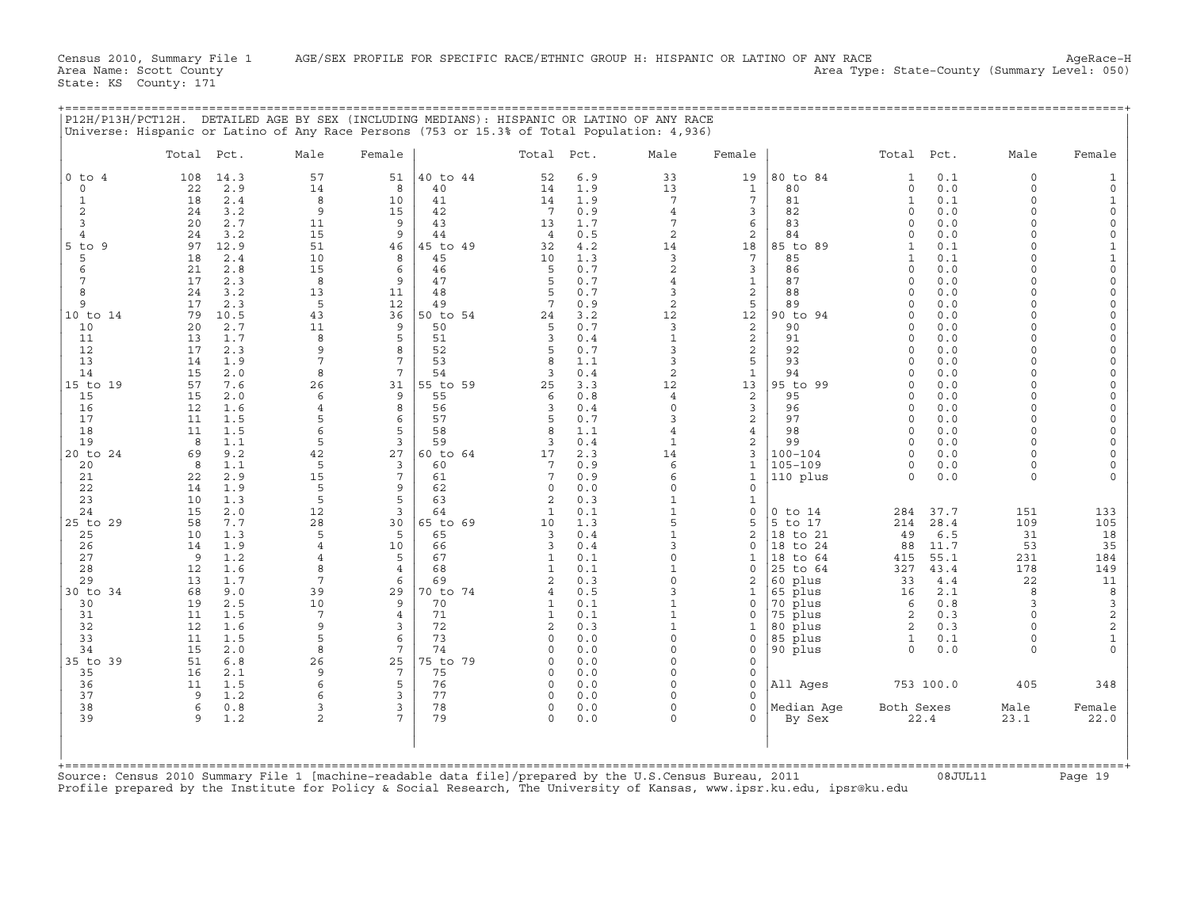Census 2010, Summary File 1 AGE/SEX PROFILE FOR SPECIFIC RACE/ETHNIC GROUP H: HISPANIC OR LATINO OF ANY RACE AgeRace-H
Area Name: Scott County Area Type: State-County (Summary Level: 050)
State: KS County: 171

## P12H/P13H/PCT12H. DETAILED AGE BY SEX (INCLUDING MEDIANS): HISPANIC OR LATINO OF ANY RACE

Universe: Hispanic or Latino of Any Race Persons (753 or 15.3% of Total Population: 4,936)

| | Total | Pct. | Male | Female | | Total | Pct. | Male | Female | | Total | Pct. | Male | Female |
|---|---|---|---|---|---|---|---|---|---|---|---|---|---|---|
| 0 to 4 | 108 | 14.3 | 57 | 51 | 40 to 44 | 52 | 6.9 | 33 | 19 | 80 to 84 | 1 | 0.1 | 0 | 1 |
| 0 | 22 | 2.9 | 14 | 8 | 40 | 14 | 1.9 | 13 | 1 | 80 | 0 | 0.0 | 0 | 0 |
| 1 | 18 | 2.4 | 8 | 10 | 41 | 14 | 1.9 | 7 | 7 | 81 | 1 | 0.1 | 0 | 1 |
| 2 | 24 | 3.2 | 9 | 15 | 42 | 7 | 0.9 | 4 | 3 | 82 | 0 | 0.0 | 0 | 0 |
| 3 | 20 | 2.7 | 11 | 9 | 43 | 13 | 1.7 | 7 | 6 | 83 | 0 | 0.0 | 0 | 0 |
| 4 | 24 | 3.2 | 15 | 9 | 44 | 4 | 0.5 | 2 | 2 | 84 | 0 | 0.0 | 0 | 0 |
| 5 to 9 | 97 | 12.9 | 51 | 46 | 45 to 49 | 32 | 4.2 | 14 | 18 | 85 to 89 | 1 | 0.1 | 0 | 1 |
| 5 | 18 | 2.4 | 10 | 8 | 45 | 10 | 1.3 | 3 | 7 | 85 | 1 | 0.1 | 0 | 1 |
| 6 | 21 | 2.8 | 15 | 6 | 46 | 5 | 0.7 | 2 | 3 | 86 | 0 | 0.0 | 0 | 0 |
| 7 | 17 | 2.3 | 8 | 9 | 47 | 5 | 0.7 | 4 | 1 | 87 | 0 | 0.0 | 0 | 0 |
| 8 | 24 | 3.2 | 13 | 11 | 48 | 5 | 0.7 | 3 | 2 | 88 | 0 | 0.0 | 0 | 0 |
| 9 | 17 | 2.3 | 5 | 12 | 49 | 7 | 0.9 | 2 | 5 | 89 | 0 | 0.0 | 0 | 0 |
| 10 to 14 | 79 | 10.5 | 43 | 36 | 50 to 54 | 24 | 3.2 | 12 | 12 | 90 to 94 | 0 | 0.0 | 0 | 0 |
| 10 | 20 | 2.7 | 11 | 9 | 50 | 5 | 0.7 | 3 | 2 | 90 | 0 | 0.0 | 0 | 0 |
| 11 | 13 | 1.7 | 8 | 5 | 51 | 3 | 0.4 | 1 | 2 | 91 | 0 | 0.0 | 0 | 0 |
| 12 | 17 | 2.3 | 9 | 8 | 52 | 5 | 0.7 | 3 | 2 | 92 | 0 | 0.0 | 0 | 0 |
| 13 | 14 | 1.9 | 7 | 7 | 53 | 8 | 1.1 | 3 | 5 | 93 | 0 | 0.0 | 0 | 0 |
| 14 | 15 | 2.0 | 8 | 7 | 54 | 3 | 0.4 | 2 | 1 | 94 | 0 | 0.0 | 0 | 0 |
| 15 to 19 | 57 | 7.6 | 26 | 31 | 55 to 59 | 25 | 3.3 | 12 | 13 | 95 to 99 | 0 | 0.0 | 0 | 0 |
| 15 | 15 | 2.0 | 6 | 9 | 55 | 6 | 0.8 | 4 | 2 | 95 | 0 | 0.0 | 0 | 0 |
| 16 | 12 | 1.6 | 4 | 8 | 56 | 3 | 0.4 | 0 | 3 | 96 | 0 | 0.0 | 0 | 0 |
| 17 | 11 | 1.5 | 5 | 6 | 57 | 5 | 0.7 | 3 | 2 | 97 | 0 | 0.0 | 0 | 0 |
| 18 | 11 | 1.5 | 6 | 5 | 58 | 8 | 1.1 | 4 | 4 | 98 | 0 | 0.0 | 0 | 0 |
| 19 | 8 | 1.1 | 5 | 3 | 59 | 3 | 0.4 | 1 | 2 | 99 | 0 | 0.0 | 0 | 0 |
| 20 to 24 | 69 | 9.2 | 42 | 27 | 60 to 64 | 17 | 2.3 | 14 | 3 | 100-104 | 0 | 0.0 | 0 | 0 |
| 20 | 8 | 1.1 | 5 | 3 | 60 | 7 | 0.9 | 6 | 1 | 105-109 | 0 | 0.0 | 0 | 0 |
| 21 | 22 | 2.9 | 15 | 7 | 61 | 7 | 0.9 | 6 | 1 | 110 plus | 0 | 0.0 | 0 | 0 |
| 22 | 14 | 1.9 | 5 | 9 | 62 | 0 | 0.0 | 0 | 0 | | | | | |
| 23 | 10 | 1.3 | 5 | 5 | 63 | 2 | 0.3 | 1 | 1 | | | | | |
| 24 | 15 | 2.0 | 12 | 3 | 64 | 1 | 0.1 | 1 | 0 | 0 to 14 | 284 | 37.7 | 151 | 133 |
| 25 to 29 | 58 | 7.7 | 28 | 30 | 65 to 69 | 10 | 1.3 | 5 | 5 | 5 to 17 | 214 | 28.4 | 109 | 105 |
| 25 | 10 | 1.3 | 5 | 5 | 65 | 3 | 0.4 | 1 | 2 | 18 to 21 | 49 | 6.5 | 31 | 18 |
| 26 | 14 | 1.9 | 4 | 10 | 66 | 3 | 0.4 | 3 | 0 | 18 to 24 | 88 | 11.7 | 53 | 35 |
| 27 | 9 | 1.2 | 4 | 5 | 67 | 1 | 0.1 | 0 | 1 | 18 to 64 | 415 | 55.1 | 231 | 184 |
| 28 | 12 | 1.6 | 8 | 4 | 68 | 1 | 0.1 | 1 | 0 | 25 to 64 | 327 | 43.4 | 178 | 149 |
| 29 | 13 | 1.7 | 7 | 6 | 69 | 2 | 0.3 | 0 | 2 | 60 plus | 33 | 4.4 | 22 | 11 |
| 30 to 34 | 68 | 9.0 | 39 | 29 | 70 to 74 | 4 | 0.5 | 3 | 1 | 65 plus | 16 | 2.1 | 8 | 8 |
| 30 | 19 | 2.5 | 10 | 9 | 70 | 1 | 0.1 | 1 | 0 | 70 plus | 6 | 0.8 | 3 | 3 |
| 31 | 11 | 1.5 | 7 | 4 | 71 | 1 | 0.1 | 1 | 0 | 75 plus | 2 | 0.3 | 0 | 2 |
| 32 | 12 | 1.6 | 9 | 3 | 72 | 2 | 0.3 | 1 | 1 | 80 plus | 2 | 0.3 | 0 | 2 |
| 33 | 11 | 1.5 | 5 | 6 | 73 | 0 | 0.0 | 0 | 0 | 85 plus | 1 | 0.1 | 0 | 1 |
| 34 | 15 | 2.0 | 8 | 7 | 74 | 0 | 0.0 | 0 | 0 | 90 plus | 0 | 0.0 | 0 | 0 |
| 35 to 39 | 51 | 6.8 | 26 | 25 | 75 to 79 | 0 | 0.0 | 0 | 0 | | | | | |
| 35 | 16 | 2.1 | 9 | 7 | 75 | 0 | 0.0 | 0 | 0 | | | | | |
| 36 | 11 | 1.5 | 6 | 5 | 76 | 0 | 0.0 | 0 | 0 | All Ages | 753 | 100.0 | 405 | 348 |
| 37 | 9 | 1.2 | 6 | 3 | 77 | 0 | 0.0 | 0 | 0 | | | | | |
| 38 | 6 | 0.8 | 3 | 3 | 78 | 0 | 0.0 | 0 | 0 | Median Age | Both Sexes | | Male | Female |
| 39 | 9 | 1.2 | 2 | 7 | 79 | 0 | 0.0 | 0 | 0 | By Sex | 22.4 | | 23.1 | 22.0 |

Source: Census 2010 Summary File 1 [machine-readable data file]/prepared by the U.S.Census Bureau, 2011 08JUL11
Profile prepared by the Institute for Policy & Social Research, The University of Kansas, www.ipsr.ku.edu, ipsr@ku.edu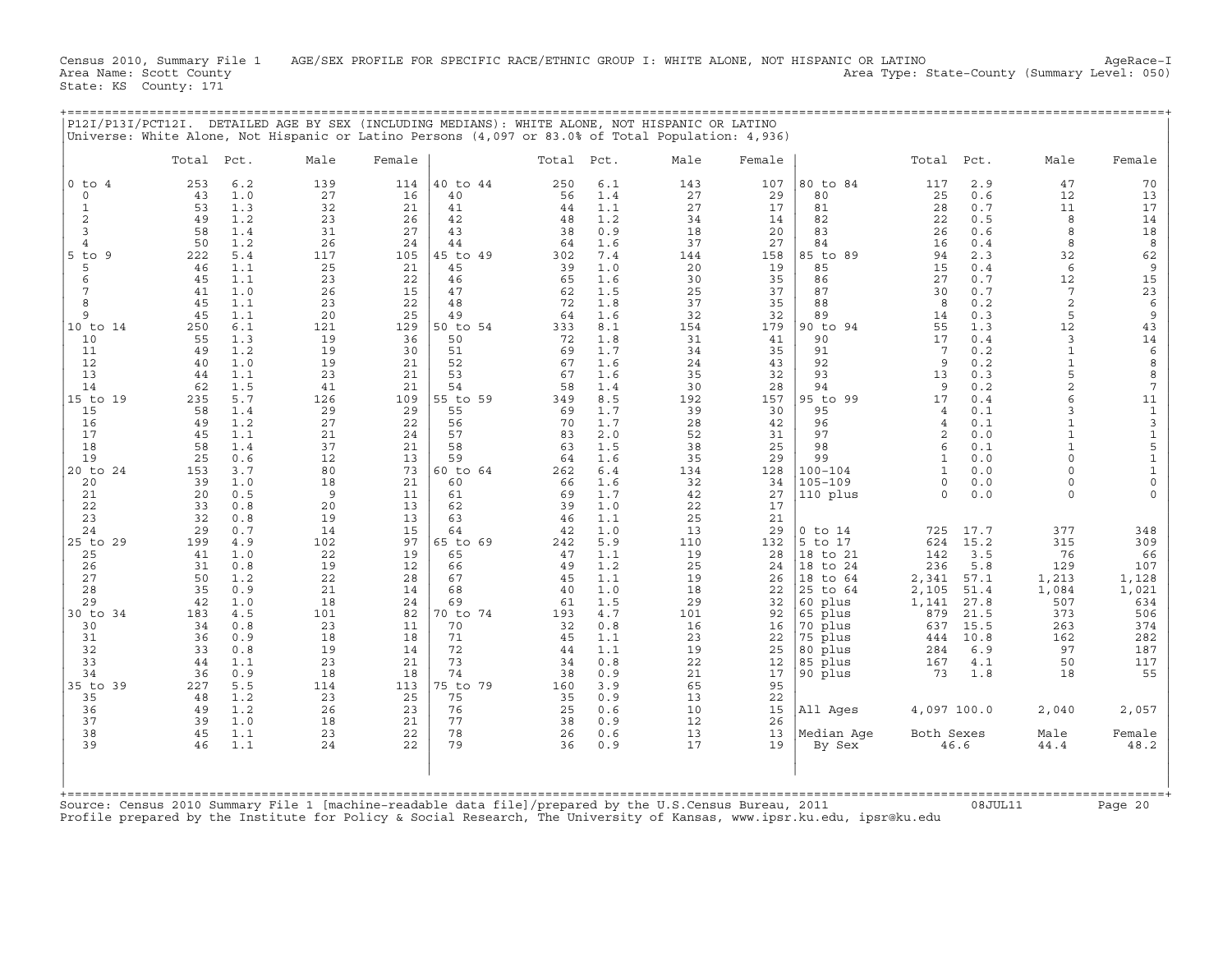Census 2010, Summary File 1 AGE/SEX PROFILE FOR SPECIFIC RACE/ETHNIC GROUP I: WHITE ALONE, NOT HISPANIC OR LATINO AgeRace-I
Area Name: Scott County Area Type: State-County (Summary Level: 050)
State: KS County: 171

## P12I/P13I/PCT12I. DETAILED AGE BY SEX (INCLUDING MEDIANS): WHITE ALONE, NOT HISPANIC OR LATINO

Universe: White Alone, Not Hispanic or Latino Persons (4,097 or 83.0% of Total Population: 4,936)

| | Total | Pct. | Male | Female | | Total | Pct. | Male | Female | | Total | Pct. | Male | Female |
|---|---|---|---|---|---|---|---|---|---|---|---|---|---|---|
| 0 to 4 | 253 | 6.2 | 139 | 114 | 40 to 44 | 250 | 6.1 | 143 | 107 | 80 to 84 | 117 | 2.9 | 47 | 70 |
| 0 | 43 | 1.0 | 27 | 16 | 40 | 56 | 1.4 | 27 | 29 | 80 | 25 | 0.6 | 12 | 13 |
| 1 | 53 | 1.3 | 32 | 21 | 41 | 44 | 1.1 | 27 | 17 | 81 | 28 | 0.7 | 11 | 17 |
| 2 | 49 | 1.2 | 23 | 26 | 42 | 48 | 1.2 | 34 | 14 | 82 | 22 | 0.5 | 8 | 14 |
| 3 | 58 | 1.4 | 31 | 27 | 43 | 38 | 0.9 | 18 | 20 | 83 | 26 | 0.6 | 8 | 18 |
| 4 | 50 | 1.2 | 26 | 24 | 44 | 64 | 1.6 | 37 | 27 | 84 | 16 | 0.4 | 8 | 8 |
| 5 to 9 | 222 | 5.4 | 117 | 105 | 45 to 49 | 302 | 7.4 | 144 | 158 | 85 to 89 | 94 | 2.3 | 32 | 62 |
| 5 | 46 | 1.1 | 25 | 21 | 45 | 39 | 1.0 | 20 | 19 | 85 | 15 | 0.4 | 6 | 9 |
| 6 | 45 | 1.1 | 23 | 22 | 46 | 65 | 1.6 | 30 | 35 | 86 | 27 | 0.7 | 12 | 15 |
| 7 | 41 | 1.0 | 26 | 15 | 47 | 62 | 1.5 | 25 | 37 | 87 | 30 | 0.7 | 7 | 23 |
| 8 | 45 | 1.1 | 23 | 22 | 48 | 72 | 1.8 | 37 | 35 | 88 | 8 | 0.2 | 2 | 6 |
| 9 | 45 | 1.1 | 20 | 25 | 49 | 64 | 1.6 | 32 | 32 | 89 | 14 | 0.3 | 5 | 9 |
| 10 to 14 | 250 | 6.1 | 121 | 129 | 50 to 54 | 333 | 8.1 | 154 | 179 | 90 to 94 | 55 | 1.3 | 12 | 43 |
| 10 | 55 | 1.3 | 19 | 36 | 50 | 72 | 1.8 | 31 | 41 | 90 | 17 | 0.4 | 3 | 14 |
| 11 | 49 | 1.2 | 19 | 30 | 51 | 69 | 1.7 | 34 | 35 | 91 | 7 | 0.2 | 1 | 6 |
| 12 | 40 | 1.0 | 19 | 21 | 52 | 67 | 1.6 | 24 | 43 | 92 | 9 | 0.2 | 1 | 8 |
| 13 | 44 | 1.1 | 23 | 21 | 53 | 67 | 1.6 | 35 | 32 | 93 | 13 | 0.3 | 5 | 8 |
| 14 | 62 | 1.5 | 41 | 21 | 54 | 58 | 1.4 | 30 | 28 | 94 | 9 | 0.2 | 2 | 7 |
| 15 to 19 | 235 | 5.7 | 126 | 109 | 55 to 59 | 349 | 8.5 | 192 | 157 | 95 to 99 | 17 | 0.4 | 6 | 11 |
| 15 | 58 | 1.4 | 29 | 29 | 55 | 69 | 1.7 | 39 | 30 | 95 | 4 | 0.1 | 3 | 1 |
| 16 | 49 | 1.2 | 27 | 22 | 56 | 70 | 1.7 | 28 | 42 | 96 | 4 | 0.1 | 1 | 3 |
| 17 | 45 | 1.1 | 21 | 24 | 57 | 83 | 2.0 | 52 | 31 | 97 | 2 | 0.0 | 1 | 1 |
| 18 | 58 | 1.4 | 37 | 21 | 58 | 63 | 1.5 | 38 | 25 | 98 | 6 | 0.1 | 1 | 5 |
| 19 | 25 | 0.6 | 12 | 13 | 59 | 64 | 1.6 | 35 | 29 | 99 | 1 | 0.0 | 0 | 1 |
| 20 to 24 | 153 | 3.7 | 80 | 73 | 60 to 64 | 262 | 6.4 | 134 | 128 | 100-104 | 1 | 0.0 | 0 | 1 |
| 20 | 39 | 1.0 | 18 | 21 | 60 | 66 | 1.6 | 32 | 34 | 105-109 | 0 | 0.0 | 0 | 0 |
| 21 | 20 | 0.5 | 9 | 11 | 61 | 69 | 1.7 | 42 | 27 | 110 plus | 0 | 0.0 | 0 | 0 |
| 22 | 33 | 0.8 | 20 | 13 | 62 | 39 | 1.0 | 22 | 17 | | | | | |
| 23 | 32 | 0.8 | 19 | 13 | 63 | 46 | 1.1 | 25 | 21 | | | | | |
| 24 | 29 | 0.7 | 14 | 15 | 64 | 42 | 1.0 | 13 | 29 | 0 to 14 | 725 | 17.7 | 377 | 348 |
| 25 to 29 | 199 | 4.9 | 102 | 97 | 65 to 69 | 242 | 5.9 | 110 | 132 | 5 to 17 | 624 | 15.2 | 315 | 309 |
| 25 | 41 | 1.0 | 22 | 19 | 65 | 47 | 1.1 | 19 | 28 | 18 to 21 | 142 | 3.5 | 76 | 66 |
| 26 | 31 | 0.8 | 19 | 12 | 66 | 49 | 1.2 | 25 | 24 | 18 to 24 | 236 | 5.8 | 129 | 107 |
| 27 | 50 | 1.2 | 22 | 28 | 67 | 45 | 1.1 | 19 | 26 | 18 to 64 | 2,341 | 57.1 | 1,213 | 1,128 |
| 28 | 35 | 0.9 | 21 | 14 | 68 | 40 | 1.0 | 18 | 22 | 25 to 64 | 2,105 | 51.4 | 1,084 | 1,021 |
| 29 | 42 | 1.0 | 18 | 24 | 69 | 61 | 1.5 | 29 | 32 | 60 plus | 1,141 | 27.8 | 507 | 634 |
| 30 to 34 | 183 | 4.5 | 101 | 82 | 70 to 74 | 193 | 4.7 | 101 | 92 | 65 plus | 879 | 21.5 | 373 | 506 |
| 30 | 34 | 0.8 | 23 | 11 | 70 | 32 | 0.8 | 16 | 16 | 70 plus | 637 | 15.5 | 263 | 374 |
| 31 | 36 | 0.9 | 18 | 18 | 71 | 45 | 1.1 | 23 | 22 | 75 plus | 444 | 10.8 | 162 | 282 |
| 32 | 33 | 0.8 | 19 | 14 | 72 | 44 | 1.1 | 19 | 25 | 80 plus | 284 | 6.9 | 97 | 187 |
| 33 | 44 | 1.1 | 23 | 21 | 73 | 34 | 0.8 | 22 | 12 | 85 plus | 167 | 4.1 | 50 | 117 |
| 34 | 36 | 0.9 | 18 | 18 | 74 | 38 | 0.9 | 21 | 17 | 90 plus | 73 | 1.8 | 18 | 55 |
| 35 to 39 | 227 | 5.5 | 114 | 113 | 75 to 79 | 160 | 3.9 | 65 | 95 | | | | | |
| 35 | 48 | 1.2 | 23 | 25 | 75 | 35 | 0.9 | 13 | 22 | | | | | |
| 36 | 49 | 1.2 | 26 | 23 | 76 | 25 | 0.6 | 10 | 15 | All Ages | 4,097 | 100.0 | 2,040 | 2,057 |
| 37 | 39 | 1.0 | 18 | 21 | 77 | 38 | 0.9 | 12 | 26 | | | | | |
| 38 | 45 | 1.1 | 23 | 22 | 78 | 26 | 0.6 | 13 | 13 | Median Age | Both Sexes | | Male | Female |
| 39 | 46 | 1.1 | 24 | 22 | 79 | 36 | 0.9 | 17 | 19 | By Sex | 46.6 | | 44.4 | 48.2 |

Source: Census 2010 Summary File 1 [machine-readable data file]/prepared by the U.S.Census Bureau, 2011 08JUL11
Profile prepared by the Institute for Policy & Social Research, The University of Kansas, www.ipsr.ku.edu, ipsr@ku.edu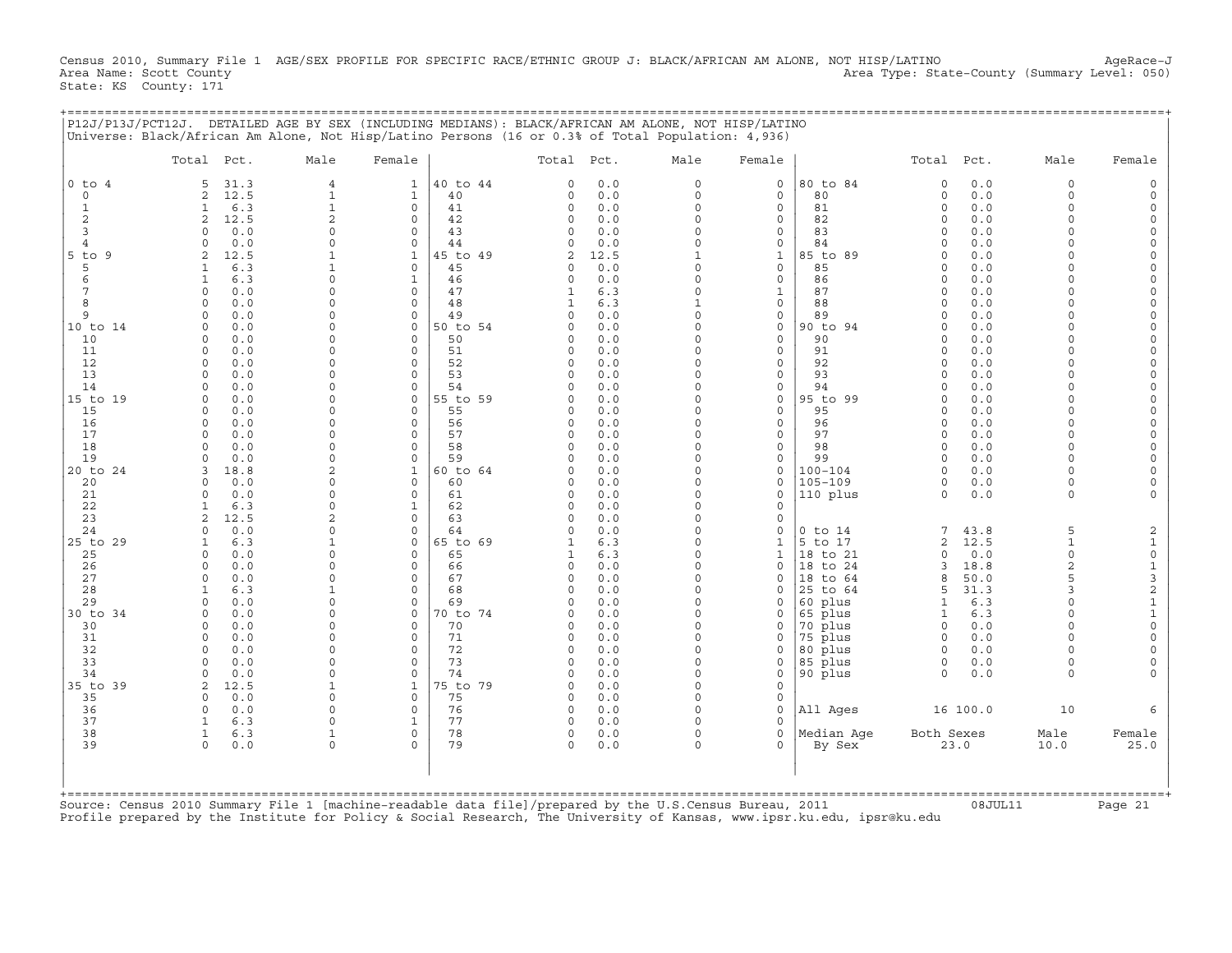Census 2010, Summary File 1 AGE/SEX PROFILE FOR SPECIFIC RACE/ETHNIC GROUP J: BLACK/AFRICAN AM ALONE, NOT HISP/LATINO AgeRace-J
Area Name: Scott County Area Type: State-County (Summary Level: 050)
State: KS County: 171

P12J/P13J/PCT12J. DETAILED AGE BY SEX (INCLUDING MEDIANS): BLACK/AFRICAN AM ALONE, NOT HISP/LATINO
Universe: Black/African Am Alone, Not Hisp/Latino Persons (16 or 0.3% of Total Population: 4,936)

| | Total | Pct. | Male | Female | | Total | Pct. | Male | Female | | Total | Pct. | Male | Female |
|---|---|---|---|---|---|---|---|---|---|---|---|---|---|---|
| 0 to 4 | 5 | 31.3 | 4 | 1 | 40 to 44 | 0 | 0.0 | 0 | 0 | 80 to 84 | 0 | 0.0 | 0 | 0 |
| 0 | 2 | 12.5 | 1 | 1 | 40 | 0 | 0.0 | 0 | 0 | 80 | 0 | 0.0 | 0 | 0 |
| 1 | 1 | 6.3 | 1 | 0 | 41 | 0 | 0.0 | 0 | 0 | 81 | 0 | 0.0 | 0 | 0 |
| 2 | 2 | 12.5 | 2 | 0 | 42 | 0 | 0.0 | 0 | 0 | 82 | 0 | 0.0 | 0 | 0 |
| 3 | 0 | 0.0 | 0 | 0 | 43 | 0 | 0.0 | 0 | 0 | 83 | 0 | 0.0 | 0 | 0 |
| 4 | 0 | 0.0 | 0 | 0 | 44 | 0 | 0.0 | 0 | 0 | 84 | 0 | 0.0 | 0 | 0 |
| 5 to 9 | 2 | 12.5 | 1 | 1 | 45 to 49 | 2 | 12.5 | 1 | 1 | 85 to 89 | 0 | 0.0 | 0 | 0 |
| 5 | 1 | 6.3 | 1 | 0 | 45 | 0 | 0.0 | 0 | 0 | 85 | 0 | 0.0 | 0 | 0 |
| 6 | 1 | 6.3 | 0 | 1 | 46 | 0 | 0.0 | 0 | 0 | 86 | 0 | 0.0 | 0 | 0 |
| 7 | 0 | 0.0 | 0 | 0 | 47 | 1 | 6.3 | 0 | 1 | 87 | 0 | 0.0 | 0 | 0 |
| 8 | 0 | 0.0 | 0 | 0 | 48 | 1 | 6.3 | 1 | 0 | 88 | 0 | 0.0 | 0 | 0 |
| 9 | 0 | 0.0 | 0 | 0 | 49 | 0 | 0.0 | 0 | 0 | 89 | 0 | 0.0 | 0 | 0 |
| 10 to 14 | 0 | 0.0 | 0 | 0 | 50 to 54 | 0 | 0.0 | 0 | 0 | 90 to 94 | 0 | 0.0 | 0 | 0 |
| 10 | 0 | 0.0 | 0 | 0 | 50 | 0 | 0.0 | 0 | 0 | 90 | 0 | 0.0 | 0 | 0 |
| 11 | 0 | 0.0 | 0 | 0 | 51 | 0 | 0.0 | 0 | 0 | 91 | 0 | 0.0 | 0 | 0 |
| 12 | 0 | 0.0 | 0 | 0 | 52 | 0 | 0.0 | 0 | 0 | 92 | 0 | 0.0 | 0 | 0 |
| 13 | 0 | 0.0 | 0 | 0 | 53 | 0 | 0.0 | 0 | 0 | 93 | 0 | 0.0 | 0 | 0 |
| 14 | 0 | 0.0 | 0 | 0 | 54 | 0 | 0.0 | 0 | 0 | 94 | 0 | 0.0 | 0 | 0 |
| 15 to 19 | 0 | 0.0 | 0 | 0 | 55 to 59 | 0 | 0.0 | 0 | 0 | 95 to 99 | 0 | 0.0 | 0 | 0 |
| 15 | 0 | 0.0 | 0 | 0 | 55 | 0 | 0.0 | 0 | 0 | 95 | 0 | 0.0 | 0 | 0 |
| 16 | 0 | 0.0 | 0 | 0 | 56 | 0 | 0.0 | 0 | 0 | 96 | 0 | 0.0 | 0 | 0 |
| 17 | 0 | 0.0 | 0 | 0 | 57 | 0 | 0.0 | 0 | 0 | 97 | 0 | 0.0 | 0 | 0 |
| 18 | 0 | 0.0 | 0 | 0 | 58 | 0 | 0.0 | 0 | 0 | 98 | 0 | 0.0 | 0 | 0 |
| 19 | 0 | 0.0 | 0 | 0 | 59 | 0 | 0.0 | 0 | 0 | 99 | 0 | 0.0 | 0 | 0 |
| 20 to 24 | 3 | 18.8 | 2 | 1 | 60 to 64 | 0 | 0.0 | 0 | 0 | 100-104 | 0 | 0.0 | 0 | 0 |
| 20 | 0 | 0.0 | 0 | 0 | 60 | 0 | 0.0 | 0 | 0 | 105-109 | 0 | 0.0 | 0 | 0 |
| 21 | 0 | 0.0 | 0 | 0 | 61 | 0 | 0.0 | 0 | 0 | 110 plus | 0 | 0.0 | 0 | 0 |
| 22 | 1 | 6.3 | 0 | 1 | 62 | 0 | 0.0 | 0 | 0 | | | | | |
| 23 | 2 | 12.5 | 2 | 0 | 63 | 0 | 0.0 | 0 | 0 | | | | | |
| 24 | 0 | 0.0 | 0 | 0 | 64 | 0 | 0.0 | 0 | 0 | 0 to 14 | 7 | 43.8 | 5 | 2 |
| 25 to 29 | 1 | 6.3 | 1 | 0 | 65 to 69 | 1 | 6.3 | 0 | 1 | 5 to 17 | 2 | 12.5 | 1 | 1 |
| 25 | 0 | 0.0 | 0 | 0 | 65 | 1 | 6.3 | 0 | 1 | 18 to 21 | 0 | 0.0 | 0 | 0 |
| 26 | 0 | 0.0 | 0 | 0 | 66 | 0 | 0.0 | 0 | 0 | 18 to 24 | 3 | 18.8 | 2 | 1 |
| 27 | 0 | 0.0 | 0 | 0 | 67 | 0 | 0.0 | 0 | 0 | 18 to 64 | 8 | 50.0 | 5 | 3 |
| 28 | 1 | 6.3 | 1 | 0 | 68 | 0 | 0.0 | 0 | 0 | 25 to 64 | 5 | 31.3 | 3 | 2 |
| 29 | 0 | 0.0 | 0 | 0 | 69 | 0 | 0.0 | 0 | 0 | 60 plus | 1 | 6.3 | 0 | 1 |
| 30 to 34 | 0 | 0.0 | 0 | 0 | 70 to 74 | 0 | 0.0 | 0 | 0 | 65 plus | 1 | 6.3 | 0 | 1 |
| 30 | 0 | 0.0 | 0 | 0 | 70 | 0 | 0.0 | 0 | 0 | 70 plus | 0 | 0.0 | 0 | 0 |
| 31 | 0 | 0.0 | 0 | 0 | 71 | 0 | 0.0 | 0 | 0 | 75 plus | 0 | 0.0 | 0 | 0 |
| 32 | 0 | 0.0 | 0 | 0 | 72 | 0 | 0.0 | 0 | 0 | 80 plus | 0 | 0.0 | 0 | 0 |
| 33 | 0 | 0.0 | 0 | 0 | 73 | 0 | 0.0 | 0 | 0 | 85 plus | 0 | 0.0 | 0 | 0 |
| 34 | 0 | 0.0 | 0 | 0 | 74 | 0 | 0.0 | 0 | 0 | 90 plus | 0 | 0.0 | 0 | 0 |
| 35 to 39 | 2 | 12.5 | 1 | 1 | 75 to 79 | 0 | 0.0 | 0 | 0 | | | | | |
| 35 | 0 | 0.0 | 0 | 0 | 75 | 0 | 0.0 | 0 | 0 | | | | | |
| 36 | 0 | 0.0 | 0 | 0 | 76 | 0 | 0.0 | 0 | 0 | All Ages | 16 | 100.0 | 10 | 6 |
| 37 | 1 | 6.3 | 0 | 1 | 77 | 0 | 0.0 | 0 | 0 | | | | | |
| 38 | 1 | 6.3 | 1 | 0 | 78 | 0 | 0.0 | 0 | 0 | Median Age | Both Sexes | | Male | Female |
| 39 | 0 | 0.0 | 0 | 0 | 79 | 0 | 0.0 | 0 | 0 | By Sex | 23.0 | | 10.0 | 25.0 |

Source: Census 2010 Summary File 1 [machine-readable data file]/prepared by the U.S.Census Bureau, 2011 08JUL11
Profile prepared by the Institute for Policy & Social Research, The University of Kansas, www.ipsr.ku.edu, ipsr@ku.edu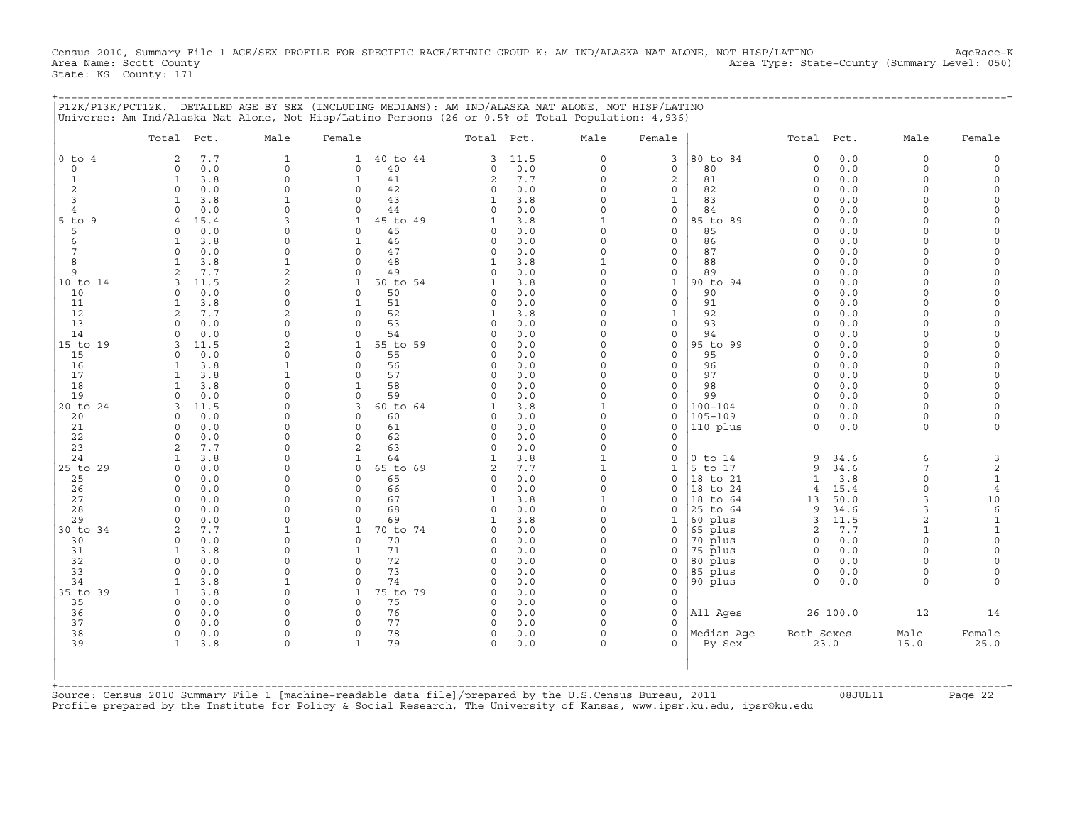Census 2010, Summary File 1 AGE/SEX PROFILE FOR SPECIFIC RACE/ETHNIC GROUP K: AM IND/ALASKA NAT ALONE, NOT HISP/LATINO AgeRace-K
Area Name: Scott County Area Type: State-County (Summary Level: 050)
State: KS County: 171

## P12K/P13K/PCT12K. DETAILED AGE BY SEX (INCLUDING MEDIANS): AM IND/ALASKA NAT ALONE, NOT HISP/LATINO

Universe: Am Ind/Alaska Nat Alone, Not Hisp/Latino Persons (26 or 0.5% of Total Population: 4,936)

| | Total | Pct. | Male | Female | | Total | Pct. | Male | Female | | Total | Pct. | Male | Female |
|---|---|---|---|---|---|---|---|---|---|---|---|---|---|---|
| 0 to 4 | 2 | 7.7 | 1 | 1 | 40 to 44 | 3 | 11.5 | 0 | 3 | 80 to 84 | 0 | 0.0 | 0 | 0 |
| 0 | 0 | 0.0 | 0 | 0 | 40 | 0 | 0.0 | 0 | 0 | 80 | 0 | 0.0 | 0 | 0 |
| 1 | 1 | 3.8 | 0 | 1 | 41 | 2 | 7.7 | 0 | 2 | 81 | 0 | 0.0 | 0 | 0 |
| 2 | 0 | 0.0 | 0 | 0 | 42 | 0 | 0.0 | 0 | 0 | 82 | 0 | 0.0 | 0 | 0 |
| 3 | 1 | 3.8 | 1 | 0 | 43 | 1 | 3.8 | 0 | 1 | 83 | 0 | 0.0 | 0 | 0 |
| 4 | 0 | 0.0 | 0 | 0 | 44 | 0 | 0.0 | 0 | 0 | 84 | 0 | 0.0 | 0 | 0 |
| 5 to 9 | 4 | 15.4 | 3 | 1 | 45 to 49 | 1 | 3.8 | 1 | 0 | 85 to 89 | 0 | 0.0 | 0 | 0 |
| 5 | 0 | 0.0 | 0 | 0 | 45 | 0 | 0.0 | 0 | 0 | 85 | 0 | 0.0 | 0 | 0 |
| 6 | 1 | 3.8 | 0 | 1 | 46 | 0 | 0.0 | 0 | 0 | 86 | 0 | 0.0 | 0 | 0 |
| 7 | 0 | 0.0 | 0 | 0 | 47 | 0 | 0.0 | 0 | 0 | 87 | 0 | 0.0 | 0 | 0 |
| 8 | 1 | 3.8 | 1 | 0 | 48 | 1 | 3.8 | 1 | 0 | 88 | 0 | 0.0 | 0 | 0 |
| 9 | 2 | 7.7 | 2 | 0 | 49 | 0 | 0.0 | 0 | 0 | 89 | 0 | 0.0 | 0 | 0 |
| 10 to 14 | 3 | 11.5 | 2 | 1 | 50 to 54 | 1 | 3.8 | 0 | 1 | 90 to 94 | 0 | 0.0 | 0 | 0 |
| 10 | 0 | 0.0 | 0 | 0 | 50 | 0 | 0.0 | 0 | 0 | 90 | 0 | 0.0 | 0 | 0 |
| 11 | 1 | 3.8 | 0 | 1 | 51 | 0 | 0.0 | 0 | 0 | 91 | 0 | 0.0 | 0 | 0 |
| 12 | 2 | 7.7 | 2 | 0 | 52 | 1 | 3.8 | 0 | 1 | 92 | 0 | 0.0 | 0 | 0 |
| 13 | 0 | 0.0 | 0 | 0 | 53 | 0 | 0.0 | 0 | 0 | 93 | 0 | 0.0 | 0 | 0 |
| 14 | 0 | 0.0 | 0 | 0 | 54 | 0 | 0.0 | 0 | 0 | 94 | 0 | 0.0 | 0 | 0 |
| 15 to 19 | 3 | 11.5 | 2 | 1 | 55 to 59 | 0 | 0.0 | 0 | 0 | 95 to 99 | 0 | 0.0 | 0 | 0 |
| 15 | 0 | 0.0 | 0 | 0 | 55 | 0 | 0.0 | 0 | 0 | 95 | 0 | 0.0 | 0 | 0 |
| 16 | 1 | 3.8 | 1 | 0 | 56 | 0 | 0.0 | 0 | 0 | 96 | 0 | 0.0 | 0 | 0 |
| 17 | 1 | 3.8 | 1 | 0 | 57 | 0 | 0.0 | 0 | 0 | 97 | 0 | 0.0 | 0 | 0 |
| 18 | 1 | 3.8 | 0 | 1 | 58 | 0 | 0.0 | 0 | 0 | 98 | 0 | 0.0 | 0 | 0 |
| 19 | 0 | 0.0 | 0 | 0 | 59 | 0 | 0.0 | 0 | 0 | 99 | 0 | 0.0 | 0 | 0 |
| 20 to 24 | 3 | 11.5 | 0 | 3 | 60 to 64 | 1 | 3.8 | 1 | 0 | 100-104 | 0 | 0.0 | 0 | 0 |
| 20 | 0 | 0.0 | 0 | 0 | 60 | 0 | 0.0 | 0 | 0 | 105-109 | 0 | 0.0 | 0 | 0 |
| 21 | 0 | 0.0 | 0 | 0 | 61 | 0 | 0.0 | 0 | 0 | 110 plus | 0 | 0.0 | 0 | 0 |
| 22 | 0 | 0.0 | 0 | 0 | 62 | 0 | 0.0 | 0 | 0 | | | | | |
| 23 | 2 | 7.7 | 0 | 2 | 63 | 0 | 0.0 | 0 | 0 | | | | | |
| 24 | 1 | 3.8 | 0 | 1 | 64 | 1 | 3.8 | 1 | 0 | 0 to 14 | 9 | 34.6 | 6 | 3 |
| 25 to 29 | 0 | 0.0 | 0 | 0 | 65 to 69 | 2 | 7.7 | 1 | 1 | 5 to 17 | 9 | 34.6 | 7 | 2 |
| 25 | 0 | 0.0 | 0 | 0 | 65 | 0 | 0.0 | 0 | 0 | 18 to 21 | 1 | 3.8 | 0 | 1 |
| 26 | 0 | 0.0 | 0 | 0 | 66 | 0 | 0.0 | 0 | 0 | 18 to 24 | 4 | 15.4 | 0 | 4 |
| 27 | 0 | 0.0 | 0 | 0 | 67 | 1 | 3.8 | 1 | 0 | 18 to 64 | 13 | 50.0 | 3 | 10 |
| 28 | 0 | 0.0 | 0 | 0 | 68 | 0 | 0.0 | 0 | 0 | 25 to 64 | 9 | 34.6 | 3 | 6 |
| 29 | 0 | 0.0 | 0 | 0 | 69 | 1 | 3.8 | 0 | 1 | 60 plus | 3 | 11.5 | 2 | 1 |
| 30 to 34 | 2 | 7.7 | 1 | 1 | 70 to 74 | 0 | 0.0 | 0 | 0 | 65 plus | 2 | 7.7 | 1 | 1 |
| 30 | 0 | 0.0 | 0 | 0 | 70 | 0 | 0.0 | 0 | 0 | 70 plus | 0 | 0.0 | 0 | 0 |
| 31 | 1 | 3.8 | 0 | 1 | 71 | 0 | 0.0 | 0 | 0 | 75 plus | 0 | 0.0 | 0 | 0 |
| 32 | 0 | 0.0 | 0 | 0 | 72 | 0 | 0.0 | 0 | 0 | 80 plus | 0 | 0.0 | 0 | 0 |
| 33 | 0 | 0.0 | 0 | 0 | 73 | 0 | 0.0 | 0 | 0 | 85 plus | 0 | 0.0 | 0 | 0 |
| 34 | 1 | 3.8 | 1 | 0 | 74 | 0 | 0.0 | 0 | 0 | 90 plus | 0 | 0.0 | 0 | 0 |
| 35 to 39 | 1 | 3.8 | 0 | 1 | 75 to 79 | 0 | 0.0 | 0 | 0 | | | | | |
| 35 | 0 | 0.0 | 0 | 0 | 75 | 0 | 0.0 | 0 | 0 | | | | | |
| 36 | 0 | 0.0 | 0 | 0 | 76 | 0 | 0.0 | 0 | 0 | All Ages | 26 | 100.0 | 12 | 14 |
| 37 | 0 | 0.0 | 0 | 0 | 77 | 0 | 0.0 | 0 | 0 | | | | | |
| 38 | 0 | 0.0 | 0 | 0 | 78 | 0 | 0.0 | 0 | 0 | Median Age | Both Sexes | | Male | Female |
| 39 | 1 | 3.8 | 0 | 1 | 79 | 0 | 0.0 | 0 | 0 | By Sex | 23.0 | | 15.0 | 25.0 |

Source: Census 2010 Summary File 1 [machine-readable data file]/prepared by the U.S.Census Bureau, 2011 08JUL11
Profile prepared by the Institute for Policy & Social Research, The University of Kansas, www.ipsr.ku.edu, ipsr@ku.edu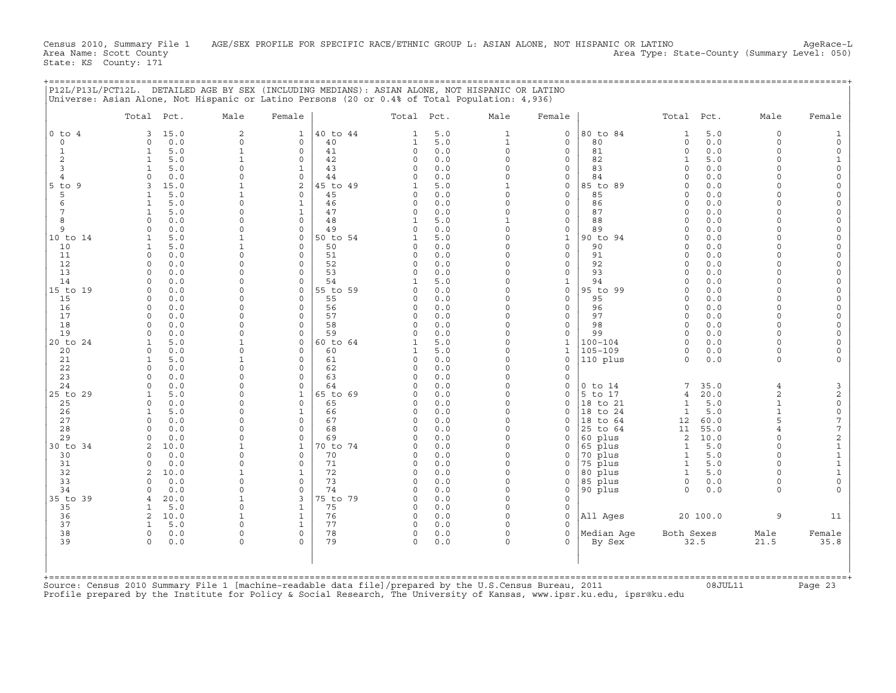Census 2010, Summary File 1 AGE/SEX PROFILE FOR SPECIFIC RACE/ETHNIC GROUP L: ASIAN ALONE, NOT HISPANIC OR LATINO AgeRace-L
Area Name: Scott County Area Type: State-County (Summary Level: 050)
State: KS County: 171

## P12L/P13L/PCT12L. DETAILED AGE BY SEX (INCLUDING MEDIANS): ASIAN ALONE, NOT HISPANIC OR LATINO

Universe: Asian Alone, Not Hispanic or Latino Persons (20 or 0.4% of Total Population: 4,936)

| | Total | Pct. | Male | Female | | Total | Pct. | Male | Female | | Total | Pct. | Male | Female |
|---|---|---|---|---|---|---|---|---|---|---|---|---|---|---|
| 0 to 4 | 3 | 15.0 | 2 | 1 | 40 to 44 | 1 | 5.0 | 1 | 0 | 80 to 84 | 1 | 5.0 | 0 | 1 |
| 0 | 0 | 0.0 | 0 | 0 | 40 | 1 | 5.0 | 1 | 0 | 80 | 0 | 0.0 | 0 | 0 |
| 1 | 1 | 5.0 | 1 | 0 | 41 | 0 | 0.0 | 0 | 0 | 81 | 0 | 0.0 | 0 | 0 |
| 2 | 1 | 5.0 | 1 | 0 | 42 | 0 | 0.0 | 0 | 0 | 82 | 1 | 5.0 | 0 | 1 |
| 3 | 1 | 5.0 | 0 | 1 | 43 | 0 | 0.0 | 0 | 0 | 83 | 0 | 0.0 | 0 | 0 |
| 4 | 0 | 0.0 | 0 | 0 | 44 | 0 | 0.0 | 0 | 0 | 84 | 0 | 0.0 | 0 | 0 |
| 5 to 9 | 3 | 15.0 | 1 | 2 | 45 to 49 | 1 | 5.0 | 1 | 0 | 85 to 89 | 0 | 0.0 | 0 | 0 |
| 5 | 1 | 5.0 | 1 | 0 | 45 | 0 | 0.0 | 0 | 0 | 85 | 0 | 0.0 | 0 | 0 |
| 6 | 1 | 5.0 | 0 | 1 | 46 | 0 | 0.0 | 0 | 0 | 86 | 0 | 0.0 | 0 | 0 |
| 7 | 1 | 5.0 | 0 | 1 | 47 | 0 | 0.0 | 0 | 0 | 87 | 0 | 0.0 | 0 | 0 |
| 8 | 0 | 0.0 | 0 | 0 | 48 | 1 | 5.0 | 1 | 0 | 88 | 0 | 0.0 | 0 | 0 |
| 9 | 0 | 0.0 | 0 | 0 | 49 | 0 | 0.0 | 0 | 0 | 89 | 0 | 0.0 | 0 | 0 |
| 10 to 14 | 1 | 5.0 | 1 | 0 | 50 to 54 | 1 | 5.0 | 0 | 1 | 90 to 94 | 0 | 0.0 | 0 | 0 |
| 10 | 1 | 5.0 | 1 | 0 | 50 | 0 | 0.0 | 0 | 0 | 90 | 0 | 0.0 | 0 | 0 |
| 11 | 0 | 0.0 | 0 | 0 | 51 | 0 | 0.0 | 0 | 0 | 91 | 0 | 0.0 | 0 | 0 |
| 12 | 0 | 0.0 | 0 | 0 | 52 | 0 | 0.0 | 0 | 0 | 92 | 0 | 0.0 | 0 | 0 |
| 13 | 0 | 0.0 | 0 | 0 | 53 | 0 | 0.0 | 0 | 0 | 93 | 0 | 0.0 | 0 | 0 |
| 14 | 0 | 0.0 | 0 | 0 | 54 | 1 | 5.0 | 0 | 1 | 94 | 0 | 0.0 | 0 | 0 |
| 15 to 19 | 0 | 0.0 | 0 | 0 | 55 to 59 | 0 | 0.0 | 0 | 0 | 95 to 99 | 0 | 0.0 | 0 | 0 |
| 15 | 0 | 0.0 | 0 | 0 | 55 | 0 | 0.0 | 0 | 0 | 95 | 0 | 0.0 | 0 | 0 |
| 16 | 0 | 0.0 | 0 | 0 | 56 | 0 | 0.0 | 0 | 0 | 96 | 0 | 0.0 | 0 | 0 |
| 17 | 0 | 0.0 | 0 | 0 | 57 | 0 | 0.0 | 0 | 0 | 97 | 0 | 0.0 | 0 | 0 |
| 18 | 0 | 0.0 | 0 | 0 | 58 | 0 | 0.0 | 0 | 0 | 98 | 0 | 0.0 | 0 | 0 |
| 19 | 0 | 0.0 | 0 | 0 | 59 | 0 | 0.0 | 0 | 0 | 99 | 0 | 0.0 | 0 | 0 |
| 20 to 24 | 1 | 5.0 | 1 | 0 | 60 to 64 | 1 | 5.0 | 0 | 1 | 100-104 | 0 | 0.0 | 0 | 0 |
| 20 | 0 | 0.0 | 0 | 0 | 60 | 1 | 5.0 | 0 | 1 | 105-109 | 0 | 0.0 | 0 | 0 |
| 21 | 1 | 5.0 | 1 | 0 | 61 | 0 | 0.0 | 0 | 0 | 110 plus | 0 | 0.0 | 0 | 0 |
| 22 | 0 | 0.0 | 0 | 0 | 62 | 0 | 0.0 | 0 | 0 | | | | | |
| 23 | 0 | 0.0 | 0 | 0 | 63 | 0 | 0.0 | 0 | 0 | | | | | |
| 24 | 0 | 0.0 | 0 | 0 | 64 | 0 | 0.0 | 0 | 0 | 0 to 14 | 7 | 35.0 | 4 | 3 |
| 25 to 29 | 1 | 5.0 | 0 | 1 | 65 to 69 | 0 | 0.0 | 0 | 0 | 5 to 17 | 4 | 20.0 | 2 | 2 |
| 25 | 0 | 0.0 | 0 | 0 | 65 | 0 | 0.0 | 0 | 0 | 18 to 21 | 1 | 5.0 | 1 | 0 |
| 26 | 1 | 5.0 | 0 | 1 | 66 | 0 | 0.0 | 0 | 0 | 18 to 24 | 1 | 5.0 | 1 | 0 |
| 27 | 0 | 0.0 | 0 | 0 | 67 | 0 | 0.0 | 0 | 0 | 18 to 64 | 12 | 60.0 | 5 | 7 |
| 28 | 0 | 0.0 | 0 | 0 | 68 | 0 | 0.0 | 0 | 0 | 25 to 64 | 11 | 55.0 | 4 | 7 |
| 29 | 0 | 0.0 | 0 | 0 | 69 | 0 | 0.0 | 0 | 0 | 60 plus | 2 | 10.0 | 0 | 2 |
| 30 to 34 | 2 | 10.0 | 1 | 1 | 70 to 74 | 0 | 0.0 | 0 | 0 | 65 plus | 1 | 5.0 | 0 | 1 |
| 30 | 0 | 0.0 | 0 | 0 | 70 | 0 | 0.0 | 0 | 0 | 70 plus | 1 | 5.0 | 0 | 1 |
| 31 | 0 | 0.0 | 0 | 0 | 71 | 0 | 0.0 | 0 | 0 | 75 plus | 1 | 5.0 | 0 | 1 |
| 32 | 2 | 10.0 | 1 | 1 | 72 | 0 | 0.0 | 0 | 0 | 80 plus | 1 | 5.0 | 0 | 1 |
| 33 | 0 | 0.0 | 0 | 0 | 73 | 0 | 0.0 | 0 | 0 | 85 plus | 0 | 0.0 | 0 | 0 |
| 34 | 0 | 0.0 | 0 | 0 | 74 | 0 | 0.0 | 0 | 0 | 90 plus | 0 | 0.0 | 0 | 0 |
| 35 to 39 | 4 | 20.0 | 1 | 3 | 75 to 79 | 0 | 0.0 | 0 | 0 | | | | | |
| 35 | 1 | 5.0 | 0 | 1 | 75 | 0 | 0.0 | 0 | 0 | | | | | |
| 36 | 2 | 10.0 | 1 | 1 | 76 | 0 | 0.0 | 0 | 0 | All Ages | 20 | 100.0 | 9 | 11 |
| 37 | 1 | 5.0 | 0 | 1 | 77 | 0 | 0.0 | 0 | 0 | | | | | |
| 38 | 0 | 0.0 | 0 | 0 | 78 | 0 | 0.0 | 0 | 0 | Median Age | Both Sexes | | Male | Female |
| 39 | 0 | 0.0 | 0 | 0 | 79 | 0 | 0.0 | 0 | 0 | By Sex | 32.5 | | 21.5 | 35.8 |

Source: Census 2010 Summary File 1 [machine-readable data file]/prepared by the U.S.Census Bureau, 2011 08JUL11
Profile prepared by the Institute for Policy & Social Research, The University of Kansas, www.ipsr.ku.edu, ipsr@ku.edu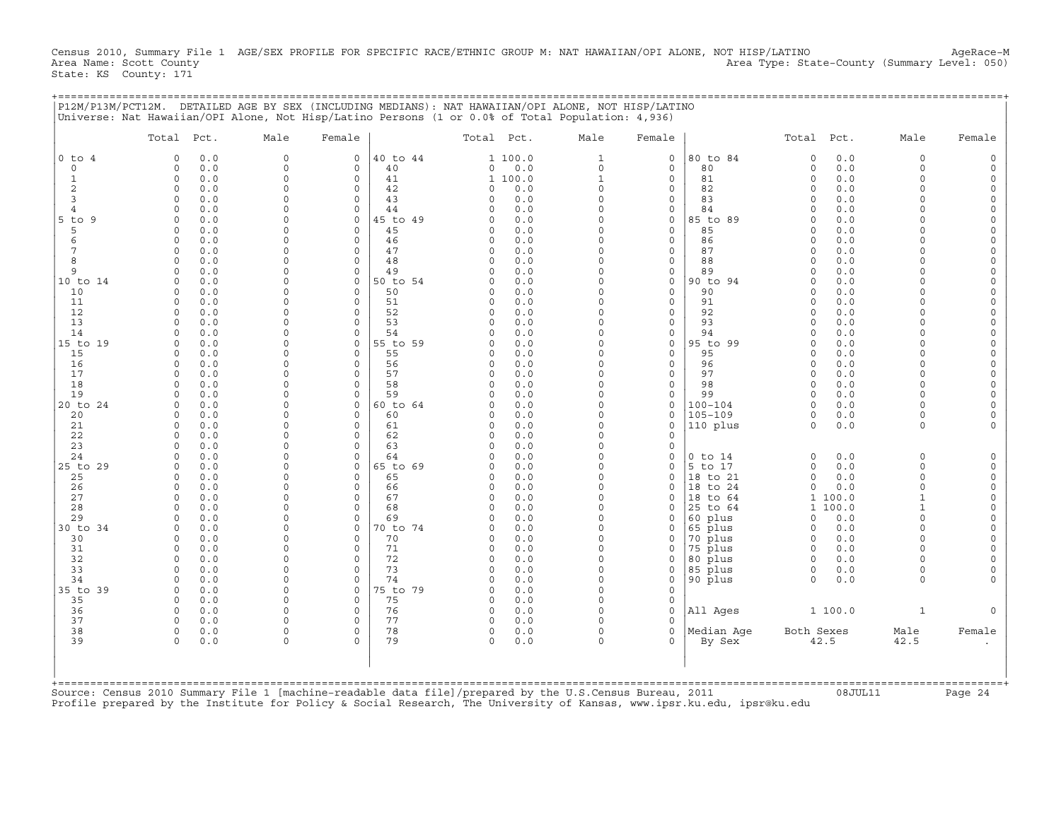Census 2010, Summary File 1 AGE/SEX PROFILE FOR SPECIFIC RACE/ETHNIC GROUP M: NAT HAWAIIAN/OPI ALONE, NOT HISP/LATINO AgeRace-M
Area Name: Scott County Area Type: State-County (Summary Level: 050)
State: KS County: 171

P12M/P13M/PCT12M. DETAILED AGE BY SEX (INCLUDING MEDIANS): NAT HAWAIIAN/OPI ALONE, NOT HISP/LATINO
Universe: Nat Hawaiian/OPI Alone, Not Hisp/Latino Persons (1 or 0.0% of Total Population: 4,936)

| | Total | Pct. | Male | Female | | Total | Pct. | Male | Female | | Total | Pct. | Male | Female |
|---|---|---|---|---|---|---|---|---|---|---|---|---|---|---|
| 0 to 4 | 0 | 0.0 | 0 | 0 | 40 to 44 | 1 | 100.0 | 1 | 0 | 80 to 84 | 0 | 0.0 | 0 | 0 |
| 0 | 0 | 0.0 | 0 | 0 | 40 | 0 | 0.0 | 0 | 0 | 80 | 0 | 0.0 | 0 | 0 |
| 1 | 0 | 0.0 | 0 | 0 | 41 | 1 | 100.0 | 1 | 0 | 81 | 0 | 0.0 | 0 | 0 |
| 2 | 0 | 0.0 | 0 | 0 | 42 | 0 | 0.0 | 0 | 0 | 82 | 0 | 0.0 | 0 | 0 |
| 3 | 0 | 0.0 | 0 | 0 | 43 | 0 | 0.0 | 0 | 0 | 83 | 0 | 0.0 | 0 | 0 |
| 4 | 0 | 0.0 | 0 | 0 | 44 | 0 | 0.0 | 0 | 0 | 84 | 0 | 0.0 | 0 | 0 |
| 5 to 9 | 0 | 0.0 | 0 | 0 | 45 to 49 | 0 | 0.0 | 0 | 0 | 85 to 89 | 0 | 0.0 | 0 | 0 |
| 5 | 0 | 0.0 | 0 | 0 | 45 | 0 | 0.0 | 0 | 0 | 85 | 0 | 0.0 | 0 | 0 |
| 6 | 0 | 0.0 | 0 | 0 | 46 | 0 | 0.0 | 0 | 0 | 86 | 0 | 0.0 | 0 | 0 |
| 7 | 0 | 0.0 | 0 | 0 | 47 | 0 | 0.0 | 0 | 0 | 87 | 0 | 0.0 | 0 | 0 |
| 8 | 0 | 0.0 | 0 | 0 | 48 | 0 | 0.0 | 0 | 0 | 88 | 0 | 0.0 | 0 | 0 |
| 9 | 0 | 0.0 | 0 | 0 | 49 | 0 | 0.0 | 0 | 0 | 89 | 0 | 0.0 | 0 | 0 |
| 10 to 14 | 0 | 0.0 | 0 | 0 | 50 to 54 | 0 | 0.0 | 0 | 0 | 90 to 94 | 0 | 0.0 | 0 | 0 |
| 10 | 0 | 0.0 | 0 | 0 | 50 | 0 | 0.0 | 0 | 0 | 90 | 0 | 0.0 | 0 | 0 |
| 11 | 0 | 0.0 | 0 | 0 | 51 | 0 | 0.0 | 0 | 0 | 91 | 0 | 0.0 | 0 | 0 |
| 12 | 0 | 0.0 | 0 | 0 | 52 | 0 | 0.0 | 0 | 0 | 92 | 0 | 0.0 | 0 | 0 |
| 13 | 0 | 0.0 | 0 | 0 | 53 | 0 | 0.0 | 0 | 0 | 93 | 0 | 0.0 | 0 | 0 |
| 14 | 0 | 0.0 | 0 | 0 | 54 | 0 | 0.0 | 0 | 0 | 94 | 0 | 0.0 | 0 | 0 |
| 15 to 19 | 0 | 0.0 | 0 | 0 | 55 to 59 | 0 | 0.0 | 0 | 0 | 95 to 99 | 0 | 0.0 | 0 | 0 |
| 15 | 0 | 0.0 | 0 | 0 | 55 | 0 | 0.0 | 0 | 0 | 95 | 0 | 0.0 | 0 | 0 |
| 16 | 0 | 0.0 | 0 | 0 | 56 | 0 | 0.0 | 0 | 0 | 96 | 0 | 0.0 | 0 | 0 |
| 17 | 0 | 0.0 | 0 | 0 | 57 | 0 | 0.0 | 0 | 0 | 97 | 0 | 0.0 | 0 | 0 |
| 18 | 0 | 0.0 | 0 | 0 | 58 | 0 | 0.0 | 0 | 0 | 98 | 0 | 0.0 | 0 | 0 |
| 19 | 0 | 0.0 | 0 | 0 | 59 | 0 | 0.0 | 0 | 0 | 99 | 0 | 0.0 | 0 | 0 |
| 20 to 24 | 0 | 0.0 | 0 | 0 | 60 to 64 | 0 | 0.0 | 0 | 0 | 100-104 | 0 | 0.0 | 0 | 0 |
| 20 | 0 | 0.0 | 0 | 0 | 60 | 0 | 0.0 | 0 | 0 | 105-109 | 0 | 0.0 | 0 | 0 |
| 21 | 0 | 0.0 | 0 | 0 | 61 | 0 | 0.0 | 0 | 0 | 110 plus | 0 | 0.0 | 0 | 0 |
| 22 | 0 | 0.0 | 0 | 0 | 62 | 0 | 0.0 | 0 | 0 | | | | | |
| 23 | 0 | 0.0 | 0 | 0 | 63 | 0 | 0.0 | 0 | 0 | | | | | |
| 24 | 0 | 0.0 | 0 | 0 | 64 | 0 | 0.0 | 0 | 0 | 0 to 14 | 0 | 0.0 | 0 | 0 |
| 25 to 29 | 0 | 0.0 | 0 | 0 | 65 to 69 | 0 | 0.0 | 0 | 0 | 5 to 17 | 0 | 0.0 | 0 | 0 |
| 25 | 0 | 0.0 | 0 | 0 | 65 | 0 | 0.0 | 0 | 0 | 18 to 21 | 0 | 0.0 | 0 | 0 |
| 26 | 0 | 0.0 | 0 | 0 | 66 | 0 | 0.0 | 0 | 0 | 18 to 24 | 0 | 0.0 | 0 | 0 |
| 27 | 0 | 0.0 | 0 | 0 | 67 | 0 | 0.0 | 0 | 0 | 18 to 64 | 1 | 100.0 | 1 | 0 |
| 28 | 0 | 0.0 | 0 | 0 | 68 | 0 | 0.0 | 0 | 0 | 25 to 64 | 1 | 100.0 | 1 | 0 |
| 29 | 0 | 0.0 | 0 | 0 | 69 | 0 | 0.0 | 0 | 0 | 60 plus | 0 | 0.0 | 0 | 0 |
| 30 to 34 | 0 | 0.0 | 0 | 0 | 70 to 74 | 0 | 0.0 | 0 | 0 | 65 plus | 0 | 0.0 | 0 | 0 |
| 30 | 0 | 0.0 | 0 | 0 | 70 | 0 | 0.0 | 0 | 0 | 70 plus | 0 | 0.0 | 0 | 0 |
| 31 | 0 | 0.0 | 0 | 0 | 71 | 0 | 0.0 | 0 | 0 | 75 plus | 0 | 0.0 | 0 | 0 |
| 32 | 0 | 0.0 | 0 | 0 | 72 | 0 | 0.0 | 0 | 0 | 80 plus | 0 | 0.0 | 0 | 0 |
| 33 | 0 | 0.0 | 0 | 0 | 73 | 0 | 0.0 | 0 | 0 | 85 plus | 0 | 0.0 | 0 | 0 |
| 34 | 0 | 0.0 | 0 | 0 | 74 | 0 | 0.0 | 0 | 0 | 90 plus | 0 | 0.0 | 0 | 0 |
| 35 to 39 | 0 | 0.0 | 0 | 0 | 75 to 79 | 0 | 0.0 | 0 | 0 | | | | | |
| 35 | 0 | 0.0 | 0 | 0 | 75 | 0 | 0.0 | 0 | 0 | | | | | |
| 36 | 0 | 0.0 | 0 | 0 | 76 | 0 | 0.0 | 0 | 0 | All Ages | 1 | 100.0 | 1 | 0 |
| 37 | 0 | 0.0 | 0 | 0 | 77 | 0 | 0.0 | 0 | 0 | | | | | |
| 38 | 0 | 0.0 | 0 | 0 | 78 | 0 | 0.0 | 0 | 0 | Median Age | Both Sexes | | Male | Female |
| 39 | 0 | 0.0 | 0 | 0 | 79 | 0 | 0.0 | 0 | 0 | By Sex | 42.5 | | 42.5 | . |

Source: Census 2010 Summary File 1 [machine-readable data file]/prepared by the U.S.Census Bureau, 2011 08JUL11
Profile prepared by the Institute for Policy & Social Research, The University of Kansas, www.ipsr.ku.edu, ipsr@ku.edu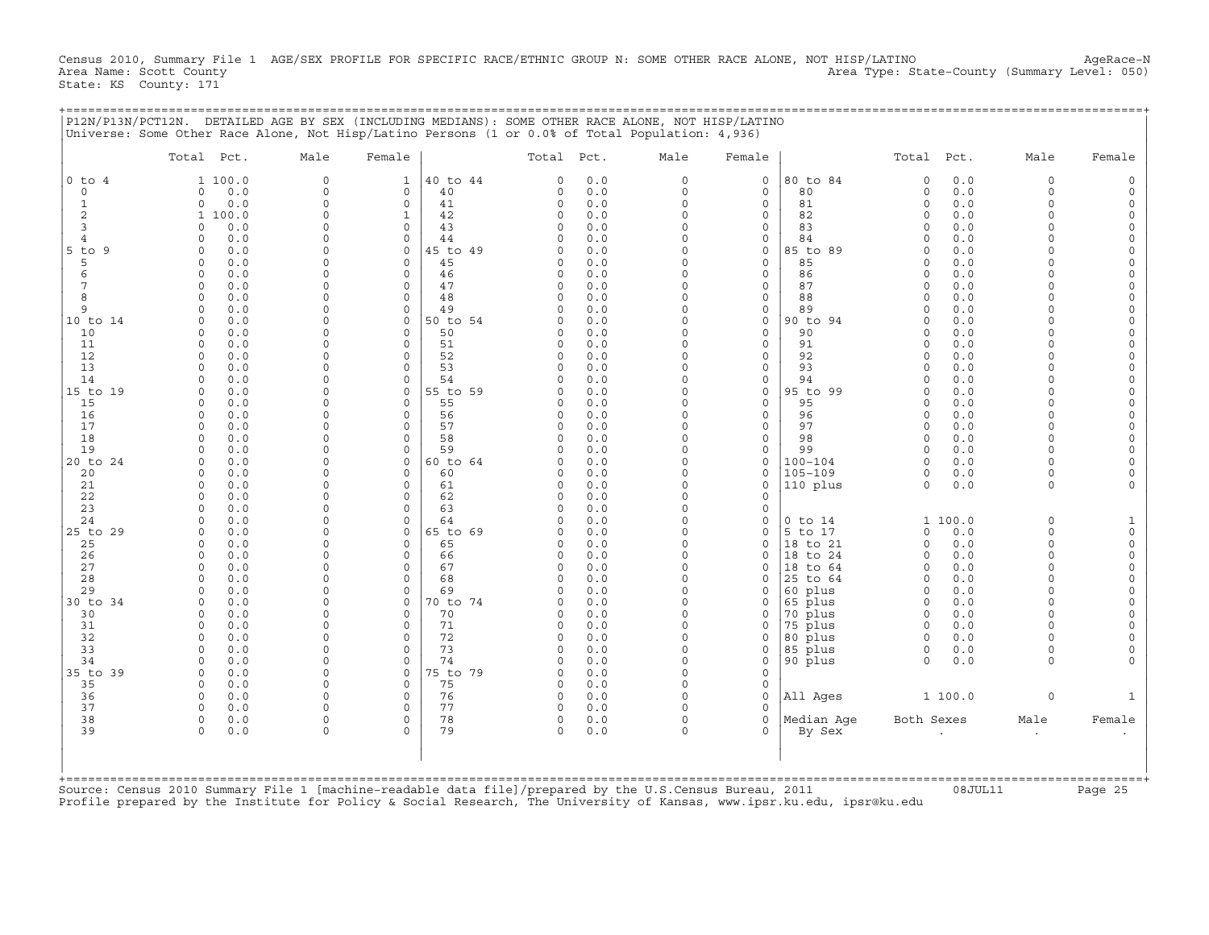Census 2010, Summary File 1 AGE/SEX PROFILE FOR SPECIFIC RACE/ETHNIC GROUP N: SOME OTHER RACE ALONE, NOT HISP/LATINO AgeRace-N
Area Name: Scott County Area Type: State-County (Summary Level: 050)
State: KS County: 171

## P12N/P13N/PCT12N. DETAILED AGE BY SEX (INCLUDING MEDIANS): SOME OTHER RACE ALONE, NOT HISP/LATINO

Universe: Some Other Race Alone, Not Hisp/Latino Persons (1 or 0.0% of Total Population: 4,936)

| | Total | Pct. | Male | Female | | Total | Pct. | Male | Female | | Total | Pct. | Male | Female |
|---|---|---|---|---|---|---|---|---|---|---|---|---|---|---|
| 0 to 4 | 1 | 100.0 | 0 | 1 | 40 to 44 | 0 | 0.0 | 0 | 0 | 80 to 84 | 0 | 0.0 | 0 | 0 |
| 0 | 0 | 0.0 | 0 | 0 | 40 | 0 | 0.0 | 0 | 0 | 80 | 0 | 0.0 | 0 | 0 |
| 1 | 0 | 0.0 | 0 | 0 | 41 | 0 | 0.0 | 0 | 0 | 81 | 0 | 0.0 | 0 | 0 |
| 2 | 1 | 100.0 | 0 | 1 | 42 | 0 | 0.0 | 0 | 0 | 82 | 0 | 0.0 | 0 | 0 |
| 3 | 0 | 0.0 | 0 | 0 | 43 | 0 | 0.0 | 0 | 0 | 83 | 0 | 0.0 | 0 | 0 |
| 4 | 0 | 0.0 | 0 | 0 | 44 | 0 | 0.0 | 0 | 0 | 84 | 0 | 0.0 | 0 | 0 |
| 5 to 9 | 0 | 0.0 | 0 | 0 | 45 to 49 | 0 | 0.0 | 0 | 0 | 85 to 89 | 0 | 0.0 | 0 | 0 |
| 5 | 0 | 0.0 | 0 | 0 | 45 | 0 | 0.0 | 0 | 0 | 85 | 0 | 0.0 | 0 | 0 |
| 6 | 0 | 0.0 | 0 | 0 | 46 | 0 | 0.0 | 0 | 0 | 86 | 0 | 0.0 | 0 | 0 |
| 7 | 0 | 0.0 | 0 | 0 | 47 | 0 | 0.0 | 0 | 0 | 87 | 0 | 0.0 | 0 | 0 |
| 8 | 0 | 0.0 | 0 | 0 | 48 | 0 | 0.0 | 0 | 0 | 88 | 0 | 0.0 | 0 | 0 |
| 9 | 0 | 0.0 | 0 | 0 | 49 | 0 | 0.0 | 0 | 0 | 89 | 0 | 0.0 | 0 | 0 |
| 10 to 14 | 0 | 0.0 | 0 | 0 | 50 to 54 | 0 | 0.0 | 0 | 0 | 90 to 94 | 0 | 0.0 | 0 | 0 |
| 10 | 0 | 0.0 | 0 | 0 | 50 | 0 | 0.0 | 0 | 0 | 90 | 0 | 0.0 | 0 | 0 |
| 11 | 0 | 0.0 | 0 | 0 | 51 | 0 | 0.0 | 0 | 0 | 91 | 0 | 0.0 | 0 | 0 |
| 12 | 0 | 0.0 | 0 | 0 | 52 | 0 | 0.0 | 0 | 0 | 92 | 0 | 0.0 | 0 | 0 |
| 13 | 0 | 0.0 | 0 | 0 | 53 | 0 | 0.0 | 0 | 0 | 93 | 0 | 0.0 | 0 | 0 |
| 14 | 0 | 0.0 | 0 | 0 | 54 | 0 | 0.0 | 0 | 0 | 94 | 0 | 0.0 | 0 | 0 |
| 15 to 19 | 0 | 0.0 | 0 | 0 | 55 to 59 | 0 | 0.0 | 0 | 0 | 95 to 99 | 0 | 0.0 | 0 | 0 |
| 15 | 0 | 0.0 | 0 | 0 | 55 | 0 | 0.0 | 0 | 0 | 95 | 0 | 0.0 | 0 | 0 |
| 16 | 0 | 0.0 | 0 | 0 | 56 | 0 | 0.0 | 0 | 0 | 96 | 0 | 0.0 | 0 | 0 |
| 17 | 0 | 0.0 | 0 | 0 | 57 | 0 | 0.0 | 0 | 0 | 97 | 0 | 0.0 | 0 | 0 |
| 18 | 0 | 0.0 | 0 | 0 | 58 | 0 | 0.0 | 0 | 0 | 98 | 0 | 0.0 | 0 | 0 |
| 19 | 0 | 0.0 | 0 | 0 | 59 | 0 | 0.0 | 0 | 0 | 99 | 0 | 0.0 | 0 | 0 |
| 20 to 24 | 0 | 0.0 | 0 | 0 | 60 to 64 | 0 | 0.0 | 0 | 0 | 100-104 | 0 | 0.0 | 0 | 0 |
| 20 | 0 | 0.0 | 0 | 0 | 60 | 0 | 0.0 | 0 | 0 | 105-109 | 0 | 0.0 | 0 | 0 |
| 21 | 0 | 0.0 | 0 | 0 | 61 | 0 | 0.0 | 0 | 0 | 110 plus | 0 | 0.0 | 0 | 0 |
| 22 | 0 | 0.0 | 0 | 0 | 62 | 0 | 0.0 | 0 | 0 | | | | | |
| 23 | 0 | 0.0 | 0 | 0 | 63 | 0 | 0.0 | 0 | 0 | | | | | |
| 24 | 0 | 0.0 | 0 | 0 | 64 | 0 | 0.0 | 0 | 0 | 0 to 14 | 1 | 100.0 | 0 | 1 |
| 25 to 29 | 0 | 0.0 | 0 | 0 | 65 to 69 | 0 | 0.0 | 0 | 0 | 5 to 17 | 0 | 0.0 | 0 | 0 |
| 25 | 0 | 0.0 | 0 | 0 | 65 | 0 | 0.0 | 0 | 0 | 18 to 21 | 0 | 0.0 | 0 | 0 |
| 26 | 0 | 0.0 | 0 | 0 | 66 | 0 | 0.0 | 0 | 0 | 18 to 24 | 0 | 0.0 | 0 | 0 |
| 27 | 0 | 0.0 | 0 | 0 | 67 | 0 | 0.0 | 0 | 0 | 18 to 64 | 0 | 0.0 | 0 | 0 |
| 28 | 0 | 0.0 | 0 | 0 | 68 | 0 | 0.0 | 0 | 0 | 25 to 64 | 0 | 0.0 | 0 | 0 |
| 29 | 0 | 0.0 | 0 | 0 | 69 | 0 | 0.0 | 0 | 0 | 60 plus | 0 | 0.0 | 0 | 0 |
| 30 to 34 | 0 | 0.0 | 0 | 0 | 70 to 74 | 0 | 0.0 | 0 | 0 | 65 plus | 0 | 0.0 | 0 | 0 |
| 30 | 0 | 0.0 | 0 | 0 | 70 | 0 | 0.0 | 0 | 0 | 70 plus | 0 | 0.0 | 0 | 0 |
| 31 | 0 | 0.0 | 0 | 0 | 71 | 0 | 0.0 | 0 | 0 | 75 plus | 0 | 0.0 | 0 | 0 |
| 32 | 0 | 0.0 | 0 | 0 | 72 | 0 | 0.0 | 0 | 0 | 80 plus | 0 | 0.0 | 0 | 0 |
| 33 | 0 | 0.0 | 0 | 0 | 73 | 0 | 0.0 | 0 | 0 | 85 plus | 0 | 0.0 | 0 | 0 |
| 34 | 0 | 0.0 | 0 | 0 | 74 | 0 | 0.0 | 0 | 0 | 90 plus | 0 | 0.0 | 0 | 0 |
| 35 to 39 | 0 | 0.0 | 0 | 0 | 75 to 79 | 0 | 0.0 | 0 | 0 | | | | | |
| 35 | 0 | 0.0 | 0 | 0 | 75 | 0 | 0.0 | 0 | 0 | | | | | |
| 36 | 0 | 0.0 | 0 | 0 | 76 | 0 | 0.0 | 0 | 0 | All Ages | 1 | 100.0 | 0 | 1 |
| 37 | 0 | 0.0 | 0 | 0 | 77 | 0 | 0.0 | 0 | 0 | | | | | |
| 38 | 0 | 0.0 | 0 | 0 | 78 | 0 | 0.0 | 0 | 0 | Median Age | Both Sexes | | Male | Female |
| 39 | 0 | 0.0 | 0 | 0 | 79 | 0 | 0.0 | 0 | 0 | By Sex | . | | . | . |

Source: Census 2010 Summary File 1 [machine-readable data file]/prepared by the U.S.Census Bureau, 2011 08JUL11
Profile prepared by the Institute for Policy & Social Research, The University of Kansas, www.ipsr.ku.edu, ipsr@ku.edu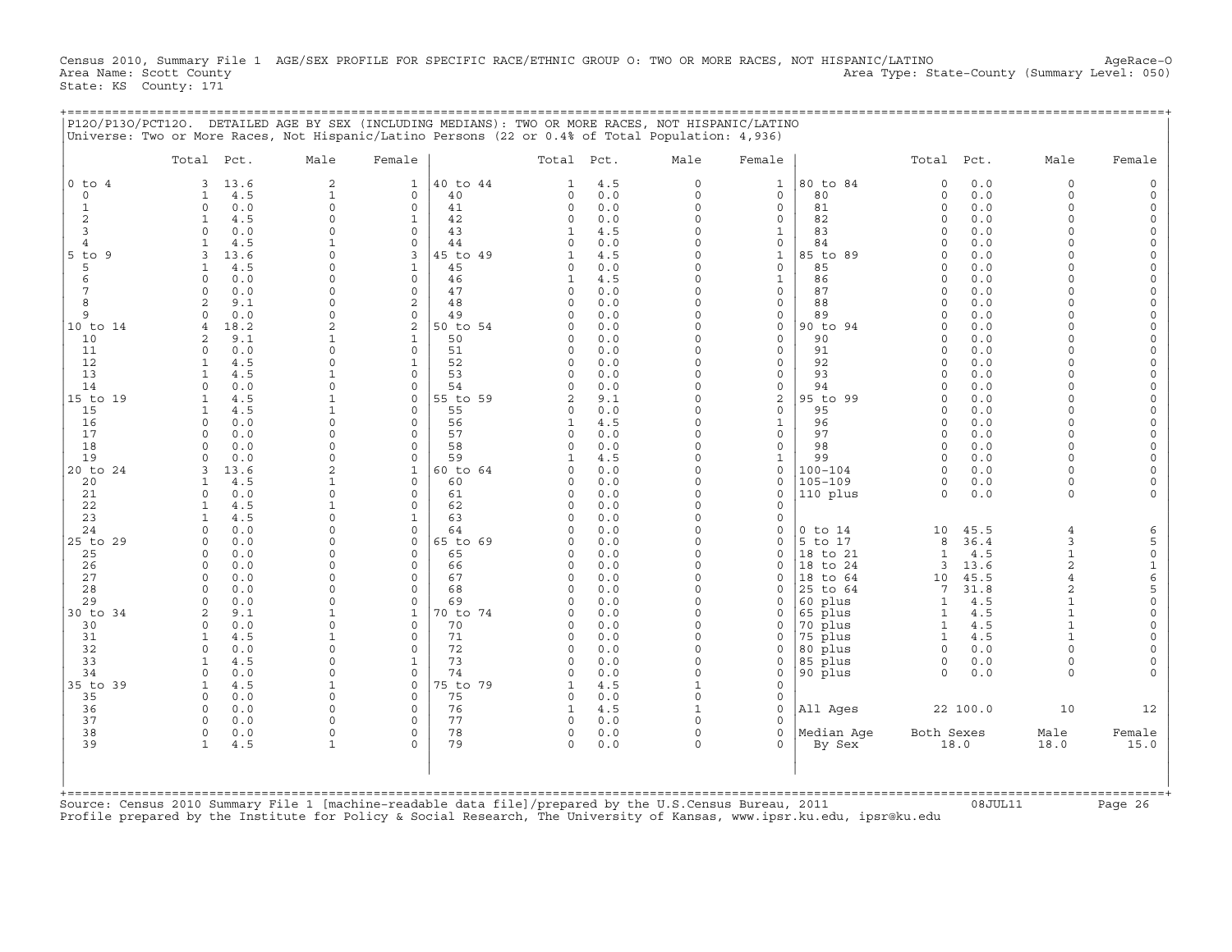Census 2010, Summary File 1 AGE/SEX PROFILE FOR SPECIFIC RACE/ETHNIC GROUP O: TWO OR MORE RACES, NOT HISPANIC/LATINO AgeRace-O
Area Name: Scott County Area Type: State-County (Summary Level: 050)
State: KS County: 171

P12O/P13O/PCT12O. DETAILED AGE BY SEX (INCLUDING MEDIANS): TWO OR MORE RACES, NOT HISPANIC/LATINO
Universe: Two or More Races, Not Hispanic/Latino Persons (22 or 0.4% of Total Population: 4,936)

| | Total | Pct. | Male | Female | | Total | Pct. | Male | Female | | Total | Pct. | Male | Female |
|---|---|---|---|---|---|---|---|---|---|---|---|---|---|---|
| 0 to 4 | 3 | 13.6 | 2 | 1 | 40 to 44 | 1 | 4.5 | 0 | 1 | 80 to 84 | 0 | 0.0 | 0 | 0 |
| 0 | 1 | 4.5 | 1 | 0 | 40 | 0 | 0.0 | 0 | 0 | 80 | 0 | 0.0 | 0 | 0 |
| 1 | 0 | 0.0 | 0 | 0 | 41 | 0 | 0.0 | 0 | 0 | 81 | 0 | 0.0 | 0 | 0 |
| 2 | 1 | 4.5 | 0 | 1 | 42 | 0 | 0.0 | 0 | 0 | 82 | 0 | 0.0 | 0 | 0 |
| 3 | 0 | 0.0 | 0 | 0 | 43 | 1 | 4.5 | 0 | 1 | 83 | 0 | 0.0 | 0 | 0 |
| 4 | 1 | 4.5 | 1 | 0 | 44 | 0 | 0.0 | 0 | 0 | 84 | 0 | 0.0 | 0 | 0 |
| 5 to 9 | 3 | 13.6 | 0 | 3 | 45 to 49 | 1 | 4.5 | 0 | 1 | 85 to 89 | 0 | 0.0 | 0 | 0 |
| 5 | 1 | 4.5 | 0 | 1 | 45 | 0 | 0.0 | 0 | 0 | 85 | 0 | 0.0 | 0 | 0 |
| 6 | 0 | 0.0 | 0 | 0 | 46 | 1 | 4.5 | 0 | 1 | 86 | 0 | 0.0 | 0 | 0 |
| 7 | 0 | 0.0 | 0 | 0 | 47 | 0 | 0.0 | 0 | 0 | 87 | 0 | 0.0 | 0 | 0 |
| 8 | 2 | 9.1 | 0 | 2 | 48 | 0 | 0.0 | 0 | 0 | 88 | 0 | 0.0 | 0 | 0 |
| 9 | 0 | 0.0 | 0 | 0 | 49 | 0 | 0.0 | 0 | 0 | 89 | 0 | 0.0 | 0 | 0 |
| 10 to 14 | 4 | 18.2 | 2 | 2 | 50 to 54 | 0 | 0.0 | 0 | 0 | 90 to 94 | 0 | 0.0 | 0 | 0 |
| 10 | 2 | 9.1 | 1 | 1 | 50 | 0 | 0.0 | 0 | 0 | 90 | 0 | 0.0 | 0 | 0 |
| 11 | 0 | 0.0 | 0 | 0 | 51 | 0 | 0.0 | 0 | 0 | 91 | 0 | 0.0 | 0 | 0 |
| 12 | 1 | 4.5 | 0 | 1 | 52 | 0 | 0.0 | 0 | 0 | 92 | 0 | 0.0 | 0 | 0 |
| 13 | 1 | 4.5 | 1 | 0 | 53 | 0 | 0.0 | 0 | 0 | 93 | 0 | 0.0 | 0 | 0 |
| 14 | 0 | 0.0 | 0 | 0 | 54 | 0 | 0.0 | 0 | 0 | 94 | 0 | 0.0 | 0 | 0 |
| 15 to 19 | 1 | 4.5 | 1 | 0 | 55 to 59 | 2 | 9.1 | 0 | 2 | 95 to 99 | 0 | 0.0 | 0 | 0 |
| 15 | 1 | 4.5 | 1 | 0 | 55 | 0 | 0.0 | 0 | 0 | 95 | 0 | 0.0 | 0 | 0 |
| 16 | 0 | 0.0 | 0 | 0 | 56 | 1 | 4.5 | 0 | 1 | 96 | 0 | 0.0 | 0 | 0 |
| 17 | 0 | 0.0 | 0 | 0 | 57 | 0 | 0.0 | 0 | 0 | 97 | 0 | 0.0 | 0 | 0 |
| 18 | 0 | 0.0 | 0 | 0 | 58 | 0 | 0.0 | 0 | 0 | 98 | 0 | 0.0 | 0 | 0 |
| 19 | 0 | 0.0 | 0 | 0 | 59 | 1 | 4.5 | 0 | 1 | 99 | 0 | 0.0 | 0 | 0 |
| 20 to 24 | 3 | 13.6 | 2 | 1 | 60 to 64 | 0 | 0.0 | 0 | 0 | 100-104 | 0 | 0.0 | 0 | 0 |
| 20 | 1 | 4.5 | 1 | 0 | 60 | 0 | 0.0 | 0 | 0 | 105-109 | 0 | 0.0 | 0 | 0 |
| 21 | 0 | 0.0 | 0 | 0 | 61 | 0 | 0.0 | 0 | 0 | 110 plus | 0 | 0.0 | 0 | 0 |
| 22 | 1 | 4.5 | 1 | 0 | 62 | 0 | 0.0 | 0 | 0 | | | | | |
| 23 | 1 | 4.5 | 0 | 1 | 63 | 0 | 0.0 | 0 | 0 | | | | | |
| 24 | 0 | 0.0 | 0 | 0 | 64 | 0 | 0.0 | 0 | 0 | 0 to 14 | 10 | 45.5 | 4 | 6 |
| 25 to 29 | 0 | 0.0 | 0 | 0 | 65 to 69 | 0 | 0.0 | 0 | 0 | 5 to 17 | 8 | 36.4 | 3 | 5 |
| 25 | 0 | 0.0 | 0 | 0 | 65 | 0 | 0.0 | 0 | 0 | 18 to 21 | 1 | 4.5 | 1 | 0 |
| 26 | 0 | 0.0 | 0 | 0 | 66 | 0 | 0.0 | 0 | 0 | 18 to 24 | 3 | 13.6 | 2 | 1 |
| 27 | 0 | 0.0 | 0 | 0 | 67 | 0 | 0.0 | 0 | 0 | 18 to 64 | 10 | 45.5 | 4 | 6 |
| 28 | 0 | 0.0 | 0 | 0 | 68 | 0 | 0.0 | 0 | 0 | 25 to 64 | 7 | 31.8 | 2 | 5 |
| 29 | 0 | 0.0 | 0 | 0 | 69 | 0 | 0.0 | 0 | 0 | 60 plus | 1 | 4.5 | 1 | 0 |
| 30 to 34 | 2 | 9.1 | 1 | 1 | 70 to 74 | 0 | 0.0 | 0 | 0 | 65 plus | 1 | 4.5 | 1 | 0 |
| 30 | 0 | 0.0 | 0 | 0 | 70 | 0 | 0.0 | 0 | 0 | 70 plus | 1 | 4.5 | 1 | 0 |
| 31 | 1 | 4.5 | 1 | 0 | 71 | 0 | 0.0 | 0 | 0 | 75 plus | 1 | 4.5 | 1 | 0 |
| 32 | 0 | 0.0 | 0 | 0 | 72 | 0 | 0.0 | 0 | 0 | 80 plus | 0 | 0.0 | 0 | 0 |
| 33 | 1 | 4.5 | 0 | 1 | 73 | 0 | 0.0 | 0 | 0 | 85 plus | 0 | 0.0 | 0 | 0 |
| 34 | 0 | 0.0 | 0 | 0 | 74 | 0 | 0.0 | 0 | 0 | 90 plus | 0 | 0.0 | 0 | 0 |
| 35 to 39 | 1 | 4.5 | 1 | 0 | 75 to 79 | 1 | 4.5 | 1 | 0 | | | | | |
| 35 | 0 | 0.0 | 0 | 0 | 75 | 0 | 0.0 | 0 | 0 | | | | | |
| 36 | 0 | 0.0 | 0 | 0 | 76 | 1 | 4.5 | 1 | 0 | All Ages | 22 | 100.0 | 10 | 12 |
| 37 | 0 | 0.0 | 0 | 0 | 77 | 0 | 0.0 | 0 | 0 | | | | | |
| 38 | 0 | 0.0 | 0 | 0 | 78 | 0 | 0.0 | 0 | 0 | Median Age | Both Sexes | | Male | Female |
| 39 | 1 | 4.5 | 1 | 0 | 79 | 0 | 0.0 | 0 | 0 | By Sex | 18.0 | | 18.0 | 15.0 |

Source: Census 2010 Summary File 1 [machine-readable data file]/prepared by the U.S.Census Bureau, 2011 08JUL11
Profile prepared by the Institute for Policy & Social Research, The University of Kansas, www.ipsr.ku.edu, ipsr@ku.edu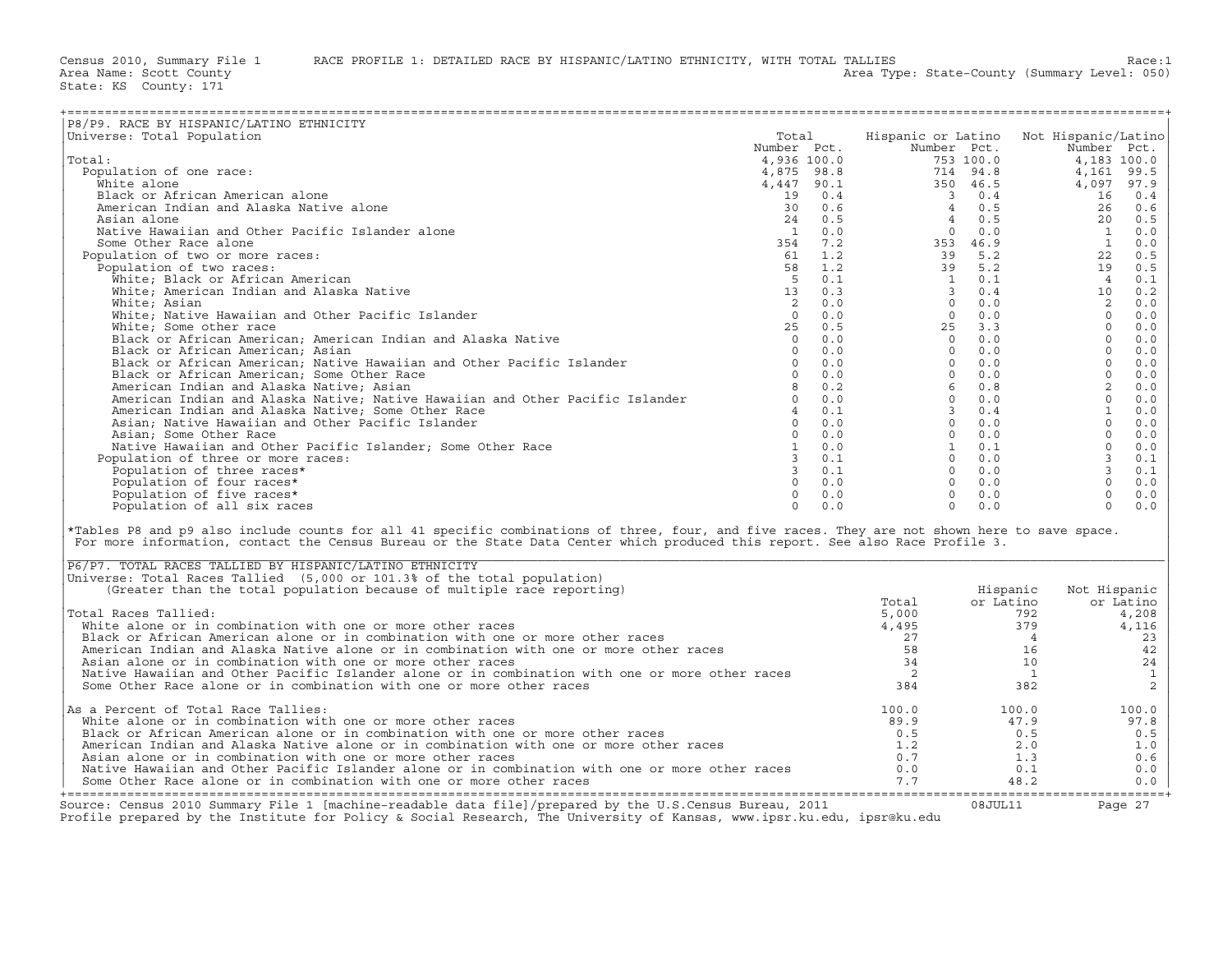Census 2010, Summary File 1 RACE PROFILE 1: DETAILED RACE BY HISPANIC/LATINO ETHNICITY, WITH TOTAL TALLIES Race:1
Area Name: Scott County Area Type: State-County (Summary Level: 050)
State: KS County: 171

## P8/P9. RACE BY HISPANIC/LATINO ETHNICITY

Universe: Total Population

| | Total Number | Total Pct. | Hispanic or Latino Number | Hispanic or Latino Pct. | Not Hispanic/Latino Number | Not Hispanic/Latino Pct. |
|---|---|---|---|---|---|---|
| Total: | 4,936 | 100.0 | 753 | 100.0 | 4,183 | 100.0 |
| Population of one race: | 4,875 | 98.8 | 714 | 94.8 | 4,161 | 99.5 |
| White alone | 4,447 | 90.1 | 350 | 46.5 | 4,097 | 97.9 |
| Black or African American alone | 19 | 0.4 | 3 | 0.4 | 16 | 0.4 |
| American Indian and Alaska Native alone | 30 | 0.6 | 4 | 0.5 | 26 | 0.6 |
| Asian alone | 24 | 0.5 | 4 | 0.5 | 20 | 0.5 |
| Native Hawaiian and Other Pacific Islander alone | 1 | 0.0 | 0 | 0.0 | 1 | 0.0 |
| Some Other Race alone | 354 | 7.2 | 353 | 46.9 | 1 | 0.0 |
| Population of two or more races: | 61 | 1.2 | 39 | 5.2 | 22 | 0.5 |
| Population of two races: | 58 | 1.2 | 39 | 5.2 | 19 | 0.5 |
| White; Black or African American | 5 | 0.1 | 1 | 0.1 | 4 | 0.1 |
| White; American Indian and Alaska Native | 13 | 0.3 | 3 | 0.4 | 10 | 0.2 |
| White; Asian | 2 | 0.0 | 0 | 0.0 | 2 | 0.0 |
| White; Native Hawaiian and Other Pacific Islander | 0 | 0.0 | 0 | 0.0 | 0 | 0.0 |
| White; Some other race | 25 | 0.5 | 25 | 3.3 | 0 | 0.0 |
| Black or African American; American Indian and Alaska Native | 0 | 0.0 | 0 | 0.0 | 0 | 0.0 |
| Black or African American; Asian | 0 | 0.0 | 0 | 0.0 | 0 | 0.0 |
| Black or African American; Native Hawaiian and Other Pacific Islander | 0 | 0.0 | 0 | 0.0 | 0 | 0.0 |
| Black or African American; Some Other Race | 0 | 0.0 | 0 | 0.0 | 0 | 0.0 |
| American Indian and Alaska Native; Asian | 8 | 0.2 | 6 | 0.8 | 2 | 0.0 |
| American Indian and Alaska Native; Native Hawaiian and Other Pacific Islander | 0 | 0.0 | 0 | 0.0 | 0 | 0.0 |
| American Indian and Alaska Native; Some Other Race | 4 | 0.1 | 3 | 0.4 | 1 | 0.0 |
| Asian; Native Hawaiian and Other Pacific Islander | 0 | 0.0 | 0 | 0.0 | 0 | 0.0 |
| Asian; Some Other Race | 0 | 0.0 | 0 | 0.0 | 0 | 0.0 |
| Native Hawaiian and Other Pacific Islander; Some Other Race | 1 | 0.0 | 1 | 0.1 | 0 | 0.0 |
| Population of three or more races: | 3 | 0.1 | 0 | 0.0 | 3 | 0.1 |
| Population of three races* | 3 | 0.1 | 0 | 0.0 | 3 | 0.1 |
| Population of four races* | 0 | 0.0 | 0 | 0.0 | 0 | 0.0 |
| Population of five races* | 0 | 0.0 | 0 | 0.0 | 0 | 0.0 |
| Population of all six races | 0 | 0.0 | 0 | 0.0 | 0 | 0.0 |

*Tables P8 and p9 also include counts for all 41 specific combinations of three, four, and five races. They are not shown here to save space. For more information, contact the Census Bureau or the State Data Center which produced this report. See also Race Profile 3.

## P6/P7. TOTAL RACES TALLIED BY HISPANIC/LATINO ETHNICITY

Universe: Total Races Tallied (5,000 or 101.3% of the total population)
(Greater than the total population because of multiple race reporting)

| | Total | Hispanic or Latino | Not Hispanic or Latino |
|---|---|---|---|
| Total Races Tallied: | 5,000 | 792 | 4,208 |
| White alone or in combination with one or more other races | 4,495 | 379 | 4,116 |
| Black or African American alone or in combination with one or more other races | 27 | 4 | 23 |
| American Indian and Alaska Native alone or in combination with one or more other races | 58 | 16 | 42 |
| Asian alone or in combination with one or more other races | 34 | 10 | 24 |
| Native Hawaiian and Other Pacific Islander alone or in combination with one or more other races | 2 | 1 | 1 |
| Some Other Race alone or in combination with one or more other races | 384 | 382 | 2 |
| As a Percent of Total Race Tallies: | 100.0 | 100.0 | 100.0 |
| White alone or in combination with one or more other races | 89.9 | 47.9 | 97.8 |
| Black or African American alone or in combination with one or more other races | 0.5 | 0.5 | 0.5 |
| American Indian and Alaska Native alone or in combination with one or more other races | 1.2 | 2.0 | 1.0 |
| Asian alone or in combination with one or more other races | 0.7 | 1.3 | 0.6 |
| Native Hawaiian and Other Pacific Islander alone or in combination with one or more other races | 0.0 | 0.1 | 0.0 |
| Some Other Race alone or in combination with one or more other races | 7.7 | 48.2 | 0.0 |

Source: Census 2010 Summary File 1 [machine-readable data file]/prepared by the U.S.Census Bureau, 2011 08JUL11
Profile prepared by the Institute for Policy & Social Research, The University of Kansas, www.ipsr.ku.edu, ipsr@ku.edu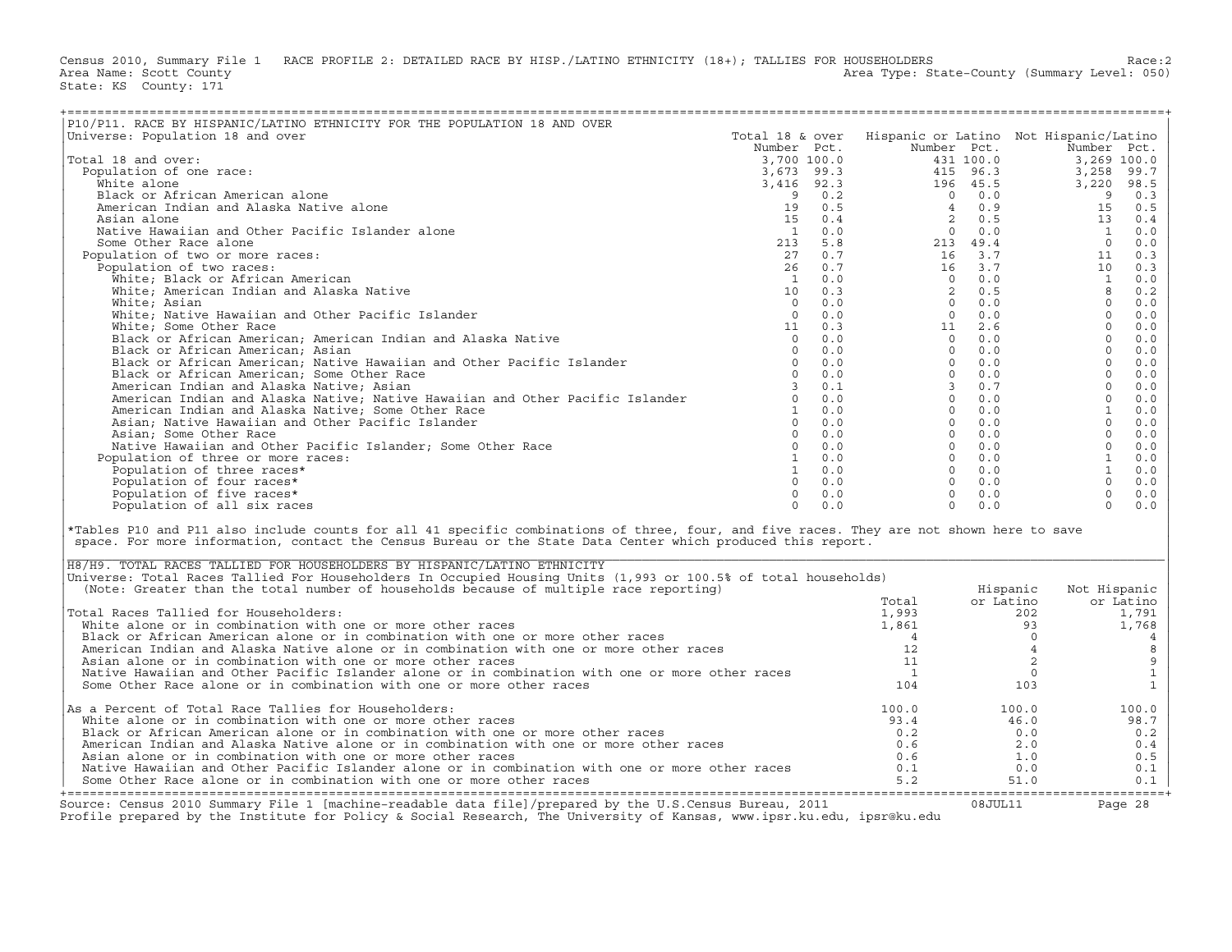Census 2010, Summary File 1 RACE PROFILE 2: DETAILED RACE BY HISP./LATINO ETHNICITY (18+); TALLIES FOR HOUSEHOLDERS Race:2
Area Name: Scott County Area Type: State-County (Summary Level: 050)
State: KS County: 171

## P10/P11. RACE BY HISPANIC/LATINO ETHNICITY FOR THE POPULATION 18 AND OVER

Universe: Population 18 and over

| | Total 18 & over Number | Pct. | Hispanic or Latino Number | Pct. | Not Hispanic/Latino Number | Pct. |
|---|---|---|---|---|---|---|
| Total 18 and over: | 3,700 | 100.0 | 431 | 100.0 | 3,269 | 100.0 |
| Population of one race: | 3,673 | 99.3 | 415 | 96.3 | 3,258 | 99.7 |
| White alone | 3,416 | 92.3 | 196 | 45.5 | 3,220 | 98.5 |
| Black or African American alone | 9 | 0.2 | 0 | 0.0 | 9 | 0.3 |
| American Indian and Alaska Native alone | 19 | 0.5 | 4 | 0.9 | 15 | 0.5 |
| Asian alone | 15 | 0.4 | 2 | 0.5 | 13 | 0.4 |
| Native Hawaiian and Other Pacific Islander alone | 1 | 0.0 | 0 | 0.0 | 1 | 0.0 |
| Some Other Race alone | 213 | 5.8 | 213 | 49.4 | 0 | 0.0 |
| Population of two or more races: | 27 | 0.7 | 16 | 3.7 | 11 | 0.3 |
| Population of two races: | 26 | 0.7 | 16 | 3.7 | 10 | 0.3 |
| White; Black or African American | 1 | 0.0 | 0 | 0.0 | 1 | 0.0 |
| White; American Indian and Alaska Native | 10 | 0.3 | 2 | 0.5 | 8 | 0.2 |
| White; Asian | 0 | 0.0 | 0 | 0.0 | 0 | 0.0 |
| White; Native Hawaiian and Other Pacific Islander | 0 | 0.0 | 0 | 0.0 | 0 | 0.0 |
| White; Some Other Race | 11 | 0.3 | 11 | 2.6 | 0 | 0.0 |
| Black or African American; American Indian and Alaska Native | 0 | 0.0 | 0 | 0.0 | 0 | 0.0 |
| Black or African American; Asian | 0 | 0.0 | 0 | 0.0 | 0 | 0.0 |
| Black or African American; Native Hawaiian and Other Pacific Islander | 0 | 0.0 | 0 | 0.0 | 0 | 0.0 |
| Black or African American; Some Other Race | 0 | 0.0 | 0 | 0.0 | 0 | 0.0 |
| American Indian and Alaska Native; Asian | 3 | 0.1 | 3 | 0.7 | 0 | 0.0 |
| American Indian and Alaska Native; Native Hawaiian and Other Pacific Islander | 0 | 0.0 | 0 | 0.0 | 0 | 0.0 |
| American Indian and Alaska Native; Some Other Race | 1 | 0.0 | 0 | 0.0 | 1 | 0.0 |
| Asian; Native Hawaiian and Other Pacific Islander | 0 | 0.0 | 0 | 0.0 | 0 | 0.0 |
| Asian; Some Other Race | 0 | 0.0 | 0 | 0.0 | 0 | 0.0 |
| Native Hawaiian and Other Pacific Islander; Some Other Race | 0 | 0.0 | 0 | 0.0 | 0 | 0.0 |
| Population of three or more races: | 1 | 0.0 | 0 | 0.0 | 1 | 0.0 |
| Population of three races* | 1 | 0.0 | 0 | 0.0 | 1 | 0.0 |
| Population of four races* | 0 | 0.0 | 0 | 0.0 | 0 | 0.0 |
| Population of five races* | 0 | 0.0 | 0 | 0.0 | 0 | 0.0 |
| Population of all six races | 0 | 0.0 | 0 | 0.0 | 0 | 0.0 |

*Tables P10 and P11 also include counts for all 41 specific combinations of three, four, and five races. They are not shown here to save space. For more information, contact the Census Bureau or the State Data Center which produced this report.

## H8/H9. TOTAL RACES TALLIED FOR HOUSEHOLDERS BY HISPANIC/LATINO ETHNICITY

Universe: Total Races Tallied For Householders In Occupied Housing Units (1,993 or 100.5% of total households)
(Note: Greater than the total number of households because of multiple race reporting)

| | Total | Hispanic or Latino | Not Hispanic or Latino |
|---|---|---|---|
| Total Races Tallied for Householders: | 1,993 | 202 | 1,791 |
| White alone or in combination with one or more other races | 1,861 | 93 | 1,768 |
| Black or African American alone or in combination with one or more other races | 4 | 0 | 4 |
| American Indian and Alaska Native alone or in combination with one or more other races | 12 | 4 | 8 |
| Asian alone or in combination with one or more other races | 11 | 2 | 9 |
| Native Hawaiian and Other Pacific Islander alone or in combination with one or more other races | 1 | 0 | 1 |
| Some Other Race alone or in combination with one or more other races | 104 | 103 | 1 |
| As a Percent of Total Race Tallies for Householders: | 100.0 | 100.0 | 100.0 |
| White alone or in combination with one or more other races | 93.4 | 46.0 | 98.7 |
| Black or African American alone or in combination with one or more other races | 0.2 | 0.0 | 0.2 |
| American Indian and Alaska Native alone or in combination with one or more other races | 0.6 | 2.0 | 0.4 |
| Asian alone or in combination with one or more other races | 0.6 | 1.0 | 0.5 |
| Native Hawaiian and Other Pacific Islander alone or in combination with one or more other races | 0.1 | 0.0 | 0.1 |
| Some Other Race alone or in combination with one or more other races | 5.2 | 51.0 | 0.1 |

Source: Census 2010 Summary File 1 [machine-readable data file]/prepared by the U.S.Census Bureau, 2011 08JUL11
Profile prepared by the Institute for Policy & Social Research, The University of Kansas, www.ipsr.ku.edu, ipsr@ku.edu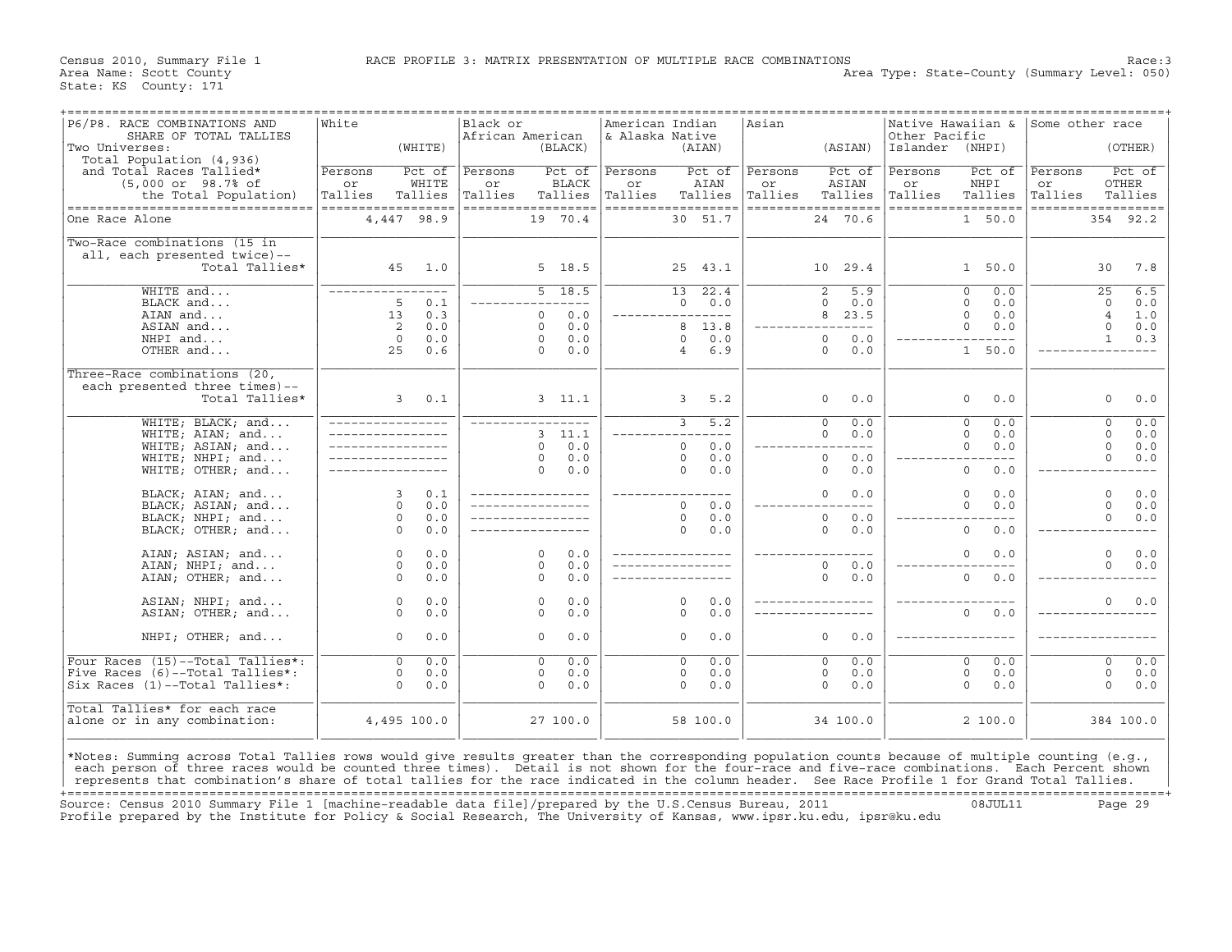Census 2010, Summary File 1 — RACE PROFILE 3: MATRIX PRESENTATION OF MULTIPLE RACE COMBINATIONS — Race:3

Area Name: Scott County — Area Type: State-County (Summary Level: 050)

State: KS County: 171

| P6/P8. RACE COMBINATIONS AND SHARE OF TOTAL TALLIES<br>Two Universes:<br>Total Population (4,936)<br>and Total Races Tallied* (5,000 or 98.7% of the Total Population) | White (WHITE) Persons or Tallies | Pct of WHITE Tallies | Black or African American (BLACK) Persons or Tallies | Pct of BLACK Tallies | American Indian & Alaska Native (AIAN) Persons or Tallies | Pct of AIAN Tallies | Asian (ASIAN) Persons or Tallies | Pct of ASIAN Tallies | Native Hawaiian & Other Pacific Islander (NHPI) Persons or Tallies | Pct of NHPI Tallies | Some other race (OTHER) Persons or Tallies | Pct of OTHER Tallies |
|---|---|---|---|---|---|---|---|---|---|---|---|---|
| One Race Alone | 4,447 | 98.9 | 19 | 70.4 | 30 | 51.7 | 24 | 70.6 | 1 | 50.0 | 354 | 92.2 |
| Two-Race combinations (15 in all, each presented twice)-- Total Tallies* | 45 | 1.0 | 5 | 18.5 | 25 | 43.1 | 10 | 29.4 | 1 | 50.0 | 30 | 7.8 |
| WHITE and... | ---- | ---- | 5 | 18.5 | 13 | 22.4 | 2 | 5.9 | 0 | 0.0 | 25 | 6.5 |
| BLACK and... | 5 | 0.1 | ---- | ---- | 0 | 0.0 | 0 | 0.0 | 0 | 0.0 | 0 | 0.0 |
| AIAN and... | 13 | 0.3 | 0 | 0.0 | ---- | ---- | 8 | 23.5 | 0 | 0.0 | 4 | 1.0 |
| ASIAN and... | 2 | 0.0 | 0 | 0.0 | 8 | 13.8 | ---- | ---- | 0 | 0.0 | 0 | 0.0 |
| NHPI and... | 0 | 0.0 | 0 | 0.0 | 0 | 0.0 | 0 | 0.0 | ---- | ---- | 1 | 0.3 |
| OTHER and... | 25 | 0.6 | 0 | 0.0 | 4 | 6.9 | 0 | 0.0 | 1 | 50.0 | ---- | ---- |
| Three-Race combinations (20, each presented three times)-- Total Tallies* | 3 | 0.1 | 3 | 11.1 | 3 | 5.2 | 0 | 0.0 | 0 | 0.0 | 0 | 0.0 |
| WHITE; BLACK; and... | ---- | ---- | ---- | ---- | 3 | 5.2 | 0 | 0.0 | 0 | 0.0 | 0 | 0.0 |
| WHITE; AIAN; and... | ---- | ---- | 3 | 11.1 | ---- | ---- | 0 | 0.0 | 0 | 0.0 | 0 | 0.0 |
| WHITE; ASIAN; and... | ---- | ---- | 0 | 0.0 | 0 | 0.0 | ---- | ---- | 0 | 0.0 | 0 | 0.0 |
| WHITE; NHPI; and... | ---- | ---- | 0 | 0.0 | 0 | 0.0 | 0 | 0.0 | ---- | ---- | 0 | 0.0 |
| WHITE; OTHER; and... | ---- | ---- | 0 | 0.0 | 0 | 0.0 | 0 | 0.0 | 0 | 0.0 | ---- | ---- |
| BLACK; AIAN; and... | 3 | 0.1 | ---- | ---- | ---- | ---- | 0 | 0.0 | 0 | 0.0 | 0 | 0.0 |
| BLACK; ASIAN; and... | 0 | 0.0 | ---- | ---- | 0 | 0.0 | ---- | ---- | 0 | 0.0 | 0 | 0.0 |
| BLACK; NHPI; and... | 0 | 0.0 | ---- | ---- | 0 | 0.0 | 0 | 0.0 | ---- | ---- | 0 | 0.0 |
| BLACK; OTHER; and... | 0 | 0.0 | ---- | ---- | 0 | 0.0 | 0 | 0.0 | 0 | 0.0 | ---- | ---- |
| AIAN; ASIAN; and... | 0 | 0.0 | 0 | 0.0 | ---- | ---- | ---- | ---- | 0 | 0.0 | 0 | 0.0 |
| AIAN; NHPI; and... | 0 | 0.0 | 0 | 0.0 | ---- | ---- | 0 | 0.0 | ---- | ---- | 0 | 0.0 |
| AIAN; OTHER; and... | 0 | 0.0 | 0 | 0.0 | ---- | ---- | 0 | 0.0 | 0 | 0.0 | ---- | ---- |
| ASIAN; NHPI; and... | 0 | 0.0 | 0 | 0.0 | 0 | 0.0 | ---- | ---- | ---- | ---- | 0 | 0.0 |
| ASIAN; OTHER; and... | 0 | 0.0 | 0 | 0.0 | 0 | 0.0 | ---- | ---- | 0 | 0.0 | ---- | ---- |
| NHPI; OTHER; and... | 0 | 0.0 | 0 | 0.0 | 0 | 0.0 | 0 | 0.0 | ---- | ---- | ---- | ---- |
| Four Races (15)--Total Tallies*: | 0 | 0.0 | 0 | 0.0 | 0 | 0.0 | 0 | 0.0 | 0 | 0.0 | 0 | 0.0 |
| Five Races (6)--Total Tallies*: | 0 | 0.0 | 0 | 0.0 | 0 | 0.0 | 0 | 0.0 | 0 | 0.0 | 0 | 0.0 |
| Six Races (1)--Total Tallies*: | 0 | 0.0 | 0 | 0.0 | 0 | 0.0 | 0 | 0.0 | 0 | 0.0 | 0 | 0.0 |
| Total Tallies* for each race alone or in any combination: | 4,495 | 100.0 | 27 | 100.0 | 58 | 100.0 | 34 | 100.0 | 2 | 100.0 | 384 | 100.0 |

*Notes: Summing across Total Tallies rows would give results greater than the corresponding population counts because of multiple counting (e.g., each person of three races would be counted three times). Detail is not shown for the four-race and five-race combinations. Each Percent shown represents that combination's share of total tallies for the race indicated in the column header. See Race Profile 1 for Grand Total Tallies.

Source: Census 2010 Summary File 1 [machine-readable data file]/prepared by the U.S.Census Bureau, 2011 08JUL11

Profile prepared by the Institute for Policy & Social Research, The University of Kansas, www.ipsr.ku.edu, ipsr@ku.edu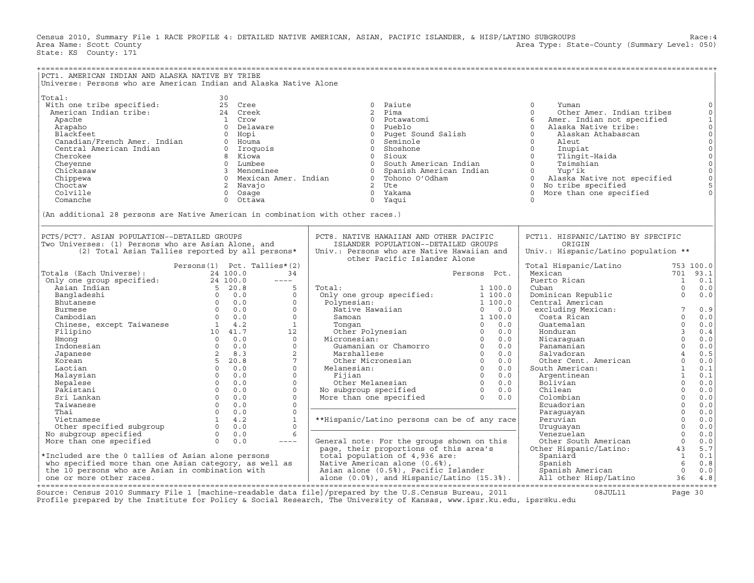Census 2010, Summary File 1 RACE PROFILE 4: DETAILED NATIVE AMERICAN, ASIAN, PACIFIC ISLANDER, & HISP/LATINO SUBGROUPS Race:4
Area Name: Scott County Area Type: State-County (Summary Level: 050)
State: KS County: 171

## PCT1. AMERICAN INDIAN AND ALASKA NATIVE BY TRIBE

Universe: Persons who are American Indian and Alaska Native Alone

| Tribe | Count | Tribe | Count | Tribe | Count | Tribe | Count |
|---|---|---|---|---|---|---|---|
| Total: | 30 | Cree | 0 | Paiute | 0 | Yuman | 0 |
| With one tribe specified: | 25 | Creek | 2 | Pima | 0 | Other Amer. Indian tribes | 0 |
| American Indian tribe: | 24 | Crow | 0 | Potawatomi | 6 | Amer. Indian not specified | 1 |
| Apache | 1 | Delaware | 0 | Pueblo | 0 | Alaska Native tribe: | 0 |
| Arapaho | 0 | Hopi | 0 | Puget Sound Salish | 0 | Alaskan Athabascan | 0 |
| Blackfeet | 0 | Houma | 0 | Seminole | 0 | Aleut | 0 |
| Canadian/French Amer. Indian | 0 | Iroquois | 0 | Shoshone | 0 | Inupiat | 0 |
| Central American Indian | 0 | Kiowa | 0 | Sioux | 0 | Tlingit-Haida | 0 |
| Cherokee | 8 | Lumbee | 0 | South American Indian | 0 | Tsimshian | 0 |
| Cheyenne | 0 | Menominee | 0 | Spanish American Indian | 0 | Yup'ik | 0 |
| Chickasaw | 3 | Mexican Amer. Indian | 0 | Tohono O'Odham | 0 | Alaska Native not specified | 0 |
| Chippewa | 0 | Navajo | 2 | Ute | 0 | No tribe specified | 5 |
| Choctaw | 2 | Osage | 0 | Yakama | 0 | More than one specified | 0 |
| Colville | 0 | Ottawa | 0 | Yaqui | 0 | | |
| Comanche | 0 | | | | | | |

(An additional 28 persons are Native American in combination with other races.)

## PCT5/PCT7. ASIAN POPULATION--DETAILED GROUPS

Two Universes: (1) Persons who are Asian Alone, and (2) Total Asian Tallies reported by all persons*

| | Persons(1) | Pct. | Tallies*(2) |
|---|---|---|---|
| Totals (Each Universe): | 24 | 100.0 | 34 |
| Only one group specified: | 24 | 100.0 | ---- |
| Asian Indian | 5 | 20.8 | 5 |
| Bangladeshi | 0 | 0.0 | 0 |
| Bhutanese | 0 | 0.0 | 0 |
| Burmese | 0 | 0.0 | 0 |
| Cambodian | 0 | 0.0 | 0 |
| Chinese, except Taiwanese | 1 | 4.2 | 1 |
| Filipino | 10 | 41.7 | 12 |
| Hmong | 0 | 0.0 | 0 |
| Indonesian | 0 | 0.0 | 0 |
| Japanese | 2 | 8.3 | 2 |
| Korean | 5 | 20.8 | 7 |
| Laotian | 0 | 0.0 | 0 |
| Malaysian | 0 | 0.0 | 0 |
| Nepalese | 0 | 0.0 | 0 |
| Pakistani | 0 | 0.0 | 0 |
| Sri Lankan | 0 | 0.0 | 0 |
| Taiwanese | 0 | 0.0 | 0 |
| Thai | 0 | 0.0 | 0 |
| Vietnamese | 1 | 4.2 | 1 |
| Other specified subgroup | 0 | 0.0 | 0 |
| No subgroup specified | 0 | 0.0 | 6 |
| More than one specified | 0 | 0.0 | ---- |

*Included are the 0 tallies of Asian alone persons who specified more than one Asian category, as well as the 10 persons who are Asian in combination with one or more other races.

## PCT8. NATIVE HAWAIIAN AND OTHER PACIFIC ISLANDER POPULATION--DETAILED GROUPS

Univ.: Persons who are Native Hawaiian and other Pacific Islander Alone

| | Persons | Pct. |
|---|---|---|
| Total: | 1 | 100.0 |
| Only one group specified: | 1 | 100.0 |
| Polynesian: | 1 | 100.0 |
| Native Hawaiian | 0 | 0.0 |
| Samoan | 1 | 100.0 |
| Tongan | 0 | 0.0 |
| Other Polynesian | 0 | 0.0 |
| Micronesian: | 0 | 0.0 |
| Guamanian or Chamorro | 0 | 0.0 |
| Marshallese | 0 | 0.0 |
| Other Micronesian | 0 | 0.0 |
| Melanesian: | 0 | 0.0 |
| Fijian | 0 | 0.0 |
| Other Melanesian | 0 | 0.0 |
| No subgroup specified | 0 | 0.0 |
| More than one specified | 0 | 0.0 |

**Hispanic/Latino persons can be of any race

General note: For the groups shown on this page, their proportions of this area's total population of 4,936 are: Native American alone (0.6%), Asian alone (0.5%), Pacific Islander alone (0.0%), and Hispanic/Latino (15.3%).

## PCT11. HISPANIC/LATINO BY SPECIFIC ORIGIN

Univ.: Hispanic/Latino population **

| | Persons | Pct. |
|---|---|---|
| Total Hispanic/Latino | 753 | 100.0 |
| Mexican | 701 | 93.1 |
| Puerto Rican | 1 | 0.1 |
| Cuban | 0 | 0.0 |
| Dominican Republic | 0 | 0.0 |
| Central American excluding Mexican: | 7 | 0.9 |
| Costa Rican | 0 | 0.0 |
| Guatemalan | 0 | 0.0 |
| Honduran | 3 | 0.4 |
| Nicaraguan | 0 | 0.0 |
| Panamanian | 0 | 0.0 |
| Salvadoran | 4 | 0.5 |
| Other Cent. American | 0 | 0.0 |
| South American: | 1 | 0.1 |
| Argentinean | 1 | 0.1 |
| Bolivian | 0 | 0.0 |
| Chilean | 0 | 0.0 |
| Colombian | 0 | 0.0 |
| Ecuadorian | 0 | 0.0 |
| Paraguayan | 0 | 0.0 |
| Peruvian | 0 | 0.0 |
| Uruguayan | 0 | 0.0 |
| Venezuelan | 0 | 0.0 |
| Other South American | 0 | 0.0 |
| Other Hispanic/Latino: | 43 | 5.7 |
| Spaniard | 1 | 0.1 |
| Spanish | 6 | 0.8 |
| Spanish American | 0 | 0.0 |
| All other Hisp/Latino | 36 | 4.8 |

Source: Census 2010 Summary File 1 [machine-readable data file]/prepared by the U.S.Census Bureau, 2011 08JUL11
Profile prepared by the Institute for Policy & Social Research, The University of Kansas, www.ipsr.ku.edu, ipsr@ku.edu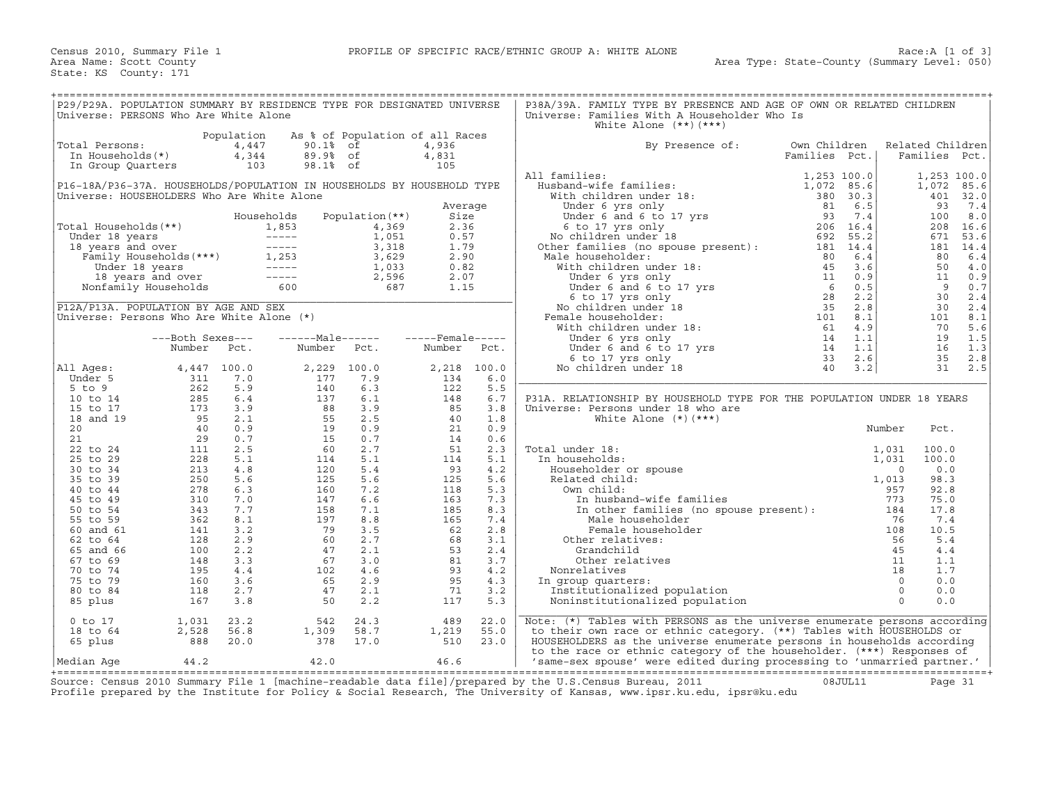Census 2010, Summary File 1 — PROFILE OF SPECIFIC RACE/ETHNIC GROUP A: WHITE ALONE — Race:A [1 of 3]

Area Name: Scott County — Area Type: State-County (Summary Level: 050)

State: KS County: 171

## P29/P29A. POPULATION SUMMARY BY RESIDENCE TYPE FOR DESIGNATED UNIVERSE

Universe: PERSONS Who Are White Alone

| | Population | As % of Population of all Races | |
|---|---|---|---|
| Total Persons: | 4,447 | 90.1% of | 4,936 |
| In Households(*) | 4,344 | 89.9% of | 4,831 |
| In Group Quarters | 103 | 98.1% of | 105 |

## P16-18A/P36-37A. HOUSEHOLDS/POPULATION IN HOUSEHOLDS BY HOUSEHOLD TYPE

Universe: HOUSEHOLDERS Who Are White Alone

| | Households | Population(**) | Average Size |
|---|---|---|---|
| Total Households(**) | 1,853 | 4,369 | 2.36 |
| Under 18 years | ----- | 1,051 | 0.57 |
| 18 years and over | ----- | 3,318 | 1.79 |
| Family Households(***) | 1,253 | 3,629 | 2.90 |
| Under 18 years | ----- | 1,033 | 0.82 |
| 18 years and over | ----- | 2,596 | 2.07 |
| Nonfamily Households | 600 | 687 | 1.15 |

## P12A/P13A. POPULATION BY AGE AND SEX

Universe: Persons Who Are White Alone (*)

| | Both Sexes Number | Both Sexes Pct. | Male Number | Male Pct. | Female Number | Female Pct. |
|---|---|---|---|---|---|---|
| All Ages: | 4,447 | 100.0 | 2,229 | 100.0 | 2,218 | 100.0 |
| Under 5 | 311 | 7.0 | 177 | 7.9 | 134 | 6.0 |
| 5 to 9 | 262 | 5.9 | 140 | 6.3 | 122 | 5.5 |
| 10 to 14 | 285 | 6.4 | 137 | 6.1 | 148 | 6.7 |
| 15 to 17 | 173 | 3.9 | 88 | 3.9 | 85 | 3.8 |
| 18 and 19 | 95 | 2.1 | 55 | 2.5 | 40 | 1.8 |
| 20 | 40 | 0.9 | 19 | 0.9 | 21 | 0.9 |
| 21 | 29 | 0.7 | 15 | 0.7 | 14 | 0.6 |
| 22 to 24 | 111 | 2.5 | 60 | 2.7 | 51 | 2.3 |
| 25 to 29 | 228 | 5.1 | 114 | 5.1 | 114 | 5.1 |
| 30 to 34 | 213 | 4.8 | 120 | 5.4 | 93 | 4.2 |
| 35 to 39 | 250 | 5.6 | 125 | 5.6 | 125 | 5.6 |
| 40 to 44 | 278 | 6.3 | 160 | 7.2 | 118 | 5.3 |
| 45 to 49 | 310 | 7.0 | 147 | 6.6 | 163 | 7.3 |
| 50 to 54 | 343 | 7.7 | 158 | 7.1 | 185 | 8.3 |
| 55 to 59 | 362 | 8.1 | 197 | 8.8 | 165 | 7.4 |
| 60 and 61 | 141 | 3.2 | 79 | 3.5 | 62 | 2.8 |
| 62 to 64 | 128 | 2.9 | 60 | 2.7 | 68 | 3.1 |
| 65 and 66 | 100 | 2.2 | 47 | 2.1 | 53 | 2.4 |
| 67 to 69 | 148 | 3.3 | 67 | 3.0 | 81 | 3.7 |
| 70 to 74 | 195 | 4.4 | 102 | 4.6 | 93 | 4.2 |
| 75 to 79 | 160 | 3.6 | 65 | 2.9 | 95 | 4.3 |
| 80 to 84 | 118 | 2.7 | 47 | 2.1 | 71 | 3.2 |
| 85 plus | 167 | 3.8 | 50 | 2.2 | 117 | 5.3 |
| 0 to 17 | 1,031 | 23.2 | 542 | 24.3 | 489 | 22.0 |
| 18 to 64 | 2,528 | 56.8 | 1,309 | 58.7 | 1,219 | 55.0 |
| 65 plus | 888 | 20.0 | 378 | 17.0 | 510 | 23.0 |
| Median Age | 44.2 | | 42.0 | | 46.6 | |

## P38A/39A. FAMILY TYPE BY PRESENCE AND AGE OF OWN OR RELATED CHILDREN

Universe: Families With A Householder Who Is White Alone (**)(***)

| By Presence of: | Own Children Families | Own Children Pct. | Related Children Families | Related Children Pct. |
|---|---|---|---|---|
| All families: | 1,253 | 100.0 | 1,253 | 100.0 |
| Husband-wife families: | 1,072 | 85.6 | 1,072 | 85.6 |
| With children under 18: | 380 | 30.3 | 401 | 32.0 |
| Under 6 yrs only | 81 | 6.5 | 93 | 7.4 |
| Under 6 and 6 to 17 yrs | 93 | 7.4 | 100 | 8.0 |
| 6 to 17 yrs only | 206 | 16.4 | 208 | 16.6 |
| No children under 18 | 692 | 55.2 | 671 | 53.6 |
| Other families (no spouse present): | 181 | 14.4 | 181 | 14.4 |
| Male householder: | 80 | 6.4 | 80 | 6.4 |
| With children under 18: | 45 | 3.6 | 50 | 4.0 |
| Under 6 yrs only | 11 | 0.9 | 11 | 0.9 |
| Under 6 and 6 to 17 yrs | 6 | 0.5 | 9 | 0.7 |
| 6 to 17 yrs only | 28 | 2.2 | 30 | 2.4 |
| No children under 18 | 35 | 2.8 | 30 | 2.4 |
| Female householder: | 101 | 8.1 | 101 | 8.1 |
| With children under 18: | 61 | 4.9 | 70 | 5.6 |
| Under 6 yrs only | 14 | 1.1 | 19 | 1.5 |
| Under 6 and 6 to 17 yrs | 14 | 1.1 | 16 | 1.3 |
| 6 to 17 yrs only | 33 | 2.6 | 35 | 2.8 |
| No children under 18 | 40 | 3.2 | 31 | 2.5 |

## P31A. RELATIONSHIP BY HOUSEHOLD TYPE FOR THE POPULATION UNDER 18 YEARS

Universe: Persons under 18 who are White Alone (*)(***)

| | Number | Pct. |
|---|---|---|
| Total under 18: | 1,031 | 100.0 |
| In households: | 1,031 | 100.0 |
| Householder or spouse | 0 | 0.0 |
| Related child: | 1,013 | 98.3 |
| Own child: | 957 | 92.8 |
| In husband-wife families | 773 | 75.0 |
| In other families (no spouse present): | 184 | 17.8 |
| Male householder | 76 | 7.4 |
| Female householder | 108 | 10.5 |
| Other relatives: | 56 | 5.4 |
| Grandchild | 45 | 4.4 |
| Other relatives | 11 | 1.1 |
| Nonrelatives | 18 | 1.7 |
| In group quarters: | 0 | 0.0 |
| Institutionalized population | 0 | 0.0 |
| Noninstitutionalized population | 0 | 0.0 |

Note: (*) Tables with PERSONS as the universe enumerate persons according to their own race or ethnic category. (**) Tables with HOUSEHOLDS or HOUSEHOLDERS as the universe enumerate persons in households according to the race or ethnic category of the householder. (***) Responses of 'same-sex spouse' were edited during processing to 'unmarried partner.'

Source: Census 2010 Summary File 1 [machine-readable data file]/prepared by the U.S.Census Bureau, 2011 08JUL11

Profile prepared by the Institute for Policy & Social Research, The University of Kansas, www.ipsr.ku.edu, ipsr@ku.edu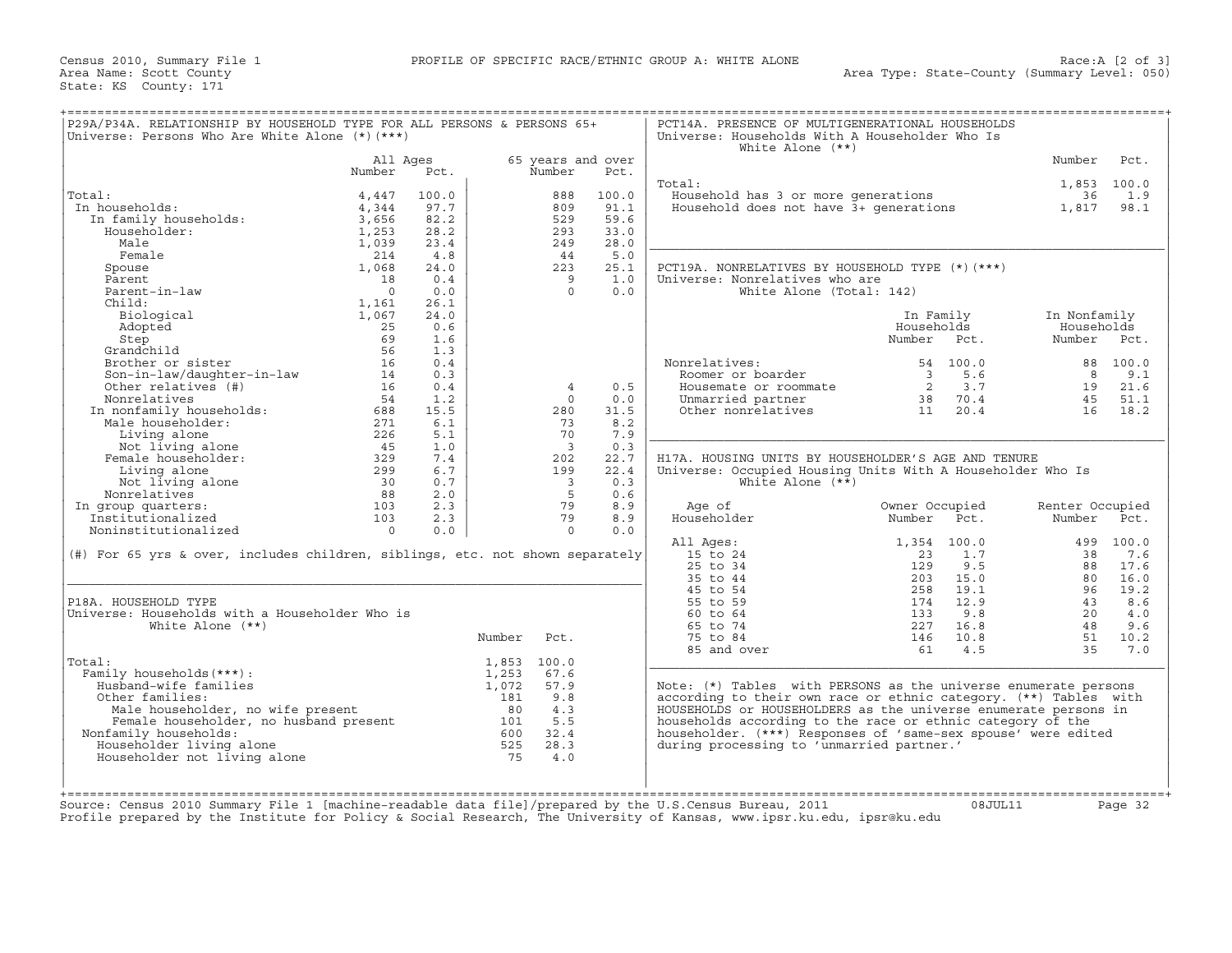Census 2010, Summary File 1 — PROFILE OF SPECIFIC RACE/ETHNIC GROUP A: WHITE ALONE — Race:A [2 of 3]
Area Name: Scott County — Area Type: State-County (Summary Level: 050)
State: KS County: 171

## P29A/P34A. RELATIONSHIP BY HOUSEHOLD TYPE FOR ALL PERSONS & PERSONS 65+

Universe: Persons Who Are White Alone (*)(***)

| | All Ages Number | All Ages Pct. | 65 years and over Number | 65 years and over Pct. |
|---|---|---|---|---|
| Total: | 4,447 | 100.0 | 888 | 100.0 |
| In households: | 4,344 | 97.7 | 809 | 91.1 |
| In family households: | 3,656 | 82.2 | 529 | 59.6 |
| Householder: | 1,253 | 28.2 | 293 | 33.0 |
| Male | 1,039 | 23.4 | 249 | 28.0 |
| Female | 214 | 4.8 | 44 | 5.0 |
| Spouse | 1,068 | 24.0 | 223 | 25.1 |
| Parent | 18 | 0.4 | 9 | 1.0 |
| Parent-in-law | 0 | 0.0 | 0 | 0.0 |
| Child: | 1,161 | 26.1 | | |
| Biological | 1,067 | 24.0 | | |
| Adopted | 25 | 0.6 | | |
| Step | 69 | 1.6 | | |
| Grandchild | 56 | 1.3 | | |
| Brother or sister | 16 | 0.4 | | |
| Son-in-law/daughter-in-law | 14 | 0.3 | | |
| Other relatives (#) | 16 | 0.4 | 4 | 0.5 |
| Nonrelatives | 54 | 1.2 | 0 | 0.0 |
| In nonfamily households: | 688 | 15.5 | 280 | 31.5 |
| Male householder: | 271 | 6.1 | 73 | 8.2 |
| Living alone | 226 | 5.1 | 70 | 7.9 |
| Not living alone | 45 | 1.0 | 3 | 0.3 |
| Female householder: | 329 | 7.4 | 202 | 22.7 |
| Living alone | 299 | 6.7 | 199 | 22.4 |
| Not living alone | 30 | 0.7 | 3 | 0.3 |
| Nonrelatives | 88 | 2.0 | 5 | 0.6 |
| In group quarters: | 103 | 2.3 | 79 | 8.9 |
| Institutionalized | 103 | 2.3 | 79 | 8.9 |
| Noninstitutionalized | 0 | 0.0 | 0 | 0.0 |

(#) For 65 yrs & over, includes children, siblings, etc. not shown separately

## P18A. HOUSEHOLD TYPE

Universe: Households with a Householder Who is White Alone (**)

| | Number | Pct. |
|---|---|---|
| Total: | 1,853 | 100.0 |
| Family households(***): | 1,253 | 67.6 |
| Husband-wife families | 1,072 | 57.9 |
| Other families: | 181 | 9.8 |
| Male householder, no wife present | 80 | 4.3 |
| Female householder, no husband present | 101 | 5.5 |
| Nonfamily households: | 600 | 32.4 |
| Householder living alone | 525 | 28.3 |
| Householder not living alone | 75 | 4.0 |

## PCT14A. PRESENCE OF MULTIGENERATIONAL HOUSEHOLDS

Universe: Households With A Householder Who Is White Alone (**)

| | Number | Pct. |
|---|---|---|
| Total: | 1,853 | 100.0 |
| Household has 3 or more generations | 36 | 1.9 |
| Household does not have 3+ generations | 1,817 | 98.1 |

## PCT19A. NONRELATIVES BY HOUSEHOLD TYPE (*)(***)

Universe: Nonrelatives who are White Alone (Total: 142)

| | In Family Households Number | In Family Households Pct. | In Nonfamily Households Number | In Nonfamily Households Pct. |
|---|---|---|---|---|
| Nonrelatives: | 54 | 100.0 | 88 | 100.0 |
| Roomer or boarder | 3 | 5.6 | 8 | 9.1 |
| Housemate or roommate | 2 | 3.7 | 19 | 21.6 |
| Unmarried partner | 38 | 70.4 | 45 | 51.1 |
| Other nonrelatives | 11 | 20.4 | 16 | 18.2 |

## H17A. HOUSING UNITS BY HOUSEHOLDER'S AGE AND TENURE

Universe: Occupied Housing Units With A Householder Who Is White Alone (**)

| Age of Householder | Owner Occupied Number | Owner Occupied Pct. | Renter Occupied Number | Renter Occupied Pct. |
|---|---|---|---|---|
| All Ages: | 1,354 | 100.0 | 499 | 100.0 |
| 15 to 24 | 23 | 1.7 | 38 | 7.6 |
| 25 to 34 | 129 | 9.5 | 88 | 17.6 |
| 35 to 44 | 203 | 15.0 | 80 | 16.0 |
| 45 to 54 | 258 | 19.1 | 96 | 19.2 |
| 55 to 59 | 174 | 12.9 | 43 | 8.6 |
| 60 to 64 | 133 | 9.8 | 20 | 4.0 |
| 65 to 74 | 227 | 16.8 | 48 | 9.6 |
| 75 to 84 | 146 | 10.8 | 51 | 10.2 |
| 85 and over | 61 | 4.5 | 35 | 7.0 |

Note: (*) Tables with PERSONS as the universe enumerate persons according to their own race or ethnic category. (**) Tables with HOUSEHOLDS or HOUSEHOLDERS as the universe enumerate persons in households according to the race or ethnic category of the householder. (***) Responses of 'same-sex spouse' were edited during processing to 'unmarried partner.'

Source: Census 2010 Summary File 1 [machine-readable data file]/prepared by the U.S.Census Bureau, 2011 08JUL11
Profile prepared by the Institute for Policy & Social Research, The University of Kansas, www.ipsr.ku.edu, ipsr@ku.edu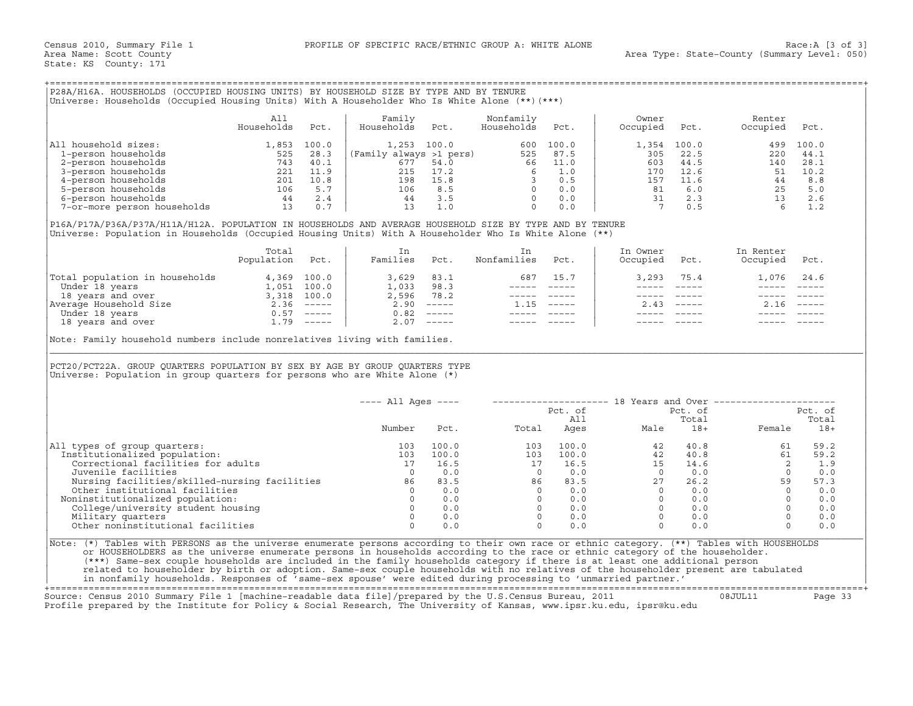Census 2010, Summary File 1 PROFILE OF SPECIFIC RACE/ETHNIC GROUP A: WHITE ALONE Race:A [3 of 3]
Area Name: Scott County Area Type: State-County (Summary Level: 050)
State: KS County: 171

## P28A/H16A. HOUSEHOLDS (OCCUPIED HOUSING UNITS) BY HOUSEHOLD SIZE BY TYPE AND BY TENURE

Universe: Households (Occupied Housing Units) With A Householder Who Is White Alone (**)(***)

| | All Households | Pct. | Family Households | Pct. | Nonfamily Households | Pct. | Owner Occupied | Pct. | Renter Occupied | Pct. |
|---|---|---|---|---|---|---|---|---|---|---|
| All household sizes: | 1,853 | 100.0 | 1,253 | 100.0 | 600 | 100.0 | 1,354 | 100.0 | 499 | 100.0 |
| 1-person households | 525 | 28.3 | (Family always >1 pers) | | 525 | 87.5 | 305 | 22.5 | 220 | 44.1 |
| 2-person households | 743 | 40.1 | 677 | 54.0 | 66 | 11.0 | 603 | 44.5 | 140 | 28.1 |
| 3-person households | 221 | 11.9 | 215 | 17.2 | 6 | 1.0 | 170 | 12.6 | 51 | 10.2 |
| 4-person households | 201 | 10.8 | 198 | 15.8 | 3 | 0.5 | 157 | 11.6 | 44 | 8.8 |
| 5-person households | 106 | 5.7 | 106 | 8.5 | 0 | 0.0 | 81 | 6.0 | 25 | 5.0 |
| 6-person households | 44 | 2.4 | 44 | 3.5 | 0 | 0.0 | 31 | 2.3 | 13 | 2.6 |
| 7-or-more person households | 13 | 0.7 | 13 | 1.0 | 0 | 0.0 | 7 | 0.5 | 6 | 1.2 |

## P16A/P17A/P36A/P37A/H11A/H12A. POPULATION IN HOUSEHOLDS AND AVERAGE HOUSEHOLD SIZE BY TYPE AND BY TENURE

Universe: Population in Households (Occupied Housing Units) With A Householder Who Is White Alone (**)

| | Total Population | Pct. | In Families | Pct. | In Nonfamilies | Pct. | In Owner Occupied | Pct. | In Renter Occupied | Pct. |
|---|---|---|---|---|---|---|---|---|---|---|
| Total population in households | 4,369 | 100.0 | 3,629 | 83.1 | 687 | 15.7 | 3,293 | 75.4 | 1,076 | 24.6 |
| Under 18 years | 1,051 | 100.0 | 1,033 | 98.3 | ----- | ----- | ----- | ----- | ----- | ----- |
| 18 years and over | 3,318 | 100.0 | 2,596 | 78.2 | ----- | ----- | ----- | ----- | ----- | ----- |
| Average Household Size | 2.36 | ----- | 2.90 | ----- | 1.15 | ----- | 2.43 | ----- | 2.16 | ----- |
| Under 18 years | 0.57 | ----- | 0.82 | ----- | ----- | ----- | ----- | ----- | ----- | ----- |
| 18 years and over | 1.79 | ----- | 2.07 | ----- | ----- | ----- | ----- | ----- | ----- | ----- |

Note: Family household numbers include nonrelatives living with families.

## PCT20/PCT22A. GROUP QUARTERS POPULATION BY SEX BY AGE BY GROUP QUARTERS TYPE

Universe: Population in group quarters for persons who are White Alone (*)

| | All Ages | | 18 Years and Over | | | | | |
|---|---|---|---|---|---|---|---|---|
| | Number | Pct. | Total | Pct. of All Ages | Male | Pct. of Total 18+ | Female | Pct. of Total 18+ |
| All types of group quarters: | 103 | 100.0 | 103 | 100.0 | 42 | 40.8 | 61 | 59.2 |
| Institutionalized population: | 103 | 100.0 | 103 | 100.0 | 42 | 40.8 | 61 | 59.2 |
| Correctional facilities for adults | 17 | 16.5 | 17 | 16.5 | 15 | 14.6 | 2 | 1.9 |
| Juvenile facilities | 0 | 0.0 | 0 | 0.0 | 0 | 0.0 | 0 | 0.0 |
| Nursing facilities/skilled-nursing facilities | 86 | 83.5 | 86 | 83.5 | 27 | 26.2 | 59 | 57.3 |
| Other institutional facilities | 0 | 0.0 | 0 | 0.0 | 0 | 0.0 | 0 | 0.0 |
| Noninstitutionalized population: | 0 | 0.0 | 0 | 0.0 | 0 | 0.0 | 0 | 0.0 |
| College/university student housing | 0 | 0.0 | 0 | 0.0 | 0 | 0.0 | 0 | 0.0 |
| Military quarters | 0 | 0.0 | 0 | 0.0 | 0 | 0.0 | 0 | 0.0 |
| Other noninstitutional facilities | 0 | 0.0 | 0 | 0.0 | 0 | 0.0 | 0 | 0.0 |

Note: (*) Tables with PERSONS as the universe enumerate persons according to their own race or ethnic category. (**) Tables with HOUSEHOLDS or HOUSEHOLDERS as the universe enumerate persons in households according to the race or ethnic category of the householder. (***) Same-sex couple households are included in the family households category if there is at least one additional person related to householder by birth or adoption. Same-sex couple households with no relatives of the householder present are tabulated in nonfamily households. Responses of 'same-sex spouse' were edited during processing to 'unmarried partner.'

Source: Census 2010 Summary File 1 [machine-readable data file]/prepared by the U.S.Census Bureau, 2011 08JUL11
Profile prepared by the Institute for Policy & Social Research, The University of Kansas, www.ipsr.ku.edu, ipsr@ku.edu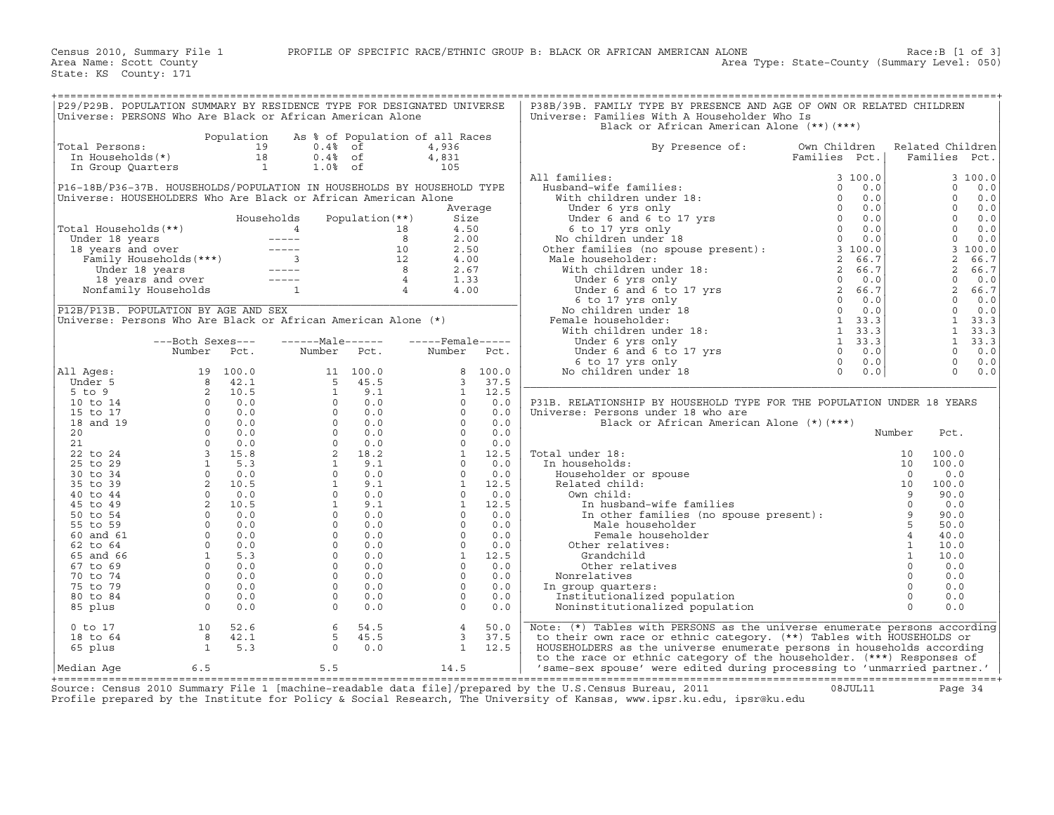Census 2010, Summary File 1 PROFILE OF SPECIFIC RACE/ETHNIC GROUP B: BLACK OR AFRICAN AMERICAN ALONE Race:B [1 of 3]
Area Name: Scott County Area Type: State-County (Summary Level: 050)
State: KS County: 171

## P29/P29B. POPULATION SUMMARY BY RESIDENCE TYPE FOR DESIGNATED UNIVERSE

Universe: PERSONS Who Are Black or African American Alone

| | Population | As % of Population of all Races | |
|---|---|---|---|
| Total Persons: | 19 | 0.4% of | 4,936 |
| In Households(*) | 18 | 0.4% of | 4,831 |
| In Group Quarters | 1 | 1.0% of | 105 |

## P16-18B/P36-37B. HOUSEHOLDS/POPULATION IN HOUSEHOLDS BY HOUSEHOLD TYPE

Universe: HOUSEHOLDERS Who Are Black or African American Alone

| | Households | Population(**) | Average Size |
|---|---|---|---|
| Total Households(**) | 4 | 18 | 4.50 |
| Under 18 years | ----- | 8 | 2.00 |
| 18 years and over | ----- | 10 | 2.50 |
| Family Households(***) | 3 | 12 | 4.00 |
| Under 18 years | ----- | 8 | 2.67 |
| 18 years and over | ----- | 4 | 1.33 |
| Nonfamily Households | 1 | 4 | 4.00 |

## P12B/P13B. POPULATION BY AGE AND SEX

Universe: Persons Who Are Black or African American Alone (*)

| | Both Sexes Number | Both Sexes Pct. | Male Number | Male Pct. | Female Number | Female Pct. |
|---|---|---|---|---|---|---|
| All Ages: | 19 | 100.0 | 11 | 100.0 | 8 | 100.0 |
| Under 5 | 8 | 42.1 | 5 | 45.5 | 3 | 37.5 |
| 5 to 9 | 2 | 10.5 | 1 | 9.1 | 1 | 12.5 |
| 10 to 14 | 0 | 0.0 | 0 | 0.0 | 0 | 0.0 |
| 15 to 17 | 0 | 0.0 | 0 | 0.0 | 0 | 0.0 |
| 18 and 19 | 0 | 0.0 | 0 | 0.0 | 0 | 0.0 |
| 20 | 0 | 0.0 | 0 | 0.0 | 0 | 0.0 |
| 21 | 0 | 0.0 | 0 | 0.0 | 0 | 0.0 |
| 22 to 24 | 3 | 15.8 | 2 | 18.2 | 1 | 12.5 |
| 25 to 29 | 1 | 5.3 | 1 | 9.1 | 0 | 0.0 |
| 30 to 34 | 0 | 0.0 | 0 | 0.0 | 0 | 0.0 |
| 35 to 39 | 2 | 10.5 | 1 | 9.1 | 1 | 12.5 |
| 40 to 44 | 0 | 0.0 | 0 | 0.0 | 0 | 0.0 |
| 45 to 49 | 2 | 10.5 | 1 | 9.1 | 1 | 12.5 |
| 50 to 54 | 0 | 0.0 | 0 | 0.0 | 0 | 0.0 |
| 55 to 59 | 0 | 0.0 | 0 | 0.0 | 0 | 0.0 |
| 60 and 61 | 0 | 0.0 | 0 | 0.0 | 0 | 0.0 |
| 62 to 64 | 0 | 0.0 | 0 | 0.0 | 0 | 0.0 |
| 65 and 66 | 1 | 5.3 | 0 | 0.0 | 1 | 12.5 |
| 67 to 69 | 0 | 0.0 | 0 | 0.0 | 0 | 0.0 |
| 70 to 74 | 0 | 0.0 | 0 | 0.0 | 0 | 0.0 |
| 75 to 79 | 0 | 0.0 | 0 | 0.0 | 0 | 0.0 |
| 80 to 84 | 0 | 0.0 | 0 | 0.0 | 0 | 0.0 |
| 85 plus | 0 | 0.0 | 0 | 0.0 | 0 | 0.0 |
| 0 to 17 | 10 | 52.6 | 6 | 54.5 | 4 | 50.0 |
| 18 to 64 | 8 | 42.1 | 5 | 45.5 | 3 | 37.5 |
| 65 plus | 1 | 5.3 | 0 | 0.0 | 1 | 12.5 |
| Median Age | 6.5 | | 5.5 | | 14.5 | |

## P38B/39B. FAMILY TYPE BY PRESENCE AND AGE OF OWN OR RELATED CHILDREN

Universe: Families With A Householder Who Is Black or African American Alone (**)(***)

| By Presence of: | Own Children Families | Own Children Pct. | Related Children Families | Related Children Pct. |
|---|---|---|---|---|
| All families: | 3 | 100.0 | 3 | 100.0 |
| Husband-wife families: | 0 | 0.0 | 0 | 0.0 |
| With children under 18: | 0 | 0.0 | 0 | 0.0 |
| Under 6 yrs only | 0 | 0.0 | 0 | 0.0 |
| Under 6 and 6 to 17 yrs | 0 | 0.0 | 0 | 0.0 |
| 6 to 17 yrs only | 0 | 0.0 | 0 | 0.0 |
| No children under 18 | 0 | 0.0 | 0 | 0.0 |
| Other families (no spouse present): | 3 | 100.0 | 3 | 100.0 |
| Male householder: | 2 | 66.7 | 2 | 66.7 |
| With children under 18: | 2 | 66.7 | 2 | 66.7 |
| Under 6 yrs only | 0 | 0.0 | 0 | 0.0 |
| Under 6 and 6 to 17 yrs | 2 | 66.7 | 2 | 66.7 |
| 6 to 17 yrs only | 0 | 0.0 | 0 | 0.0 |
| No children under 18 | 0 | 0.0 | 0 | 0.0 |
| Female householder: | 1 | 33.3 | 1 | 33.3 |
| With children under 18: | 1 | 33.3 | 1 | 33.3 |
| Under 6 yrs only | 1 | 33.3 | 1 | 33.3 |
| Under 6 and 6 to 17 yrs | 0 | 0.0 | 0 | 0.0 |
| 6 to 17 yrs only | 0 | 0.0 | 0 | 0.0 |
| No children under 18 | 0 | 0.0 | 0 | 0.0 |

## P31B. RELATIONSHIP BY HOUSEHOLD TYPE FOR THE POPULATION UNDER 18 YEARS

Universe: Persons under 18 who are Black or African American Alone (*)(***)

| | Number | Pct. |
|---|---|---|
| Total under 18: | 10 | 100.0 |
| In households: | 10 | 100.0 |
| Householder or spouse | 0 | 0.0 |
| Related child: | 10 | 100.0 |
| Own child: | 9 | 90.0 |
| In husband-wife families | 0 | 0.0 |
| In other families (no spouse present): | 9 | 90.0 |
| Male householder | 5 | 50.0 |
| Female householder | 4 | 40.0 |
| Other relatives: | 1 | 10.0 |
| Grandchild | 1 | 10.0 |
| Other relatives | 0 | 0.0 |
| Nonrelatives | 0 | 0.0 |
| In group quarters: | 0 | 0.0 |
| Institutionalized population | 0 | 0.0 |
| Noninstitutionalized population | 0 | 0.0 |

Note: (*) Tables with PERSONS as the universe enumerate persons according to their own race or ethnic category. (**) Tables with HOUSEHOLDS or HOUSEHOLDERS as the universe enumerate persons in households according to the race or ethnic category of the householder. (***) Responses of 'same-sex spouse' were edited during processing to 'unmarried partner.'

Source: Census 2010 Summary File 1 [machine-readable data file]/prepared by the U.S.Census Bureau, 2011 08JUL11
Profile prepared by the Institute for Policy & Social Research, The University of Kansas, www.ipsr.ku.edu, ipsr@ku.edu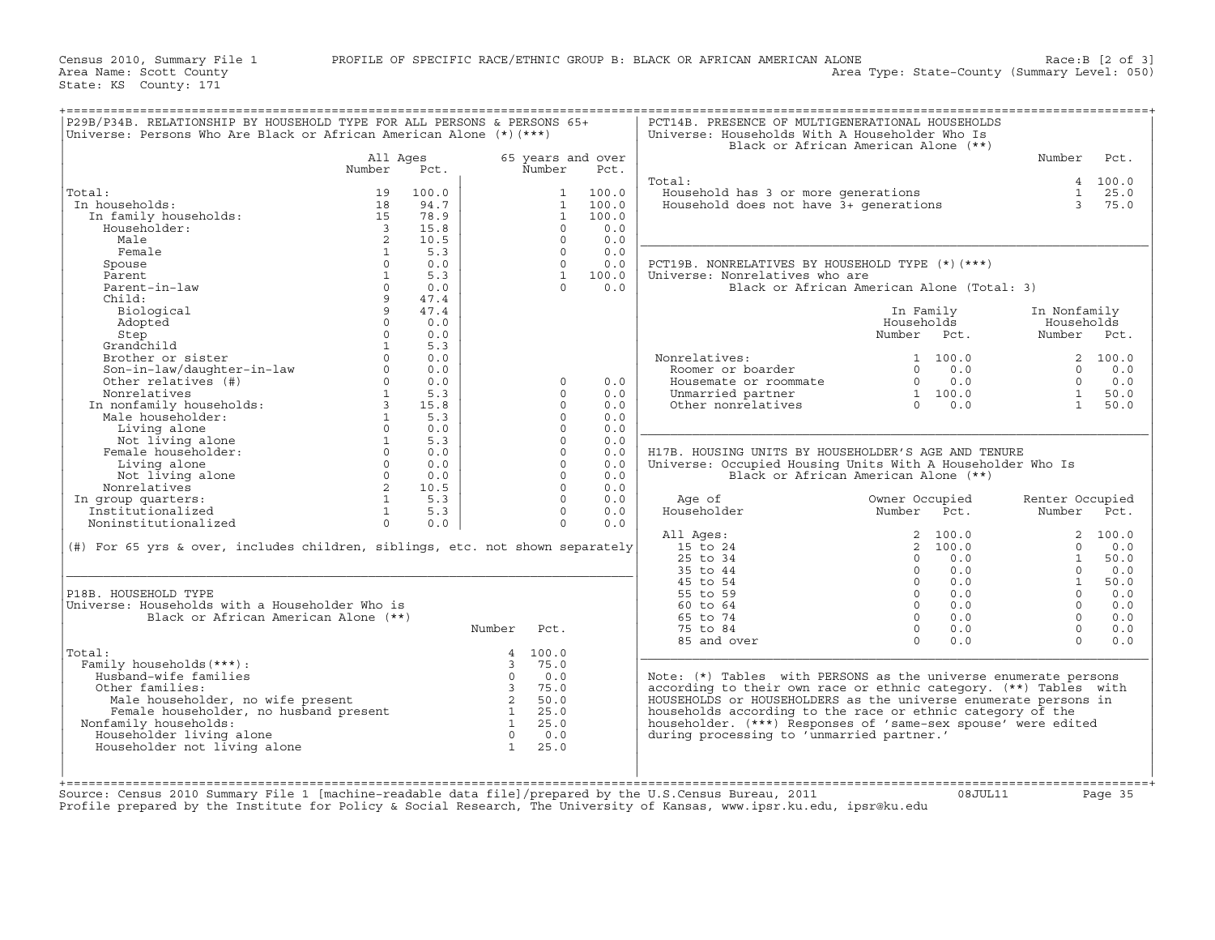Census 2010, Summary File 1 — PROFILE OF SPECIFIC RACE/ETHNIC GROUP B: BLACK OR AFRICAN AMERICAN ALONE — Race:B [2 of 3]

Area Name: Scott County — Area Type: State-County (Summary Level: 050)

State: KS County: 171

## P29B/P34B. RELATIONSHIP BY HOUSEHOLD TYPE FOR ALL PERSONS & PERSONS 65+

Universe: Persons Who Are Black or African American Alone (*)(***)

| | All Ages Number | All Ages Pct. | 65 years and over Number | 65 years and over Pct. |
|---|---|---|---|---|
| Total: | 19 | 100.0 | 1 | 100.0 |
| In households: | 18 | 94.7 | 1 | 100.0 |
| In family households: | 15 | 78.9 | 1 | 100.0 |
| Householder: | 3 | 15.8 | 0 | 0.0 |
| Male | 2 | 10.5 | 0 | 0.0 |
| Female | 1 | 5.3 | 0 | 0.0 |
| Spouse | 0 | 0.0 | 0 | 0.0 |
| Parent | 1 | 5.3 | 1 | 100.0 |
| Parent-in-law | 0 | 0.0 | 0 | 0.0 |
| Child: | 9 | 47.4 | | |
| Biological | 9 | 47.4 | | |
| Adopted | 0 | 0.0 | | |
| Step | 0 | 0.0 | | |
| Grandchild | 1 | 5.3 | | |
| Brother or sister | 0 | 0.0 | | |
| Son-in-law/daughter-in-law | 0 | 0.0 | | |
| Other relatives (#) | 0 | 0.0 | 0 | 0.0 |
| Nonrelatives | 1 | 5.3 | 0 | 0.0 |
| In nonfamily households: | 3 | 15.8 | 0 | 0.0 |
| Male householder: | 1 | 5.3 | 0 | 0.0 |
| Living alone | 0 | 0.0 | 0 | 0.0 |
| Not living alone | 1 | 5.3 | 0 | 0.0 |
| Female householder: | 0 | 0.0 | 0 | 0.0 |
| Living alone | 0 | 0.0 | 0 | 0.0 |
| Not living alone | 0 | 0.0 | 0 | 0.0 |
| Nonrelatives | 2 | 10.5 | 0 | 0.0 |
| In group quarters: | 1 | 5.3 | 0 | 0.0 |
| Institutionalized | 1 | 5.3 | 0 | 0.0 |
| Noninstitutionalized | 0 | 0.0 | 0 | 0.0 |

(#) For 65 yrs & over, includes children, siblings, etc. not shown separately

## P18B. HOUSEHOLD TYPE

Universe: Households with a Householder Who is Black or African American Alone (**)

| | Number | Pct. |
|---|---|---|
| Total: | 4 | 100.0 |
| Family households(***): | 3 | 75.0 |
| Husband-wife families | 0 | 0.0 |
| Other families: | 3 | 75.0 |
| Male householder, no wife present | 2 | 50.0 |
| Female householder, no husband present | 1 | 25.0 |
| Nonfamily households: | 1 | 25.0 |
| Householder living alone | 0 | 0.0 |
| Householder not living alone | 1 | 25.0 |

## PCT14B. PRESENCE OF MULTIGENERATIONAL HOUSEHOLDS

Universe: Households With A Householder Who Is Black or African American Alone (**)

| | Number | Pct. |
|---|---|---|
| Total: | 4 | 100.0 |
| Household has 3 or more generations | 1 | 25.0 |
| Household does not have 3+ generations | 3 | 75.0 |

## PCT19B. NONRELATIVES BY HOUSEHOLD TYPE (*)(***)

Universe: Nonrelatives who are Black or African American Alone (Total: 3)

| | In Family Households Number | In Family Households Pct. | In Nonfamily Households Number | In Nonfamily Households Pct. |
|---|---|---|---|---|
| Nonrelatives: | 1 | 100.0 | 2 | 100.0 |
| Roomer or boarder | 0 | 0.0 | 0 | 0.0 |
| Housemate or roommate | 0 | 0.0 | 0 | 0.0 |
| Unmarried partner | 1 | 100.0 | 1 | 50.0 |
| Other nonrelatives | 0 | 0.0 | 1 | 50.0 |

## H17B. HOUSING UNITS BY HOUSEHOLDER'S AGE AND TENURE

Universe: Occupied Housing Units With A Householder Who Is Black or African American Alone (**)

| Age of Householder | Owner Occupied Number | Owner Occupied Pct. | Renter Occupied Number | Renter Occupied Pct. |
|---|---|---|---|---|
| All Ages: | 2 | 100.0 | 2 | 100.0 |
| 15 to 24 | 2 | 100.0 | 0 | 0.0 |
| 25 to 34 | 0 | 0.0 | 1 | 50.0 |
| 35 to 44 | 0 | 0.0 | 0 | 0.0 |
| 45 to 54 | 0 | 0.0 | 1 | 50.0 |
| 55 to 59 | 0 | 0.0 | 0 | 0.0 |
| 60 to 64 | 0 | 0.0 | 0 | 0.0 |
| 65 to 74 | 0 | 0.0 | 0 | 0.0 |
| 75 to 84 | 0 | 0.0 | 0 | 0.0 |
| 85 and over | 0 | 0.0 | 0 | 0.0 |

Note: (*) Tables with PERSONS as the universe enumerate persons according to their own race or ethnic category. (**) Tables with HOUSEHOLDS or HOUSEHOLDERS as the universe enumerate persons in households according to the race or ethnic category of the householder. (***) Responses of 'same-sex spouse' were edited during processing to 'unmarried partner.'

Source: Census 2010 Summary File 1 [machine-readable data file]/prepared by the U.S.Census Bureau, 2011 08JUL11

Profile prepared by the Institute for Policy & Social Research, The University of Kansas, www.ipsr.ku.edu, ipsr@ku.edu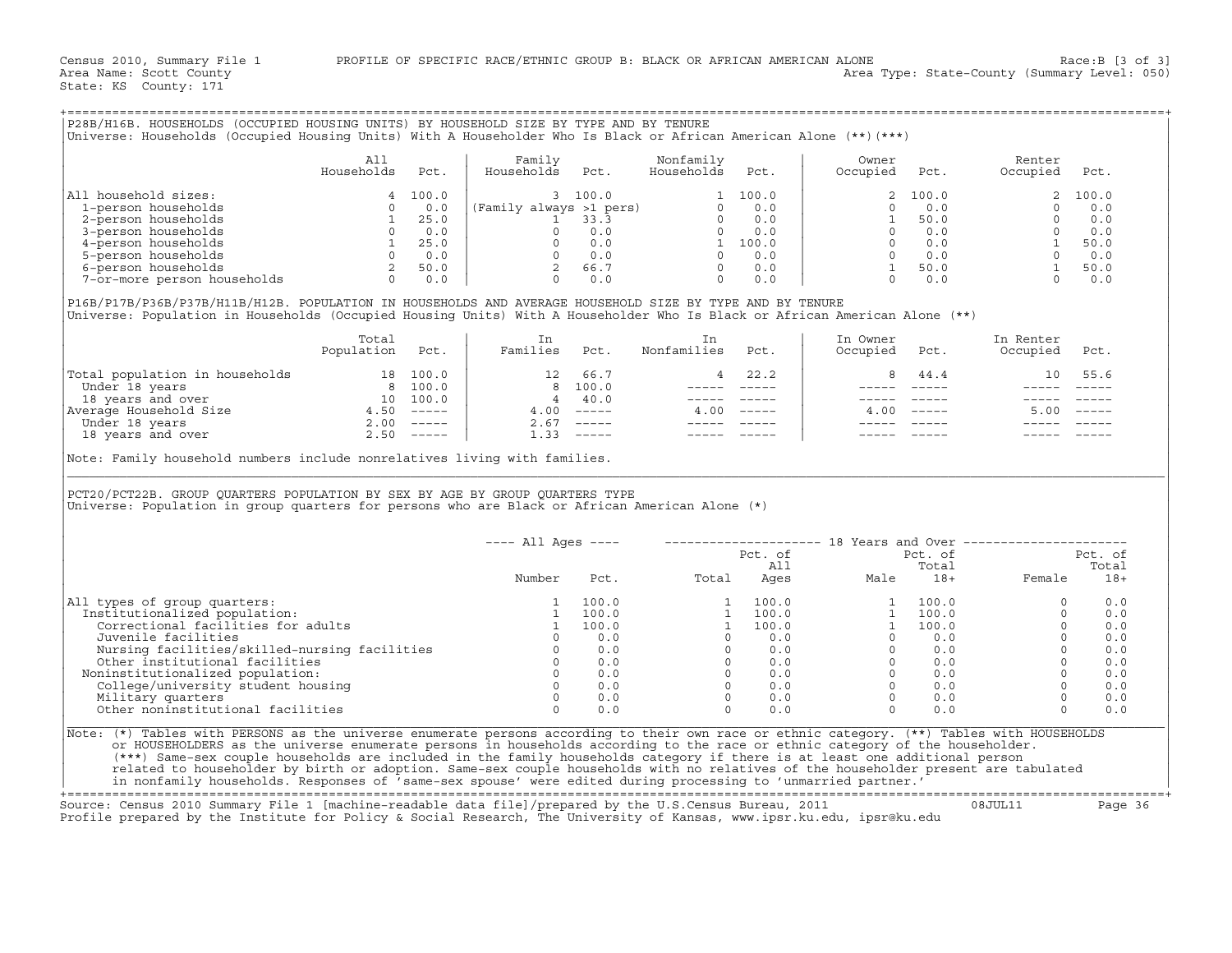Census 2010, Summary File 1 — PROFILE OF SPECIFIC RACE/ETHNIC GROUP B: BLACK OR AFRICAN AMERICAN ALONE — Race:B [3 of 3]

Area Name: Scott County — Area Type: State-County (Summary Level: 050)

State: KS County: 171

## P28B/H16B. HOUSEHOLDS (OCCUPIED HOUSING UNITS) BY HOUSEHOLD SIZE BY TYPE AND BY TENURE

Universe: Households (Occupied Housing Units) With A Householder Who Is Black or African American Alone (**)(***)

| | All Households | Pct. | Family Households | Pct. | Nonfamily Households | Pct. | Owner Occupied | Pct. | Renter Occupied | Pct. |
|---|---|---|---|---|---|---|---|---|---|---|
| All household sizes: | 4 | 100.0 | 3 | 100.0 | 1 | 100.0 | 2 | 100.0 | 2 | 100.0 |
| 1-person households | 0 | 0.0 | (Family always >1 pers) | | 0 | 0.0 | 0 | 0.0 | 0 | 0.0 |
| 2-person households | 1 | 25.0 | 1 | 33.3 | 0 | 0.0 | 1 | 50.0 | 0 | 0.0 |
| 3-person households | 0 | 0.0 | 0 | 0.0 | 0 | 0.0 | 0 | 0.0 | 0 | 0.0 |
| 4-person households | 1 | 25.0 | 0 | 0.0 | 1 | 100.0 | 0 | 0.0 | 1 | 50.0 |
| 5-person households | 0 | 0.0 | 0 | 0.0 | 0 | 0.0 | 0 | 0.0 | 0 | 0.0 |
| 6-person households | 2 | 50.0 | 2 | 66.7 | 0 | 0.0 | 1 | 50.0 | 1 | 50.0 |
| 7-or-more person households | 0 | 0.0 | 0 | 0.0 | 0 | 0.0 | 0 | 0.0 | 0 | 0.0 |

## P16B/P17B/P36B/P37B/H11B/H12B. POPULATION IN HOUSEHOLDS AND AVERAGE HOUSEHOLD SIZE BY TYPE AND BY TENURE

Universe: Population in Households (Occupied Housing Units) With A Householder Who Is Black or African American Alone (**)

| | Total Population | Pct. | In Families | Pct. | In Nonfamilies | Pct. | In Owner Occupied | Pct. | In Renter Occupied | Pct. |
|---|---|---|---|---|---|---|---|---|---|---|
| Total population in households | 18 | 100.0 | 12 | 66.7 | 4 | 22.2 | 8 | 44.4 | 10 | 55.6 |
| Under 18 years | 8 | 100.0 | 8 | 100.0 | ----- | ----- | ----- | ----- | ----- | ----- |
| 18 years and over | 10 | 100.0 | 4 | 40.0 | ----- | ----- | ----- | ----- | ----- | ----- |
| Average Household Size | 4.50 | ----- | 4.00 | ----- | 4.00 | ----- | 4.00 | ----- | 5.00 | ----- |
| Under 18 years | 2.00 | ----- | 2.67 | ----- | ----- | ----- | ----- | ----- | ----- | ----- |
| 18 years and over | 2.50 | ----- | 1.33 | ----- | ----- | ----- | ----- | ----- | ----- | ----- |

Note: Family household numbers include nonrelatives living with families.

## PCT20/PCT22B. GROUP QUARTERS POPULATION BY SEX BY AGE BY GROUP QUARTERS TYPE

Universe: Population in group quarters for persons who are Black or African American Alone (*)

| | All Ages | | 18 Years and Over | | | | | |
|---|---|---|---|---|---|---|---|---|
| | Number | Pct. | Total | Pct. of All Ages | Male | Pct. of Total 18+ | Female | Pct. of Total 18+ |
| All types of group quarters: | 1 | 100.0 | 1 | 100.0 | 1 | 100.0 | 0 | 0.0 |
| Institutionalized population: | 1 | 100.0 | 1 | 100.0 | 1 | 100.0 | 0 | 0.0 |
| Correctional facilities for adults | 1 | 100.0 | 1 | 100.0 | 1 | 100.0 | 0 | 0.0 |
| Juvenile facilities | 0 | 0.0 | 0 | 0.0 | 0 | 0.0 | 0 | 0.0 |
| Nursing facilities/skilled-nursing facilities | 0 | 0.0 | 0 | 0.0 | 0 | 0.0 | 0 | 0.0 |
| Other institutional facilities | 0 | 0.0 | 0 | 0.0 | 0 | 0.0 | 0 | 0.0 |
| Noninstitutionalized population: | 0 | 0.0 | 0 | 0.0 | 0 | 0.0 | 0 | 0.0 |
| College/university student housing | 0 | 0.0 | 0 | 0.0 | 0 | 0.0 | 0 | 0.0 |
| Military quarters | 0 | 0.0 | 0 | 0.0 | 0 | 0.0 | 0 | 0.0 |
| Other noninstitutional facilities | 0 | 0.0 | 0 | 0.0 | 0 | 0.0 | 0 | 0.0 |

Note: (*) Tables with PERSONS as the universe enumerate persons according to their own race or ethnic category. (**) Tables with HOUSEHOLDS or HOUSEHOLDERS as the universe enumerate persons in households according to the race or ethnic category of the householder. (***) Same-sex couple households are included in the family households category if there is at least one additional person related to householder by birth or adoption. Same-sex couple households with no relatives of the householder present are tabulated in nonfamily households. Responses of 'same-sex spouse' were edited during processing to 'unmarried partner.'

Source: Census 2010 Summary File 1 [machine-readable data file]/prepared by the U.S.Census Bureau, 2011 — 08JUL11

Profile prepared by the Institute for Policy & Social Research, The University of Kansas, www.ipsr.ku.edu, ipsr@ku.edu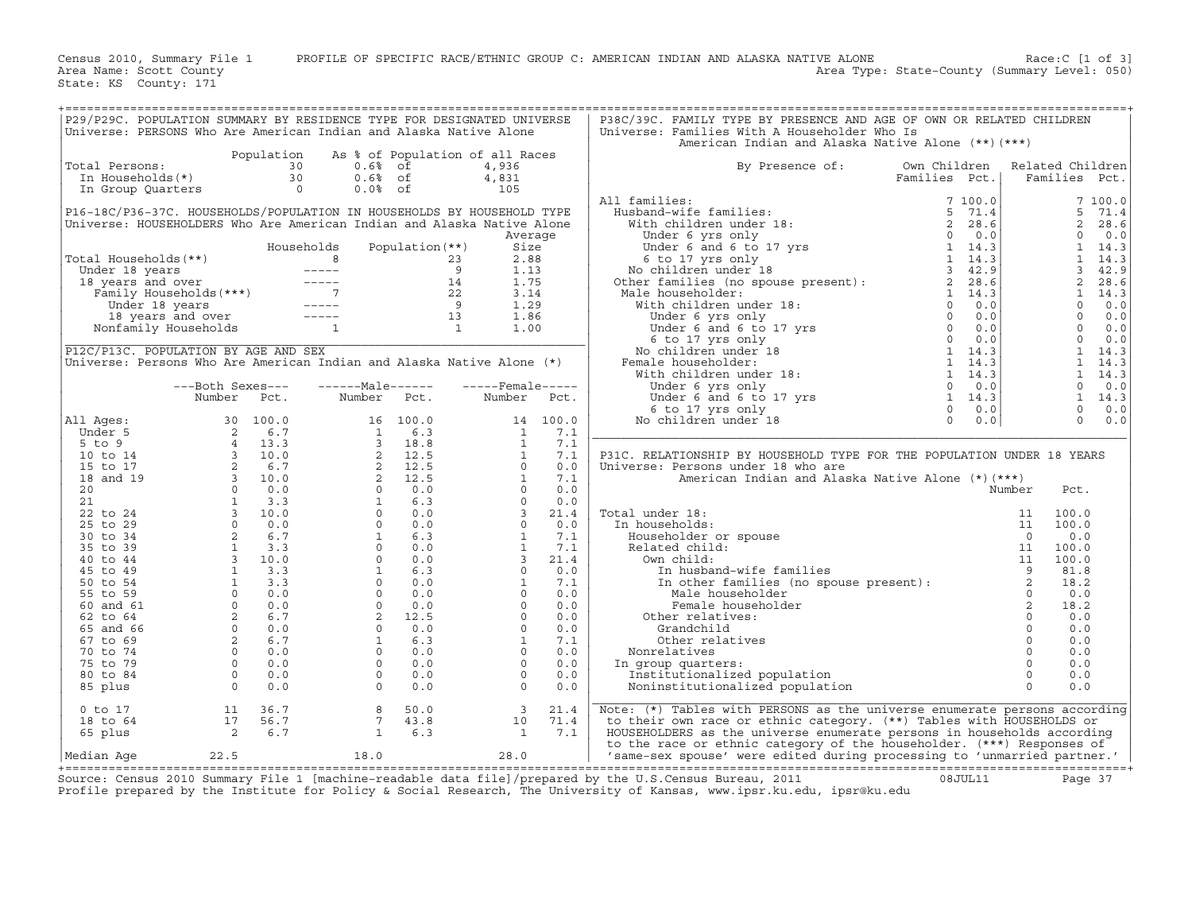Census 2010, Summary File 1 PROFILE OF SPECIFIC RACE/ETHNIC GROUP C: AMERICAN INDIAN AND ALASKA NATIVE ALONE Race:C [1 of 3]
Area Name: Scott County Area Type: State-County (Summary Level: 050)
State: KS County: 171

## P29/P29C. POPULATION SUMMARY BY RESIDENCE TYPE FOR DESIGNATED UNIVERSE
Universe: PERSONS Who Are American Indian and Alaska Native Alone

| | Population | As % of Population of all Races | |
|---|---|---|---|
| Total Persons: | 30 | 0.6% of | 4,936 |
| In Households(*) | 30 | 0.6% of | 4,831 |
| In Group Quarters | 0 | 0.0% of | 105 |

## P16-18C/P36-37C. HOUSEHOLDS/POPULATION IN HOUSEHOLDS BY HOUSEHOLD TYPE
Universe: HOUSEHOLDERS Who Are American Indian and Alaska Native Alone

| | Households | Population(**) | Average Size |
|---|---|---|---|
| Total Households(**) | 8 | 23 | 2.88 |
| Under 18 years | ----- | 9 | 1.13 |
| 18 years and over | ----- | 14 | 1.75 |
| Family Households(***) | 7 | 22 | 3.14 |
| Under 18 years | ----- | 9 | 1.29 |
| 18 years and over | ----- | 13 | 1.86 |
| Nonfamily Households | 1 | 1 | 1.00 |

## P12C/P13C. POPULATION BY AGE AND SEX
Universe: Persons Who Are American Indian and Alaska Native Alone (*)

| | Both Sexes Number | Both Sexes Pct. | Male Number | Male Pct. | Female Number | Female Pct. |
|---|---|---|---|---|---|---|
| All Ages: | 30 | 100.0 | 16 | 100.0 | 14 | 100.0 |
| Under 5 | 2 | 6.7 | 1 | 6.3 | 1 | 7.1 |
| 5 to 9 | 4 | 13.3 | 3 | 18.8 | 1 | 7.1 |
| 10 to 14 | 3 | 10.0 | 2 | 12.5 | 1 | 7.1 |
| 15 to 17 | 2 | 6.7 | 2 | 12.5 | 0 | 0.0 |
| 18 and 19 | 3 | 10.0 | 2 | 12.5 | 1 | 7.1 |
| 20 | 0 | 0.0 | 0 | 0.0 | 0 | 0.0 |
| 21 | 1 | 3.3 | 1 | 6.3 | 0 | 0.0 |
| 22 to 24 | 3 | 10.0 | 0 | 0.0 | 3 | 21.4 |
| 25 to 29 | 0 | 0.0 | 0 | 0.0 | 0 | 0.0 |
| 30 to 34 | 2 | 6.7 | 1 | 6.3 | 1 | 7.1 |
| 35 to 39 | 1 | 3.3 | 0 | 0.0 | 1 | 7.1 |
| 40 to 44 | 3 | 10.0 | 0 | 0.0 | 3 | 21.4 |
| 45 to 49 | 1 | 3.3 | 1 | 6.3 | 0 | 0.0 |
| 50 to 54 | 1 | 3.3 | 0 | 0.0 | 1 | 7.1 |
| 55 to 59 | 0 | 0.0 | 0 | 0.0 | 0 | 0.0 |
| 60 and 61 | 0 | 0.0 | 0 | 0.0 | 0 | 0.0 |
| 62 to 64 | 2 | 6.7 | 2 | 12.5 | 0 | 0.0 |
| 65 and 66 | 0 | 0.0 | 0 | 0.0 | 0 | 0.0 |
| 67 to 69 | 2 | 6.7 | 1 | 6.3 | 1 | 7.1 |
| 70 to 74 | 0 | 0.0 | 0 | 0.0 | 0 | 0.0 |
| 75 to 79 | 0 | 0.0 | 0 | 0.0 | 0 | 0.0 |
| 80 to 84 | 0 | 0.0 | 0 | 0.0 | 0 | 0.0 |
| 85 plus | 0 | 0.0 | 0 | 0.0 | 0 | 0.0 |
| 0 to 17 | 11 | 36.7 | 8 | 50.0 | 3 | 21.4 |
| 18 to 64 | 17 | 56.7 | 7 | 43.8 | 10 | 71.4 |
| 65 plus | 2 | 6.7 | 1 | 6.3 | 1 | 7.1 |
| Median Age | 22.5 | | 18.0 | | 28.0 | |

## P38C/39C. FAMILY TYPE BY PRESENCE AND AGE OF OWN OR RELATED CHILDREN
Universe: Families With A Householder Who Is American Indian and Alaska Native Alone (**)(***)

| By Presence of: | Own Children Families | Own Children Pct. | Related Children Families | Related Children Pct. |
|---|---|---|---|---|
| All families: | 7 | 100.0 | 7 | 100.0 |
| Husband-wife families: | 5 | 71.4 | 5 | 71.4 |
| With children under 18: | 2 | 28.6 | 2 | 28.6 |
| Under 6 yrs only | 0 | 0.0 | 0 | 0.0 |
| Under 6 and 6 to 17 yrs | 1 | 14.3 | 1 | 14.3 |
| 6 to 17 yrs only | 1 | 14.3 | 1 | 14.3 |
| No children under 18 | 3 | 42.9 | 3 | 42.9 |
| Other families (no spouse present): | 2 | 28.6 | 2 | 28.6 |
| Male householder: | 1 | 14.3 | 1 | 14.3 |
| With children under 18: | 0 | 0.0 | 0 | 0.0 |
| Under 6 yrs only | 0 | 0.0 | 0 | 0.0 |
| Under 6 and 6 to 17 yrs | 0 | 0.0 | 0 | 0.0 |
| 6 to 17 yrs only | 0 | 0.0 | 0 | 0.0 |
| No children under 18 | 1 | 14.3 | 1 | 14.3 |
| Female householder: | 1 | 14.3 | 1 | 14.3 |
| With children under 18: | 1 | 14.3 | 1 | 14.3 |
| Under 6 yrs only | 0 | 0.0 | 0 | 0.0 |
| Under 6 and 6 to 17 yrs | 1 | 14.3 | 1 | 14.3 |
| 6 to 17 yrs only | 0 | 0.0 | 0 | 0.0 |
| No children under 18 | 0 | 0.0 | 0 | 0.0 |

## P31C. RELATIONSHIP BY HOUSEHOLD TYPE FOR THE POPULATION UNDER 18 YEARS
Universe: Persons under 18 who are American Indian and Alaska Native Alone (*)(***)

| | Number | Pct. |
|---|---|---|
| Total under 18: | 11 | 100.0 |
| In households: | 11 | 100.0 |
| Householder or spouse | 0 | 0.0 |
| Related child: | 11 | 100.0 |
| Own child: | 11 | 100.0 |
| In husband-wife families | 9 | 81.8 |
| In other families (no spouse present): | 2 | 18.2 |
| Male householder | 0 | 0.0 |
| Female householder | 2 | 18.2 |
| Other relatives: | 0 | 0.0 |
| Grandchild | 0 | 0.0 |
| Other relatives | 0 | 0.0 |
| Nonrelatives | 0 | 0.0 |
| In group quarters: | 0 | 0.0 |
| Institutionalized population | 0 | 0.0 |
| Noninstitutionalized population | 0 | 0.0 |

Note: (*) Tables with PERSONS as the universe enumerate persons according to their own race or ethnic category. (**) Tables with HOUSEHOLDS or HOUSEHOLDERS as the universe enumerate persons in households according to the race or ethnic category of the householder. (***) Responses of 'same-sex spouse' were edited during processing to 'unmarried partner.'

Source: Census 2010 Summary File 1 [machine-readable data file]/prepared by the U.S.Census Bureau, 2011 08JUL11
Profile prepared by the Institute for Policy & Social Research, The University of Kansas, www.ipsr.ku.edu, ipsr@ku.edu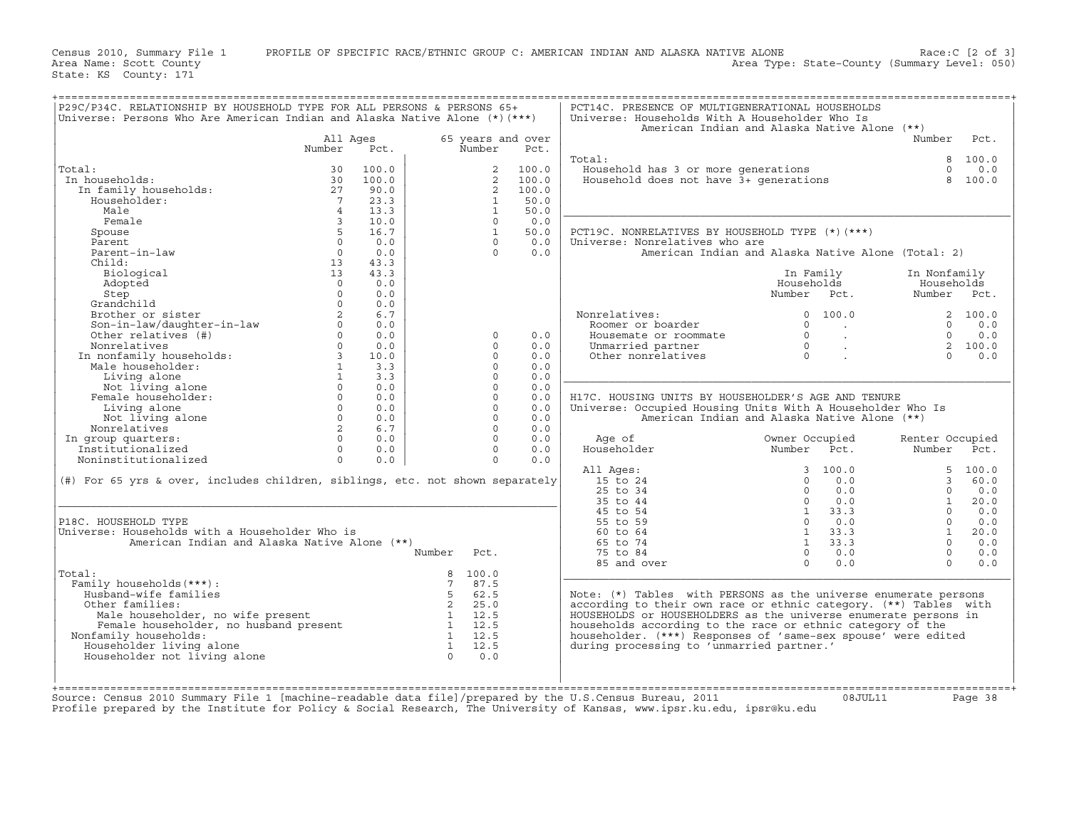Census 2010, Summary File 1 PROFILE OF SPECIFIC RACE/ETHNIC GROUP C: AMERICAN INDIAN AND ALASKA NATIVE ALONE Race:C [2 of 3]
Area Name: Scott County Area Type: State-County (Summary Level: 050)
State: KS County: 171

## P29C/P34C. RELATIONSHIP BY HOUSEHOLD TYPE FOR ALL PERSONS & PERSONS 65+
Universe: Persons Who Are American Indian and Alaska Native Alone (*)(***)

| | All Ages Number | All Ages Pct. | 65 years and over Number | 65 years and over Pct. |
|---|---|---|---|---|
| Total: | 30 | 100.0 | 2 | 100.0 |
| In households: | 30 | 100.0 | 2 | 100.0 |
| In family households: | 27 | 90.0 | 2 | 100.0 |
| Householder: | 7 | 23.3 | 1 | 50.0 |
| Male | 4 | 13.3 | 1 | 50.0 |
| Female | 3 | 10.0 | 0 | 0.0 |
| Spouse | 5 | 16.7 | 1 | 50.0 |
| Parent | 0 | 0.0 | 0 | 0.0 |
| Parent-in-law | 0 | 0.0 | 0 | 0.0 |
| Child: | 13 | 43.3 | | |
| Biological | 13 | 43.3 | | |
| Adopted | 0 | 0.0 | | |
| Step | 0 | 0.0 | | |
| Grandchild | 0 | 0.0 | | |
| Brother or sister | 2 | 6.7 | | |
| Son-in-law/daughter-in-law | 0 | 0.0 | | |
| Other relatives (#) | 0 | 0.0 | 0 | 0.0 |
| Nonrelatives | 0 | 0.0 | 0 | 0.0 |
| In nonfamily households: | 3 | 10.0 | 0 | 0.0 |
| Male householder: | 1 | 3.3 | 0 | 0.0 |
| Living alone | 1 | 3.3 | 0 | 0.0 |
| Not living alone | 0 | 0.0 | 0 | 0.0 |
| Female householder: | 0 | 0.0 | 0 | 0.0 |
| Living alone | 0 | 0.0 | 0 | 0.0 |
| Not living alone | 0 | 0.0 | 0 | 0.0 |
| Nonrelatives | 2 | 6.7 | 0 | 0.0 |
| In group quarters: | 0 | 0.0 | 0 | 0.0 |
| Institutionalized | 0 | 0.0 | 0 | 0.0 |
| Noninstitutionalized | 0 | 0.0 | 0 | 0.0 |

(#) For 65 yrs & over, includes children, siblings, etc. not shown separately

## P18C. HOUSEHOLD TYPE
Universe: Households with a Householder Who is American Indian and Alaska Native Alone (**)

| | Number | Pct. |
|---|---|---|
| Total: | 8 | 100.0 |
| Family households(***): | 7 | 87.5 |
| Husband-wife families | 5 | 62.5 |
| Other families: | 2 | 25.0 |
| Male householder, no wife present | 1 | 12.5 |
| Female householder, no husband present | 1 | 12.5 |
| Nonfamily households: | 1 | 12.5 |
| Householder living alone | 1 | 12.5 |
| Householder not living alone | 0 | 0.0 |

## PCT14C. PRESENCE OF MULTIGENERATIONAL HOUSEHOLDS
Universe: Households With A Householder Who Is American Indian and Alaska Native Alone (**)

| | Number | Pct. |
|---|---|---|
| Total: | 8 | 100.0 |
| Household has 3 or more generations | 0 | 0.0 |
| Household does not have 3+ generations | 8 | 100.0 |

## PCT19C. NONRELATIVES BY HOUSEHOLD TYPE (*)(***)
Universe: Nonrelatives who are American Indian and Alaska Native Alone (Total: 2)

| | In Family Households Number | In Family Households Pct. | In Nonfamily Households Number | In Nonfamily Households Pct. |
|---|---|---|---|---|
| Nonrelatives: | 0 | 100.0 | 2 | 100.0 |
| Roomer or boarder | 0 | . | 0 | 0.0 |
| Housemate or roommate | 0 | . | 0 | 0.0 |
| Unmarried partner | 0 | . | 2 | 100.0 |
| Other nonrelatives | 0 | . | 0 | 0.0 |

## H17C. HOUSING UNITS BY HOUSEHOLDER'S AGE AND TENURE
Universe: Occupied Housing Units With A Householder Who Is American Indian and Alaska Native Alone (**)

| Age of Householder | Owner Occupied Number | Owner Occupied Pct. | Renter Occupied Number | Renter Occupied Pct. |
|---|---|---|---|---|
| All Ages: | 3 | 100.0 | 5 | 100.0 |
| 15 to 24 | 0 | 0.0 | 3 | 60.0 |
| 25 to 34 | 0 | 0.0 | 0 | 0.0 |
| 35 to 44 | 0 | 0.0 | 1 | 20.0 |
| 45 to 54 | 1 | 33.3 | 0 | 0.0 |
| 55 to 59 | 0 | 0.0 | 0 | 0.0 |
| 60 to 64 | 1 | 33.3 | 1 | 20.0 |
| 65 to 74 | 1 | 33.3 | 0 | 0.0 |
| 75 to 84 | 0 | 0.0 | 0 | 0.0 |
| 85 and over | 0 | 0.0 | 0 | 0.0 |

Note: (*) Tables with PERSONS as the universe enumerate persons according to their own race or ethnic category. (**) Tables with HOUSEHOLDS or HOUSEHOLDERS as the universe enumerate persons in households according to the race or ethnic category of the householder. (***) Responses of 'same-sex spouse' were edited during processing to 'unmarried partner.'

Source: Census 2010 Summary File 1 [machine-readable data file]/prepared by the U.S.Census Bureau, 2011 08JUL11
Profile prepared by the Institute for Policy & Social Research, The University of Kansas, www.ipsr.ku.edu, ipsr@ku.edu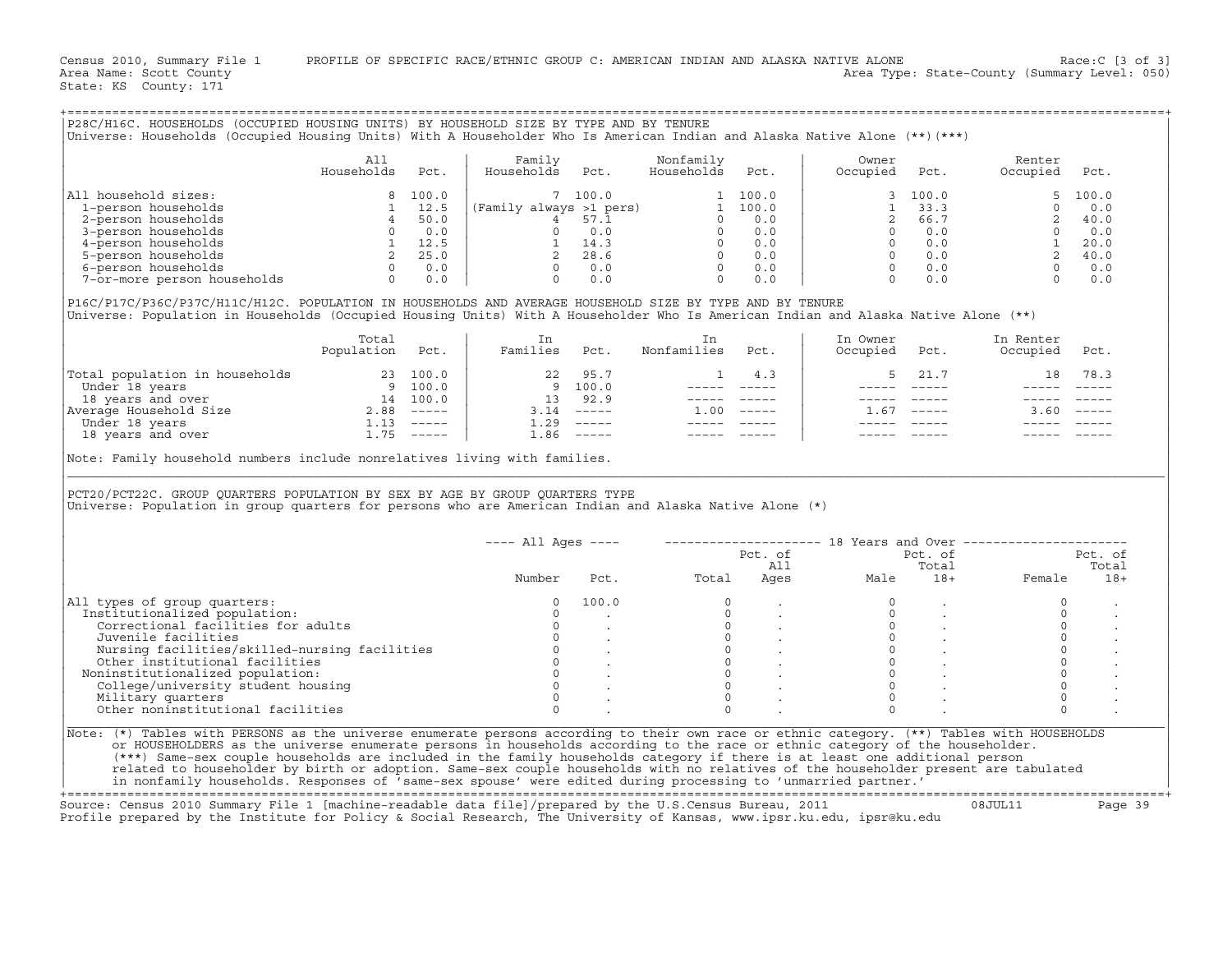Census 2010, Summary File 1 PROFILE OF SPECIFIC RACE/ETHNIC GROUP C: AMERICAN INDIAN AND ALASKA NATIVE ALONE Race:C [3 of 3]
Area Name: Scott County Area Type: State-County (Summary Level: 050)
State: KS County: 171

## P28C/H16C. HOUSEHOLDS (OCCUPIED HOUSING UNITS) BY HOUSEHOLD SIZE BY TYPE AND BY TENURE

Universe: Households (Occupied Housing Units) With A Householder Who Is American Indian and Alaska Native Alone (**)(***)

| | All Households | Pct. | Family Households | Pct. | Nonfamily Households | Pct. | Owner Occupied | Pct. | Renter Occupied | Pct. |
|---|---|---|---|---|---|---|---|---|---|---|
| All household sizes: | 8 | 100.0 | 7 | 100.0 | 1 | 100.0 | 3 | 100.0 | 5 | 100.0 |
| 1-person households | 1 | 12.5 | (Family always >1 pers) | | 1 | 100.0 | 1 | 33.3 | 0 | 0.0 |
| 2-person households | 4 | 50.0 | 4 | 57.1 | 0 | 0.0 | 2 | 66.7 | 2 | 40.0 |
| 3-person households | 0 | 0.0 | 0 | 0.0 | 0 | 0.0 | 0 | 0.0 | 0 | 0.0 |
| 4-person households | 1 | 12.5 | 1 | 14.3 | 0 | 0.0 | 0 | 0.0 | 1 | 20.0 |
| 5-person households | 2 | 25.0 | 2 | 28.6 | 0 | 0.0 | 0 | 0.0 | 2 | 40.0 |
| 6-person households | 0 | 0.0 | 0 | 0.0 | 0 | 0.0 | 0 | 0.0 | 0 | 0.0 |
| 7-or-more person households | 0 | 0.0 | 0 | 0.0 | 0 | 0.0 | 0 | 0.0 | 0 | 0.0 |

## P16C/P17C/P36C/P37C/H11C/H12C. POPULATION IN HOUSEHOLDS AND AVERAGE HOUSEHOLD SIZE BY TYPE AND BY TENURE

Universe: Population in Households (Occupied Housing Units) With A Householder Who Is American Indian and Alaska Native Alone (**)

| | Total Population | Pct. | In Families | Pct. | In Nonfamilies | Pct. | In Owner Occupied | Pct. | In Renter Occupied | Pct. |
|---|---|---|---|---|---|---|---|---|---|---|
| Total population in households | 23 | 100.0 | 22 | 95.7 | 1 | 4.3 | 5 | 21.7 | 18 | 78.3 |
| Under 18 years | 9 | 100.0 | 9 | 100.0 | ----- | ----- | ----- | ----- | ----- | ----- |
| 18 years and over | 14 | 100.0 | 13 | 92.9 | ----- | ----- | ----- | ----- | ----- | ----- |
| Average Household Size | 2.88 | ----- | 3.14 | ----- | 1.00 | ----- | 1.67 | ----- | 3.60 | ----- |
| Under 18 years | 1.13 | ----- | 1.29 | ----- | ----- | ----- | ----- | ----- | ----- | ----- |
| 18 years and over | 1.75 | ----- | 1.86 | ----- | ----- | ----- | ----- | ----- | ----- | ----- |

Note: Family household numbers include nonrelatives living with families.

## PCT20/PCT22C. GROUP QUARTERS POPULATION BY SEX BY AGE BY GROUP QUARTERS TYPE

Universe: Population in group quarters for persons who are American Indian and Alaska Native Alone (*)

| | All Ages Number | All Ages Pct. | 18 Years and Over Total | Pct. of All Ages | Male | Pct. of Total 18+ | Female | Pct. of Total 18+ |
|---|---|---|---|---|---|---|---|---|
| All types of group quarters: | 0 | 100.0 | 0 | . | 0 | . | 0 | . |
| Institutionalized population: | 0 | . | 0 | . | 0 | . | 0 | . |
| Correctional facilities for adults | 0 | . | 0 | . | 0 | . | 0 | . |
| Juvenile facilities | 0 | . | 0 | . | 0 | . | 0 | . |
| Nursing facilities/skilled-nursing facilities | 0 | . | 0 | . | 0 | . | 0 | . |
| Other institutional facilities | 0 | . | 0 | . | 0 | . | 0 | . |
| Noninstitutionalized population: | 0 | . | 0 | . | 0 | . | 0 | . |
| College/university student housing | 0 | . | 0 | . | 0 | . | 0 | . |
| Military quarters | 0 | . | 0 | . | 0 | . | 0 | . |
| Other noninstitutional facilities | 0 | . | 0 | . | 0 | . | 0 | . |

Note: (*) Tables with PERSONS as the universe enumerate persons according to their own race or ethnic category. (**) Tables with HOUSEHOLDS or HOUSEHOLDERS as the universe enumerate persons in households according to the race or ethnic category of the householder. (***) Same-sex couple households are included in the family households category if there is at least one additional person related to householder by birth or adoption. Same-sex couple households with no relatives of the householder present are tabulated in nonfamily households. Responses of 'same-sex spouse' were edited during processing to 'unmarried partner.'

Source: Census 2010 Summary File 1 [machine-readable data file]/prepared by the U.S.Census Bureau, 2011 08JUL11
Profile prepared by the Institute for Policy & Social Research, The University of Kansas, www.ipsr.ku.edu, ipsr@ku.edu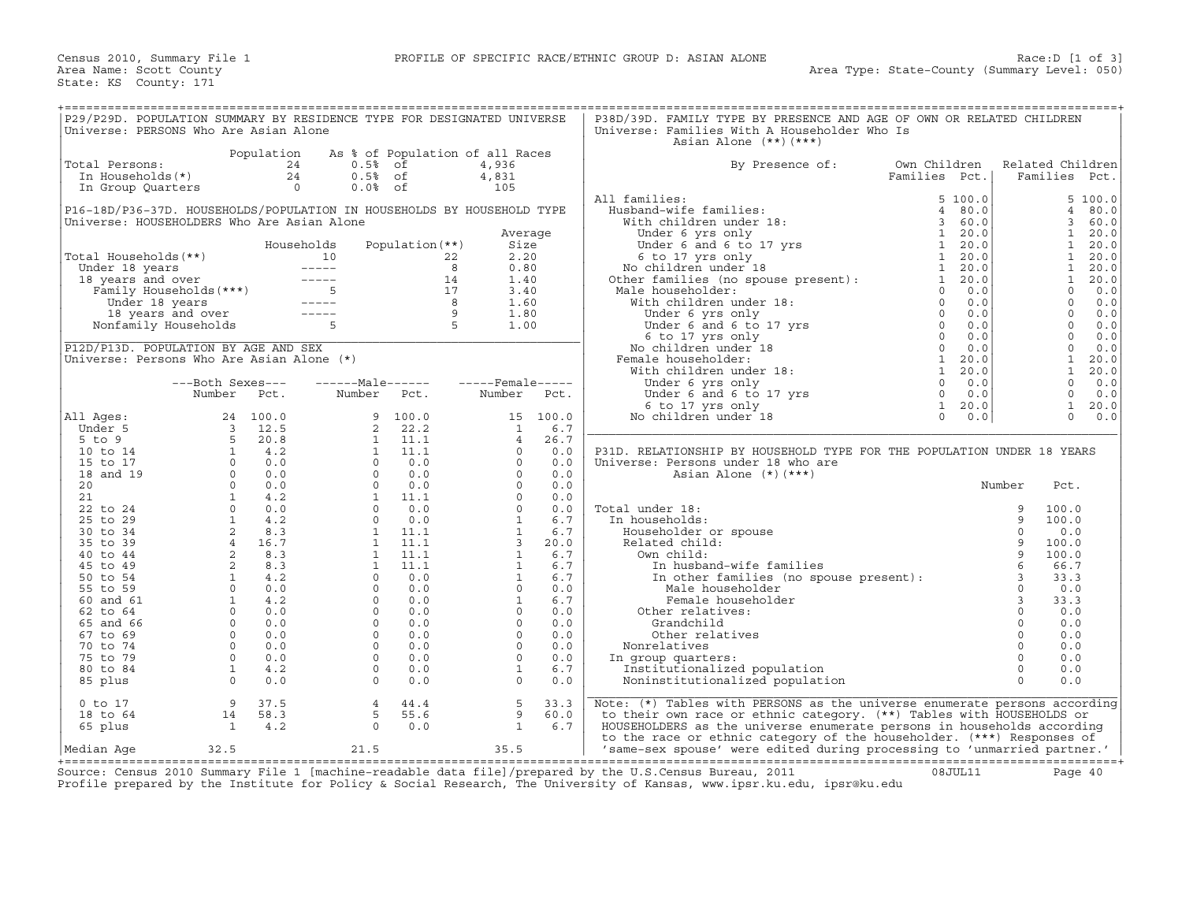Census 2010, Summary File 1 — PROFILE OF SPECIFIC RACE/ETHNIC GROUP D: ASIAN ALONE — Race:D [1 of 3]

Area Name: Scott County — Area Type: State-County (Summary Level: 050)

State: KS County: 171

## P29/P29D. POPULATION SUMMARY BY RESIDENCE TYPE FOR DESIGNATED UNIVERSE

Universe: PERSONS Who Are Asian Alone

| | Population | As % of Population of all Races | |
|---|---|---|---|
| Total Persons: | 24 | 0.5% of | 4,936 |
| In Households(*) | 24 | 0.5% of | 4,831 |
| In Group Quarters | 0 | 0.0% of | 105 |

## P16-18D/P36-37D. HOUSEHOLDS/POPULATION IN HOUSEHOLDS BY HOUSEHOLD TYPE

Universe: HOUSEHOLDERS Who Are Asian Alone

| | Households | Population(**) | Average Size |
|---|---|---|---|
| Total Households(**) | 10 | 22 | 2.20 |
| Under 18 years | ----- | 8 | 0.80 |
| 18 years and over | ----- | 14 | 1.40 |
| Family Households(***) | 5 | 17 | 3.40 |
| Under 18 years | ----- | 8 | 1.60 |
| 18 years and over | ----- | 9 | 1.80 |
| Nonfamily Households | 5 | 5 | 1.00 |

## P12D/P13D. POPULATION BY AGE AND SEX

Universe: Persons Who Are Asian Alone (*)

| | Both Sexes Number | Both Sexes Pct. | Male Number | Male Pct. | Female Number | Female Pct. |
|---|---|---|---|---|---|---|
| All Ages: | 24 | 100.0 | 9 | 100.0 | 15 | 100.0 |
| Under 5 | 3 | 12.5 | 2 | 22.2 | 1 | 6.7 |
| 5 to 9 | 5 | 20.8 | 1 | 11.1 | 4 | 26.7 |
| 10 to 14 | 1 | 4.2 | 1 | 11.1 | 0 | 0.0 |
| 15 to 17 | 0 | 0.0 | 0 | 0.0 | 0 | 0.0 |
| 18 and 19 | 0 | 0.0 | 0 | 0.0 | 0 | 0.0 |
| 20 | 0 | 0.0 | 0 | 0.0 | 0 | 0.0 |
| 21 | 1 | 4.2 | 1 | 11.1 | 0 | 0.0 |
| 22 to 24 | 0 | 0.0 | 0 | 0.0 | 0 | 0.0 |
| 25 to 29 | 1 | 4.2 | 0 | 0.0 | 1 | 6.7 |
| 30 to 34 | 2 | 8.3 | 1 | 11.1 | 1 | 6.7 |
| 35 to 39 | 4 | 16.7 | 1 | 11.1 | 3 | 20.0 |
| 40 to 44 | 2 | 8.3 | 1 | 11.1 | 1 | 6.7 |
| 45 to 49 | 2 | 8.3 | 1 | 11.1 | 1 | 6.7 |
| 50 to 54 | 1 | 4.2 | 0 | 0.0 | 1 | 6.7 |
| 55 to 59 | 0 | 0.0 | 0 | 0.0 | 0 | 0.0 |
| 60 and 61 | 1 | 4.2 | 0 | 0.0 | 1 | 6.7 |
| 62 to 64 | 0 | 0.0 | 0 | 0.0 | 0 | 0.0 |
| 65 and 66 | 0 | 0.0 | 0 | 0.0 | 0 | 0.0 |
| 67 to 69 | 0 | 0.0 | 0 | 0.0 | 0 | 0.0 |
| 70 to 74 | 0 | 0.0 | 0 | 0.0 | 0 | 0.0 |
| 75 to 79 | 0 | 0.0 | 0 | 0.0 | 0 | 0.0 |
| 80 to 84 | 1 | 4.2 | 0 | 0.0 | 1 | 6.7 |
| 85 plus | 0 | 0.0 | 0 | 0.0 | 0 | 0.0 |
| 0 to 17 | 9 | 37.5 | 4 | 44.4 | 5 | 33.3 |
| 18 to 64 | 14 | 58.3 | 5 | 55.6 | 9 | 60.0 |
| 65 plus | 1 | 4.2 | 0 | 0.0 | 1 | 6.7 |
| Median Age | 32.5 | | 21.5 | | 35.5 | |

## P38D/39D. FAMILY TYPE BY PRESENCE AND AGE OF OWN OR RELATED CHILDREN

Universe: Families With A Householder Who Is Asian Alone (**)(***)

| By Presence of: | Own Children Families | Own Children Pct. | Related Children Families | Related Children Pct. |
|---|---|---|---|---|
| All families: | 5 | 100.0 | 5 | 100.0 |
| Husband-wife families: | 4 | 80.0 | 4 | 80.0 |
| With children under 18: | 3 | 60.0 | 3 | 60.0 |
| Under 6 yrs only | 1 | 20.0 | 1 | 20.0 |
| Under 6 and 6 to 17 yrs | 1 | 20.0 | 1 | 20.0 |
| 6 to 17 yrs only | 1 | 20.0 | 1 | 20.0 |
| No children under 18 | 1 | 20.0 | 1 | 20.0 |
| Other families (no spouse present): | 1 | 20.0 | 1 | 20.0 |
| Male householder: | 0 | 0.0 | 0 | 0.0 |
| With children under 18: | 0 | 0.0 | 0 | 0.0 |
| Under 6 yrs only | 0 | 0.0 | 0 | 0.0 |
| Under 6 and 6 to 17 yrs | 0 | 0.0 | 0 | 0.0 |
| 6 to 17 yrs only | 0 | 0.0 | 0 | 0.0 |
| No children under 18 | 0 | 0.0 | 0 | 0.0 |
| Female householder: | 1 | 20.0 | 1 | 20.0 |
| With children under 18: | 1 | 20.0 | 1 | 20.0 |
| Under 6 yrs only | 0 | 0.0 | 0 | 0.0 |
| Under 6 and 6 to 17 yrs | 0 | 0.0 | 0 | 0.0 |
| 6 to 17 yrs only | 1 | 20.0 | 1 | 20.0 |
| No children under 18 | 0 | 0.0 | 0 | 0.0 |

## P31D. RELATIONSHIP BY HOUSEHOLD TYPE FOR THE POPULATION UNDER 18 YEARS

Universe: Persons under 18 who are Asian Alone (*)(***)

| | Number | Pct. |
|---|---|---|
| Total under 18: | 9 | 100.0 |
| In households: | 9 | 100.0 |
| Householder or spouse | 0 | 0.0 |
| Related child: | 9 | 100.0 |
| Own child: | 9 | 100.0 |
| In husband-wife families | 6 | 66.7 |
| In other families (no spouse present): | 3 | 33.3 |
| Male householder | 0 | 0.0 |
| Female householder | 3 | 33.3 |
| Other relatives: | 0 | 0.0 |
| Grandchild | 0 | 0.0 |
| Other relatives | 0 | 0.0 |
| Nonrelatives | 0 | 0.0 |
| In group quarters: | 0 | 0.0 |
| Institutionalized population | 0 | 0.0 |
| Noninstitutionalized population | 0 | 0.0 |

Note: (*) Tables with PERSONS as the universe enumerate persons according to their own race or ethnic category. (**) Tables with HOUSEHOLDS or HOUSEHOLDERS as the universe enumerate persons in households according to the race or ethnic category of the householder. (***) Responses of 'same-sex spouse' were edited during processing to 'unmarried partner.'

Source: Census 2010 Summary File 1 [machine-readable data file]/prepared by the U.S.Census Bureau, 2011 08JUL11

Profile prepared by the Institute for Policy & Social Research, The University of Kansas, www.ipsr.ku.edu, ipsr@ku.edu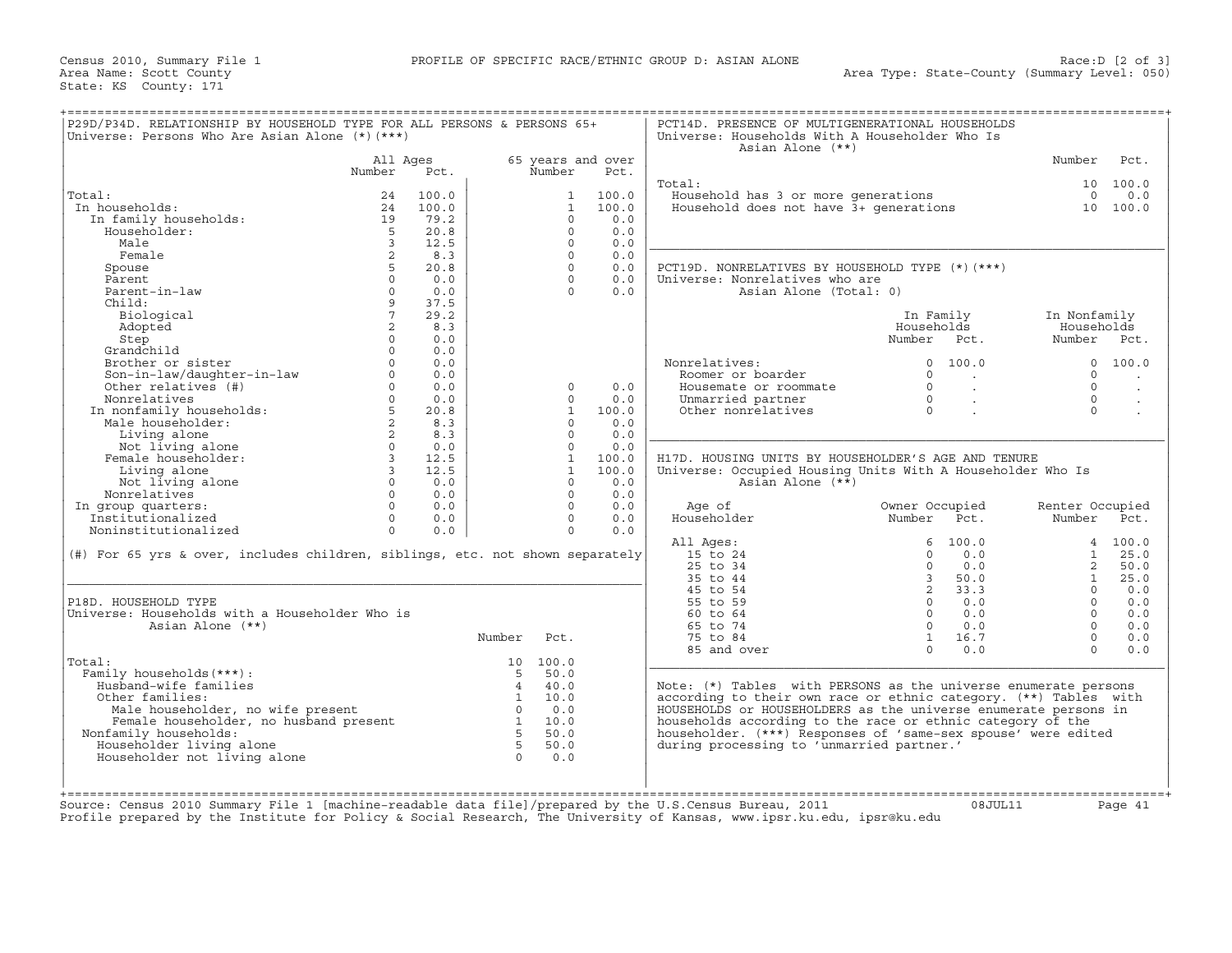Census 2010, Summary File 1 — PROFILE OF SPECIFIC RACE/ETHNIC GROUP D: ASIAN ALONE — Race:D [2 of 3]

Area Name: Scott County — Area Type: State-County (Summary Level: 050)

State: KS County: 171

## P29D/P34D. RELATIONSHIP BY HOUSEHOLD TYPE FOR ALL PERSONS & PERSONS 65+

Universe: Persons Who Are Asian Alone (*)(***)

| | All Ages Number | All Ages Pct. | 65 years and over Number | 65 years and over Pct. |
|---|---|---|---|---|
| Total: | 24 | 100.0 | 1 | 100.0 |
| In households: | 24 | 100.0 | 1 | 100.0 |
| In family households: | 19 | 79.2 | 0 | 0.0 |
| Householder: | 5 | 20.8 | 0 | 0.0 |
| Male | 3 | 12.5 | 0 | 0.0 |
| Female | 2 | 8.3 | 0 | 0.0 |
| Spouse | 5 | 20.8 | 0 | 0.0 |
| Parent | 0 | 0.0 | 0 | 0.0 |
| Parent-in-law | 0 | 0.0 | 0 | 0.0 |
| Child: | 9 | 37.5 | | |
| Biological | 7 | 29.2 | | |
| Adopted | 2 | 8.3 | | |
| Step | 0 | 0.0 | | |
| Grandchild | 0 | 0.0 | | |
| Brother or sister | 0 | 0.0 | | |
| Son-in-law/daughter-in-law | 0 | 0.0 | | |
| Other relatives (#) | 0 | 0.0 | 0 | 0.0 |
| Nonrelatives | 0 | 0.0 | 0 | 0.0 |
| In nonfamily households: | 5 | 20.8 | 1 | 100.0 |
| Male householder: | 2 | 8.3 | 0 | 0.0 |
| Living alone | 2 | 8.3 | 0 | 0.0 |
| Not living alone | 0 | 0.0 | 0 | 0.0 |
| Female householder: | 3 | 12.5 | 1 | 100.0 |
| Living alone | 3 | 12.5 | 1 | 100.0 |
| Not living alone | 0 | 0.0 | 0 | 0.0 |
| Nonrelatives | 0 | 0.0 | 0 | 0.0 |
| In group quarters: | 0 | 0.0 | 0 | 0.0 |
| Institutionalized | 0 | 0.0 | 0 | 0.0 |
| Noninstitutionalized | 0 | 0.0 | 0 | 0.0 |

(#) For 65 yrs & over, includes children, siblings, etc. not shown separately

## P18D. HOUSEHOLD TYPE

Universe: Households with a Householder Who is Asian Alone (**)

| | Number | Pct. |
|---|---|---|
| Total: | 10 | 100.0 |
| Family households(***): | 5 | 50.0 |
| Husband-wife families | 4 | 40.0 |
| Other families: | 1 | 10.0 |
| Male householder, no wife present | 0 | 0.0 |
| Female householder, no husband present | 1 | 10.0 |
| Nonfamily households: | 5 | 50.0 |
| Householder living alone | 5 | 50.0 |
| Householder not living alone | 0 | 0.0 |

## PCT14D. PRESENCE OF MULTIGENERATIONAL HOUSEHOLDS

Universe: Households With A Householder Who Is Asian Alone (**)

| | Number | Pct. |
|---|---|---|
| Total: | 10 | 100.0 |
| Household has 3 or more generations | 0 | 0.0 |
| Household does not have 3+ generations | 10 | 100.0 |

## PCT19D. NONRELATIVES BY HOUSEHOLD TYPE (*)(***)

Universe: Nonrelatives who are Asian Alone (Total: 0)

| | In Family Households Number | In Family Households Pct. | In Nonfamily Households Number | In Nonfamily Households Pct. |
|---|---|---|---|---|
| Nonrelatives: | 0 | 100.0 | 0 | 100.0 |
| Roomer or boarder | 0 | . | 0 | . |
| Housemate or roommate | 0 | . | 0 | . |
| Unmarried partner | 0 | . | 0 | . |
| Other nonrelatives | 0 | . | 0 | . |

## H17D. HOUSING UNITS BY HOUSEHOLDER'S AGE AND TENURE

Universe: Occupied Housing Units With A Householder Who Is Asian Alone (**)

| Age of Householder | Owner Occupied Number | Owner Occupied Pct. | Renter Occupied Number | Renter Occupied Pct. |
|---|---|---|---|---|
| All Ages: | 6 | 100.0 | 4 | 100.0 |
| 15 to 24 | 0 | 0.0 | 1 | 25.0 |
| 25 to 34 | 0 | 0.0 | 2 | 50.0 |
| 35 to 44 | 3 | 50.0 | 1 | 25.0 |
| 45 to 54 | 2 | 33.3 | 0 | 0.0 |
| 55 to 59 | 0 | 0.0 | 0 | 0.0 |
| 60 to 64 | 0 | 0.0 | 0 | 0.0 |
| 65 to 74 | 0 | 0.0 | 0 | 0.0 |
| 75 to 84 | 1 | 16.7 | 0 | 0.0 |
| 85 and over | 0 | 0.0 | 0 | 0.0 |

Note: (*) Tables with PERSONS as the universe enumerate persons according to their own race or ethnic category. (**) Tables with HOUSEHOLDS or HOUSEHOLDERS as the universe enumerate persons in households according to the race or ethnic category of the householder. (***) Responses of 'same-sex spouse' were edited during processing to 'unmarried partner.'

Source: Census 2010 Summary File 1 [machine-readable data file]/prepared by the U.S.Census Bureau, 2011 08JUL11

Profile prepared by the Institute for Policy & Social Research, The University of Kansas, www.ipsr.ku.edu, ipsr@ku.edu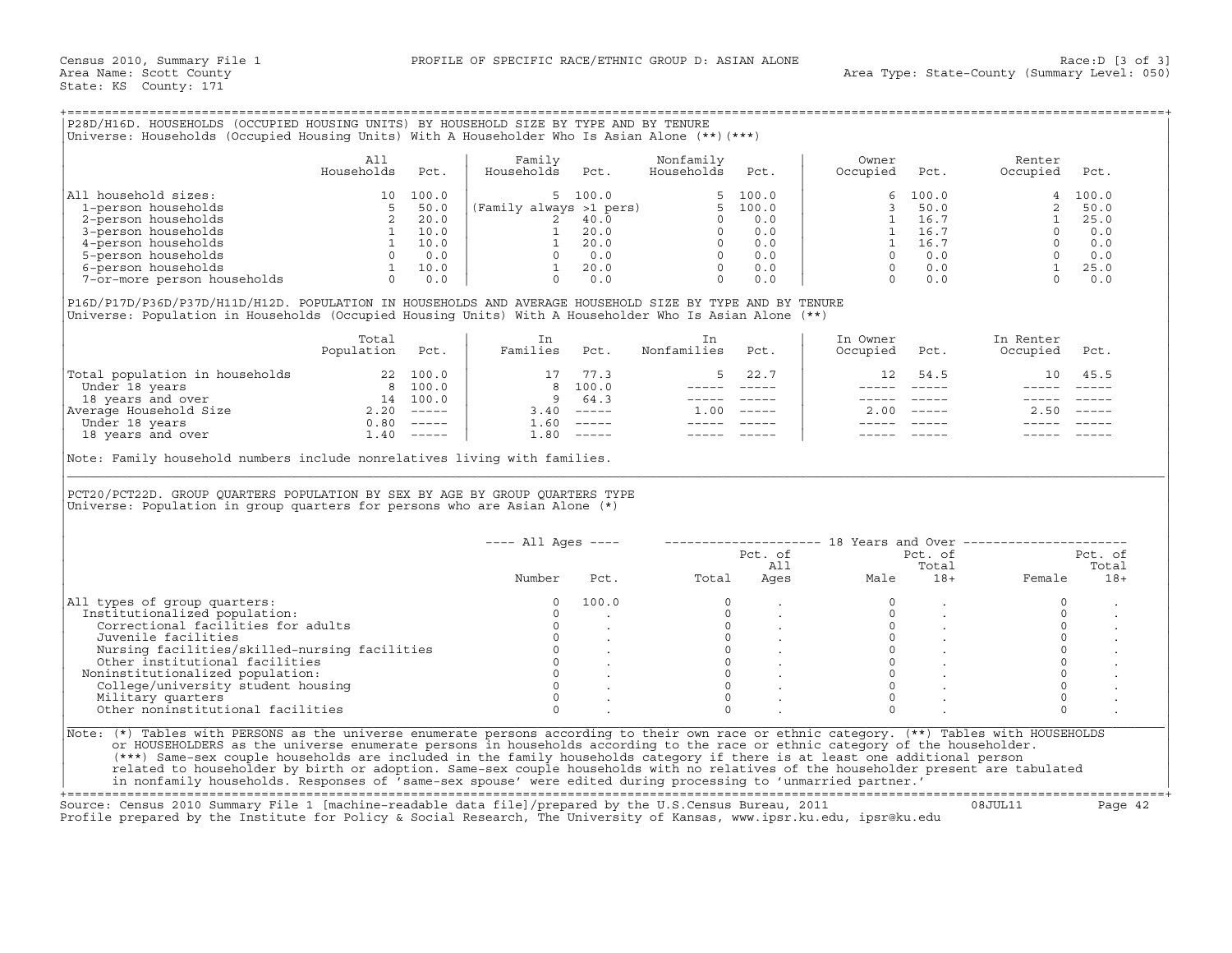Census 2010, Summary File 1 — PROFILE OF SPECIFIC RACE/ETHNIC GROUP D: ASIAN ALONE — Race:D [3 of 3]

Area Name: Scott County — Area Type: State-County (Summary Level: 050)

State: KS County: 171

## P28D/H16D. HOUSEHOLDS (OCCUPIED HOUSING UNITS) BY HOUSEHOLD SIZE BY TYPE AND BY TENURE

Universe: Households (Occupied Housing Units) With A Householder Who Is Asian Alone (**)(***)

| | All Households | Pct. | Family Households | Pct. | Nonfamily Households | Pct. | Owner Occupied | Pct. | Renter Occupied | Pct. |
|---|---|---|---|---|---|---|---|---|---|---|
| All household sizes: | 10 | 100.0 | 5 | 100.0 | 5 | 100.0 | 6 | 100.0 | 4 | 100.0 |
| 1-person households | 5 | 50.0 | (Family always >1 pers) | | 5 | 100.0 | 3 | 50.0 | 2 | 50.0 |
| 2-person households | 2 | 20.0 | 2 | 40.0 | 0 | 0.0 | 1 | 16.7 | 1 | 25.0 |
| 3-person households | 1 | 10.0 | 1 | 20.0 | 0 | 0.0 | 1 | 16.7 | 0 | 0.0 |
| 4-person households | 1 | 10.0 | 1 | 20.0 | 0 | 0.0 | 1 | 16.7 | 0 | 0.0 |
| 5-person households | 0 | 0.0 | 0 | 0.0 | 0 | 0.0 | 0 | 0.0 | 0 | 0.0 |
| 6-person households | 1 | 10.0 | 1 | 20.0 | 0 | 0.0 | 0 | 0.0 | 1 | 25.0 |
| 7-or-more person households | 0 | 0.0 | 0 | 0.0 | 0 | 0.0 | 0 | 0.0 | 0 | 0.0 |

## P16D/P17D/P36D/P37D/H11D/H12D. POPULATION IN HOUSEHOLDS AND AVERAGE HOUSEHOLD SIZE BY TYPE AND BY TENURE

Universe: Population in Households (Occupied Housing Units) With A Householder Who Is Asian Alone (**)

| | Total Population | Pct. | In Families | Pct. | In Nonfamilies | Pct. | In Owner Occupied | Pct. | In Renter Occupied | Pct. |
|---|---|---|---|---|---|---|---|---|---|---|
| Total population in households | 22 | 100.0 | 17 | 77.3 | 5 | 22.7 | 12 | 54.5 | 10 | 45.5 |
| Under 18 years | 8 | 100.0 | 8 | 100.0 | ----- | ----- | ----- | ----- | ----- | ----- |
| 18 years and over | 14 | 100.0 | 9 | 64.3 | ----- | ----- | ----- | ----- | ----- | ----- |
| Average Household Size | 2.20 | ----- | 3.40 | ----- | 1.00 | ----- | 2.00 | ----- | 2.50 | ----- |
| Under 18 years | 0.80 | ----- | 1.60 | ----- | ----- | ----- | ----- | ----- | ----- | ----- |
| 18 years and over | 1.40 | ----- | 1.80 | ----- | ----- | ----- | ----- | ----- | ----- | ----- |

Note: Family household numbers include nonrelatives living with families.

## PCT20/PCT22D. GROUP QUARTERS POPULATION BY SEX BY AGE BY GROUP QUARTERS TYPE

Universe: Population in group quarters for persons who are Asian Alone (*)

| | All Ages | | 18 Years and Over | | | | | |
|---|---|---|---|---|---|---|---|---|
| | Number | Pct. | Total | Pct. of All Ages | Male | Pct. of Total 18+ | Female | Pct. of Total 18+ |
| All types of group quarters: | 0 | 100.0 | 0 | . | 0 | . | 0 | . |
| Institutionalized population: | 0 | . | 0 | . | 0 | . | 0 | . |
| Correctional facilities for adults | 0 | . | 0 | . | 0 | . | 0 | . |
| Juvenile facilities | 0 | . | 0 | . | 0 | . | 0 | . |
| Nursing facilities/skilled-nursing facilities | 0 | . | 0 | . | 0 | . | 0 | . |
| Other institutional facilities | 0 | . | 0 | . | 0 | . | 0 | . |
| Noninstitutionalized population: | 0 | . | 0 | . | 0 | . | 0 | . |
| College/university student housing | 0 | . | 0 | . | 0 | . | 0 | . |
| Military quarters | 0 | . | 0 | . | 0 | . | 0 | . |
| Other noninstitutional facilities | 0 | . | 0 | . | 0 | . | 0 | . |

Note: (*) Tables with PERSONS as the universe enumerate persons according to their own race or ethnic category. (**) Tables with HOUSEHOLDS or HOUSEHOLDERS as the universe enumerate persons in households according to the race or ethnic category of the householder. (***) Same-sex couple households are included in the family households category if there is at least one additional person related to householder by birth or adoption. Same-sex couple households with no relatives of the householder present are tabulated in nonfamily households. Responses of 'same-sex spouse' were edited during processing to 'unmarried partner.'

Source: Census 2010 Summary File 1 [machine-readable data file]/prepared by the U.S.Census Bureau, 2011 — 08JUL11

Profile prepared by the Institute for Policy & Social Research, The University of Kansas, www.ipsr.ku.edu, ipsr@ku.edu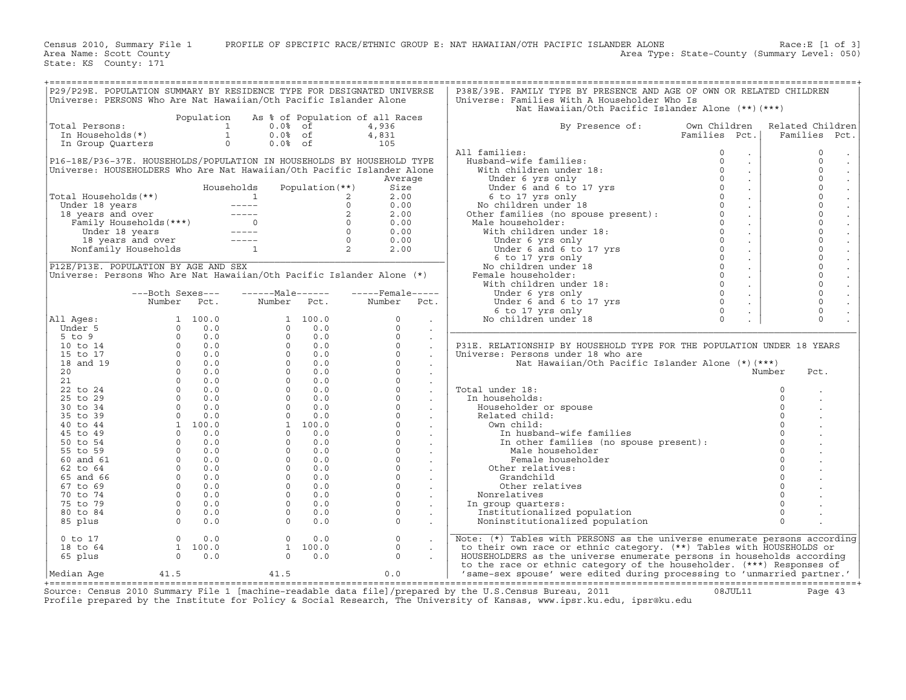Census 2010, Summary File 1 PROFILE OF SPECIFIC RACE/ETHNIC GROUP E: NAT HAWAIIAN/OTH PACIFIC ISLANDER ALONE Race:E [1 of 3]
Area Name: Scott County Area Type: State-County (Summary Level: 050)
State: KS County: 171

## P29/P29E. POPULATION SUMMARY BY RESIDENCE TYPE FOR DESIGNATED UNIVERSE

Universe: PERSONS Who Are Nat Hawaiian/Oth Pacific Islander Alone

| | Population | As % of Population of all Races | |
|---|---|---|---|
| Total Persons: | 1 | 0.0% of | 4,936 |
| In Households(*) | 1 | 0.0% of | 4,831 |
| In Group Quarters | 0 | 0.0% of | 105 |

## P16-18E/P36-37E. HOUSEHOLDS/POPULATION IN HOUSEHOLDS BY HOUSEHOLD TYPE

Universe: HOUSEHOLDERS Who Are Nat Hawaiian/Oth Pacific Islander Alone

| | Households | Population(**) | Average Size |
|---|---|---|---|
| Total Households(**) | 1 | 2 | 2.00 |
| Under 18 years | ----- | 0 | 0.00 |
| 18 years and over | ----- | 2 | 2.00 |
| Family Households(***) | 0 | 0 | 0.00 |
| Under 18 years | ----- | 0 | 0.00 |
| 18 years and over | ----- | 0 | 0.00 |
| Nonfamily Households | 1 | 2 | 2.00 |

## P12E/P13E. POPULATION BY AGE AND SEX

Universe: Persons Who Are Nat Hawaiian/Oth Pacific Islander Alone (*)

| | Both Sexes Number | Both Sexes Pct. | Male Number | Male Pct. | Female Number | Female Pct. |
|---|---|---|---|---|---|---|
| All Ages: | 1 | 100.0 | 1 | 100.0 | 0 | . |
| Under 5 | 0 | 0.0 | 0 | 0.0 | 0 | . |
| 5 to 9 | 0 | 0.0 | 0 | 0.0 | 0 | . |
| 10 to 14 | 0 | 0.0 | 0 | 0.0 | 0 | . |
| 15 to 17 | 0 | 0.0 | 0 | 0.0 | 0 | . |
| 18 and 19 | 0 | 0.0 | 0 | 0.0 | 0 | . |
| 20 | 0 | 0.0 | 0 | 0.0 | 0 | . |
| 21 | 0 | 0.0 | 0 | 0.0 | 0 | . |
| 22 to 24 | 0 | 0.0 | 0 | 0.0 | 0 | . |
| 25 to 29 | 0 | 0.0 | 0 | 0.0 | 0 | . |
| 30 to 34 | 0 | 0.0 | 0 | 0.0 | 0 | . |
| 35 to 39 | 0 | 0.0 | 0 | 0.0 | 0 | . |
| 40 to 44 | 1 | 100.0 | 1 | 100.0 | 0 | . |
| 45 to 49 | 0 | 0.0 | 0 | 0.0 | 0 | . |
| 50 to 54 | 0 | 0.0 | 0 | 0.0 | 0 | . |
| 55 to 59 | 0 | 0.0 | 0 | 0.0 | 0 | . |
| 60 and 61 | 0 | 0.0 | 0 | 0.0 | 0 | . |
| 62 to 64 | 0 | 0.0 | 0 | 0.0 | 0 | . |
| 65 and 66 | 0 | 0.0 | 0 | 0.0 | 0 | . |
| 67 to 69 | 0 | 0.0 | 0 | 0.0 | 0 | . |
| 70 to 74 | 0 | 0.0 | 0 | 0.0 | 0 | . |
| 75 to 79 | 0 | 0.0 | 0 | 0.0 | 0 | . |
| 80 to 84 | 0 | 0.0 | 0 | 0.0 | 0 | . |
| 85 plus | 0 | 0.0 | 0 | 0.0 | 0 | . |
| 0 to 17 | 0 | 0.0 | 0 | 0.0 | 0 | . |
| 18 to 64 | 1 | 100.0 | 1 | 100.0 | 0 | . |
| 65 plus | 0 | 0.0 | 0 | 0.0 | 0 | . |
| Median Age | 41.5 | | 41.5 | | 0.0 | |

## P38E/39E. FAMILY TYPE BY PRESENCE AND AGE OF OWN OR RELATED CHILDREN

Universe: Families With A Householder Who Is Nat Hawaiian/Oth Pacific Islander Alone (**)(***)

| By Presence of: | Own Children Families | Own Children Pct. | Related Children Families | Related Children Pct. |
|---|---|---|---|---|
| All families: | 0 | . | 0 | . |
| Husband-wife families: | 0 | . | 0 | . |
| With children under 18: | 0 | . | 0 | . |
| Under 6 yrs only | 0 | . | 0 | . |
| Under 6 and 6 to 17 yrs | 0 | . | 0 | . |
| 6 to 17 yrs only | 0 | . | 0 | . |
| No children under 18 | 0 | . | 0 | . |
| Other families (no spouse present): | 0 | . | 0 | . |
| Male householder: | 0 | . | 0 | . |
| With children under 18: | 0 | . | 0 | . |
| Under 6 yrs only | 0 | . | 0 | . |
| Under 6 and 6 to 17 yrs | 0 | . | 0 | . |
| 6 to 17 yrs only | 0 | . | 0 | . |
| No children under 18 | 0 | . | 0 | . |
| Female householder: | 0 | . | 0 | . |
| With children under 18: | 0 | . | 0 | . |
| Under 6 yrs only | 0 | . | 0 | . |
| Under 6 and 6 to 17 yrs | 0 | . | 0 | . |
| 6 to 17 yrs only | 0 | . | 0 | . |
| No children under 18 | 0 | . | 0 | . |

## P31E. RELATIONSHIP BY HOUSEHOLD TYPE FOR THE POPULATION UNDER 18 YEARS

Universe: Persons under 18 who are Nat Hawaiian/Oth Pacific Islander Alone (*)(***)

| | Number | Pct. |
|---|---|---|
| Total under 18: | 0 | . |
| In households: | 0 | . |
| Householder or spouse | 0 | . |
| Related child: | 0 | . |
| Own child: | 0 | . |
| In husband-wife families | 0 | . |
| In other families (no spouse present): | 0 | . |
| Male householder | 0 | . |
| Female householder | 0 | . |
| Other relatives: | 0 | . |
| Grandchild | 0 | . |
| Other relatives | 0 | . |
| Nonrelatives | 0 | . |
| In group quarters: | 0 | . |
| Institutionalized population | 0 | . |
| Noninstitutionalized population | 0 | . |

Note: (*) Tables with PERSONS as the universe enumerate persons according to their own race or ethnic category. (**) Tables with HOUSEHOLDS or HOUSEHOLDERS as the universe enumerate persons in households according to the race or ethnic category of the householder. (***) Responses of 'same-sex spouse' were edited during processing to 'unmarried partner.'

Source: Census 2010 Summary File 1 [machine-readable data file]/prepared by the U.S.Census Bureau, 2011 08JUL11
Profile prepared by the Institute for Policy & Social Research, The University of Kansas, www.ipsr.ku.edu, ipsr@ku.edu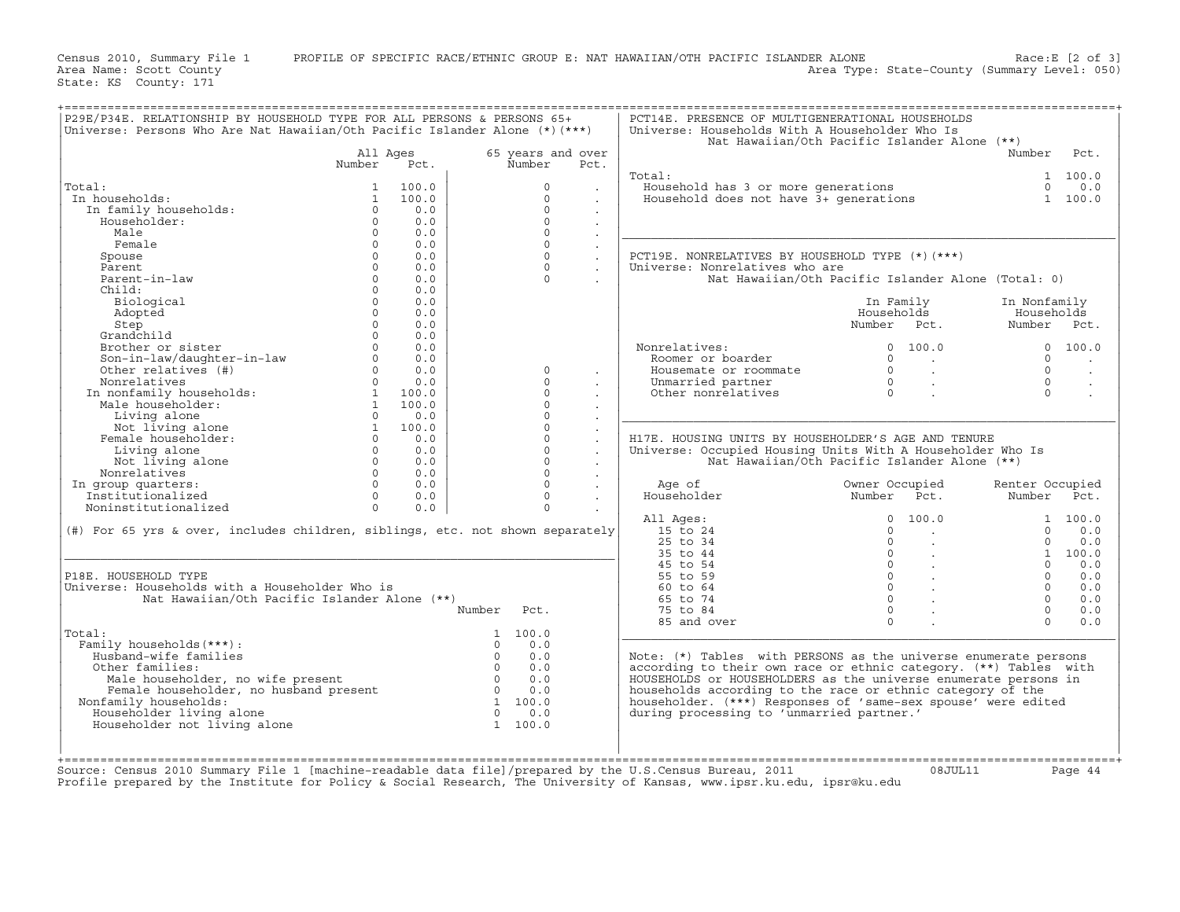Census 2010, Summary File 1 PROFILE OF SPECIFIC RACE/ETHNIC GROUP E: NAT HAWAIIAN/OTH PACIFIC ISLANDER ALONE Race:E [2 of 3]
Area Name: Scott County Area Type: State-County (Summary Level: 050)
State: KS County: 171

## P29E/P34E. RELATIONSHIP BY HOUSEHOLD TYPE FOR ALL PERSONS & PERSONS 65+

Universe: Persons Who Are Nat Hawaiian/Oth Pacific Islander Alone (*)(***)

| | All Ages Number | All Ages Pct. | 65 years and over Number | 65 years and over Pct. |
|---|---|---|---|---|
| Total: | 1 | 100.0 | 0 | . |
| In households: | 1 | 100.0 | 0 | . |
| In family households: | 0 | 0.0 | 0 | . |
| Householder: | 0 | 0.0 | 0 | . |
| Male | 0 | 0.0 | 0 | . |
| Female | 0 | 0.0 | 0 | . |
| Spouse | 0 | 0.0 | 0 | . |
| Parent | 0 | 0.0 | 0 | . |
| Parent-in-law | 0 | 0.0 | 0 | . |
| Child: | 0 | 0.0 | | |
| Biological | 0 | 0.0 | | |
| Adopted | 0 | 0.0 | | |
| Step | 0 | 0.0 | | |
| Grandchild | 0 | 0.0 | | |
| Brother or sister | 0 | 0.0 | | |
| Son-in-law/daughter-in-law | 0 | 0.0 | | |
| Other relatives (#) | 0 | 0.0 | 0 | . |
| Nonrelatives | 0 | 0.0 | 0 | . |
| In nonfamily households: | 1 | 100.0 | 0 | . |
| Male householder: | 1 | 100.0 | 0 | . |
| Living alone | 0 | 0.0 | 0 | . |
| Not living alone | 1 | 100.0 | 0 | . |
| Female householder: | 0 | 0.0 | 0 | . |
| Living alone | 0 | 0.0 | 0 | . |
| Not living alone | 0 | 0.0 | 0 | . |
| Nonrelatives | 0 | 0.0 | 0 | . |
| In group quarters: | 0 | 0.0 | 0 | . |
| Institutionalized | 0 | 0.0 | 0 | . |
| Noninstitutionalized | 0 | 0.0 | 0 | . |

(#) For 65 yrs & over, includes children, siblings, etc. not shown separately

## P18E. HOUSEHOLD TYPE

Universe: Households with a Householder Who is Nat Hawaiian/Oth Pacific Islander Alone (**)

| | Number | Pct. |
|---|---|---|
| Total: | 1 | 100.0 |
| Family households(***): | 0 | 0.0 |
| Husband-wife families | 0 | 0.0 |
| Other families: | 0 | 0.0 |
| Male householder, no wife present | 0 | 0.0 |
| Female householder, no husband present | 0 | 0.0 |
| Nonfamily households: | 1 | 100.0 |
| Householder living alone | 0 | 0.0 |
| Householder not living alone | 1 | 100.0 |

## PCT14E. PRESENCE OF MULTIGENERATIONAL HOUSEHOLDS

Universe: Households With A Householder Who Is Nat Hawaiian/Oth Pacific Islander Alone (**)

| | Number | Pct. |
|---|---|---|
| Total: | 1 | 100.0 |
| Household has 3 or more generations | 0 | 0.0 |
| Household does not have 3+ generations | 1 | 100.0 |

## PCT19E. NONRELATIVES BY HOUSEHOLD TYPE (*)(***)

Universe: Nonrelatives who are Nat Hawaiian/Oth Pacific Islander Alone (Total: 0)

| | In Family Households Number | In Family Households Pct. | In Nonfamily Households Number | In Nonfamily Households Pct. |
|---|---|---|---|---|
| Nonrelatives: | 0 | 100.0 | 0 | 100.0 |
| Roomer or boarder | 0 | . | 0 | . |
| Housemate or roommate | 0 | . | 0 | . |
| Unmarried partner | 0 | . | 0 | . |
| Other nonrelatives | 0 | . | 0 | . |

## H17E. HOUSING UNITS BY HOUSEHOLDER'S AGE AND TENURE

Universe: Occupied Housing Units With A Householder Who Is Nat Hawaiian/Oth Pacific Islander Alone (**)

| Age of Householder | Owner Occupied Number | Owner Occupied Pct. | Renter Occupied Number | Renter Occupied Pct. |
|---|---|---|---|---|
| All Ages: | 0 | 100.0 | 1 | 100.0 |
| 15 to 24 | 0 | . | 0 | 0.0 |
| 25 to 34 | 0 | . | 0 | 0.0 |
| 35 to 44 | 0 | . | 1 | 100.0 |
| 45 to 54 | 0 | . | 0 | 0.0 |
| 55 to 59 | 0 | . | 0 | 0.0 |
| 60 to 64 | 0 | . | 0 | 0.0 |
| 65 to 74 | 0 | . | 0 | 0.0 |
| 75 to 84 | 0 | . | 0 | 0.0 |
| 85 and over | 0 | . | 0 | 0.0 |

Note: (*) Tables with PERSONS as the universe enumerate persons according to their own race or ethnic category. (**) Tables with HOUSEHOLDS or HOUSEHOLDERS as the universe enumerate persons in households according to the race or ethnic category of the householder. (***) Responses of 'same-sex spouse' were edited during processing to 'unmarried partner.'

Source: Census 2010 Summary File 1 [machine-readable data file]/prepared by the U.S.Census Bureau, 2011 08JUL11
Profile prepared by the Institute for Policy & Social Research, The University of Kansas, www.ipsr.ku.edu, ipsr@ku.edu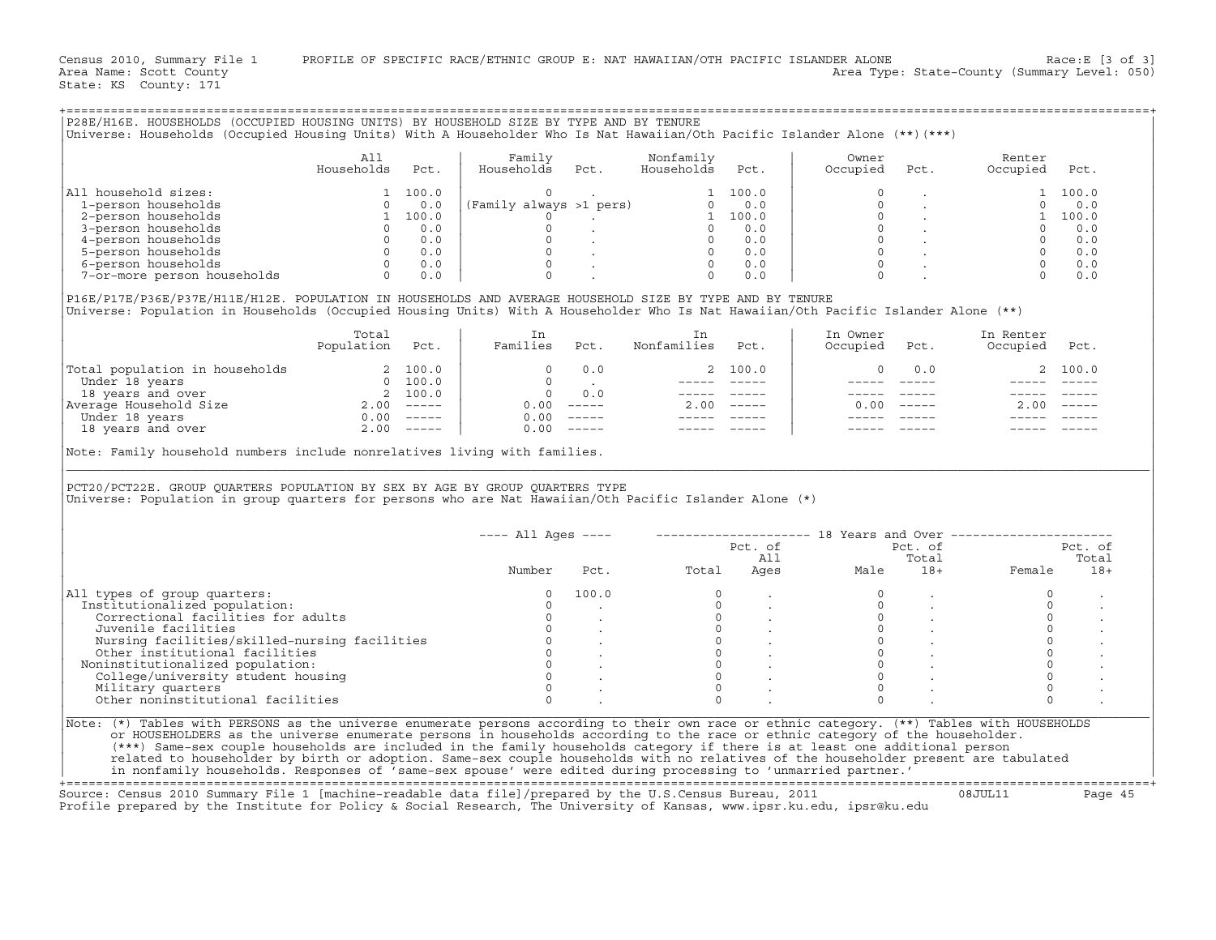Census 2010, Summary File 1 PROFILE OF SPECIFIC RACE/ETHNIC GROUP E: NAT HAWAIIAN/OTH PACIFIC ISLANDER ALONE Race:E [3 of 3]
Area Name: Scott County Area Type: State-County (Summary Level: 050)
State: KS County: 171

## P28E/H16E. HOUSEHOLDS (OCCUPIED HOUSING UNITS) BY HOUSEHOLD SIZE BY TYPE AND BY TENURE

Universe: Households (Occupied Housing Units) With A Householder Who Is Nat Hawaiian/Oth Pacific Islander Alone (\*\*)(\*\*\*)

| | All Households | Pct. | Family Households | Pct. | Nonfamily Households | Pct. | Owner Occupied | Pct. | Renter Occupied | Pct. |
|---|---|---|---|---|---|---|---|---|---|---|
| All household sizes: | 1 | 100.0 | 0 | . | 1 | 100.0 | 0 | . | 1 | 100.0 |
| 1-person households | 0 | 0.0 | (Family always >1 pers) | | 0 | 0.0 | 0 | . | 0 | 0.0 |
| 2-person households | 1 | 100.0 | 0 | . | 1 | 100.0 | 0 | . | 1 | 100.0 |
| 3-person households | 0 | 0.0 | 0 | . | 0 | 0.0 | 0 | . | 0 | 0.0 |
| 4-person households | 0 | 0.0 | 0 | . | 0 | 0.0 | 0 | . | 0 | 0.0 |
| 5-person households | 0 | 0.0 | 0 | . | 0 | 0.0 | 0 | . | 0 | 0.0 |
| 6-person households | 0 | 0.0 | 0 | . | 0 | 0.0 | 0 | . | 0 | 0.0 |
| 7-or-more person households | 0 | 0.0 | 0 | . | 0 | 0.0 | 0 | . | 0 | 0.0 |

## P16E/P17E/P36E/P37E/H11E/H12E. POPULATION IN HOUSEHOLDS AND AVERAGE HOUSEHOLD SIZE BY TYPE AND BY TENURE

Universe: Population in Households (Occupied Housing Units) With A Householder Who Is Nat Hawaiian/Oth Pacific Islander Alone (\*\*)

| | Total Population | Pct. | In Families | Pct. | In Nonfamilies | Pct. | In Owner Occupied | Pct. | In Renter Occupied | Pct. |
|---|---|---|---|---|---|---|---|---|---|---|
| Total population in households | 2 | 100.0 | 0 | 0.0 | 2 | 100.0 | 0 | 0.0 | 2 | 100.0 |
| Under 18 years | 0 | 100.0 | 0 | . | ----- | ----- | ----- | ----- | ----- | ----- |
| 18 years and over | 2 | 100.0 | 0 | 0.0 | ----- | ----- | ----- | ----- | ----- | ----- |
| Average Household Size | 2.00 | ----- | 0.00 | ----- | 2.00 | ----- | 0.00 | ----- | 2.00 | ----- |
| Under 18 years | 0.00 | ----- | 0.00 | ----- | ----- | ----- | ----- | ----- | ----- | ----- |
| 18 years and over | 2.00 | ----- | 0.00 | ----- | ----- | ----- | ----- | ----- | ----- | ----- |

Note: Family household numbers include nonrelatives living with families.

## PCT20/PCT22E. GROUP QUARTERS POPULATION BY SEX BY AGE BY GROUP QUARTERS TYPE

Universe: Population in group quarters for persons who are Nat Hawaiian/Oth Pacific Islander Alone (\*)

| | All Ages | | 18 Years and Over | | | | | |
|---|---|---|---|---|---|---|---|---|
| | Number | Pct. | Total | Pct. of All Ages | Male | Pct. of Total 18+ | Female | Pct. of Total 18+ |
| All types of group quarters: | 0 | 100.0 | 0 | . | 0 | . | 0 | . |
| Institutionalized population: | 0 | . | 0 | . | 0 | . | 0 | . |
| Correctional facilities for adults | 0 | . | 0 | . | 0 | . | 0 | . |
| Juvenile facilities | 0 | . | 0 | . | 0 | . | 0 | . |
| Nursing facilities/skilled-nursing facilities | 0 | . | 0 | . | 0 | . | 0 | . |
| Other institutional facilities | 0 | . | 0 | . | 0 | . | 0 | . |
| Noninstitutionalized population: | 0 | . | 0 | . | 0 | . | 0 | . |
| College/university student housing | 0 | . | 0 | . | 0 | . | 0 | . |
| Military quarters | 0 | . | 0 | . | 0 | . | 0 | . |
| Other noninstitutional facilities | 0 | . | 0 | . | 0 | . | 0 | . |

Note: (\*) Tables with PERSONS as the universe enumerate persons according to their own race or ethnic category. (\*\*) Tables with HOUSEHOLDS or HOUSEHOLDERS as the universe enumerate persons in households according to the race or ethnic category of the householder. (\*\*\*) Same-sex couple households are included in the family households category if there is at least one additional person related to householder by birth or adoption. Same-sex couple households with no relatives of the householder present are tabulated in nonfamily households. Responses of 'same-sex spouse' were edited during processing to 'unmarried partner.'

Source: Census 2010 Summary File 1 [machine-readable data file]/prepared by the U.S.Census Bureau, 2011 08JUL11
Profile prepared by the Institute for Policy & Social Research, The University of Kansas, www.ipsr.ku.edu, ipsr@ku.edu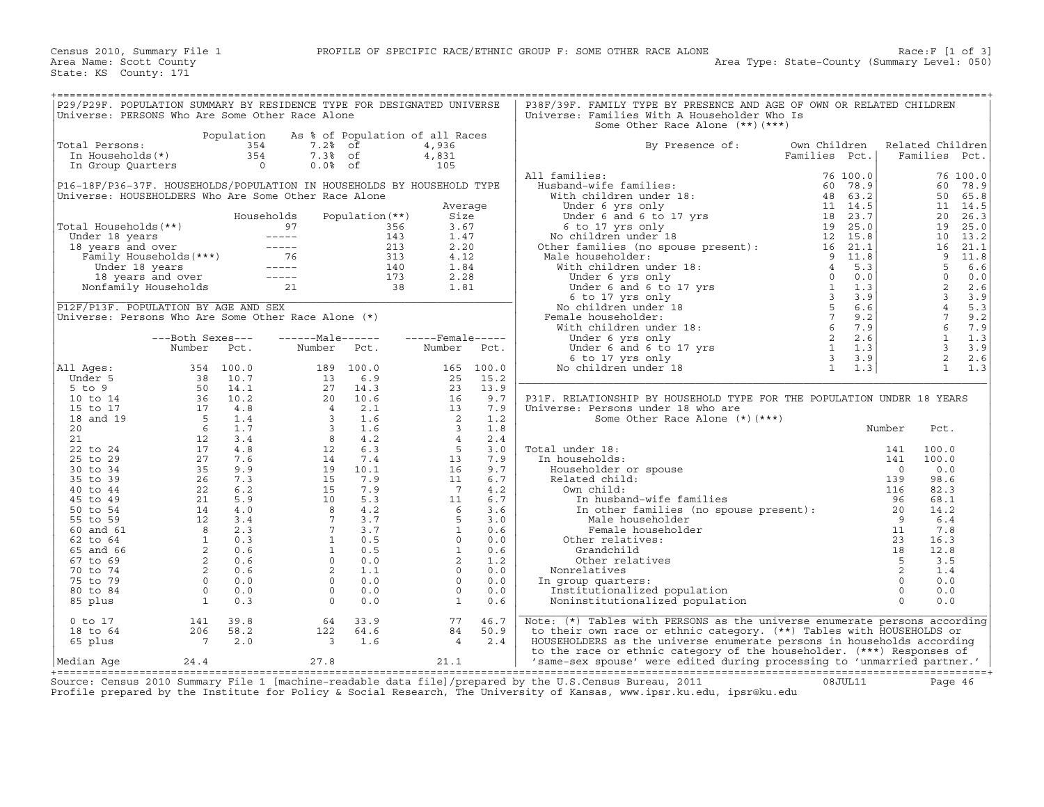Census 2010, Summary File 1 — PROFILE OF SPECIFIC RACE/ETHNIC GROUP F: SOME OTHER RACE ALONE — Race:F [1 of 3]

Area Name: Scott County — Area Type: State-County (Summary Level: 050)

State: KS County: 171

## P29/P29F. POPULATION SUMMARY BY RESIDENCE TYPE FOR DESIGNATED UNIVERSE

Universe: PERSONS Who Are Some Other Race Alone

| | Population | As % of Population of all Races | |
|---|---|---|---|
| Total Persons: | 354 | 7.2% of | 4,936 |
| In Households(*) | 354 | 7.3% of | 4,831 |
| In Group Quarters | 0 | 0.0% of | 105 |

## P16-18F/P36-37F. HOUSEHOLDS/POPULATION IN HOUSEHOLDS BY HOUSEHOLD TYPE

Universe: HOUSEHOLDERS Who Are Some Other Race Alone

| | Households | Population(**) | Average Size |
|---|---|---|---|
| Total Households(**) | 97 | 356 | 3.67 |
| Under 18 years | ----- | 143 | 1.47 |
| 18 years and over | ----- | 213 | 2.20 |
| Family Households(***) | 76 | 313 | 4.12 |
| Under 18 years | ----- | 140 | 1.84 |
| 18 years and over | ----- | 173 | 2.28 |
| Nonfamily Households | 21 | 38 | 1.81 |

## P12F/P13F. POPULATION BY AGE AND SEX

Universe: Persons Who Are Some Other Race Alone (*)

| | Both Sexes Number | Both Sexes Pct. | Male Number | Male Pct. | Female Number | Female Pct. |
|---|---|---|---|---|---|---|
| All Ages: | 354 | 100.0 | 189 | 100.0 | 165 | 100.0 |
| Under 5 | 38 | 10.7 | 13 | 6.9 | 25 | 15.2 |
| 5 to 9 | 50 | 14.1 | 27 | 14.3 | 23 | 13.9 |
| 10 to 14 | 36 | 10.2 | 20 | 10.6 | 16 | 9.7 |
| 15 to 17 | 17 | 4.8 | 4 | 2.1 | 13 | 7.9 |
| 18 and 19 | 5 | 1.4 | 3 | 1.6 | 2 | 1.2 |
| 20 | 6 | 1.7 | 3 | 1.6 | 3 | 1.8 |
| 21 | 12 | 3.4 | 8 | 4.2 | 4 | 2.4 |
| 22 to 24 | 17 | 4.8 | 12 | 6.3 | 5 | 3.0 |
| 25 to 29 | 27 | 7.6 | 14 | 7.4 | 13 | 7.9 |
| 30 to 34 | 35 | 9.9 | 19 | 10.1 | 16 | 9.7 |
| 35 to 39 | 26 | 7.3 | 15 | 7.9 | 11 | 6.7 |
| 40 to 44 | 22 | 6.2 | 15 | 7.9 | 7 | 4.2 |
| 45 to 49 | 21 | 5.9 | 10 | 5.3 | 11 | 6.7 |
| 50 to 54 | 14 | 4.0 | 8 | 4.2 | 6 | 3.6 |
| 55 to 59 | 12 | 3.4 | 7 | 3.7 | 5 | 3.0 |
| 60 and 61 | 8 | 2.3 | 7 | 3.7 | 1 | 0.6 |
| 62 to 64 | 1 | 0.3 | 1 | 0.5 | 0 | 0.0 |
| 65 and 66 | 2 | 0.6 | 1 | 0.5 | 1 | 0.6 |
| 67 to 69 | 2 | 0.6 | 0 | 0.0 | 2 | 1.2 |
| 70 to 74 | 2 | 0.6 | 2 | 1.1 | 0 | 0.0 |
| 75 to 79 | 0 | 0.0 | 0 | 0.0 | 0 | 0.0 |
| 80 to 84 | 0 | 0.0 | 0 | 0.0 | 0 | 0.0 |
| 85 plus | 1 | 0.3 | 0 | 0.0 | 1 | 0.6 |
| 0 to 17 | 141 | 39.8 | 64 | 33.9 | 77 | 46.7 |
| 18 to 64 | 206 | 58.2 | 122 | 64.6 | 84 | 50.9 |
| 65 plus | 7 | 2.0 | 3 | 1.6 | 4 | 2.4 |
| Median Age | 24.4 | | 27.8 | | 21.1 | |

## P38F/39F. FAMILY TYPE BY PRESENCE AND AGE OF OWN OR RELATED CHILDREN

Universe: Families With A Householder Who Is Some Other Race Alone (**)(***)

| By Presence of: | Own Children Families | Own Children Pct. | Related Children Families | Related Children Pct. |
|---|---|---|---|---|
| All families: | 76 | 100.0 | 76 | 100.0 |
| Husband-wife families: | 60 | 78.9 | 60 | 78.9 |
| With children under 18: | 48 | 63.2 | 50 | 65.8 |
| Under 6 yrs only | 11 | 14.5 | 11 | 14.5 |
| Under 6 and 6 to 17 yrs | 18 | 23.7 | 20 | 26.3 |
| 6 to 17 yrs only | 19 | 25.0 | 19 | 25.0 |
| No children under 18 | 12 | 15.8 | 10 | 13.2 |
| Other families (no spouse present): | 16 | 21.1 | 16 | 21.1 |
| Male householder: | 9 | 11.8 | 9 | 11.8 |
| With children under 18: | 4 | 5.3 | 5 | 6.6 |
| Under 6 yrs only | 0 | 0.0 | 0 | 0.0 |
| Under 6 and 6 to 17 yrs | 1 | 1.3 | 2 | 2.6 |
| 6 to 17 yrs only | 3 | 3.9 | 3 | 3.9 |
| No children under 18 | 5 | 6.6 | 4 | 5.3 |
| Female householder: | 7 | 9.2 | 7 | 9.2 |
| With children under 18: | 6 | 7.9 | 6 | 7.9 |
| Under 6 yrs only | 2 | 2.6 | 1 | 1.3 |
| Under 6 and 6 to 17 yrs | 1 | 1.3 | 3 | 3.9 |
| 6 to 17 yrs only | 3 | 3.9 | 2 | 2.6 |
| No children under 18 | 1 | 1.3 | 1 | 1.3 |

## P31F. RELATIONSHIP BY HOUSEHOLD TYPE FOR THE POPULATION UNDER 18 YEARS

Universe: Persons under 18 who are Some Other Race Alone (*)(***)

| | Number | Pct. |
|---|---|---|
| Total under 18: | 141 | 100.0 |
| In households: | 141 | 100.0 |
| Householder or spouse | 0 | 0.0 |
| Related child: | 139 | 98.6 |
| Own child: | 116 | 82.3 |
| In husband-wife families | 96 | 68.1 |
| In other families (no spouse present): | 20 | 14.2 |
| Male householder | 9 | 6.4 |
| Female householder | 11 | 7.8 |
| Other relatives: | 23 | 16.3 |
| Grandchild | 18 | 12.8 |
| Other relatives | 5 | 3.5 |
| Nonrelatives | 2 | 1.4 |
| In group quarters: | 0 | 0.0 |
| Institutionalized population | 0 | 0.0 |
| Noninstitutionalized population | 0 | 0.0 |

Note: (*) Tables with PERSONS as the universe enumerate persons according to their own race or ethnic category. (**) Tables with HOUSEHOLDS or HOUSEHOLDERS as the universe enumerate persons in households according to the race or ethnic category of the householder. (***) Responses of 'same-sex spouse' were edited during processing to 'unmarried partner.'

Source: Census 2010 Summary File 1 [machine-readable data file]/prepared by the U.S.Census Bureau, 2011 08JUL11
Profile prepared by the Institute for Policy & Social Research, The University of Kansas, www.ipsr.ku.edu, ipsr@ku.edu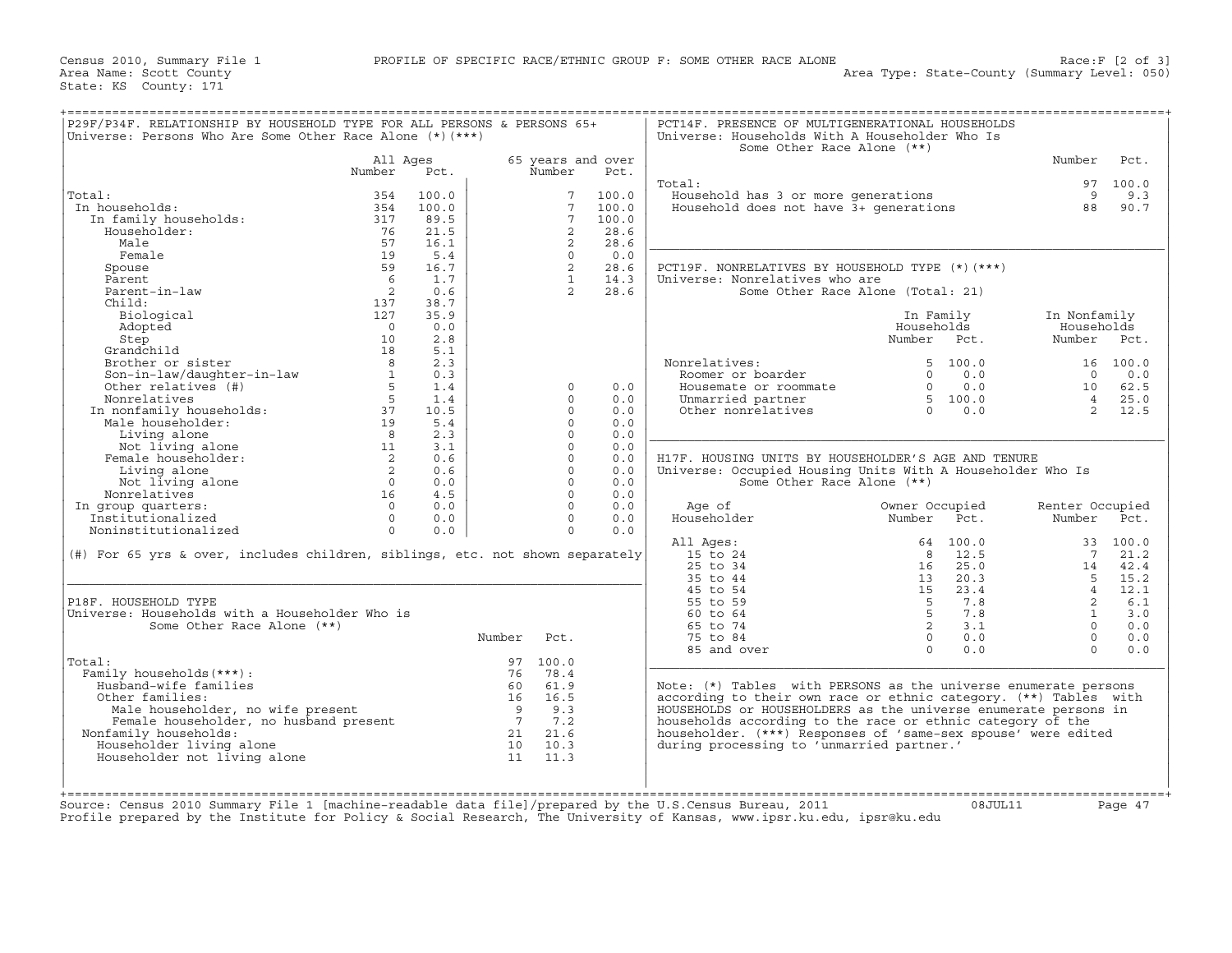Census 2010, Summary File 1 PROFILE OF SPECIFIC RACE/ETHNIC GROUP F: SOME OTHER RACE ALONE Race:F [2 of 3]
Area Name: Scott County Area Type: State-County (Summary Level: 050)
State: KS County: 171

## P29F/P34F. RELATIONSHIP BY HOUSEHOLD TYPE FOR ALL PERSONS & PERSONS 65+

Universe: Persons Who Are Some Other Race Alone (*)(***)

| | All Ages Number | All Ages Pct. | 65 years and over Number | 65 years and over Pct. |
|---|---|---|---|---|
| Total: | 354 | 100.0 | 7 | 100.0 |
| In households: | 354 | 100.0 | 7 | 100.0 |
| In family households: | 317 | 89.5 | 7 | 100.0 |
| Householder: | 76 | 21.5 | 2 | 28.6 |
| Male | 57 | 16.1 | 2 | 28.6 |
| Female | 19 | 5.4 | 0 | 0.0 |
| Spouse | 59 | 16.7 | 2 | 28.6 |
| Parent | 6 | 1.7 | 1 | 14.3 |
| Parent-in-law | 2 | 0.6 | 2 | 28.6 |
| Child: | 137 | 38.7 | | |
| Biological | 127 | 35.9 | | |
| Adopted | 0 | 0.0 | | |
| Step | 10 | 2.8 | | |
| Grandchild | 18 | 5.1 | | |
| Brother or sister | 8 | 2.3 | | |
| Son-in-law/daughter-in-law | 1 | 0.3 | | |
| Other relatives (#) | 5 | 1.4 | 0 | 0.0 |
| Nonrelatives | 5 | 1.4 | 0 | 0.0 |
| In nonfamily households: | 37 | 10.5 | 0 | 0.0 |
| Male householder: | 19 | 5.4 | 0 | 0.0 |
| Living alone | 8 | 2.3 | 0 | 0.0 |
| Not living alone | 11 | 3.1 | 0 | 0.0 |
| Female householder: | 2 | 0.6 | 0 | 0.0 |
| Living alone | 2 | 0.6 | 0 | 0.0 |
| Not living alone | 0 | 0.0 | 0 | 0.0 |
| Nonrelatives | 16 | 4.5 | 0 | 0.0 |
| In group quarters: | 0 | 0.0 | 0 | 0.0 |
| Institutionalized | 0 | 0.0 | 0 | 0.0 |
| Noninstitutionalized | 0 | 0.0 | 0 | 0.0 |

(#) For 65 yrs & over, includes children, siblings, etc. not shown separately

## P18F. HOUSEHOLD TYPE

Universe: Households with a Householder Who is Some Other Race Alone (**)

| | Number | Pct. |
|---|---|---|
| Total: | 97 | 100.0 |
| Family households(***): | 76 | 78.4 |
| Husband-wife families | 60 | 61.9 |
| Other families: | 16 | 16.5 |
| Male householder, no wife present | 9 | 9.3 |
| Female householder, no husband present | 7 | 7.2 |
| Nonfamily households: | 21 | 21.6 |
| Householder living alone | 10 | 10.3 |
| Householder not living alone | 11 | 11.3 |

## PCT14F. PRESENCE OF MULTIGENERATIONAL HOUSEHOLDS

Universe: Households With A Householder Who Is Some Other Race Alone (**)

| | Number | Pct. |
|---|---|---|
| Total: | 97 | 100.0 |
| Household has 3 or more generations | 9 | 9.3 |
| Household does not have 3+ generations | 88 | 90.7 |

## PCT19F. NONRELATIVES BY HOUSEHOLD TYPE (*)(***)

Universe: Nonrelatives who are Some Other Race Alone (Total: 21)

| | In Family Households Number | In Family Households Pct. | In Nonfamily Households Number | In Nonfamily Households Pct. |
|---|---|---|---|---|
| Nonrelatives: | 5 | 100.0 | 16 | 100.0 |
| Roomer or boarder | 0 | 0.0 | 0 | 0.0 |
| Housemate or roommate | 0 | 0.0 | 10 | 62.5 |
| Unmarried partner | 5 | 100.0 | 4 | 25.0 |
| Other nonrelatives | 0 | 0.0 | 2 | 12.5 |

## H17F. HOUSING UNITS BY HOUSEHOLDER'S AGE AND TENURE

Universe: Occupied Housing Units With A Householder Who Is Some Other Race Alone (**)

| Age of Householder | Owner Occupied Number | Owner Occupied Pct. | Renter Occupied Number | Renter Occupied Pct. |
|---|---|---|---|---|
| All Ages: | 64 | 100.0 | 33 | 100.0 |
| 15 to 24 | 8 | 12.5 | 7 | 21.2 |
| 25 to 34 | 16 | 25.0 | 14 | 42.4 |
| 35 to 44 | 13 | 20.3 | 5 | 15.2 |
| 45 to 54 | 15 | 23.4 | 4 | 12.1 |
| 55 to 59 | 5 | 7.8 | 2 | 6.1 |
| 60 to 64 | 5 | 7.8 | 1 | 3.0 |
| 65 to 74 | 2 | 3.1 | 0 | 0.0 |
| 75 to 84 | 0 | 0.0 | 0 | 0.0 |
| 85 and over | 0 | 0.0 | 0 | 0.0 |

Note: (*) Tables with PERSONS as the universe enumerate persons according to their own race or ethnic category. (**) Tables with HOUSEHOLDS or HOUSEHOLDERS as the universe enumerate persons in households according to the race or ethnic category of the householder. (***) Responses of 'same-sex spouse' were edited during processing to 'unmarried partner.'

Source: Census 2010 Summary File 1 [machine-readable data file]/prepared by the U.S.Census Bureau, 2011 08JUL11
Profile prepared by the Institute for Policy & Social Research, The University of Kansas, www.ipsr.ku.edu, ipsr@ku.edu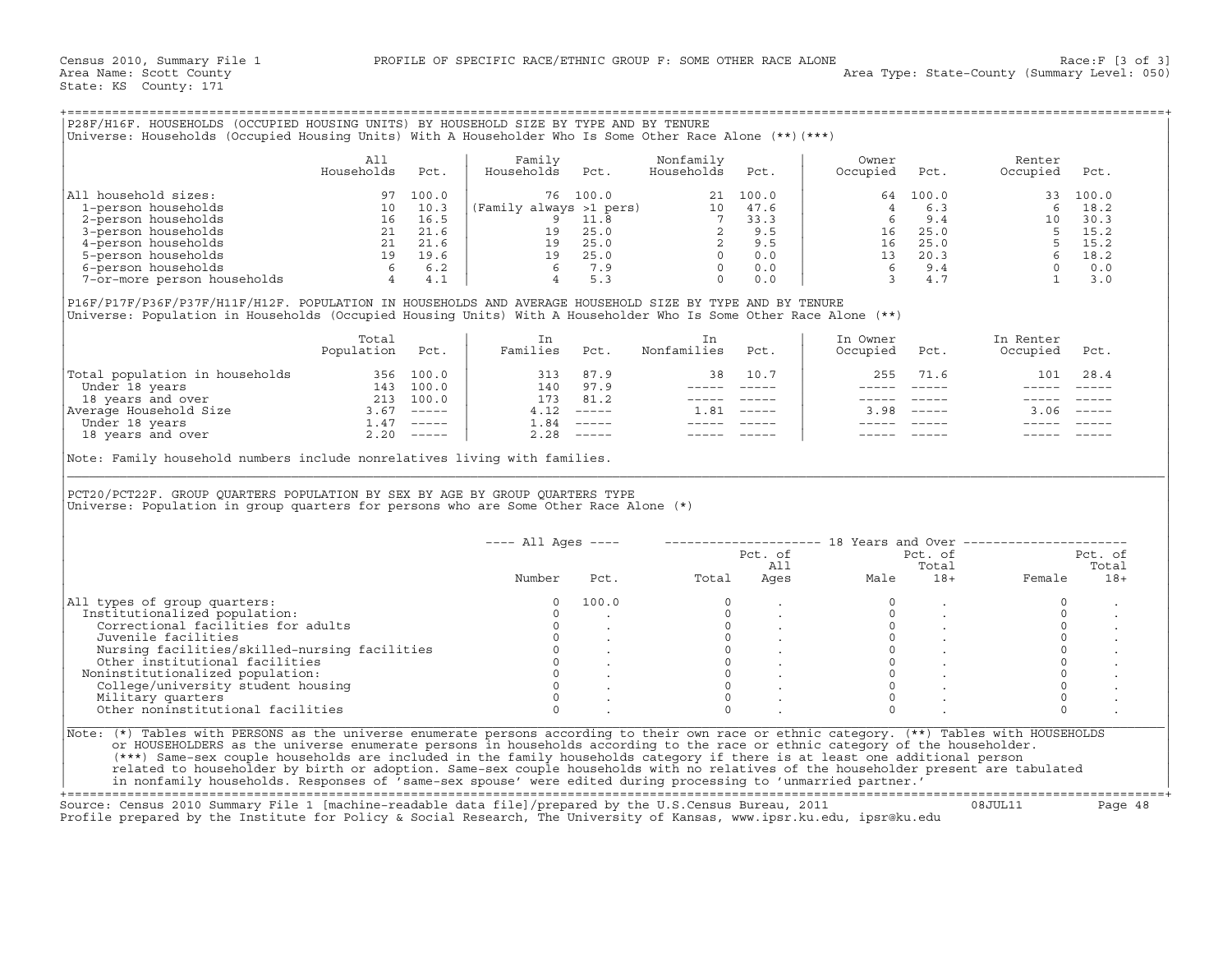Census 2010, Summary File 1 PROFILE OF SPECIFIC RACE/ETHNIC GROUP F: SOME OTHER RACE ALONE Race:F [3 of 3]
Area Name: Scott County Area Type: State-County (Summary Level: 050)
State: KS County: 171

## P28F/H16F. HOUSEHOLDS (OCCUPIED HOUSING UNITS) BY HOUSEHOLD SIZE BY TYPE AND BY TENURE

Universe: Households (Occupied Housing Units) With A Householder Who Is Some Other Race Alone (**)(***)

| | All Households | Pct. | Family Households | Pct. | Nonfamily Households | Pct. | Owner Occupied | Pct. | Renter Occupied | Pct. |
|---|---|---|---|---|---|---|---|---|---|---|
| All household sizes: | 97 | 100.0 | 76 | 100.0 | 21 | 100.0 | 64 | 100.0 | 33 | 100.0 |
| 1-person households | 10 | 10.3 | (Family always >1 pers) | | 10 | 47.6 | 4 | 6.3 | 6 | 18.2 |
| 2-person households | 16 | 16.5 | 9 | 11.8 | 7 | 33.3 | 6 | 9.4 | 10 | 30.3 |
| 3-person households | 21 | 21.6 | 19 | 25.0 | 2 | 9.5 | 16 | 25.0 | 5 | 15.2 |
| 4-person households | 21 | 21.6 | 19 | 25.0 | 2 | 9.5 | 16 | 25.0 | 5 | 15.2 |
| 5-person households | 19 | 19.6 | 19 | 25.0 | 0 | 0.0 | 13 | 20.3 | 6 | 18.2 |
| 6-person households | 6 | 6.2 | 6 | 7.9 | 0 | 0.0 | 6 | 9.4 | 0 | 0.0 |
| 7-or-more person households | 4 | 4.1 | 4 | 5.3 | 0 | 0.0 | 3 | 4.7 | 1 | 3.0 |

## P16F/P17F/P36F/P37F/H11F/H12F. POPULATION IN HOUSEHOLDS AND AVERAGE HOUSEHOLD SIZE BY TYPE AND BY TENURE

Universe: Population in Households (Occupied Housing Units) With A Householder Who Is Some Other Race Alone (**)

| | Total Population | Pct. | In Families | Pct. | In Nonfamilies | Pct. | In Owner Occupied | Pct. | In Renter Occupied | Pct. |
|---|---|---|---|---|---|---|---|---|---|---|
| Total population in households | 356 | 100.0 | 313 | 87.9 | 38 | 10.7 | 255 | 71.6 | 101 | 28.4 |
| Under 18 years | 143 | 100.0 | 140 | 97.9 | ----- | ----- | ----- | ----- | ----- | ----- |
| 18 years and over | 213 | 100.0 | 173 | 81.2 | ----- | ----- | ----- | ----- | ----- | ----- |
| Average Household Size | 3.67 | ----- | 4.12 | ----- | 1.81 | ----- | 3.98 | ----- | 3.06 | ----- |
| Under 18 years | 1.47 | ----- | 1.84 | ----- | ----- | ----- | ----- | ----- | ----- | ----- |
| 18 years and over | 2.20 | ----- | 2.28 | ----- | ----- | ----- | ----- | ----- | ----- | ----- |

Note: Family household numbers include nonrelatives living with families.

## PCT20/PCT22F. GROUP QUARTERS POPULATION BY SEX BY AGE BY GROUP QUARTERS TYPE

Universe: Population in group quarters for persons who are Some Other Race Alone (*)

| | All Ages | | 18 Years and Over | | | | | |
|---|---|---|---|---|---|---|---|---|
| | Number | Pct. | Total | Pct. of All Ages | Male | Pct. of Total 18+ | Female | Pct. of Total 18+ |
| All types of group quarters: | 0 | 100.0 | 0 | . | 0 | . | 0 | . |
| Institutionalized population: | 0 | . | 0 | . | 0 | . | 0 | . |
| Correctional facilities for adults | 0 | . | 0 | . | 0 | . | 0 | . |
| Juvenile facilities | 0 | . | 0 | . | 0 | . | 0 | . |
| Nursing facilities/skilled-nursing facilities | 0 | . | 0 | . | 0 | . | 0 | . |
| Other institutional facilities | 0 | . | 0 | . | 0 | . | 0 | . |
| Noninstitutionalized population: | 0 | . | 0 | . | 0 | . | 0 | . |
| College/university student housing | 0 | . | 0 | . | 0 | . | 0 | . |
| Military quarters | 0 | . | 0 | . | 0 | . | 0 | . |
| Other noninstitutional facilities | 0 | . | 0 | . | 0 | . | 0 | . |

Note: (*) Tables with PERSONS as the universe enumerate persons according to their own race or ethnic category. (**) Tables with HOUSEHOLDS or HOUSEHOLDERS as the universe enumerate persons in households according to the race or ethnic category of the householder. (***) Same-sex couple households are included in the family households category if there is at least one additional person related to householder by birth or adoption. Same-sex couple households with no relatives of the householder present are tabulated in nonfamily households. Responses of 'same-sex spouse' were edited during processing to 'unmarried partner.'

Source: Census 2010 Summary File 1 [machine-readable data file]/prepared by the U.S.Census Bureau, 2011 08JUL11
Profile prepared by the Institute for Policy & Social Research, The University of Kansas, www.ipsr.ku.edu, ipsr@ku.edu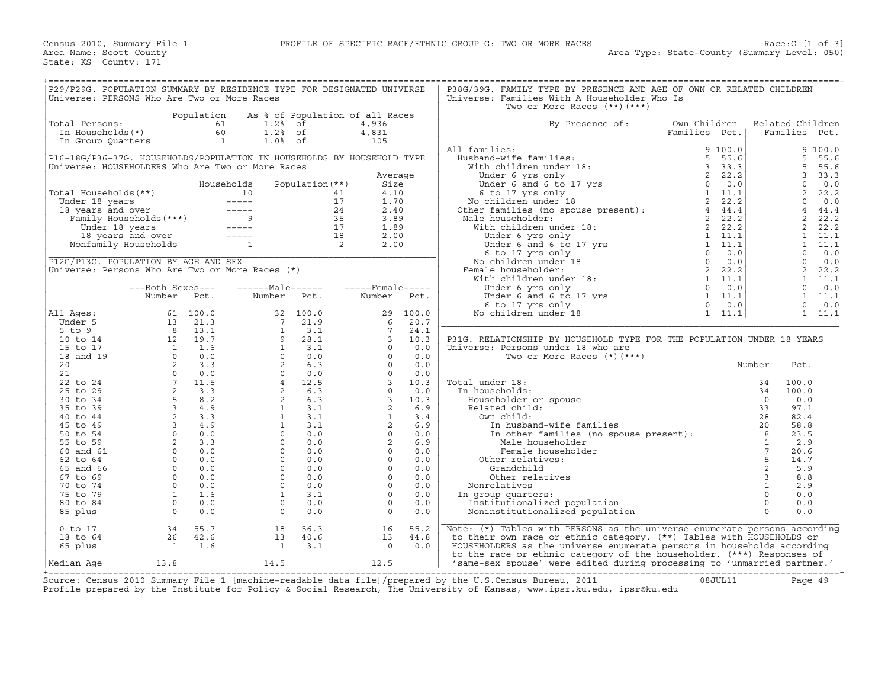Census 2010, Summary File 1 — PROFILE OF SPECIFIC RACE/ETHNIC GROUP G: TWO OR MORE RACES — Race:G [1 of 3]
Area Name: Scott County — Area Type: State-County (Summary Level: 050)
State: KS County: 171

## P29/P29G. POPULATION SUMMARY BY RESIDENCE TYPE FOR DESIGNATED UNIVERSE

Universe: PERSONS Who Are Two or More Races

| | Population | As % of Population of all Races | |
|---|---|---|---|
| Total Persons: | 61 | 1.2% of | 4,936 |
| In Households(*) | 60 | 1.2% of | 4,831 |
| In Group Quarters | 1 | 1.0% of | 105 |

## P16-18G/P36-37G. HOUSEHOLDS/POPULATION IN HOUSEHOLDS BY HOUSEHOLD TYPE

Universe: HOUSEHOLDERS Who Are Two or More Races

| | Households | Population(**) | Average Size |
|---|---|---|---|
| Total Households(**) | 10 | 41 | 4.10 |
| Under 18 years | ----- | 17 | 1.70 |
| 18 years and over | ----- | 24 | 2.40 |
| Family Households(***) | 9 | 35 | 3.89 |
| Under 18 years | ----- | 17 | 1.89 |
| 18 years and over | ----- | 18 | 2.00 |
| Nonfamily Households | 1 | 2 | 2.00 |

## P12G/P13G. POPULATION BY AGE AND SEX

Universe: Persons Who Are Two or More Races (*)

| | Both Sexes Number | Both Sexes Pct. | Male Number | Male Pct. | Female Number | Female Pct. |
|---|---|---|---|---|---|---|
| All Ages: | 61 | 100.0 | 32 | 100.0 | 29 | 100.0 |
| Under 5 | 13 | 21.3 | 7 | 21.9 | 6 | 20.7 |
| 5 to 9 | 8 | 13.1 | 1 | 3.1 | 7 | 24.1 |
| 10 to 14 | 12 | 19.7 | 9 | 28.1 | 3 | 10.3 |
| 15 to 17 | 1 | 1.6 | 1 | 3.1 | 0 | 0.0 |
| 18 and 19 | 0 | 0.0 | 0 | 0.0 | 0 | 0.0 |
| 20 | 2 | 3.3 | 2 | 6.3 | 0 | 0.0 |
| 21 | 0 | 0.0 | 0 | 0.0 | 0 | 0.0 |
| 22 to 24 | 7 | 11.5 | 4 | 12.5 | 3 | 10.3 |
| 25 to 29 | 2 | 3.3 | 2 | 6.3 | 0 | 0.0 |
| 30 to 34 | 5 | 8.2 | 2 | 6.3 | 3 | 10.3 |
| 35 to 39 | 3 | 4.9 | 1 | 3.1 | 2 | 6.9 |
| 40 to 44 | 2 | 3.3 | 1 | 3.1 | 1 | 3.4 |
| 45 to 49 | 3 | 4.9 | 1 | 3.1 | 2 | 6.9 |
| 50 to 54 | 0 | 0.0 | 0 | 0.0 | 0 | 0.0 |
| 55 to 59 | 2 | 3.3 | 0 | 0.0 | 2 | 6.9 |
| 60 and 61 | 0 | 0.0 | 0 | 0.0 | 0 | 0.0 |
| 62 to 64 | 0 | 0.0 | 0 | 0.0 | 0 | 0.0 |
| 65 and 66 | 0 | 0.0 | 0 | 0.0 | 0 | 0.0 |
| 67 to 69 | 0 | 0.0 | 0 | 0.0 | 0 | 0.0 |
| 70 to 74 | 0 | 0.0 | 0 | 0.0 | 0 | 0.0 |
| 75 to 79 | 1 | 1.6 | 1 | 3.1 | 0 | 0.0 |
| 80 to 84 | 0 | 0.0 | 0 | 0.0 | 0 | 0.0 |
| 85 plus | 0 | 0.0 | 0 | 0.0 | 0 | 0.0 |
| 0 to 17 | 34 | 55.7 | 18 | 56.3 | 16 | 55.2 |
| 18 to 64 | 26 | 42.6 | 13 | 40.6 | 13 | 44.8 |
| 65 plus | 1 | 1.6 | 1 | 3.1 | 0 | 0.0 |
| Median Age | 13.8 | | 14.5 | | 12.5 | |

## P38G/39G. FAMILY TYPE BY PRESENCE AND AGE OF OWN OR RELATED CHILDREN

Universe: Families With A Householder Who Is Two or More Races (**)(***)

| By Presence of: | Own Children Families | Own Children Pct. | Related Children Families | Related Children Pct. |
|---|---|---|---|---|
| All families: | 9 | 100.0 | 9 | 100.0 |
| Husband-wife families: | 5 | 55.6 | 5 | 55.6 |
| With children under 18: | 3 | 33.3 | 5 | 55.6 |
| Under 6 yrs only | 2 | 22.2 | 3 | 33.3 |
| Under 6 and 6 to 17 yrs | 0 | 0.0 | 0 | 0.0 |
| 6 to 17 yrs only | 1 | 11.1 | 2 | 22.2 |
| No children under 18 | 2 | 22.2 | 0 | 0.0 |
| Other families (no spouse present): | 4 | 44.4 | 4 | 44.4 |
| Male householder: | 2 | 22.2 | 2 | 22.2 |
| With children under 18: | 2 | 22.2 | 2 | 22.2 |
| Under 6 yrs only | 1 | 11.1 | 1 | 11.1 |
| Under 6 and 6 to 17 yrs | 1 | 11.1 | 1 | 11.1 |
| 6 to 17 yrs only | 0 | 0.0 | 0 | 0.0 |
| No children under 18 | 0 | 0.0 | 0 | 0.0 |
| Female householder: | 2 | 22.2 | 2 | 22.2 |
| With children under 18: | 1 | 11.1 | 1 | 11.1 |
| Under 6 yrs only | 0 | 0.0 | 0 | 0.0 |
| Under 6 and 6 to 17 yrs | 1 | 11.1 | 1 | 11.1 |
| 6 to 17 yrs only | 0 | 0.0 | 0 | 0.0 |
| No children under 18 | 1 | 11.1 | 1 | 11.1 |

## P31G. RELATIONSHIP BY HOUSEHOLD TYPE FOR THE POPULATION UNDER 18 YEARS

Universe: Persons under 18 who are Two or More Races (*)(***)

| | Number | Pct. |
|---|---|---|
| Total under 18: | 34 | 100.0 |
| In households: | 34 | 100.0 |
| Householder or spouse | 0 | 0.0 |
| Related child: | 33 | 97.1 |
| Own child: | 28 | 82.4 |
| In husband-wife families | 20 | 58.8 |
| In other families (no spouse present): | 8 | 23.5 |
| Male householder | 1 | 2.9 |
| Female householder | 7 | 20.6 |
| Other relatives: | 5 | 14.7 |
| Grandchild | 2 | 5.9 |
| Other relatives | 3 | 8.8 |
| Nonrelatives | 1 | 2.9 |
| In group quarters: | 0 | 0.0 |
| Institutionalized population | 0 | 0.0 |
| Noninstitutionalized population | 0 | 0.0 |

Note: (*) Tables with PERSONS as the universe enumerate persons according to their own race or ethnic category. (**) Tables with HOUSEHOLDS or HOUSEHOLDERS as the universe enumerate persons in households according to the race or ethnic category of the householder. (***) Responses of 'same-sex spouse' were edited during processing to 'unmarried partner.'

Source: Census 2010 Summary File 1 [machine-readable data file]/prepared by the U.S.Census Bureau, 2011 08JUL11
Profile prepared by the Institute for Policy & Social Research, The University of Kansas, www.ipsr.ku.edu, ipsr@ku.edu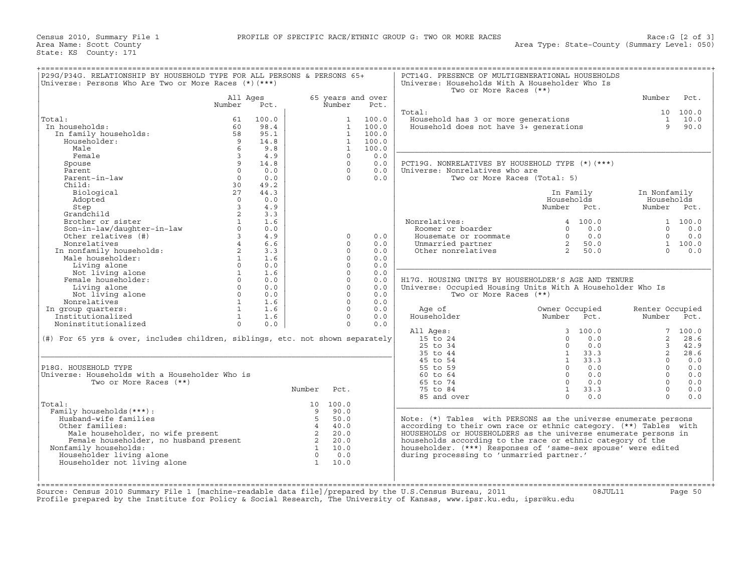Census 2010, Summary File 1 PROFILE OF SPECIFIC RACE/ETHNIC GROUP G: TWO OR MORE RACES Race:G [2 of 3]
Area Name: Scott County Area Type: State-County (Summary Level: 050)
State: KS County: 171

## P29G/P34G. RELATIONSHIP BY HOUSEHOLD TYPE FOR ALL PERSONS & PERSONS 65+
Universe: Persons Who Are Two or More Races (*)(***)

| | All Ages Number | All Ages Pct. | 65 years and over Number | 65 years and over Pct. |
|---|---|---|---|---|
| Total: | 61 | 100.0 | 1 | 100.0 |
| In households: | 60 | 98.4 | 1 | 100.0 |
| In family households: | 58 | 95.1 | 1 | 100.0 |
| Householder: | 9 | 14.8 | 1 | 100.0 |
| Male | 6 | 9.8 | 1 | 100.0 |
| Female | 3 | 4.9 | 0 | 0.0 |
| Spouse | 9 | 14.8 | 0 | 0.0 |
| Parent | 0 | 0.0 | 0 | 0.0 |
| Parent-in-law | 0 | 0.0 | 0 | 0.0 |
| Child: | 30 | 49.2 | | |
| Biological | 27 | 44.3 | | |
| Adopted | 0 | 0.0 | | |
| Step | 3 | 4.9 | | |
| Grandchild | 2 | 3.3 | | |
| Brother or sister | 1 | 1.6 | | |
| Son-in-law/daughter-in-law | 0 | 0.0 | | |
| Other relatives (#) | 3 | 4.9 | 0 | 0.0 |
| Nonrelatives | 4 | 6.6 | 0 | 0.0 |
| In nonfamily households: | 2 | 3.3 | 0 | 0.0 |
| Male householder: | 1 | 1.6 | 0 | 0.0 |
| Living alone | 0 | 0.0 | 0 | 0.0 |
| Not living alone | 1 | 1.6 | 0 | 0.0 |
| Female householder: | 0 | 0.0 | 0 | 0.0 |
| Living alone | 0 | 0.0 | 0 | 0.0 |
| Not living alone | 0 | 0.0 | 0 | 0.0 |
| Nonrelatives | 1 | 1.6 | 0 | 0.0 |
| In group quarters: | 1 | 1.6 | 0 | 0.0 |
| Institutionalized | 1 | 1.6 | 0 | 0.0 |
| Noninstitutionalized | 0 | 0.0 | 0 | 0.0 |

(#) For 65 yrs & over, includes children, siblings, etc. not shown separately

## P18G. HOUSEHOLD TYPE
Universe: Households with a Householder Who is Two or More Races (**)

| | Number | Pct. |
|---|---|---|
| Total: | 10 | 100.0 |
| Family households(***): | 9 | 90.0 |
| Husband-wife families | 5 | 50.0 |
| Other families: | 4 | 40.0 |
| Male householder, no wife present | 2 | 20.0 |
| Female householder, no husband present | 2 | 20.0 |
| Nonfamily households: | 1 | 10.0 |
| Householder living alone | 0 | 0.0 |
| Householder not living alone | 1 | 10.0 |

## PCT14G. PRESENCE OF MULTIGENERATIONAL HOUSEHOLDS
Universe: Households With A Householder Who Is Two or More Races (**)

| | Number | Pct. |
|---|---|---|
| Total: | 10 | 100.0 |
| Household has 3 or more generations | 1 | 10.0 |
| Household does not have 3+ generations | 9 | 90.0 |

## PCT19G. NONRELATIVES BY HOUSEHOLD TYPE (*)(***)
Universe: Nonrelatives who are Two or More Races (Total: 5)

| | In Family Households Number | In Family Households Pct. | In Nonfamily Households Number | In Nonfamily Households Pct. |
|---|---|---|---|---|
| Nonrelatives: | 4 | 100.0 | 1 | 100.0 |
| Roomer or boarder | 0 | 0.0 | 0 | 0.0 |
| Housemate or roommate | 0 | 0.0 | 0 | 0.0 |
| Unmarried partner | 2 | 50.0 | 1 | 100.0 |
| Other nonrelatives | 2 | 50.0 | 0 | 0.0 |

## H17G. HOUSING UNITS BY HOUSEHOLDER'S AGE AND TENURE
Universe: Occupied Housing Units With A Householder Who Is Two or More Races (**)

| Age of Householder | Owner Occupied Number | Owner Occupied Pct. | Renter Occupied Number | Renter Occupied Pct. |
|---|---|---|---|---|
| All Ages: | 3 | 100.0 | 7 | 100.0 |
| 15 to 24 | 0 | 0.0 | 2 | 28.6 |
| 25 to 34 | 0 | 0.0 | 3 | 42.9 |
| 35 to 44 | 1 | 33.3 | 2 | 28.6 |
| 45 to 54 | 1 | 33.3 | 0 | 0.0 |
| 55 to 59 | 0 | 0.0 | 0 | 0.0 |
| 60 to 64 | 0 | 0.0 | 0 | 0.0 |
| 65 to 74 | 0 | 0.0 | 0 | 0.0 |
| 75 to 84 | 1 | 33.3 | 0 | 0.0 |
| 85 and over | 0 | 0.0 | 0 | 0.0 |

Note: (*) Tables with PERSONS as the universe enumerate persons according to their own race or ethnic category. (**) Tables with HOUSEHOLDS or HOUSEHOLDERS as the universe enumerate persons in households according to the race or ethnic category of the householder. (***) Responses of 'same-sex spouse' were edited during processing to 'unmarried partner.'

Source: Census 2010 Summary File 1 [machine-readable data file]/prepared by the U.S.Census Bureau, 2011 08JUL11
Profile prepared by the Institute for Policy & Social Research, The University of Kansas, www.ipsr.ku.edu, ipsr@ku.edu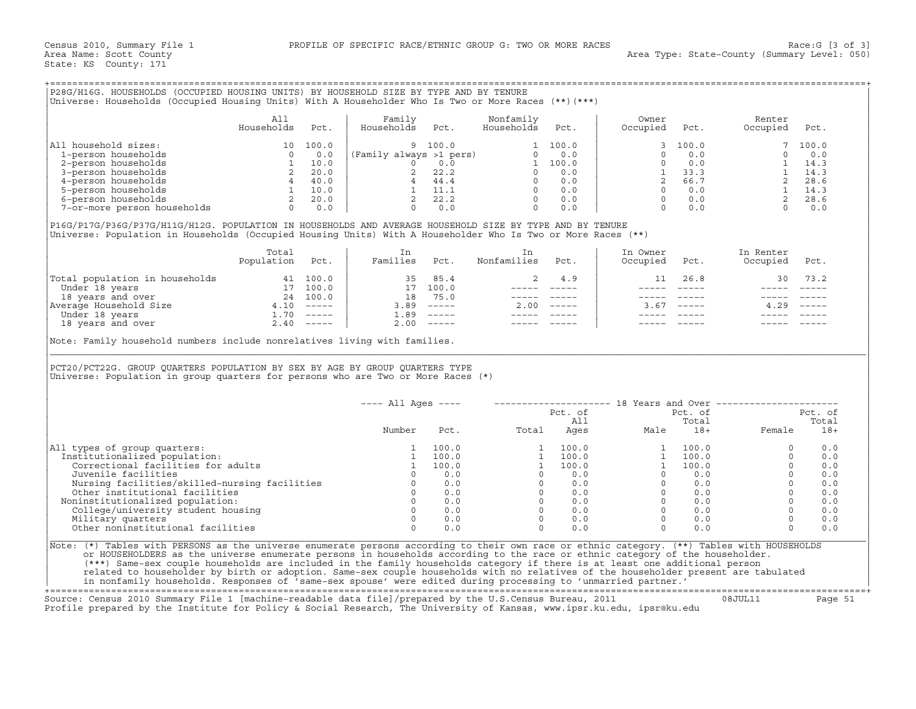Census 2010, Summary File 1 — PROFILE OF SPECIFIC RACE/ETHNIC GROUP G: TWO OR MORE RACES — Race:G [3 of 3]

Area Name: Scott County — Area Type: State-County (Summary Level: 050)

State: KS County: 171

## P28G/H16G. HOUSEHOLDS (OCCUPIED HOUSING UNITS) BY HOUSEHOLD SIZE BY TYPE AND BY TENURE

Universe: Households (Occupied Housing Units) With A Householder Who Is Two or More Races (**)(***)

| | All Households | Pct. | Family Households | Pct. | Nonfamily Households | Pct. | Owner Occupied | Pct. | Renter Occupied | Pct. |
|---|---|---|---|---|---|---|---|---|---|---|
| All household sizes: | 10 | 100.0 | 9 | 100.0 | 1 | 100.0 | 3 | 100.0 | 7 | 100.0 |
| 1-person households | 0 | 0.0 | (Family always >1 pers) | | 0 | 0.0 | 0 | 0.0 | 0 | 0.0 |
| 2-person households | 1 | 10.0 | 0 | 0.0 | 1 | 100.0 | 0 | 0.0 | 1 | 14.3 |
| 3-person households | 2 | 20.0 | 2 | 22.2 | 0 | 0.0 | 1 | 33.3 | 1 | 14.3 |
| 4-person households | 4 | 40.0 | 4 | 44.4 | 0 | 0.0 | 2 | 66.7 | 2 | 28.6 |
| 5-person households | 1 | 10.0 | 1 | 11.1 | 0 | 0.0 | 0 | 0.0 | 1 | 14.3 |
| 6-person households | 2 | 20.0 | 2 | 22.2 | 0 | 0.0 | 0 | 0.0 | 2 | 28.6 |
| 7-or-more person households | 0 | 0.0 | 0 | 0.0 | 0 | 0.0 | 0 | 0.0 | 0 | 0.0 |

## P16G/P17G/P36G/P37G/H11G/H12G. POPULATION IN HOUSEHOLDS AND AVERAGE HOUSEHOLD SIZE BY TYPE AND BY TENURE

Universe: Population in Households (Occupied Housing Units) With A Householder Who Is Two or More Races (**)

| | Total Population | Pct. | In Families | Pct. | In Nonfamilies | Pct. | In Owner Occupied | Pct. | In Renter Occupied | Pct. |
|---|---|---|---|---|---|---|---|---|---|---|
| Total population in households | 41 | 100.0 | 35 | 85.4 | 2 | 4.9 | 11 | 26.8 | 30 | 73.2 |
| Under 18 years | 17 | 100.0 | 17 | 100.0 | ----- | ----- | ----- | ----- | ----- | ----- |
| 18 years and over | 24 | 100.0 | 18 | 75.0 | ----- | ----- | ----- | ----- | ----- | ----- |
| Average Household Size | 4.10 | ----- | 3.89 | ----- | 2.00 | ----- | 3.67 | ----- | 4.29 | ----- |
| Under 18 years | 1.70 | ----- | 1.89 | ----- | ----- | ----- | ----- | ----- | ----- | ----- |
| 18 years and over | 2.40 | ----- | 2.00 | ----- | ----- | ----- | ----- | ----- | ----- | ----- |

Note: Family household numbers include nonrelatives living with families.

## PCT20/PCT22G. GROUP QUARTERS POPULATION BY SEX BY AGE BY GROUP QUARTERS TYPE

Universe: Population in group quarters for persons who are Two or More Races (*)

| | All Ages | | 18 Years and Over | | | | | |
|---|---|---|---|---|---|---|---|---|
| | Number | Pct. | Total | Pct. of All Ages | Male | Pct. of Total 18+ | Female | Pct. of Total 18+ |
| All types of group quarters: | 1 | 100.0 | 1 | 100.0 | 1 | 100.0 | 0 | 0.0 |
| Institutionalized population: | 1 | 100.0 | 1 | 100.0 | 1 | 100.0 | 0 | 0.0 |
| Correctional facilities for adults | 1 | 100.0 | 1 | 100.0 | 1 | 100.0 | 0 | 0.0 |
| Juvenile facilities | 0 | 0.0 | 0 | 0.0 | 0 | 0.0 | 0 | 0.0 |
| Nursing facilities/skilled-nursing facilities | 0 | 0.0 | 0 | 0.0 | 0 | 0.0 | 0 | 0.0 |
| Other institutional facilities | 0 | 0.0 | 0 | 0.0 | 0 | 0.0 | 0 | 0.0 |
| Noninstitutionalized population: | 0 | 0.0 | 0 | 0.0 | 0 | 0.0 | 0 | 0.0 |
| College/university student housing | 0 | 0.0 | 0 | 0.0 | 0 | 0.0 | 0 | 0.0 |
| Military quarters | 0 | 0.0 | 0 | 0.0 | 0 | 0.0 | 0 | 0.0 |
| Other noninstitutional facilities | 0 | 0.0 | 0 | 0.0 | 0 | 0.0 | 0 | 0.0 |

Note: (*) Tables with PERSONS as the universe enumerate persons according to their own race or ethnic category. (**) Tables with HOUSEHOLDS or HOUSEHOLDERS as the universe enumerate persons in households according to the race or ethnic category of the householder. (***) Same-sex couple households are included in the family households category if there is at least one additional person related to householder by birth or adoption. Same-sex couple households with no relatives of the householder present are tabulated in nonfamily households. Responses of 'same-sex spouse' were edited during processing to 'unmarried partner.'

Source: Census 2010 Summary File 1 [machine-readable data file]/prepared by the U.S.Census Bureau, 2011 — 08JUL11

Profile prepared by the Institute for Policy & Social Research, The University of Kansas, www.ipsr.ku.edu, ipsr@ku.edu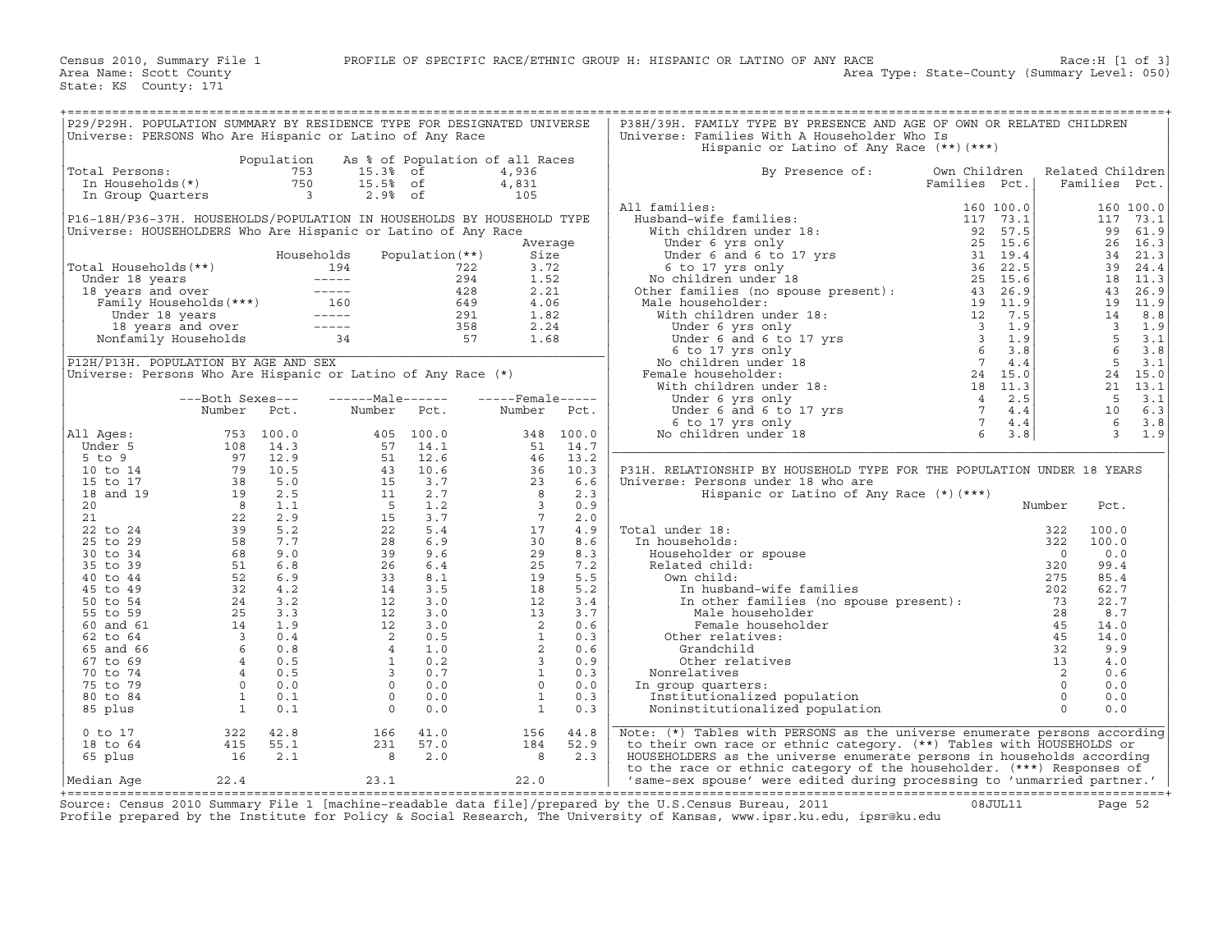Census 2010, Summary File 1 — PROFILE OF SPECIFIC RACE/ETHNIC GROUP H: HISPANIC OR LATINO OF ANY RACE — Race:H [1 of 3]
Area Name: Scott County — Area Type: State-County (Summary Level: 050)
State: KS County: 171

## P29/P29H. POPULATION SUMMARY BY RESIDENCE TYPE FOR DESIGNATED UNIVERSE
Universe: PERSONS Who Are Hispanic or Latino of Any Race

| | Population | As % of Population of all Races | |
|---|---|---|---|
| Total Persons: | 753 | 15.3% of | 4,936 |
| In Households(*) | 750 | 15.5% of | 4,831 |
| In Group Quarters | 3 | 2.9% of | 105 |

## P16-18H/P36-37H. HOUSEHOLDS/POPULATION IN HOUSEHOLDS BY HOUSEHOLD TYPE
Universe: HOUSEHOLDERS Who Are Hispanic or Latino of Any Race

| | Households | Population(**) | Average Size |
|---|---|---|---|
| Total Households(**) | 194 | 722 | 3.72 |
| Under 18 years | ----- | 294 | 1.52 |
| 18 years and over | ----- | 428 | 2.21 |
| Family Households(***) | 160 | 649 | 4.06 |
| Under 18 years | ----- | 291 | 1.82 |
| 18 years and over | ----- | 358 | 2.24 |
| Nonfamily Households | 34 | 57 | 1.68 |

## P12H/P13H. POPULATION BY AGE AND SEX
Universe: Persons Who Are Hispanic or Latino of Any Race (*)

| | Both Sexes Number | Both Sexes Pct. | Male Number | Male Pct. | Female Number | Female Pct. |
|---|---|---|---|---|---|---|
| All Ages: | 753 | 100.0 | 405 | 100.0 | 348 | 100.0 |
| Under 5 | 108 | 14.3 | 57 | 14.1 | 51 | 14.7 |
| 5 to 9 | 97 | 12.9 | 51 | 12.6 | 46 | 13.2 |
| 10 to 14 | 79 | 10.5 | 43 | 10.6 | 36 | 10.3 |
| 15 to 17 | 38 | 5.0 | 15 | 3.7 | 23 | 6.6 |
| 18 and 19 | 19 | 2.5 | 11 | 2.7 | 8 | 2.3 |
| 20 | 8 | 1.1 | 5 | 1.2 | 3 | 0.9 |
| 21 | 22 | 2.9 | 15 | 3.7 | 7 | 2.0 |
| 22 to 24 | 39 | 5.2 | 22 | 5.4 | 17 | 4.9 |
| 25 to 29 | 58 | 7.7 | 28 | 6.9 | 30 | 8.6 |
| 30 to 34 | 68 | 9.0 | 39 | 9.6 | 29 | 8.3 |
| 35 to 39 | 51 | 6.8 | 26 | 6.4 | 25 | 7.2 |
| 40 to 44 | 52 | 6.9 | 33 | 8.1 | 19 | 5.5 |
| 45 to 49 | 32 | 4.2 | 14 | 3.5 | 18 | 5.2 |
| 50 to 54 | 24 | 3.2 | 12 | 3.0 | 12 | 3.4 |
| 55 to 59 | 25 | 3.3 | 12 | 3.0 | 13 | 3.7 |
| 60 and 61 | 14 | 1.9 | 12 | 3.0 | 2 | 0.6 |
| 62 to 64 | 3 | 0.4 | 2 | 0.5 | 1 | 0.3 |
| 65 and 66 | 6 | 0.8 | 4 | 1.0 | 2 | 0.6 |
| 67 to 69 | 4 | 0.5 | 1 | 0.2 | 3 | 0.9 |
| 70 to 74 | 4 | 0.5 | 3 | 0.7 | 1 | 0.3 |
| 75 to 79 | 0 | 0.0 | 0 | 0.0 | 0 | 0.0 |
| 80 to 84 | 1 | 0.1 | 0 | 0.0 | 1 | 0.3 |
| 85 plus | 1 | 0.1 | 0 | 0.0 | 1 | 0.3 |
| 0 to 17 | 322 | 42.8 | 166 | 41.0 | 156 | 44.8 |
| 18 to 64 | 415 | 55.1 | 231 | 57.0 | 184 | 52.9 |
| 65 plus | 16 | 2.1 | 8 | 2.0 | 8 | 2.3 |
| Median Age | 22.4 | | 23.1 | | 22.0 | |

## P38H/39H. FAMILY TYPE BY PRESENCE AND AGE OF OWN OR RELATED CHILDREN
Universe: Families With A Householder Who Is Hispanic or Latino of Any Race (**)(***)

| By Presence of: | Own Children Families | Own Children Pct. | Related Children Families | Related Children Pct. |
|---|---|---|---|---|
| All families: | 160 | 100.0 | 160 | 100.0 |
| Husband-wife families: | 117 | 73.1 | 117 | 73.1 |
| With children under 18: | 92 | 57.5 | 99 | 61.9 |
| Under 6 yrs only | 25 | 15.6 | 26 | 16.3 |
| Under 6 and 6 to 17 yrs | 31 | 19.4 | 34 | 21.3 |
| 6 to 17 yrs only | 36 | 22.5 | 39 | 24.4 |
| No children under 18 | 25 | 15.6 | 18 | 11.3 |
| Other families (no spouse present): | 43 | 26.9 | 43 | 26.9 |
| Male householder: | 19 | 11.9 | 19 | 11.9 |
| With children under 18: | 12 | 7.5 | 14 | 8.8 |
| Under 6 yrs only | 3 | 1.9 | 3 | 1.9 |
| Under 6 and 6 to 17 yrs | 3 | 1.9 | 5 | 3.1 |
| 6 to 17 yrs only | 6 | 3.8 | 6 | 3.8 |
| No children under 18 | 7 | 4.4 | 5 | 3.1 |
| Female householder: | 24 | 15.0 | 24 | 15.0 |
| With children under 18: | 18 | 11.3 | 21 | 13.1 |
| Under 6 yrs only | 4 | 2.5 | 5 | 3.1 |
| Under 6 and 6 to 17 yrs | 7 | 4.4 | 10 | 6.3 |
| 6 to 17 yrs only | 7 | 4.4 | 6 | 3.8 |
| No children under 18 | 6 | 3.8 | 3 | 1.9 |

## P31H. RELATIONSHIP BY HOUSEHOLD TYPE FOR THE POPULATION UNDER 18 YEARS
Universe: Persons under 18 who are Hispanic or Latino of Any Race (*)(***)

| | Number | Pct. |
|---|---|---|
| Total under 18: | 322 | 100.0 |
| In households: | 322 | 100.0 |
| Householder or spouse | 0 | 0.0 |
| Related child: | 320 | 99.4 |
| Own child: | 275 | 85.4 |
| In husband-wife families | 202 | 62.7 |
| In other families (no spouse present): | 73 | 22.7 |
| Male householder | 28 | 8.7 |
| Female householder | 45 | 14.0 |
| Other relatives: | 45 | 14.0 |
| Grandchild | 32 | 9.9 |
| Other relatives | 13 | 4.0 |
| Nonrelatives | 2 | 0.6 |
| In group quarters: | 0 | 0.0 |
| Institutionalized population | 0 | 0.0 |
| Noninstitutionalized population | 0 | 0.0 |

Note: (*) Tables with PERSONS as the universe enumerate persons according to their own race or ethnic category. (**) Tables with HOUSEHOLDS or HOUSEHOLDERS as the universe enumerate persons in households according to the race or ethnic category of the householder. (***) Responses of 'same-sex spouse' were edited during processing to 'unmarried partner.'

Source: Census 2010 Summary File 1 [machine-readable data file]/prepared by the U.S.Census Bureau, 2011 08JUL11
Profile prepared by the Institute for Policy & Social Research, The University of Kansas, www.ipsr.ku.edu, ipsr@ku.edu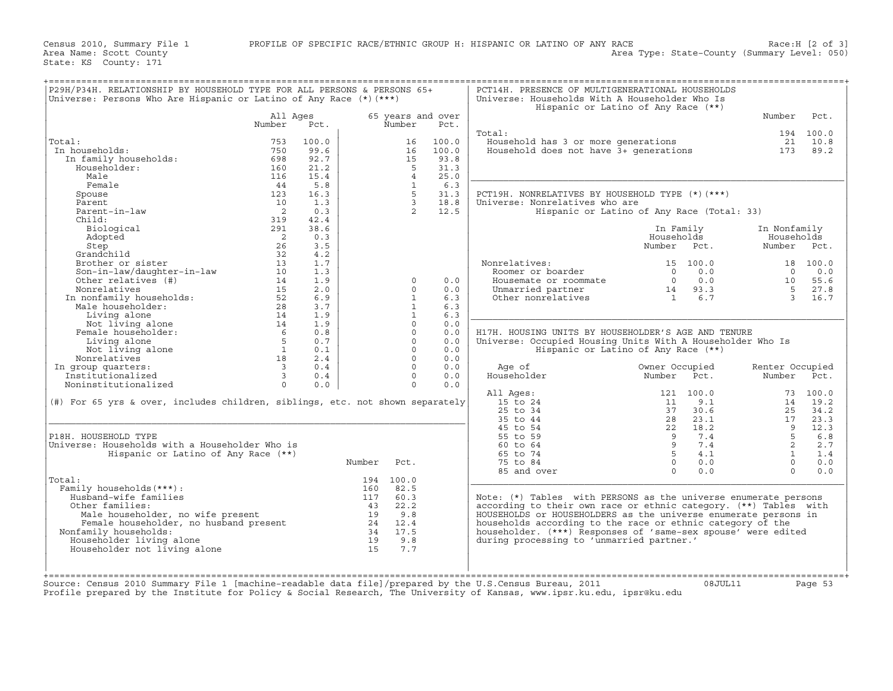Census 2010, Summary File 1 — PROFILE OF SPECIFIC RACE/ETHNIC GROUP H: HISPANIC OR LATINO OF ANY RACE — Race:H [2 of 3]
Area Name: Scott County — Area Type: State-County (Summary Level: 050)
State: KS County: 171

## P29H/P34H. RELATIONSHIP BY HOUSEHOLD TYPE FOR ALL PERSONS & PERSONS 65+

Universe: Persons Who Are Hispanic or Latino of Any Race (*)(***)

| | All Ages Number | All Ages Pct. | 65 years and over Number | 65 years and over Pct. |
|---|---|---|---|---|
| Total: | 753 | 100.0 | 16 | 100.0 |
| In households: | 750 | 99.6 | 16 | 100.0 |
| In family households: | 698 | 92.7 | 15 | 93.8 |
| Householder: | 160 | 21.2 | 5 | 31.3 |
| Male | 116 | 15.4 | 4 | 25.0 |
| Female | 44 | 5.8 | 1 | 6.3 |
| Spouse | 123 | 16.3 | 5 | 31.3 |
| Parent | 10 | 1.3 | 3 | 18.8 |
| Parent-in-law | 2 | 0.3 | 2 | 12.5 |
| Child: | 319 | 42.4 | | |
| Biological | 291 | 38.6 | | |
| Adopted | 2 | 0.3 | | |
| Step | 26 | 3.5 | | |
| Grandchild | 32 | 4.2 | | |
| Brother or sister | 13 | 1.7 | | |
| Son-in-law/daughter-in-law | 10 | 1.3 | | |
| Other relatives (#) | 14 | 1.9 | 0 | 0.0 |
| Nonrelatives | 15 | 2.0 | 0 | 0.0 |
| In nonfamily households: | 52 | 6.9 | 1 | 6.3 |
| Male householder: | 28 | 3.7 | 1 | 6.3 |
| Living alone | 14 | 1.9 | 1 | 6.3 |
| Not living alone | 14 | 1.9 | 0 | 0.0 |
| Female householder: | 6 | 0.8 | 0 | 0.0 |
| Living alone | 5 | 0.7 | 0 | 0.0 |
| Not living alone | 1 | 0.1 | 0 | 0.0 |
| Nonrelatives | 18 | 2.4 | 0 | 0.0 |
| In group quarters: | 3 | 0.4 | 0 | 0.0 |
| Institutionalized | 3 | 0.4 | 0 | 0.0 |
| Noninstitutionalized | 0 | 0.0 | 0 | 0.0 |

(#) For 65 yrs & over, includes children, siblings, etc. not shown separately

## P18H. HOUSEHOLD TYPE

Universe: Households with a Householder Who is Hispanic or Latino of Any Race (**)

| | Number | Pct. |
|---|---|---|
| Total: | 194 | 100.0 |
| Family households(***): | 160 | 82.5 |
| Husband-wife families | 117 | 60.3 |
| Other families: | 43 | 22.2 |
| Male householder, no wife present | 19 | 9.8 |
| Female householder, no husband present | 24 | 12.4 |
| Nonfamily households: | 34 | 17.5 |
| Householder living alone | 19 | 9.8 |
| Householder not living alone | 15 | 7.7 |

## PCT14H. PRESENCE OF MULTIGENERATIONAL HOUSEHOLDS

Universe: Households With A Householder Who Is Hispanic or Latino of Any Race (**)

| | Number | Pct. |
|---|---|---|
| Total: | 194 | 100.0 |
| Household has 3 or more generations | 21 | 10.8 |
| Household does not have 3+ generations | 173 | 89.2 |

## PCT19H. NONRELATIVES BY HOUSEHOLD TYPE (*)(***)

Universe: Nonrelatives who are Hispanic or Latino of Any Race (Total: 33)

| | In Family Households Number | In Family Households Pct. | In Nonfamily Households Number | In Nonfamily Households Pct. |
|---|---|---|---|---|
| Nonrelatives: | 15 | 100.0 | 18 | 100.0 |
| Roomer or boarder | 0 | 0.0 | 0 | 0.0 |
| Housemate or roommate | 0 | 0.0 | 10 | 55.6 |
| Unmarried partner | 14 | 93.3 | 5 | 27.8 |
| Other nonrelatives | 1 | 6.7 | 3 | 16.7 |

## H17H. HOUSING UNITS BY HOUSEHOLDER'S AGE AND TENURE

Universe: Occupied Housing Units With A Householder Who Is Hispanic or Latino of Any Race (**)

| Age of Householder | Owner Occupied Number | Owner Occupied Pct. | Renter Occupied Number | Renter Occupied Pct. |
|---|---|---|---|---|
| All Ages: | 121 | 100.0 | 73 | 100.0 |
| 15 to 24 | 11 | 9.1 | 14 | 19.2 |
| 25 to 34 | 37 | 30.6 | 25 | 34.2 |
| 35 to 44 | 28 | 23.1 | 17 | 23.3 |
| 45 to 54 | 22 | 18.2 | 9 | 12.3 |
| 55 to 59 | 9 | 7.4 | 5 | 6.8 |
| 60 to 64 | 9 | 7.4 | 2 | 2.7 |
| 65 to 74 | 5 | 4.1 | 1 | 1.4 |
| 75 to 84 | 0 | 0.0 | 0 | 0.0 |
| 85 and over | 0 | 0.0 | 0 | 0.0 |

Note: (*) Tables with PERSONS as the universe enumerate persons according to their own race or ethnic category. (**) Tables with HOUSEHOLDS or HOUSEHOLDERS as the universe enumerate persons in households according to the race or ethnic category of the householder. (***) Responses of 'same-sex spouse' were edited during processing to 'unmarried partner.'

Source: Census 2010 Summary File 1 [machine-readable data file]/prepared by the U.S.Census Bureau, 2011 08JUL11
Profile prepared by the Institute for Policy & Social Research, The University of Kansas, www.ipsr.ku.edu, ipsr@ku.edu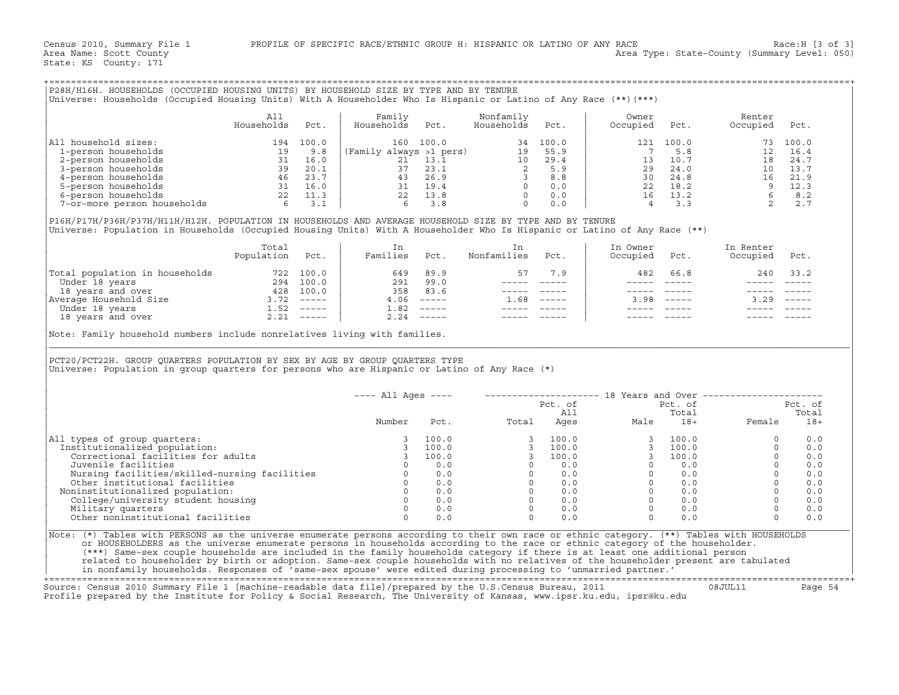Census 2010, Summary File 1 PROFILE OF SPECIFIC RACE/ETHNIC GROUP H: HISPANIC OR LATINO OF ANY RACE Race:H [3 of 3]
Area Name: Scott County Area Type: State-County (Summary Level: 050)
State: KS County: 171

## P28H/H16H. HOUSEHOLDS (OCCUPIED HOUSING UNITS) BY HOUSEHOLD SIZE BY TYPE AND BY TENURE

Universe: Households (Occupied Housing Units) With A Householder Who Is Hispanic or Latino of Any Race (**)(***)

| | All Households | Pct. | Family Households | Pct. | Nonfamily Households | Pct. | Owner Occupied | Pct. | Renter Occupied | Pct. |
|---|---|---|---|---|---|---|---|---|---|---|
| All household sizes: | 194 | 100.0 | 160 | 100.0 | 34 | 100.0 | 121 | 100.0 | 73 | 100.0 |
| 1-person households | 19 | 9.8 | (Family always >1 pers) | | 19 | 55.9 | 7 | 5.8 | 12 | 16.4 |
| 2-person households | 31 | 16.0 | 21 | 13.1 | 10 | 29.4 | 13 | 10.7 | 18 | 24.7 |
| 3-person households | 39 | 20.1 | 37 | 23.1 | 2 | 5.9 | 29 | 24.0 | 10 | 13.7 |
| 4-person households | 46 | 23.7 | 43 | 26.9 | 3 | 8.8 | 30 | 24.8 | 16 | 21.9 |
| 5-person households | 31 | 16.0 | 31 | 19.4 | 0 | 0.0 | 22 | 18.2 | 9 | 12.3 |
| 6-person households | 22 | 11.3 | 22 | 13.8 | 0 | 0.0 | 16 | 13.2 | 6 | 8.2 |
| 7-or-more person households | 6 | 3.1 | 6 | 3.8 | 0 | 0.0 | 4 | 3.3 | 2 | 2.7 |

## P16H/P17H/P36H/P37H/H11H/H12H. POPULATION IN HOUSEHOLDS AND AVERAGE HOUSEHOLD SIZE BY TYPE AND BY TENURE

Universe: Population in Households (Occupied Housing Units) With A Householder Who Is Hispanic or Latino of Any Race (**)

| | Total Population | Pct. | In Families | Pct. | In Nonfamilies | Pct. | In Owner Occupied | Pct. | In Renter Occupied | Pct. |
|---|---|---|---|---|---|---|---|---|---|---|
| Total population in households | 722 | 100.0 | 649 | 89.9 | 57 | 7.9 | 482 | 66.8 | 240 | 33.2 |
| Under 18 years | 294 | 100.0 | 291 | 99.0 | ----- | ----- | ----- | ----- | ----- | ----- |
| 18 years and over | 428 | 100.0 | 358 | 83.6 | ----- | ----- | ----- | ----- | ----- | ----- |
| Average Household Size | 3.72 | ----- | 4.06 | ----- | 1.68 | ----- | 3.98 | ----- | 3.29 | ----- |
| Under 18 years | 1.52 | ----- | 1.82 | ----- | ----- | ----- | ----- | ----- | ----- | ----- |
| 18 years and over | 2.21 | ----- | 2.24 | ----- | ----- | ----- | ----- | ----- | ----- | ----- |

Note: Family household numbers include nonrelatives living with families.

## PCT20/PCT22H. GROUP QUARTERS POPULATION BY SEX BY AGE BY GROUP QUARTERS TYPE

Universe: Population in group quarters for persons who are Hispanic or Latino of Any Race (*)

| | All Ages | | 18 Years and Over | | | | | |
|---|---|---|---|---|---|---|---|---|
| | Number | Pct. | Total | Pct. of All Ages | Male | Pct. of Total 18+ | Female | Pct. of Total 18+ |
| All types of group quarters: | 3 | 100.0 | 3 | 100.0 | 3 | 100.0 | 0 | 0.0 |
| Institutionalized population: | 3 | 100.0 | 3 | 100.0 | 3 | 100.0 | 0 | 0.0 |
| Correctional facilities for adults | 3 | 100.0 | 3 | 100.0 | 3 | 100.0 | 0 | 0.0 |
| Juvenile facilities | 0 | 0.0 | 0 | 0.0 | 0 | 0.0 | 0 | 0.0 |
| Nursing facilities/skilled-nursing facilities | 0 | 0.0 | 0 | 0.0 | 0 | 0.0 | 0 | 0.0 |
| Other institutional facilities | 0 | 0.0 | 0 | 0.0 | 0 | 0.0 | 0 | 0.0 |
| Noninstitutionalized population: | 0 | 0.0 | 0 | 0.0 | 0 | 0.0 | 0 | 0.0 |
| College/university student housing | 0 | 0.0 | 0 | 0.0 | 0 | 0.0 | 0 | 0.0 |
| Military quarters | 0 | 0.0 | 0 | 0.0 | 0 | 0.0 | 0 | 0.0 |
| Other noninstitutional facilities | 0 | 0.0 | 0 | 0.0 | 0 | 0.0 | 0 | 0.0 |

Note: (*) Tables with PERSONS as the universe enumerate persons according to their own race or ethnic category. (**) Tables with HOUSEHOLDS or HOUSEHOLDERS as the universe enumerate persons in households according to the race or ethnic category of the householder. (***) Same-sex couple households are included in the family households category if there is at least one additional person related to householder by birth or adoption. Same-sex couple households with no relatives of the householder present are tabulated in nonfamily households. Responses of 'same-sex spouse' were edited during processing to 'unmarried partner.'

Source: Census 2010 Summary File 1 [machine-readable data file]/prepared by the U.S.Census Bureau, 2011 08JUL11
Profile prepared by the Institute for Policy & Social Research, The University of Kansas, www.ipsr.ku.edu, ipsr@ku.edu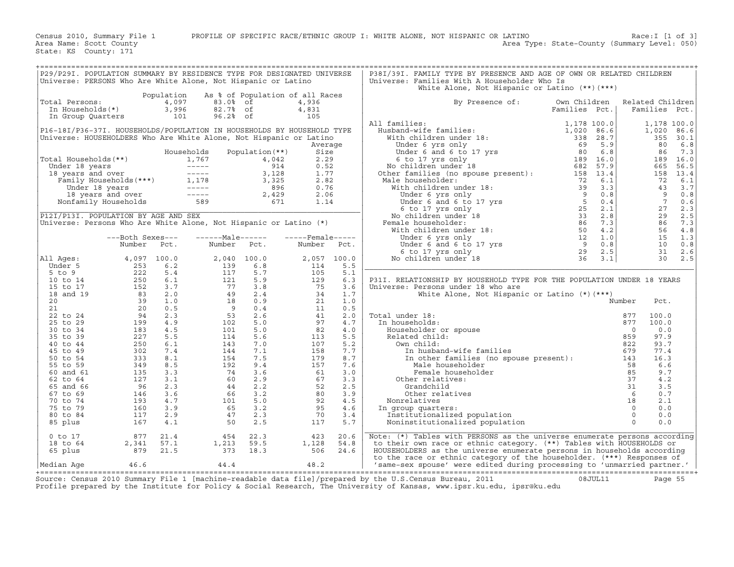Census 2010, Summary File 1 PROFILE OF SPECIFIC RACE/ETHNIC GROUP I: WHITE ALONE, NOT HISPANIC OR LATINO Race:I [1 of 3]
Area Name: Scott County Area Type: State-County (Summary Level: 050)
State: KS County: 171

## P29/P29I. POPULATION SUMMARY BY RESIDENCE TYPE FOR DESIGNATED UNIVERSE

Universe: PERSONS Who Are White Alone, Not Hispanic or Latino

| | Population | As % of Population of all Races | |
|---|---|---|---|
| Total Persons: | 4,097 | 83.0% of | 4,936 |
| In Households(*) | 3,996 | 82.7% of | 4,831 |
| In Group Quarters | 101 | 96.2% of | 105 |

## P16-18I/P36-37I. HOUSEHOLDS/POPULATION IN HOUSEHOLDS BY HOUSEHOLD TYPE

Universe: HOUSEHOLDERS Who Are White Alone, Not Hispanic or Latino

| | Households | Population(**) | Average Size |
|---|---|---|---|
| Total Households(**) | 1,767 | 4,042 | 2.29 |
| Under 18 years | ----- | 914 | 0.52 |
| 18 years and over | ----- | 3,128 | 1.77 |
| Family Households(***) | 1,178 | 3,325 | 2.82 |
| Under 18 years | ----- | 896 | 0.76 |
| 18 years and over | ----- | 2,429 | 2.06 |
| Nonfamily Households | 589 | 671 | 1.14 |

## P12I/P13I. POPULATION BY AGE AND SEX

Universe: Persons Who Are White Alone, Not Hispanic or Latino (*)

| | Both Sexes Number | Both Sexes Pct. | Male Number | Male Pct. | Female Number | Female Pct. |
|---|---|---|---|---|---|---|
| All Ages: | 4,097 | 100.0 | 2,040 | 100.0 | 2,057 | 100.0 |
| Under 5 | 253 | 6.2 | 139 | 6.8 | 114 | 5.5 |
| 5 to 9 | 222 | 5.4 | 117 | 5.7 | 105 | 5.1 |
| 10 to 14 | 250 | 6.1 | 121 | 5.9 | 129 | 6.3 |
| 15 to 17 | 152 | 3.7 | 77 | 3.8 | 75 | 3.6 |
| 18 and 19 | 83 | 2.0 | 49 | 2.4 | 34 | 1.7 |
| 20 | 39 | 1.0 | 18 | 0.9 | 21 | 1.0 |
| 21 | 20 | 0.5 | 9 | 0.4 | 11 | 0.5 |
| 22 to 24 | 94 | 2.3 | 53 | 2.6 | 41 | 2.0 |
| 25 to 29 | 199 | 4.9 | 102 | 5.0 | 97 | 4.7 |
| 30 to 34 | 183 | 4.5 | 101 | 5.0 | 82 | 4.0 |
| 35 to 39 | 227 | 5.5 | 114 | 5.6 | 113 | 5.5 |
| 40 to 44 | 250 | 6.1 | 143 | 7.0 | 107 | 5.2 |
| 45 to 49 | 302 | 7.4 | 144 | 7.1 | 158 | 7.7 |
| 50 to 54 | 333 | 8.1 | 154 | 7.5 | 179 | 8.7 |
| 55 to 59 | 349 | 8.5 | 192 | 9.4 | 157 | 7.6 |
| 60 and 61 | 135 | 3.3 | 74 | 3.6 | 61 | 3.0 |
| 62 to 64 | 127 | 3.1 | 60 | 2.9 | 67 | 3.3 |
| 65 and 66 | 96 | 2.3 | 44 | 2.2 | 52 | 2.5 |
| 67 to 69 | 146 | 3.6 | 66 | 3.2 | 80 | 3.9 |
| 70 to 74 | 193 | 4.7 | 101 | 5.0 | 92 | 4.5 |
| 75 to 79 | 160 | 3.9 | 65 | 3.2 | 95 | 4.6 |
| 80 to 84 | 117 | 2.9 | 47 | 2.3 | 70 | 3.4 |
| 85 plus | 167 | 4.1 | 50 | 2.5 | 117 | 5.7 |
| 0 to 17 | 877 | 21.4 | 454 | 22.3 | 423 | 20.6 |
| 18 to 64 | 2,341 | 57.1 | 1,213 | 59.5 | 1,128 | 54.8 |
| 65 plus | 879 | 21.5 | 373 | 18.3 | 506 | 24.6 |
| Median Age | 46.6 | | 44.4 | | 48.2 | |

## P38I/39I. FAMILY TYPE BY PRESENCE AND AGE OF OWN OR RELATED CHILDREN

Universe: Families With A Householder Who Is White Alone, Not Hispanic or Latino (**)(***)

| By Presence of: | Own Children Families | Own Children Pct. | Related Children Families | Related Children Pct. |
|---|---|---|---|---|
| All families: | 1,178 | 100.0 | 1,178 | 100.0 |
| Husband-wife families: | 1,020 | 86.6 | 1,020 | 86.6 |
| With children under 18: | 338 | 28.7 | 355 | 30.1 |
| Under 6 yrs only | 69 | 5.9 | 80 | 6.8 |
| Under 6 and 6 to 17 yrs | 80 | 6.8 | 86 | 7.3 |
| 6 to 17 yrs only | 189 | 16.0 | 189 | 16.0 |
| No children under 18 | 682 | 57.9 | 665 | 56.5 |
| Other families (no spouse present): | 158 | 13.4 | 158 | 13.4 |
| Male householder: | 72 | 6.1 | 72 | 6.1 |
| With children under 18: | 39 | 3.3 | 43 | 3.7 |
| Under 6 yrs only | 9 | 0.8 | 9 | 0.8 |
| Under 6 and 6 to 17 yrs | 5 | 0.4 | 7 | 0.6 |
| 6 to 17 yrs only | 25 | 2.1 | 27 | 2.3 |
| No children under 18 | 33 | 2.8 | 29 | 2.5 |
| Female householder: | 86 | 7.3 | 86 | 7.3 |
| With children under 18: | 50 | 4.2 | 56 | 4.8 |
| Under 6 yrs only | 12 | 1.0 | 15 | 1.3 |
| Under 6 and 6 to 17 yrs | 9 | 0.8 | 10 | 0.8 |
| 6 to 17 yrs only | 29 | 2.5 | 31 | 2.6 |
| No children under 18 | 36 | 3.1 | 30 | 2.5 |

## P31I. RELATIONSHIP BY HOUSEHOLD TYPE FOR THE POPULATION UNDER 18 YEARS

Universe: Persons under 18 who are White Alone, Not Hispanic or Latino (*)(***)

| | Number | Pct. |
|---|---|---|
| Total under 18: | 877 | 100.0 |
| In households: | 877 | 100.0 |
| Householder or spouse | 0 | 0.0 |
| Related child: | 859 | 97.9 |
| Own child: | 822 | 93.7 |
| In husband-wife families | 679 | 77.4 |
| In other families (no spouse present): | 143 | 16.3 |
| Male householder | 58 | 6.6 |
| Female householder | 85 | 9.7 |
| Other relatives: | 37 | 4.2 |
| Grandchild | 31 | 3.5 |
| Other relatives | 6 | 0.7 |
| Nonrelatives | 18 | 2.1 |
| In group quarters: | 0 | 0.0 |
| Institutionalized population | 0 | 0.0 |
| Noninstitutionalized population | 0 | 0.0 |

Note: (*) Tables with PERSONS as the universe enumerate persons according to their own race or ethnic category. (**) Tables with HOUSEHOLDS or HOUSEHOLDERS as the universe enumerate persons in households according to the race or ethnic category of the householder. (***) Responses of 'same-sex spouse' were edited during processing to 'unmarried partner.'

Source: Census 2010 Summary File 1 [machine-readable data file]/prepared by the U.S.Census Bureau, 2011 08JUL11
Profile prepared by the Institute for Policy & Social Research, The University of Kansas, www.ipsr.ku.edu, ipsr@ku.edu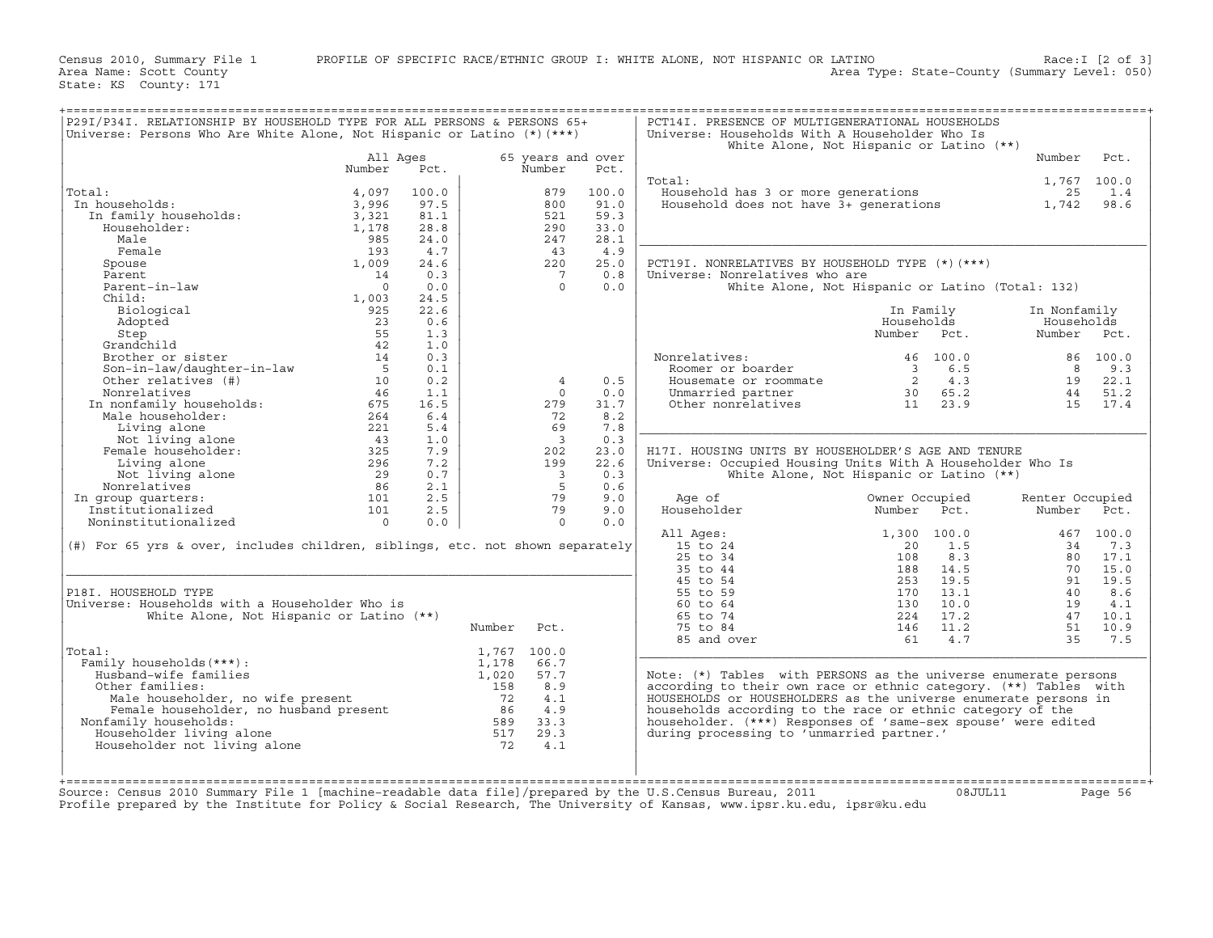Census 2010, Summary File 1 PROFILE OF SPECIFIC RACE/ETHNIC GROUP I: WHITE ALONE, NOT HISPANIC OR LATINO Race:I [2 of 3]
Area Name: Scott County Area Type: State-County (Summary Level: 050)
State: KS County: 171

## P29I/P34I. RELATIONSHIP BY HOUSEHOLD TYPE FOR ALL PERSONS & PERSONS 65+

Universe: Persons Who Are White Alone, Not Hispanic or Latino (*)(***)

| | All Ages | | 65 years and over | |
|---|---|---|---|---|
| | Number | Pct. | Number | Pct. |
| Total: | 4,097 | 100.0 | 879 | 100.0 |
| In households: | 3,996 | 97.5 | 800 | 91.0 |
| In family households: | 3,321 | 81.1 | 521 | 59.3 |
| Householder: | 1,178 | 28.8 | 290 | 33.0 |
| Male | 985 | 24.0 | 247 | 28.1 |
| Female | 193 | 4.7 | 43 | 4.9 |
| Spouse | 1,009 | 24.6 | 220 | 25.0 |
| Parent | 14 | 0.3 | 7 | 0.8 |
| Parent-in-law | 0 | 0.0 | 0 | 0.0 |
| Child: | 1,003 | 24.5 | | |
| Biological | 925 | 22.6 | | |
| Adopted | 23 | 0.6 | | |
| Step | 55 | 1.3 | | |
| Grandchild | 42 | 1.0 | | |
| Brother or sister | 14 | 0.3 | | |
| Son-in-law/daughter-in-law | 5 | 0.1 | | |
| Other relatives (#) | 10 | 0.2 | 4 | 0.5 |
| Nonrelatives | 46 | 1.1 | 0 | 0.0 |
| In nonfamily households: | 675 | 16.5 | 279 | 31.7 |
| Male householder: | 264 | 6.4 | 72 | 8.2 |
| Living alone | 221 | 5.4 | 69 | 7.8 |
| Not living alone | 43 | 1.0 | 3 | 0.3 |
| Female householder: | 325 | 7.9 | 202 | 23.0 |
| Living alone | 296 | 7.2 | 199 | 22.6 |
| Not living alone | 29 | 0.7 | 3 | 0.3 |
| Nonrelatives | 86 | 2.1 | 5 | 0.6 |
| In group quarters: | 101 | 2.5 | 79 | 9.0 |
| Institutionalized | 101 | 2.5 | 79 | 9.0 |
| Noninstitutionalized | 0 | 0.0 | 0 | 0.0 |

(#) For 65 yrs & over, includes children, siblings, etc. not shown separately

## P18I. HOUSEHOLD TYPE

Universe: Households with a Householder Who is White Alone, Not Hispanic or Latino (**)

| | Number | Pct. |
|---|---|---|
| Total: | 1,767 | 100.0 |
| Family households(***): | 1,178 | 66.7 |
| Husband-wife families | 1,020 | 57.7 |
| Other families: | 158 | 8.9 |
| Male householder, no wife present | 72 | 4.1 |
| Female householder, no husband present | 86 | 4.9 |
| Nonfamily households: | 589 | 33.3 |
| Householder living alone | 517 | 29.3 |
| Householder not living alone | 72 | 4.1 |

## PCT14I. PRESENCE OF MULTIGENERATIONAL HOUSEHOLDS

Universe: Households With A Householder Who Is White Alone, Not Hispanic or Latino (**)

| | Number | Pct. |
|---|---|---|
| Total: | 1,767 | 100.0 |
| Household has 3 or more generations | 25 | 1.4 |
| Household does not have 3+ generations | 1,742 | 98.6 |

## PCT19I. NONRELATIVES BY HOUSEHOLD TYPE (*)(***)

Universe: Nonrelatives who are White Alone, Not Hispanic or Latino (Total: 132)

| | In Family Households | | In Nonfamily Households | |
|---|---|---|---|---|
| | Number | Pct. | Number | Pct. |
| Nonrelatives: | 46 | 100.0 | 86 | 100.0 |
| Roomer or boarder | 3 | 6.5 | 8 | 9.3 |
| Housemate or roommate | 2 | 4.3 | 19 | 22.1 |
| Unmarried partner | 30 | 65.2 | 44 | 51.2 |
| Other nonrelatives | 11 | 23.9 | 15 | 17.4 |

## H17I. HOUSING UNITS BY HOUSEHOLDER'S AGE AND TENURE

Universe: Occupied Housing Units With A Householder Who Is White Alone, Not Hispanic or Latino (**)

| Age of Householder | Owner Occupied | | Renter Occupied | |
|---|---|---|---|---|
| | Number | Pct. | Number | Pct. |
| All Ages: | 1,300 | 100.0 | 467 | 100.0 |
| 15 to 24 | 20 | 1.5 | 34 | 7.3 |
| 25 to 34 | 108 | 8.3 | 80 | 17.1 |
| 35 to 44 | 188 | 14.5 | 70 | 15.0 |
| 45 to 54 | 253 | 19.5 | 91 | 19.5 |
| 55 to 59 | 170 | 13.1 | 40 | 8.6 |
| 60 to 64 | 130 | 10.0 | 19 | 4.1 |
| 65 to 74 | 224 | 17.2 | 47 | 10.1 |
| 75 to 84 | 146 | 11.2 | 51 | 10.9 |
| 85 and over | 61 | 4.7 | 35 | 7.5 |

Note: (*) Tables with PERSONS as the universe enumerate persons according to their own race or ethnic category. (**) Tables with HOUSEHOLDS or HOUSEHOLDERS as the universe enumerate persons in households according to the race or ethnic category of the householder. (***) Responses of 'same-sex spouse' were edited during processing to 'unmarried partner.'

Source: Census 2010 Summary File 1 [machine-readable data file]/prepared by the U.S.Census Bureau, 2011 08JUL11
Profile prepared by the Institute for Policy & Social Research, The University of Kansas, www.ipsr.ku.edu, ipsr@ku.edu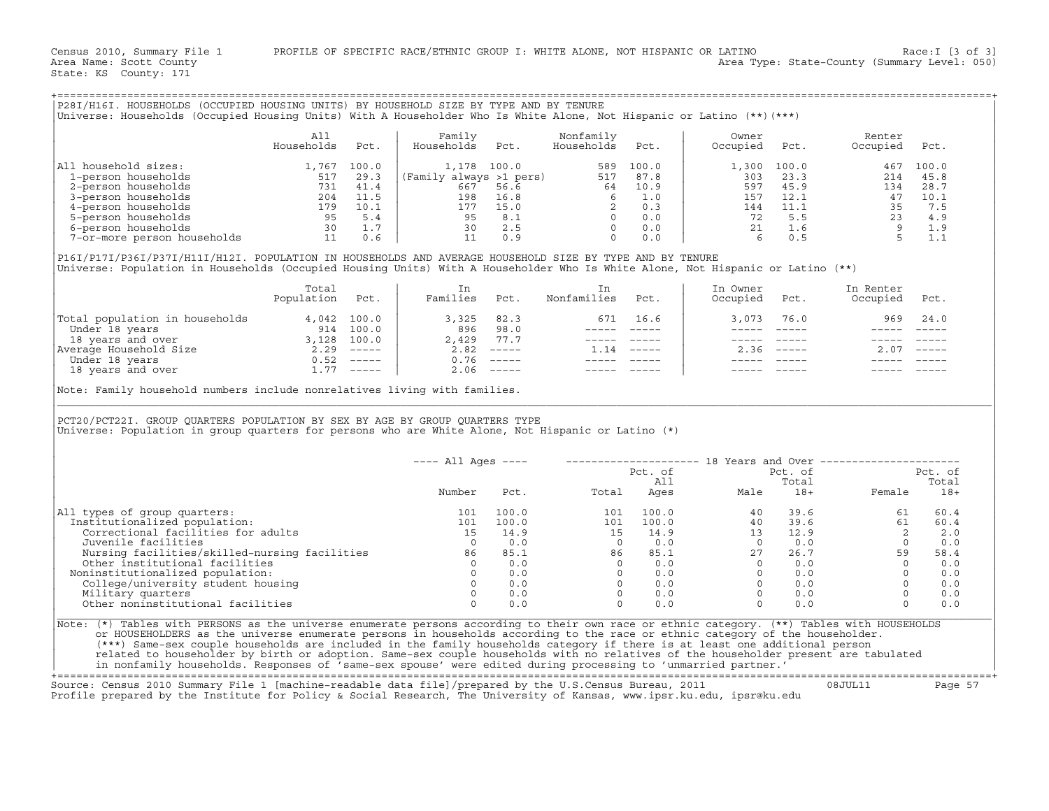Census 2010, Summary File 1 PROFILE OF SPECIFIC RACE/ETHNIC GROUP I: WHITE ALONE, NOT HISPANIC OR LATINO Race:I [3 of 3]
Area Name: Scott County Area Type: State-County (Summary Level: 050)
State: KS County: 171

## P28I/H16I. HOUSEHOLDS (OCCUPIED HOUSING UNITS) BY HOUSEHOLD SIZE BY TYPE AND BY TENURE

Universe: Households (Occupied Housing Units) With A Householder Who Is White Alone, Not Hispanic or Latino (**)(***)

| | All Households | Pct. | Family Households | Pct. | Nonfamily Households | Pct. | Owner Occupied | Pct. | Renter Occupied | Pct. |
|---|---|---|---|---|---|---|---|---|---|---|
| All household sizes: | 1,767 | 100.0 | 1,178 | 100.0 | 589 | 100.0 | 1,300 | 100.0 | 467 | 100.0 |
| 1-person households | 517 | 29.3 | (Family always >1 pers) | | 517 | 87.8 | 303 | 23.3 | 214 | 45.8 |
| 2-person households | 731 | 41.4 | 667 | 56.6 | 64 | 10.9 | 597 | 45.9 | 134 | 28.7 |
| 3-person households | 204 | 11.5 | 198 | 16.8 | 6 | 1.0 | 157 | 12.1 | 47 | 10.1 |
| 4-person households | 179 | 10.1 | 177 | 15.0 | 2 | 0.3 | 144 | 11.1 | 35 | 7.5 |
| 5-person households | 95 | 5.4 | 95 | 8.1 | 0 | 0.0 | 72 | 5.5 | 23 | 4.9 |
| 6-person households | 30 | 1.7 | 30 | 2.5 | 0 | 0.0 | 21 | 1.6 | 9 | 1.9 |
| 7-or-more person households | 11 | 0.6 | 11 | 0.9 | 0 | 0.0 | 6 | 0.5 | 5 | 1.1 |

## P16I/P17I/P36I/P37I/H11I/H12I. POPULATION IN HOUSEHOLDS AND AVERAGE HOUSEHOLD SIZE BY TYPE AND BY TENURE

Universe: Population in Households (Occupied Housing Units) With A Householder Who Is White Alone, Not Hispanic or Latino (**)

| | Total Population | Pct. | In Families | Pct. | In Nonfamilies | Pct. | In Owner Occupied | Pct. | In Renter Occupied | Pct. |
|---|---|---|---|---|---|---|---|---|---|---|
| Total population in households | 4,042 | 100.0 | 3,325 | 82.3 | 671 | 16.6 | 3,073 | 76.0 | 969 | 24.0 |
| Under 18 years | 914 | 100.0 | 896 | 98.0 | ----- | ----- | ----- | ----- | ----- | ----- |
| 18 years and over | 3,128 | 100.0 | 2,429 | 77.7 | ----- | ----- | ----- | ----- | ----- | ----- |
| Average Household Size | 2.29 | ----- | 2.82 | ----- | 1.14 | ----- | 2.36 | ----- | 2.07 | ----- |
| Under 18 years | 0.52 | ----- | 0.76 | ----- | ----- | ----- | ----- | ----- | ----- | ----- |
| 18 years and over | 1.77 | ----- | 2.06 | ----- | ----- | ----- | ----- | ----- | ----- | ----- |

Note: Family household numbers include nonrelatives living with families.

## PCT20/PCT22I. GROUP QUARTERS POPULATION BY SEX BY AGE BY GROUP QUARTERS TYPE

Universe: Population in group quarters for persons who are White Alone, Not Hispanic or Latino (*)

| | ---- All Ages ---- | | 18 Years and Over | | | | | |
|---|---|---|---|---|---|---|---|---|
| | Number | Pct. | Total | Pct. of All Ages | Male | Pct. of Total 18+ | Female | Pct. of Total 18+ |
| All types of group quarters: | 101 | 100.0 | 101 | 100.0 | 40 | 39.6 | 61 | 60.4 |
| Institutionalized population: | 101 | 100.0 | 101 | 100.0 | 40 | 39.6 | 61 | 60.4 |
| Correctional facilities for adults | 15 | 14.9 | 15 | 14.9 | 13 | 12.9 | 2 | 2.0 |
| Juvenile facilities | 0 | 0.0 | 0 | 0.0 | 0 | 0.0 | 0 | 0.0 |
| Nursing facilities/skilled-nursing facilities | 86 | 85.1 | 86 | 85.1 | 27 | 26.7 | 59 | 58.4 |
| Other institutional facilities | 0 | 0.0 | 0 | 0.0 | 0 | 0.0 | 0 | 0.0 |
| Noninstitutionalized population: | 0 | 0.0 | 0 | 0.0 | 0 | 0.0 | 0 | 0.0 |
| College/university student housing | 0 | 0.0 | 0 | 0.0 | 0 | 0.0 | 0 | 0.0 |
| Military quarters | 0 | 0.0 | 0 | 0.0 | 0 | 0.0 | 0 | 0.0 |
| Other noninstitutional facilities | 0 | 0.0 | 0 | 0.0 | 0 | 0.0 | 0 | 0.0 |

Note: (*) Tables with PERSONS as the universe enumerate persons according to their own race or ethnic category. (**) Tables with HOUSEHOLDS or HOUSEHOLDERS as the universe enumerate persons in households according to the race or ethnic category of the householder. (***) Same-sex couple households are included in the family households category if there is at least one additional person related to householder by birth or adoption. Same-sex couple households with no relatives of the householder present are tabulated in nonfamily households. Responses of 'same-sex spouse' were edited during processing to 'unmarried partner.'

Source: Census 2010 Summary File 1 [machine-readable data file]/prepared by the U.S.Census Bureau, 2011 08JUL11
Profile prepared by the Institute for Policy & Social Research, The University of Kansas, www.ipsr.ku.edu, ipsr@ku.edu